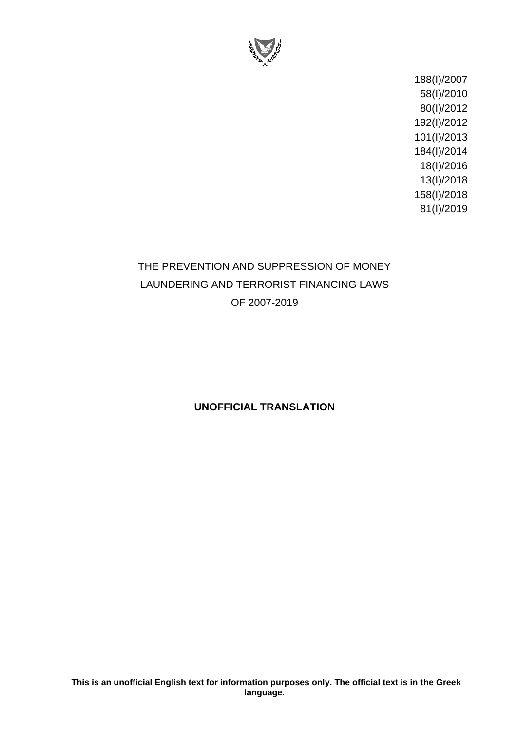188(I)/2007
58(I)/2010
80(I)/2012
192(I)/2012
101(I)/2013
184(I)/2014
18(I)/2016
13(I)/2018
158(I)/2018
81(I)/2019

# THE PREVENTION AND SUPPRESSION OF MONEY LAUNDERING AND TERRORIST FINANCING LAWS OF 2007-2019

**UNOFFICIAL TRANSLATION**

**This is an unofficial English text for information purposes only. The official text is in the Greek language.**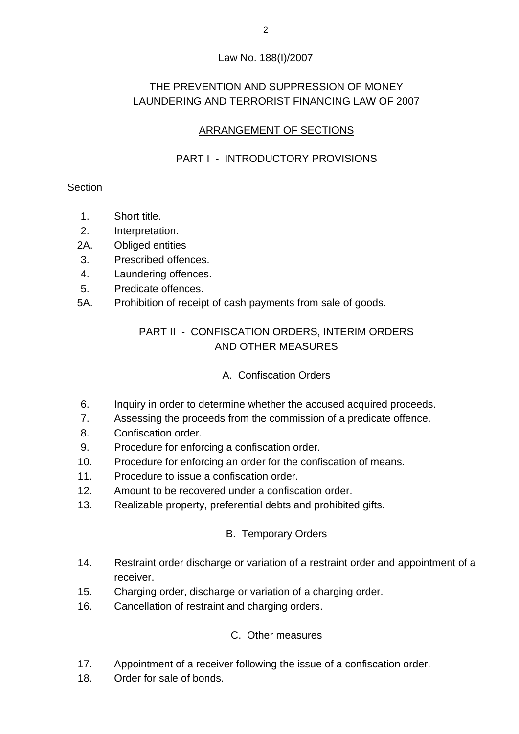Law No. 188(I)/2007

# THE PREVENTION AND SUPPRESSION OF MONEY LAUNDERING AND TERRORIST FINANCING LAW OF 2007

## ARRANGEMENT OF SECTIONS

## PART I - INTRODUCTORY PROVISIONS

Section

1. Short title.
2. Interpretation.

2A. Obliged entities

3. Prescribed offences.
4. Laundering offences.
5. Predicate offences.

5A. Prohibition of receipt of cash payments from sale of goods.

## PART II - CONFISCATION ORDERS, INTERIM ORDERS AND OTHER MEASURES

### A. Confiscation Orders

6. Inquiry in order to determine whether the accused acquired proceeds.
7. Assessing the proceeds from the commission of a predicate offence.
8. Confiscation order.
9. Procedure for enforcing a confiscation order.
10. Procedure for enforcing an order for the confiscation of means.
11. Procedure to issue a confiscation order.
12. Amount to be recovered under a confiscation order.
13. Realizable property, preferential debts and prohibited gifts.

### B. Temporary Orders

14. Restraint order discharge or variation of a restraint order and appointment of a receiver.
15. Charging order, discharge or variation of a charging order.
16. Cancellation of restraint and charging orders.

### C. Other measures

17. Appointment of a receiver following the issue of a confiscation order.
18. Order for sale of bonds.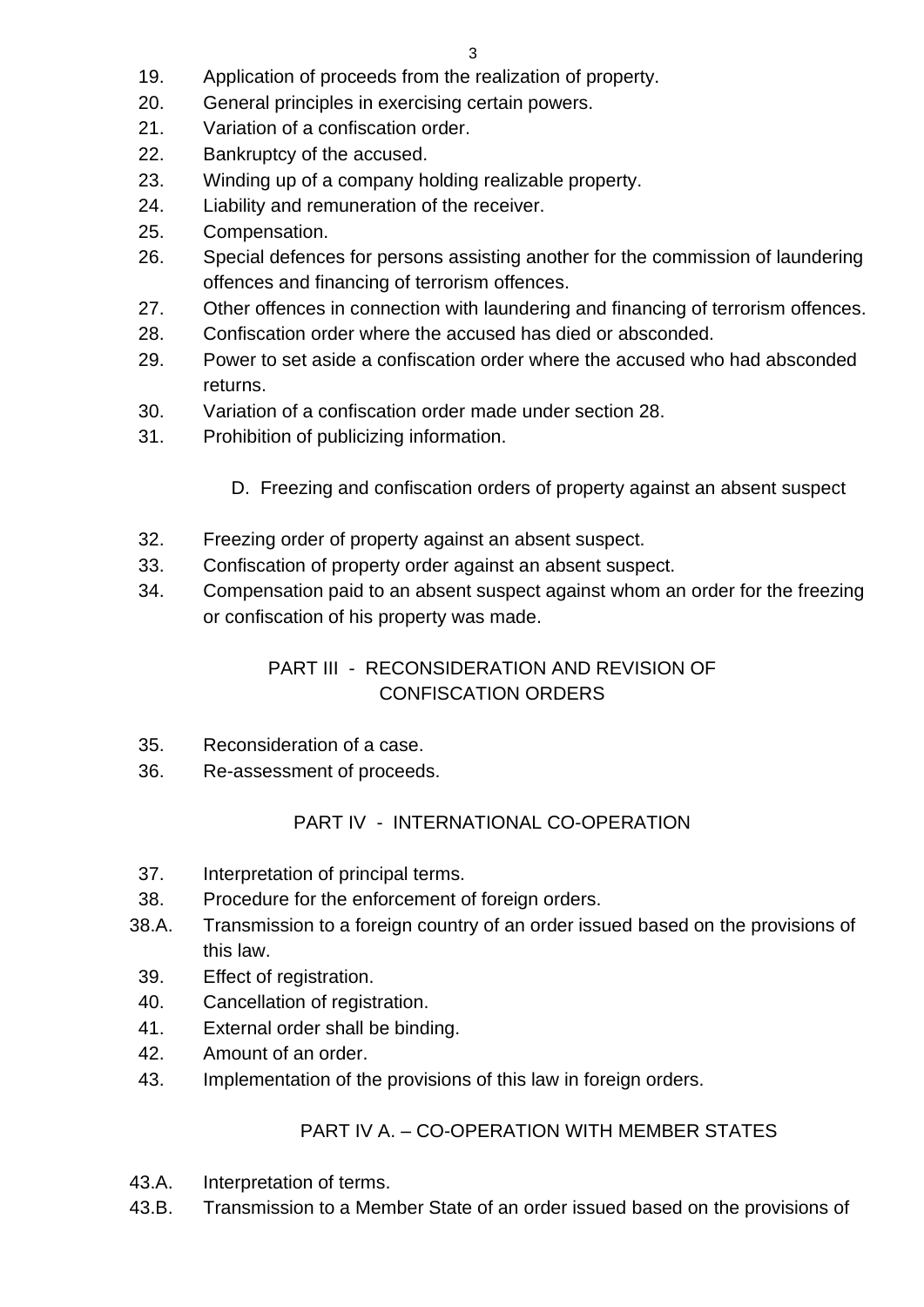19. Application of proceeds from the realization of property.
20. General principles in exercising certain powers.
21. Variation of a confiscation order.
22. Bankruptcy of the accused.
23. Winding up of a company holding realizable property.
24. Liability and remuneration of the receiver.
25. Compensation.
26. Special defences for persons assisting another for the commission of laundering offences and financing of terrorism offences.
27. Other offences in connection with laundering and financing of terrorism offences.
28. Confiscation order where the accused has died or absconded.
29. Power to set aside a confiscation order where the accused who had absconded returns.
30. Variation of a confiscation order made under section 28.
31. Prohibition of publicizing information.

D. Freezing and confiscation orders of property against an absent suspect

32. Freezing order of property against an absent suspect.
33. Confiscation of property order against an absent suspect.
34. Compensation paid to an absent suspect against whom an order for the freezing or confiscation of his property was made.

## PART III - RECONSIDERATION AND REVISION OF CONFISCATION ORDERS

35. Reconsideration of a case.
36. Re-assessment of proceeds.

## PART IV - INTERNATIONAL CO-OPERATION

37. Interpretation of principal terms.
38. Procedure for the enforcement of foreign orders.

38.A. Transmission to a foreign country of an order issued based on the provisions of this law.

39. Effect of registration.
40. Cancellation of registration.
41. External order shall be binding.
42. Amount of an order.
43. Implementation of the provisions of this law in foreign orders.

## PART IV A. – CO-OPERATION WITH MEMBER STATES

43.A. Interpretation of terms.

43.B. Transmission to a Member State of an order issued based on the provisions of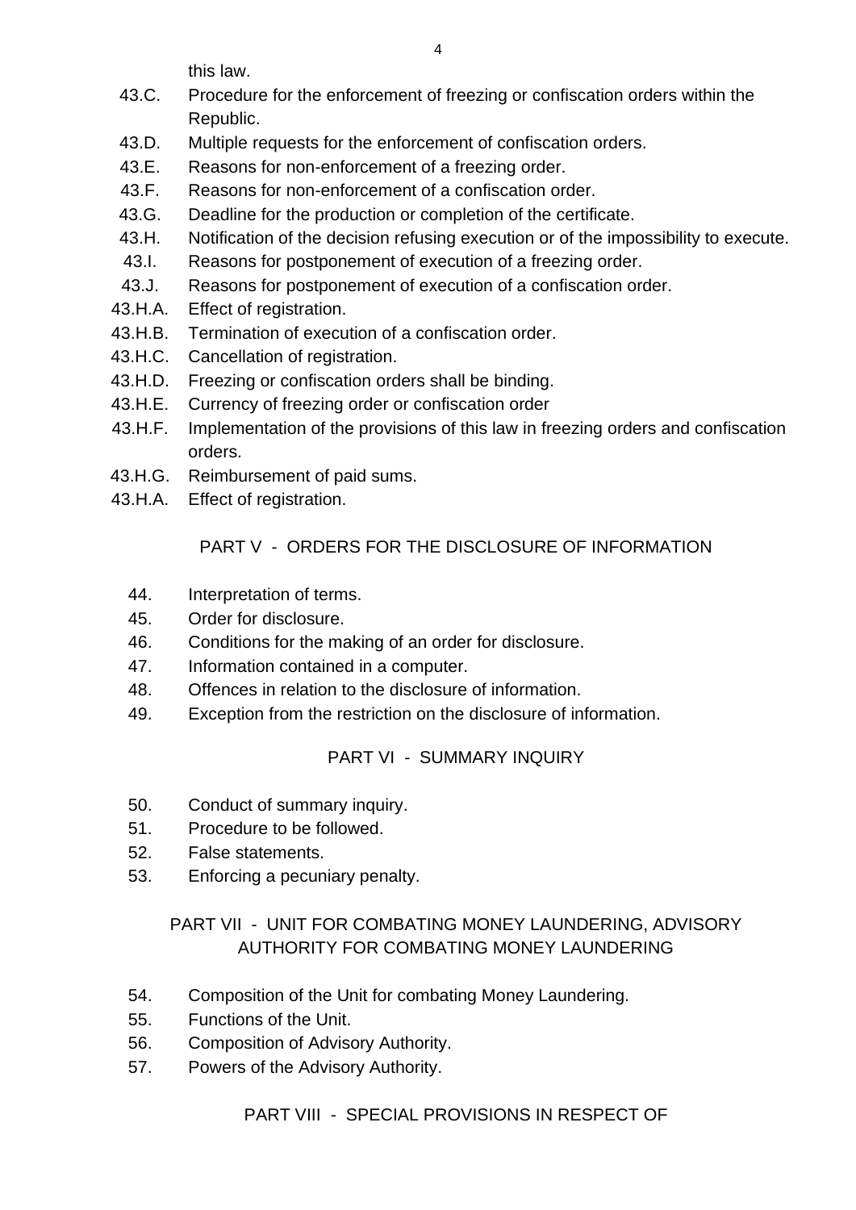this law.

43.C. Procedure for the enforcement of freezing or confiscation orders within the Republic.
43.D. Multiple requests for the enforcement of confiscation orders.
43.E. Reasons for non-enforcement of a freezing order.
43.F. Reasons for non-enforcement of a confiscation order.
43.G. Deadline for the production or completion of the certificate.
43.H. Notification of the decision refusing execution or of the impossibility to execute.
43.I. Reasons for postponement of execution of a freezing order.
43.J. Reasons for postponement of execution of a confiscation order.
43.H.A. Effect of registration.
43.H.B. Termination of execution of a confiscation order.
43.H.C. Cancellation of registration.
43.H.D. Freezing or confiscation orders shall be binding.
43.H.E. Currency of freezing order or confiscation order
43.H.F. Implementation of the provisions of this law in freezing orders and confiscation orders.
43.H.G. Reimbursement of paid sums.
43.H.A. Effect of registration.

## PART V - ORDERS FOR THE DISCLOSURE OF INFORMATION

44. Interpretation of terms.
45. Order for disclosure.
46. Conditions for the making of an order for disclosure.
47. Information contained in a computer.
48. Offences in relation to the disclosure of information.
49. Exception from the restriction on the disclosure of information.

## PART VI - SUMMARY INQUIRY

50. Conduct of summary inquiry.
51. Procedure to be followed.
52. False statements.
53. Enforcing a pecuniary penalty.

## PART VII - UNIT FOR COMBATING MONEY LAUNDERING, ADVISORY AUTHORITY FOR COMBATING MONEY LAUNDERING

54. Composition of the Unit for combating Money Laundering.
55. Functions of the Unit.
56. Composition of Advisory Authority.
57. Powers of the Advisory Authority.

## PART VIII - SPECIAL PROVISIONS IN RESPECT OF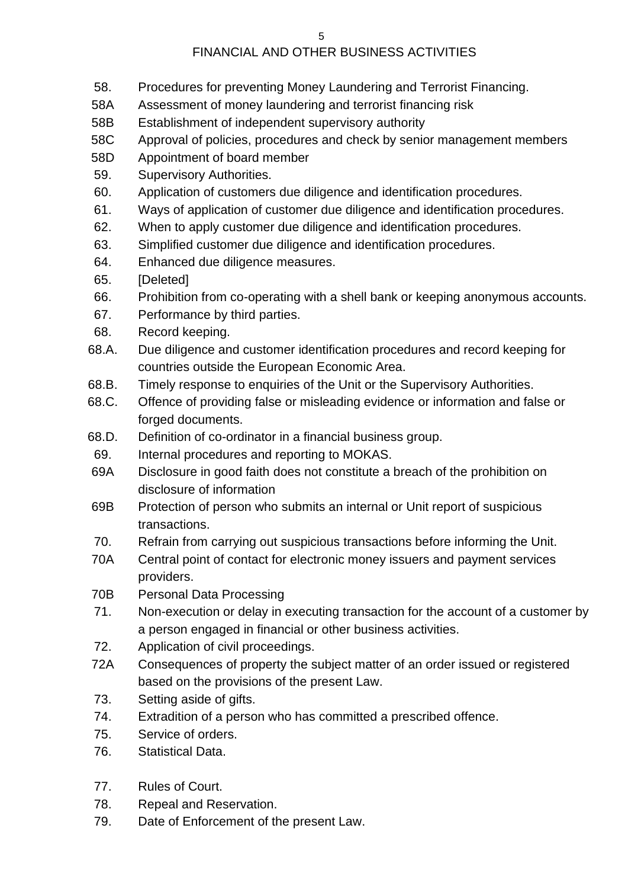## FINANCIAL AND OTHER BUSINESS ACTIVITIES

| | |
|---|---|
| 58. | Procedures for preventing Money Laundering and Terrorist Financing. |
| 58A | Assessment of money laundering and terrorist financing risk |
| 58B | Establishment of independent supervisory authority |
| 58C | Approval of policies, procedures and check by senior management members |
| 58D | Appointment of board member |
| 59. | Supervisory Authorities. |
| 60. | Application of customers due diligence and identification procedures. |
| 61. | Ways of application of customer due diligence and identification procedures. |
| 62. | When to apply customer due diligence and identification procedures. |
| 63. | Simplified customer due diligence and identification procedures. |
| 64. | Enhanced due diligence measures. |
| 65. | [Deleted] |
| 66. | Prohibition from co-operating with a shell bank or keeping anonymous accounts. |
| 67. | Performance by third parties. |
| 68. | Record keeping. |
| 68.A. | Due diligence and customer identification procedures and record keeping for countries outside the European Economic Area. |
| 68.B. | Timely response to enquiries of the Unit or the Supervisory Authorities. |
| 68.C. | Offence of providing false or misleading evidence or information and false or forged documents. |
| 68.D. | Definition of co-ordinator in a financial business group. |
| 69. | Internal procedures and reporting to MOKAS. |
| 69A | Disclosure in good faith does not constitute a breach of the prohibition on disclosure of information |
| 69B | Protection of person who submits an internal or Unit report of suspicious transactions. |
| 70. | Refrain from carrying out suspicious transactions before informing the Unit. |
| 70A | Central point of contact for electronic money issuers and payment services providers. |
| 70B | Personal Data Processing |
| 71. | Non-execution or delay in executing transaction for the account of a customer by a person engaged in financial or other business activities. |
| 72. | Application of civil proceedings. |
| 72A | Consequences of property the subject matter of an order issued or registered based on the provisions of the present Law. |
| 73. | Setting aside of gifts. |
| 74. | Extradition of a person who has committed a prescribed offence. |
| 75. | Service of orders. |
| 76. | Statistical Data. |
| 77. | Rules of Court. |
| 78. | Repeal and Reservation. |
| 79. | Date of Enforcement of the present Law. |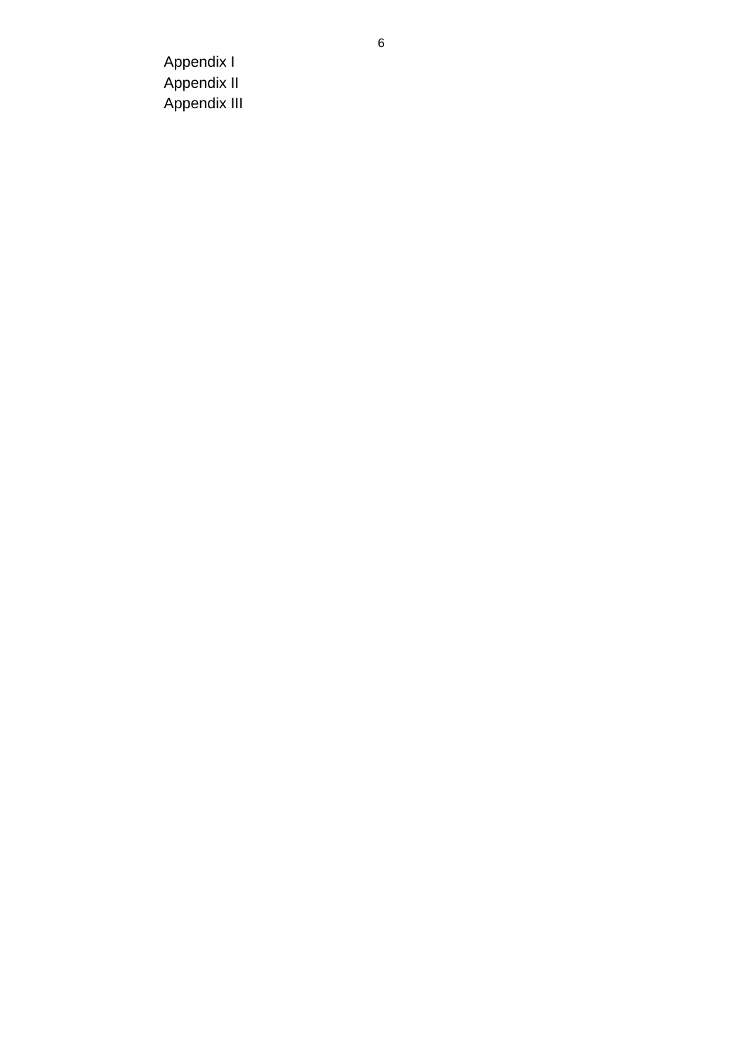Appendix I
Appendix II
Appendix III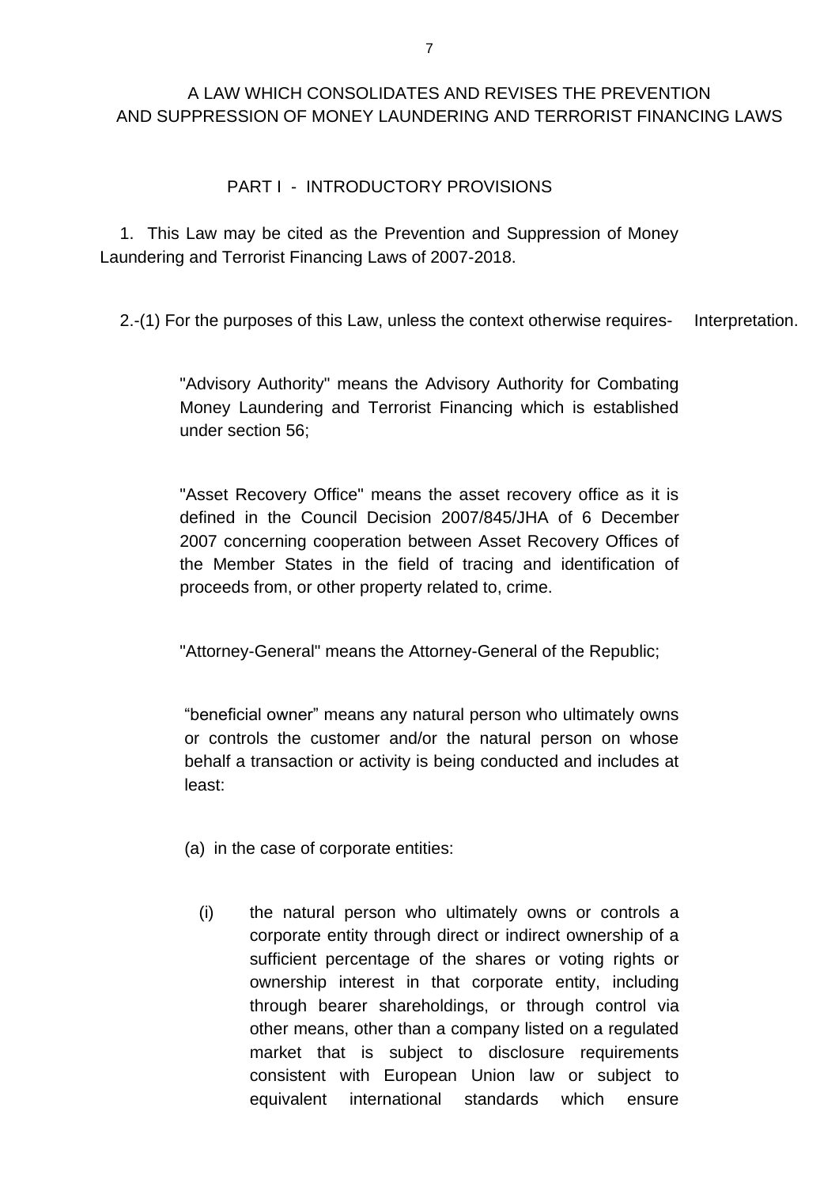A LAW WHICH CONSOLIDATES AND REVISES THE PREVENTION AND SUPPRESSION OF MONEY LAUNDERING AND TERRORIST FINANCING LAWS

## PART I - INTRODUCTORY PROVISIONS

1. This Law may be cited as the Prevention and Suppression of Money Laundering and Terrorist Financing Laws of 2007-2018.

Interpretation.

2.-(1) For the purposes of this Law, unless the context otherwise requires-

"Advisory Authority" means the Advisory Authority for Combating Money Laundering and Terrorist Financing which is established under section 56;

"Asset Recovery Office" means the asset recovery office as it is defined in the Council Decision 2007/845/JHA of 6 December 2007 concerning cooperation between Asset Recovery Offices of the Member States in the field of tracing and identification of proceeds from, or other property related to, crime.

"Attorney-General" means the Attorney-General of the Republic;

“beneficial owner” means any natural person who ultimately owns or controls the customer and/or the natural person on whose behalf a transaction or activity is being conducted and includes at least:

(a) in the case of corporate entities:

(i) the natural person who ultimately owns or controls a corporate entity through direct or indirect ownership of a sufficient percentage of the shares or voting rights or ownership interest in that corporate entity, including through bearer shareholdings, or through control via other means, other than a company listed on a regulated market that is subject to disclosure requirements consistent with European Union law or subject to equivalent international standards which ensure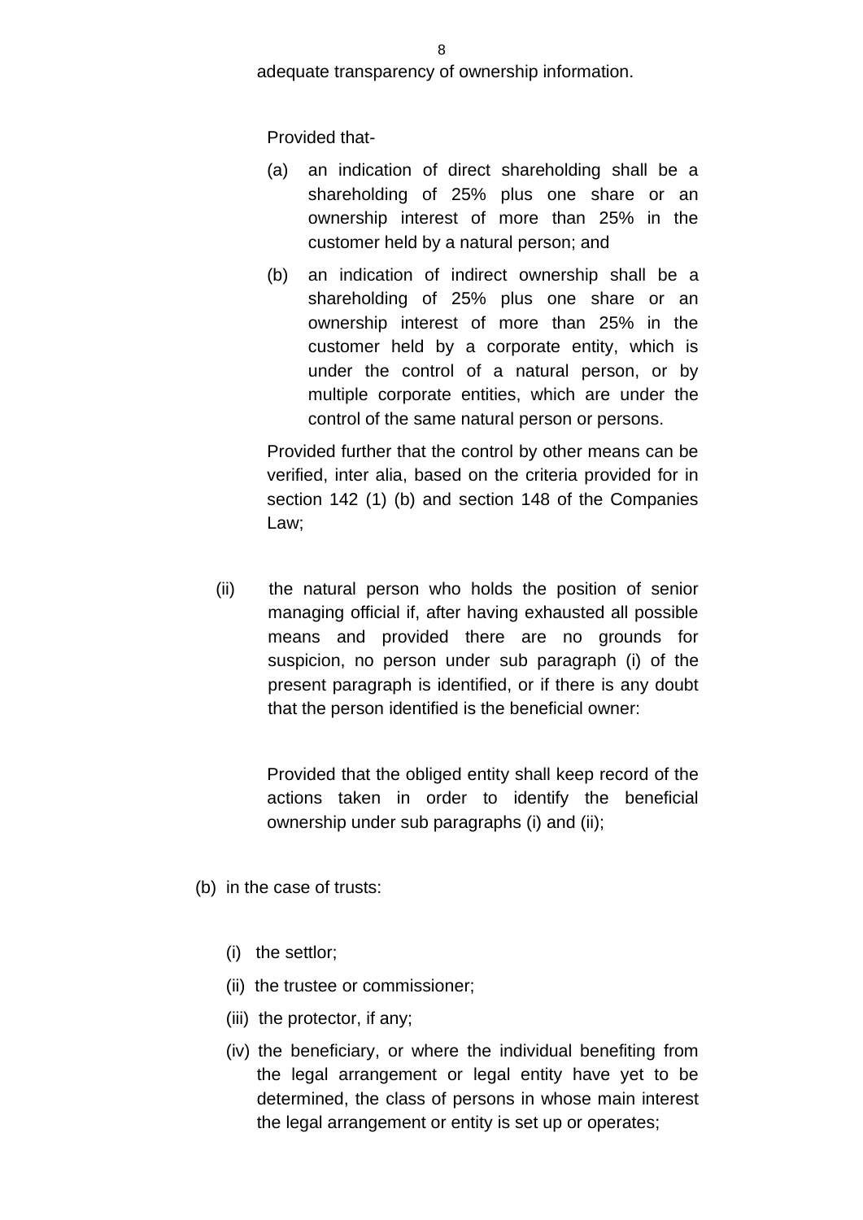adequate transparency of ownership information.

Provided that-

(a) an indication of direct shareholding shall be a shareholding of 25% plus one share or an ownership interest of more than 25% in the customer held by a natural person; and

(b) an indication of indirect ownership shall be a shareholding of 25% plus one share or an ownership interest of more than 25% in the customer held by a corporate entity, which is under the control of a natural person, or by multiple corporate entities, which are under the control of the same natural person or persons.

Provided further that the control by other means can be verified, inter alia, based on the criteria provided for in section 142 (1) (b) and section 148 of the Companies Law;

(ii) the natural person who holds the position of senior managing official if, after having exhausted all possible means and provided there are no grounds for suspicion, no person under sub paragraph (i) of the present paragraph is identified, or if there is any doubt that the person identified is the beneficial owner:

Provided that the obliged entity shall keep record of the actions taken in order to identify the beneficial ownership under sub paragraphs (i) and (ii);

(b) in the case of trusts:

(i) the settlor;

(ii) the trustee or commissioner;

(iii) the protector, if any;

(iv) the beneficiary, or where the individual benefiting from the legal arrangement or legal entity have yet to be determined, the class of persons in whose main interest the legal arrangement or entity is set up or operates;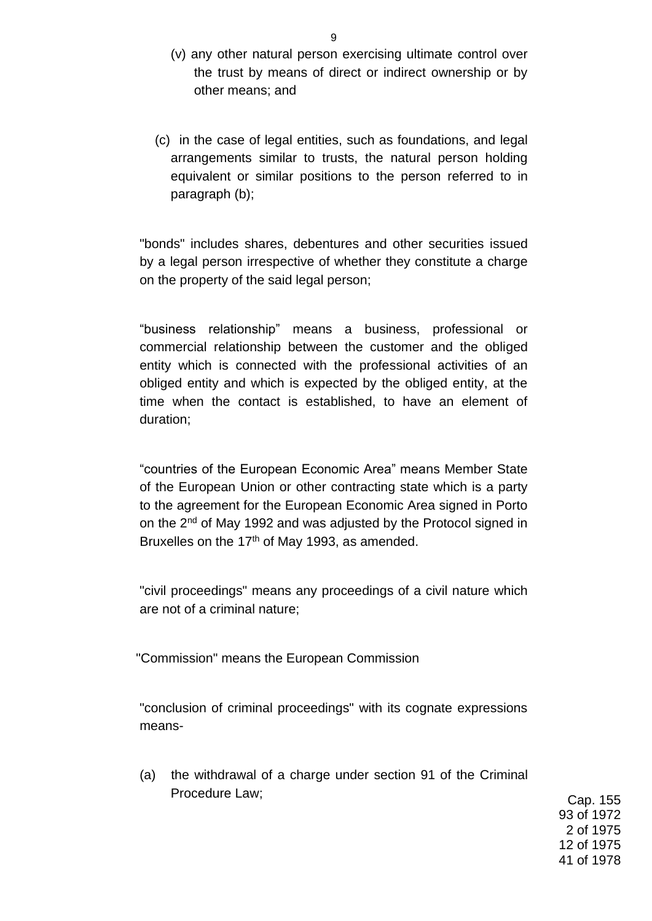(v) any other natural person exercising ultimate control over the trust by means of direct or indirect ownership or by other means; and

(c) in the case of legal entities, such as foundations, and legal arrangements similar to trusts, the natural person holding equivalent or similar positions to the person referred to in paragraph (b);

"bonds" includes shares, debentures and other securities issued by a legal person irrespective of whether they constitute a charge on the property of the said legal person;

"business relationship" means a business, professional or commercial relationship between the customer and the obliged entity which is connected with the professional activities of an obliged entity and which is expected by the obliged entity, at the time when the contact is established, to have an element of duration;

"countries of the European Economic Area" means Member State of the European Union or other contracting state which is a party to the agreement for the European Economic Area signed in Porto on the 2nd of May 1992 and was adjusted by the Protocol signed in Bruxelles on the 17th of May 1993, as amended.

"civil proceedings" means any proceedings of a civil nature which are not of a criminal nature;

"Commission" means the European Commission

"conclusion of criminal proceedings" with its cognate expressions means-

(a) the withdrawal of a charge under section 91 of the Criminal Procedure Law;

Cap. 155
93 of 1972
2 of 1975
12 of 1975
41 of 1978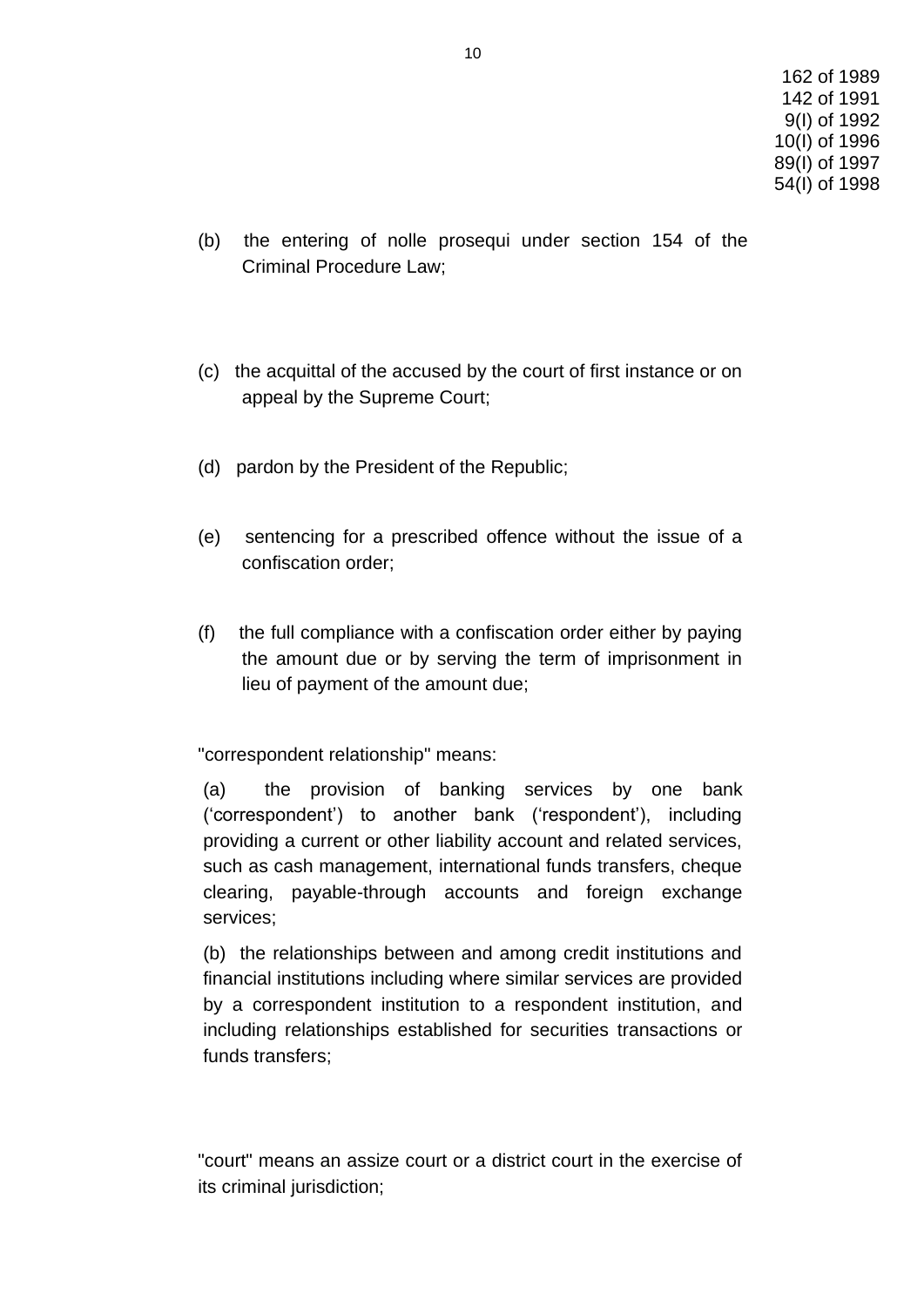162 of 1989
142 of 1991
9(I) of 1992
10(I) of 1996
89(I) of 1997
54(I) of 1998

(b) the entering of nolle prosequi under section 154 of the Criminal Procedure Law;

(c) the acquittal of the accused by the court of first instance or on appeal by the Supreme Court;

(d) pardon by the President of the Republic;

(e) sentencing for a prescribed offence without the issue of a confiscation order;

(f) the full compliance with a confiscation order either by paying the amount due or by serving the term of imprisonment in lieu of payment of the amount due;

"correspondent relationship" means:

(a) the provision of banking services by one bank (‘correspondent’) to another bank (‘respondent’), including providing a current or other liability account and related services, such as cash management, international funds transfers, cheque clearing, payable-through accounts and foreign exchange services;

(b) the relationships between and among credit institutions and financial institutions including where similar services are provided by a correspondent institution to a respondent institution, and including relationships established for securities transactions or funds transfers;

"court" means an assize court or a district court in the exercise of its criminal jurisdiction;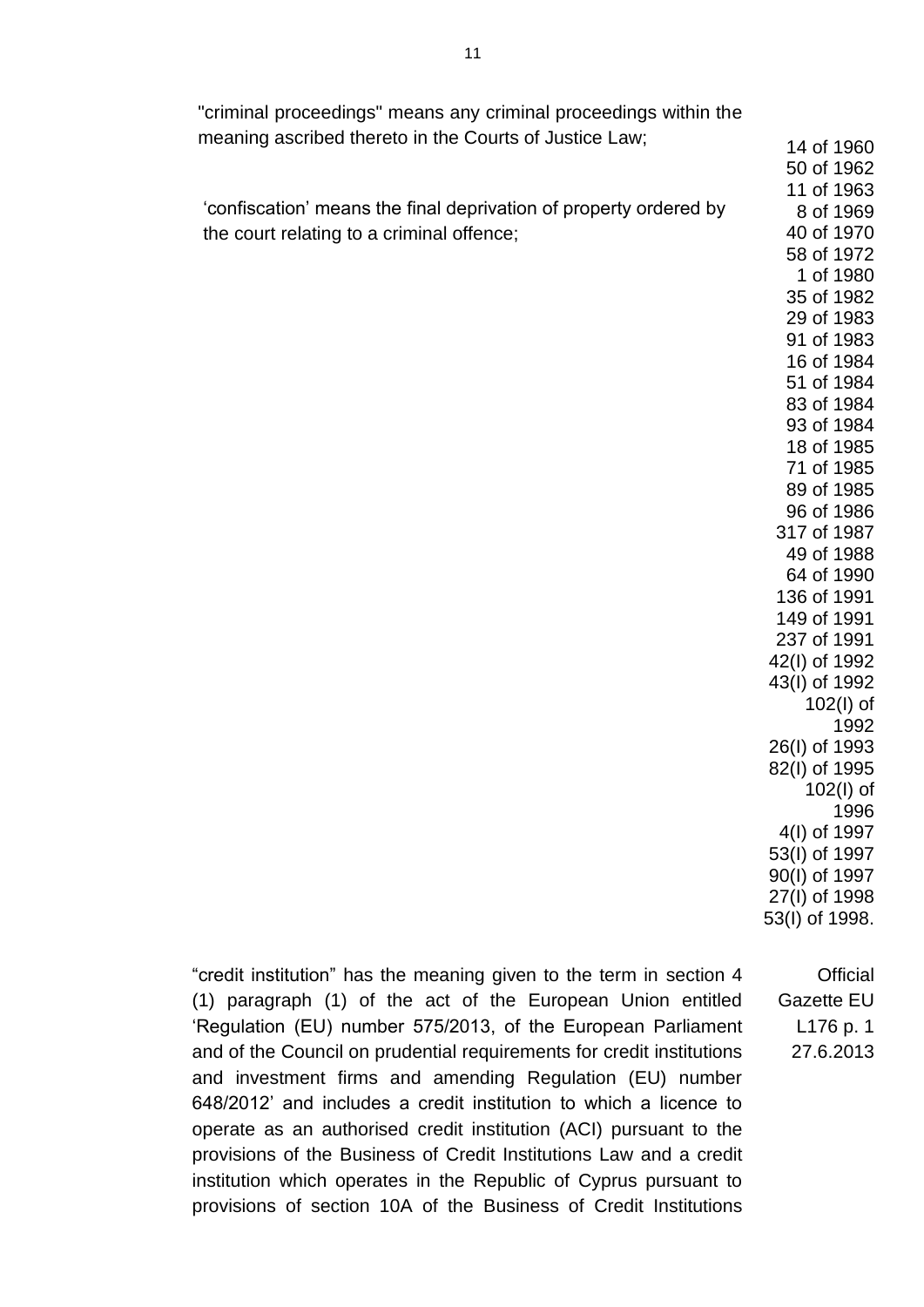"criminal proceedings" means any criminal proceedings within the meaning ascribed thereto in the Courts of Justice Law;

14 of 1960
50 of 1962
11 of 1963
8 of 1969
40 of 1970
58 of 1972
1 of 1980
35 of 1982
29 of 1983
91 of 1983
16 of 1984
51 of 1984
83 of 1984
93 of 1984
18 of 1985
71 of 1985
89 of 1985
96 of 1986
317 of 1987
49 of 1988
64 of 1990
136 of 1991
149 of 1991
237 of 1991
42(I) of 1992
43(I) of 1992
102(I) of 1992
26(I) of 1993
82(I) of 1995
102(I) of 1996
4(I) of 1997
53(I) of 1997
90(I) of 1997
27(I) of 1998
53(I) of 1998.

'confiscation' means the final deprivation of property ordered by the court relating to a criminal offence;

Official Gazette EU L176 p. 1 27.6.2013

"credit institution" has the meaning given to the term in section 4 (1) paragraph (1) of the act of the European Union entitled 'Regulation (EU) number 575/2013, of the European Parliament and of the Council on prudential requirements for credit institutions and investment firms and amending Regulation (EU) number 648/2012' and includes a credit institution to which a licence to operate as an authorised credit institution (ACI) pursuant to the provisions of the Business of Credit Institutions Law and a credit institution which operates in the Republic of Cyprus pursuant to provisions of section 10A of the Business of Credit Institutions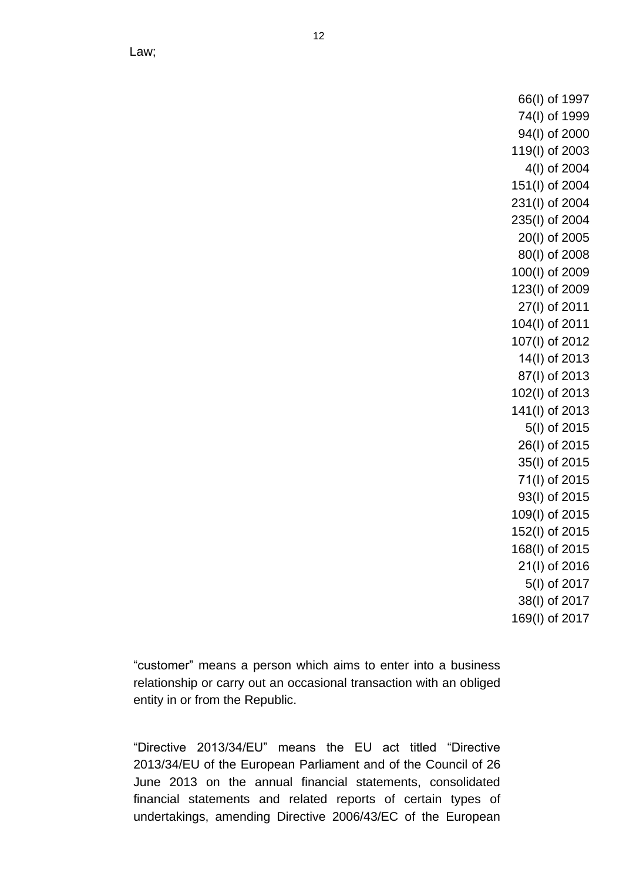Law;

66(I) of 1997
74(I) of 1999
94(I) of 2000
119(I) of 2003
4(I) of 2004
151(I) of 2004
231(I) of 2004
235(I) of 2004
20(I) of 2005
80(I) of 2008
100(I) of 2009
123(I) of 2009
27(I) of 2011
104(I) of 2011
107(I) of 2012
14(I) of 2013
87(I) of 2013
102(I) of 2013
141(I) of 2013
5(I) of 2015
26(I) of 2015
35(I) of 2015
71(I) of 2015
93(I) of 2015
109(I) of 2015
152(I) of 2015
168(I) of 2015
21(I) of 2016
5(I) of 2017
38(I) of 2017
169(I) of 2017

"customer" means a person which aims to enter into a business relationship or carry out an occasional transaction with an obliged entity in or from the Republic.

"Directive 2013/34/EU" means the EU act titled "Directive 2013/34/EU of the European Parliament and of the Council of 26 June 2013 on the annual financial statements, consolidated financial statements and related reports of certain types of undertakings, amending Directive 2006/43/EC of the European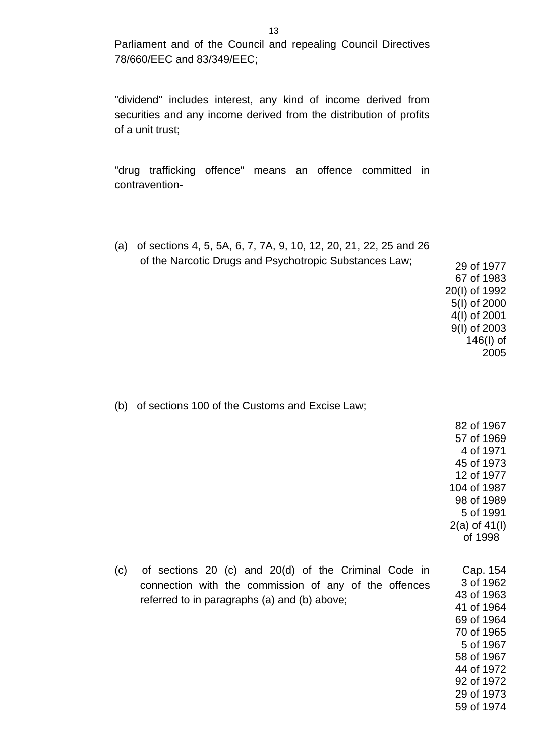Parliament and of the Council and repealing Council Directives 78/660/EEC and 83/349/EEC;

"dividend" includes interest, any kind of income derived from securities and any income derived from the distribution of profits of a unit trust;

"drug trafficking offence" means an offence committed in contravention-

(a) of sections 4, 5, 5A, 6, 7, 7A, 9, 10, 12, 20, 21, 22, 25 and 26 of the Narcotic Drugs and Psychotropic Substances Law;

29 of 1977
67 of 1983
20(I) of 1992
5(I) of 2000
4(I) of 2001
9(I) of 2003
146(I) of 2005

(b) of sections 100 of the Customs and Excise Law;

82 of 1967
57 of 1969
4 of 1971
45 of 1973
12 of 1977
104 of 1987
98 of 1989
5 of 1991
2(a) of 41(I) of 1998

(c) of sections 20 (c) and 20(d) of the Criminal Code in connection with the commission of any of the offences referred to in paragraphs (a) and (b) above;

Cap. 154
3 of 1962
43 of 1963
41 of 1964
69 of 1964
70 of 1965
5 of 1967
58 of 1967
44 of 1972
92 of 1972
29 of 1973
59 of 1974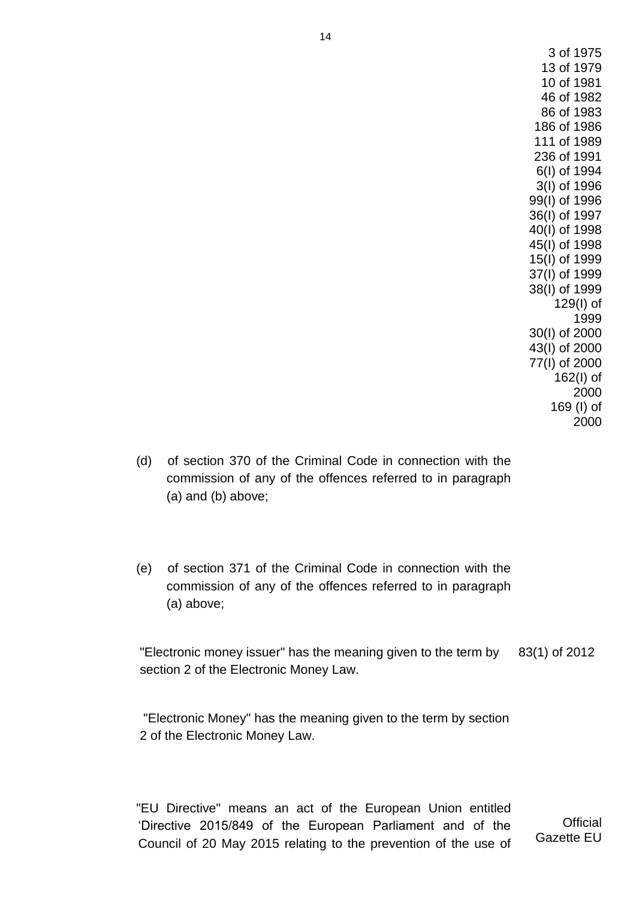3 of 1975
13 of 1979
10 of 1981
46 of 1982
86 of 1983
186 of 1986
111 of 1989
236 of 1991
6(I) of 1994
3(I) of 1996
99(I) of 1996
36(I) of 1997
40(I) of 1998
45(I) of 1998
15(I) of 1999
37(I) of 1999
38(I) of 1999
129(I) of 1999
30(I) of 2000
43(I) of 2000
77(I) of 2000
162(I) of 2000
169 (I) of 2000

(d) of section 370 of the Criminal Code in connection with the commission of any of the offences referred to in paragraph (a) and (b) above;

(e) of section 371 of the Criminal Code in connection with the commission of any of the offences referred to in paragraph (a) above;

"Electronic money issuer" has the meaning given to the term by section 2 of the Electronic Money Law. 83(1) of 2012

"Electronic Money" has the meaning given to the term by section 2 of the Electronic Money Law.

"EU Directive" means an act of the European Union entitled 'Directive 2015/849 of the European Parliament and of the Council of 20 May 2015 relating to the prevention of the use of

Official Gazette EU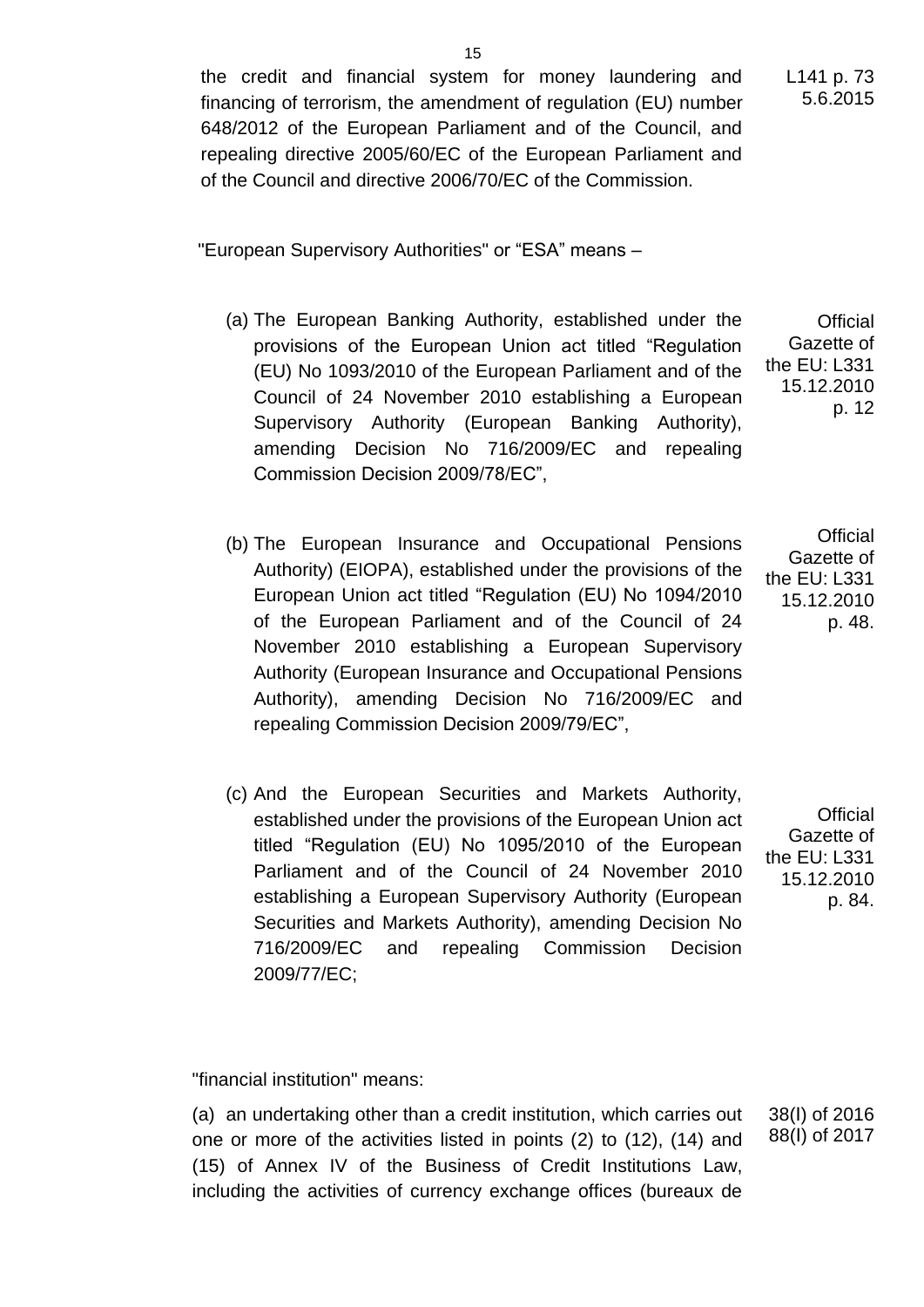the credit and financial system for money laundering and financing of terrorism, the amendment of regulation (EU) number 648/2012 of the European Parliament and of the Council, and repealing directive 2005/60/EC of the European Parliament and of the Council and directive 2006/70/EC of the Commission.

L141 p. 73 5.6.2015

"European Supervisory Authorities" or "ESA" means –

(a) The European Banking Authority, established under the provisions of the European Union act titled "Regulation (EU) No 1093/2010 of the European Parliament and of the Council of 24 November 2010 establishing a European Supervisory Authority (European Banking Authority), amending Decision No 716/2009/EC and repealing Commission Decision 2009/78/EC",

Official Gazette of the EU: L331 15.12.2010 p. 12

(b) The European Insurance and Occupational Pensions Authority) (EIOPA), established under the provisions of the European Union act titled "Regulation (EU) No 1094/2010 of the European Parliament and of the Council of 24 November 2010 establishing a European Supervisory Authority (European Insurance and Occupational Pensions Authority), amending Decision No 716/2009/EC and repealing Commission Decision 2009/79/EC",

Official Gazette of the EU: L331 15.12.2010 p. 48.

(c) And the European Securities and Markets Authority, established under the provisions of the European Union act titled "Regulation (EU) No 1095/2010 of the European Parliament and of the Council of 24 November 2010 establishing a European Supervisory Authority (European Securities and Markets Authority), amending Decision No 716/2009/EC and repealing Commission Decision 2009/77/EC;

Official Gazette of the EU: L331 15.12.2010 p. 84.

"financial institution" means:

(a) an undertaking other than a credit institution, which carries out one or more of the activities listed in points (2) to (12), (14) and (15) of Annex IV of the Business of Credit Institutions Law, including the activities of currency exchange offices (bureaux de

38(I) of 2016
88(I) of 2017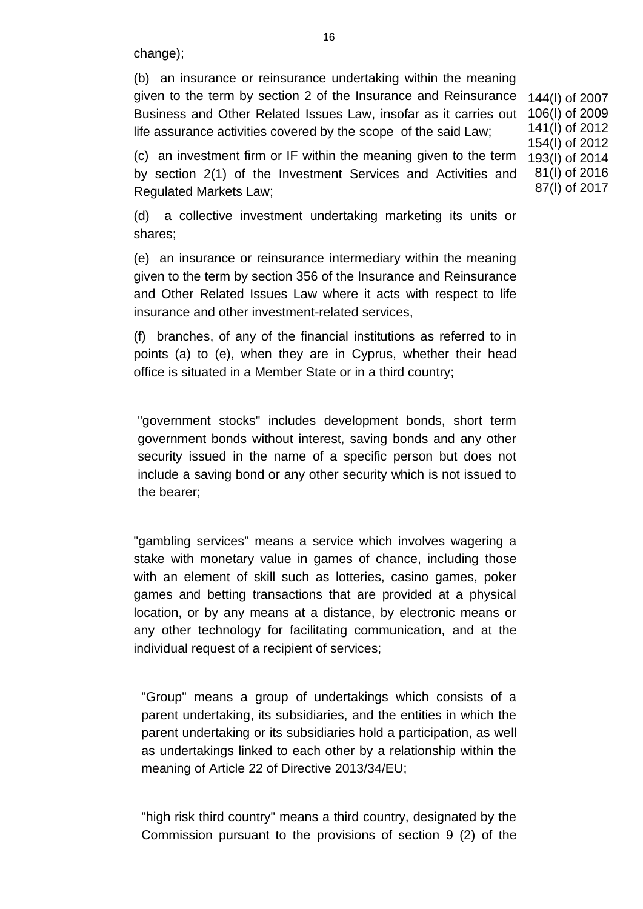change);

(b) an insurance or reinsurance undertaking within the meaning given to the term by section 2 of the Insurance and Reinsurance Business and Other Related Issues Law, insofar as it carries out life assurance activities covered by the scope of the said Law;

144(I) of 2007
106(I) of 2009
141(I) of 2012
154(I) of 2012
193(I) of 2014
81(I) of 2016
87(I) of 2017

(c) an investment firm or IF within the meaning given to the term by section 2(1) of the Investment Services and Activities and Regulated Markets Law;

(d) a collective investment undertaking marketing its units or shares;

(e) an insurance or reinsurance intermediary within the meaning given to the term by section 356 of the Insurance and Reinsurance and Other Related Issues Law where it acts with respect to life insurance and other investment-related services,

(f) branches, of any of the financial institutions as referred to in points (a) to (e), when they are in Cyprus, whether their head office is situated in a Member State or in a third country;

"government stocks" includes development bonds, short term government bonds without interest, saving bonds and any other security issued in the name of a specific person but does not include a saving bond or any other security which is not issued to the bearer;

"gambling services" means a service which involves wagering a stake with monetary value in games of chance, including those with an element of skill such as lotteries, casino games, poker games and betting transactions that are provided at a physical location, or by any means at a distance, by electronic means or any other technology for facilitating communication, and at the individual request of a recipient of services;

"Group" means a group of undertakings which consists of a parent undertaking, its subsidiaries, and the entities in which the parent undertaking or its subsidiaries hold a participation, as well as undertakings linked to each other by a relationship within the meaning of Article 22 of Directive 2013/34/EU;

"high risk third country" means a third country, designated by the Commission pursuant to the provisions of section 9 (2) of the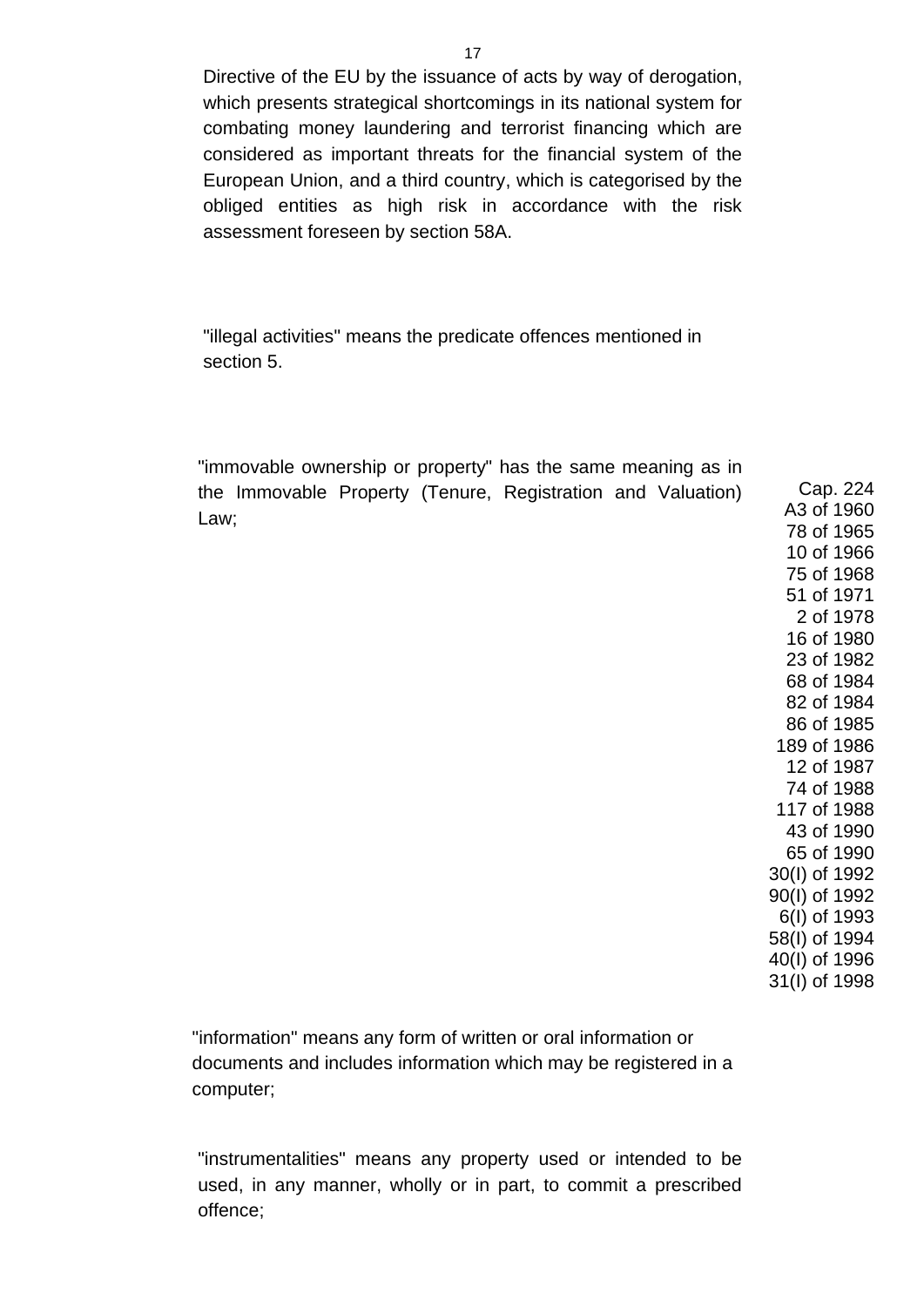Directive of the EU by the issuance of acts by way of derogation, which presents strategical shortcomings in its national system for combating money laundering and terrorist financing which are considered as important threats for the financial system of the European Union, and a third country, which is categorised by the obliged entities as high risk in accordance with the risk assessment foreseen by section 58A.

"illegal activities" means the predicate offences mentioned in section 5.

"immovable ownership or property" has the same meaning as in the Immovable Property (Tenure, Registration and Valuation) Law;

Cap. 224
A3 of 1960
78 of 1965
10 of 1966
75 of 1968
51 of 1971
2 of 1978
16 of 1980
23 of 1982
68 of 1984
82 of 1984
86 of 1985
189 of 1986
12 of 1987
74 of 1988
117 of 1988
43 of 1990
65 of 1990
30(I) of 1992
90(I) of 1992
6(I) of 1993
58(I) of 1994
40(I) of 1996
31(I) of 1998

"information" means any form of written or oral information or documents and includes information which may be registered in a computer;

"instrumentalities" means any property used or intended to be used, in any manner, wholly or in part, to commit a prescribed offence;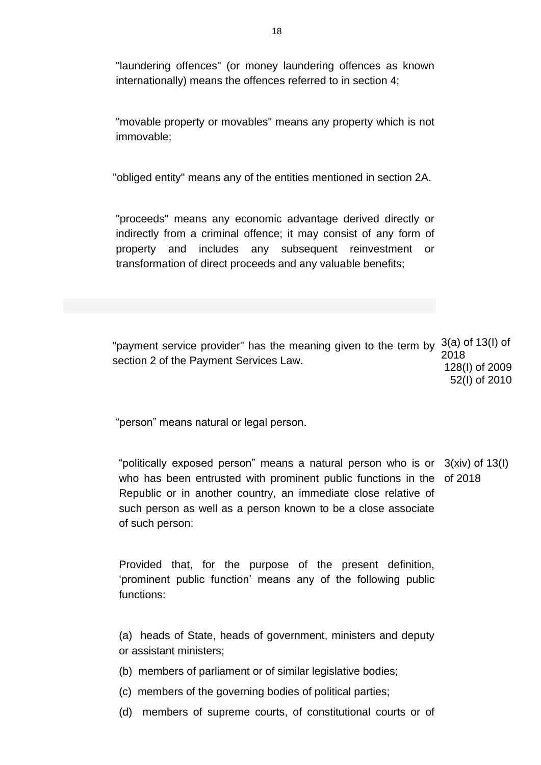"laundering offences" (or money laundering offences as known internationally) means the offences referred to in section 4;

"movable property or movables" means any property which is not immovable;

"obliged entity" means any of the entities mentioned in section 2A.

"proceeds" means any economic advantage derived directly or indirectly from a criminal offence; it may consist of any form of property and includes any subsequent reinvestment or transformation of direct proceeds and any valuable benefits;

"payment service provider" has the meaning given to the term by section 2 of the Payment Services Law.

3(a) of 13(I) of 2018
128(I) of 2009
52(I) of 2010

"person" means natural or legal person.

"politically exposed person" means a natural person who is or who has been entrusted with prominent public functions in the Republic or in another country, an immediate close relative of such person as well as a person known to be a close associate of such person:

3(xiv) of 13(I) of 2018

Provided that, for the purpose of the present definition, 'prominent public function' means any of the following public functions:

(a) heads of State, heads of government, ministers and deputy or assistant ministers;

(b) members of parliament or of similar legislative bodies;

(c) members of the governing bodies of political parties;

(d) members of supreme courts, of constitutional courts or of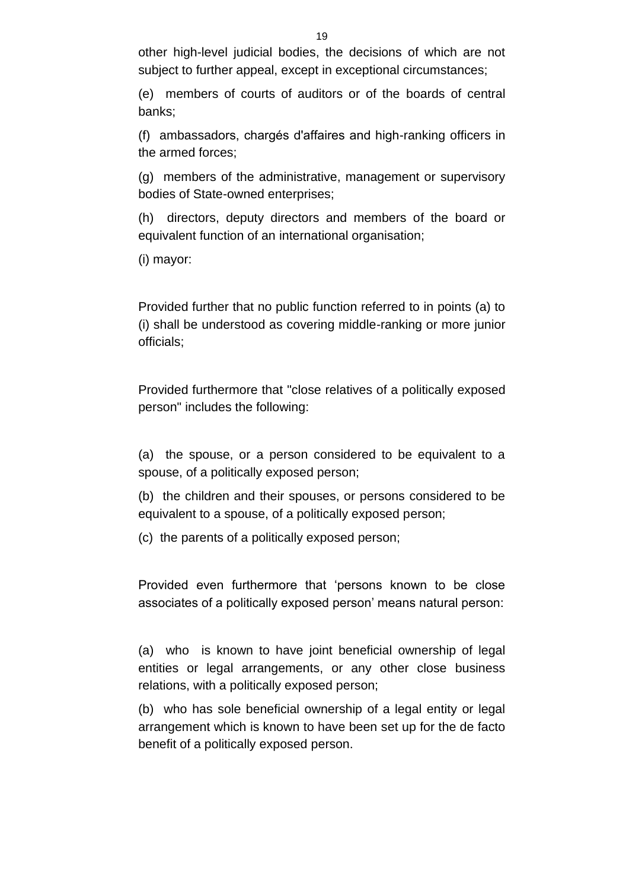other high-level judicial bodies, the decisions of which are not subject to further appeal, except in exceptional circumstances;

(e) members of courts of auditors or of the boards of central banks;

(f) ambassadors, chargés d'affaires and high-ranking officers in the armed forces;

(g) members of the administrative, management or supervisory bodies of State-owned enterprises;

(h) directors, deputy directors and members of the board or equivalent function of an international organisation;

(i) mayor:

Provided further that no public function referred to in points (a) to (i) shall be understood as covering middle-ranking or more junior officials;

Provided furthermore that "close relatives of a politically exposed person" includes the following:

(a) the spouse, or a person considered to be equivalent to a spouse, of a politically exposed person;

(b) the children and their spouses, or persons considered to be equivalent to a spouse, of a politically exposed person;

(c) the parents of a politically exposed person;

Provided even furthermore that 'persons known to be close associates of a politically exposed person' means natural person:

(a) who is known to have joint beneficial ownership of legal entities or legal arrangements, or any other close business relations, with a politically exposed person;

(b) who has sole beneficial ownership of a legal entity or legal arrangement which is known to have been set up for the de facto benefit of a politically exposed person.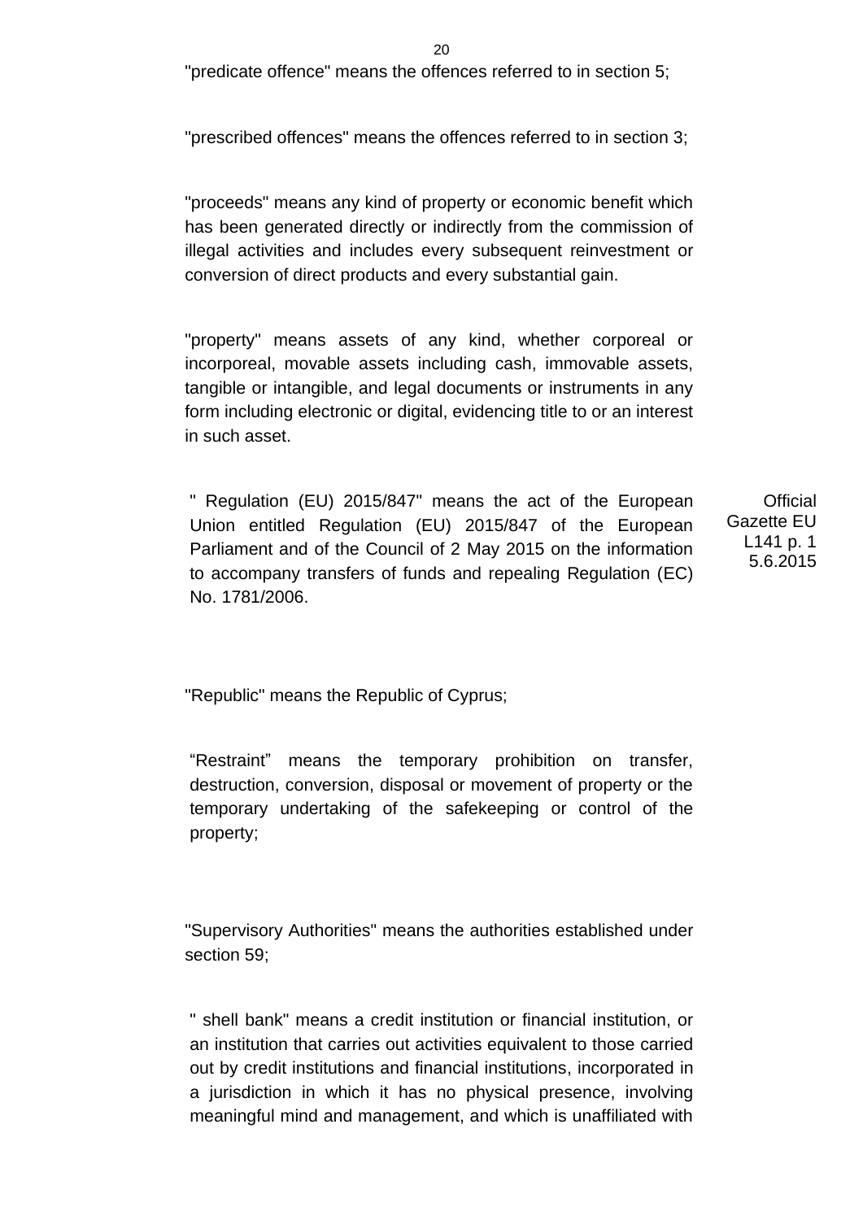"predicate offence" means the offences referred to in section 5;

"prescribed offences" means the offences referred to in section 3;

"proceeds" means any kind of property or economic benefit which has been generated directly or indirectly from the commission of illegal activities and includes every subsequent reinvestment or conversion of direct products and every substantial gain.

"property" means assets of any kind, whether corporeal or incorporeal, movable assets including cash, immovable assets, tangible or intangible, and legal documents or instruments in any form including electronic or digital, evidencing title to or an interest in such asset.

" Regulation (EU) 2015/847" means the act of the European Union entitled Regulation (EU) 2015/847 of the European Parliament and of the Council of 2 May 2015 on the information to accompany transfers of funds and repealing Regulation (EC) No. 1781/2006.

Official Gazette EU L141 p. 1 5.6.2015

"Republic" means the Republic of Cyprus;

“Restraint” means the temporary prohibition on transfer, destruction, conversion, disposal or movement of property or the temporary undertaking of the safekeeping or control of the property;

"Supervisory Authorities" means the authorities established under section 59;

" shell bank" means a credit institution or financial institution, or an institution that carries out activities equivalent to those carried out by credit institutions and financial institutions, incorporated in a jurisdiction in which it has no physical presence, involving meaningful mind and management, and which is unaffiliated with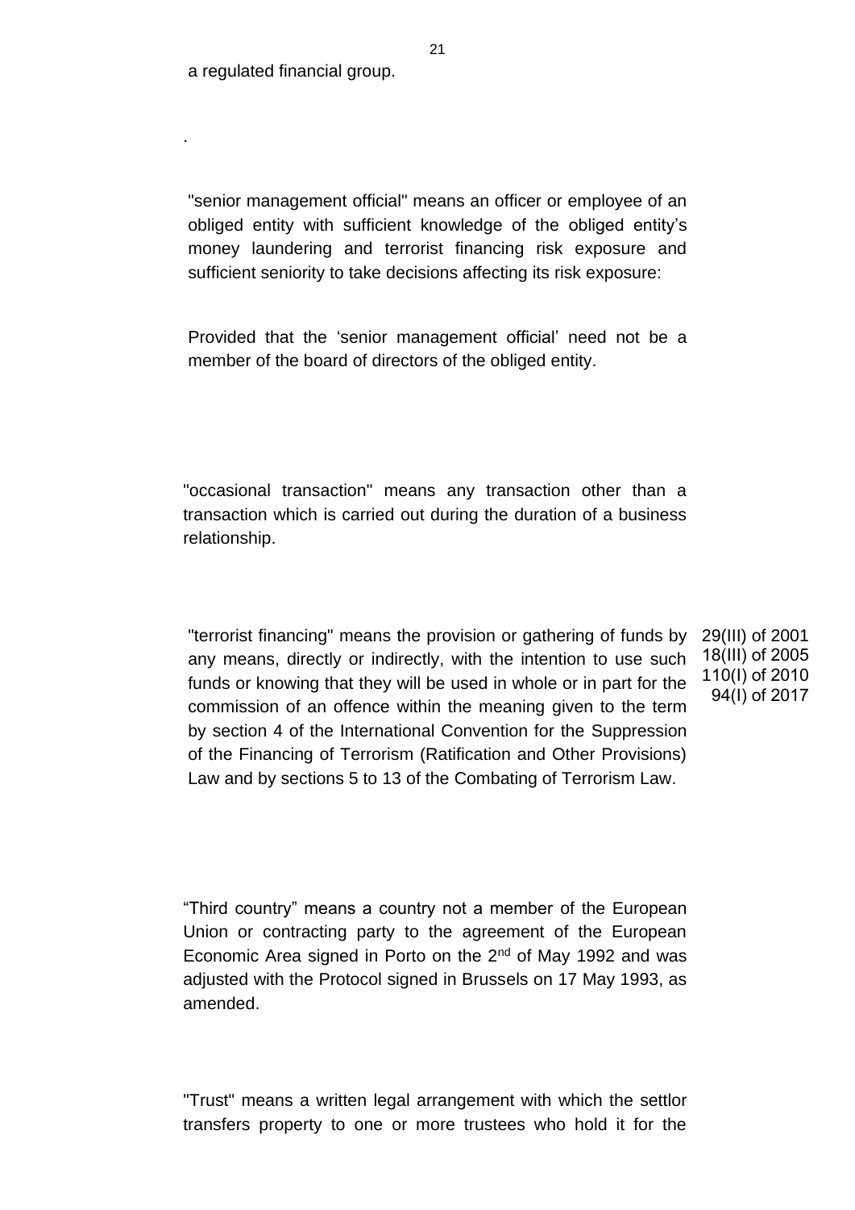a regulated financial group.

.

"senior management official" means an officer or employee of an obliged entity with sufficient knowledge of the obliged entity's money laundering and terrorist financing risk exposure and sufficient seniority to take decisions affecting its risk exposure:

Provided that the 'senior management official' need not be a member of the board of directors of the obliged entity.

"occasional transaction" means any transaction other than a transaction which is carried out during the duration of a business relationship.

"terrorist financing" means the provision or gathering of funds by any means, directly or indirectly, with the intention to use such funds or knowing that they will be used in whole or in part for the commission of an offence within the meaning given to the term by section 4 of the International Convention for the Suppression of the Financing of Terrorism (Ratification and Other Provisions) Law and by sections 5 to 13 of the Combating of Terrorism Law.

29(III) of 2001
18(III) of 2005
110(I) of 2010
94(I) of 2017

"Third country" means a country not a member of the European Union or contracting party to the agreement of the European Economic Area signed in Porto on the 2nd of May 1992 and was adjusted with the Protocol signed in Brussels on 17 May 1993, as amended.

"Trust" means a written legal arrangement with which the settlor transfers property to one or more trustees who hold it for the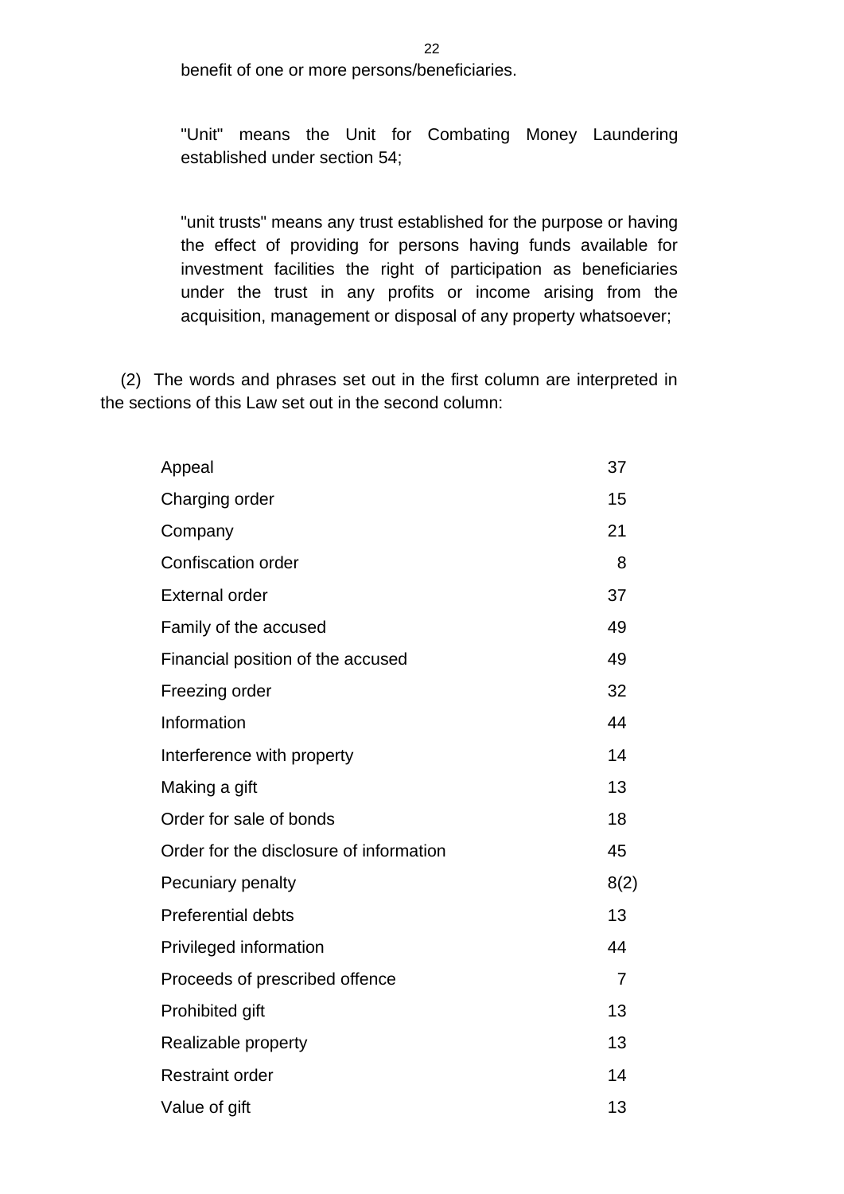benefit of one or more persons/beneficiaries.

"Unit" means the Unit for Combating Money Laundering established under section 54;

"unit trusts" means any trust established for the purpose or having the effect of providing for persons having funds available for investment facilities the right of participation as beneficiaries under the trust in any profits or income arising from the acquisition, management or disposal of any property whatsoever;

(2) The words and phrases set out in the first column are interpreted in the sections of this Law set out in the second column:

| | |
|---|---|
| Appeal | 37 |
| Charging order | 15 |
| Company | 21 |
| Confiscation order | 8 |
| External order | 37 |
| Family of the accused | 49 |
| Financial position of the accused | 49 |
| Freezing order | 32 |
| Information | 44 |
| Interference with property | 14 |
| Making a gift | 13 |
| Order for sale of bonds | 18 |
| Order for the disclosure of information | 45 |
| Pecuniary penalty | 8(2) |
| Preferential debts | 13 |
| Privileged information | 44 |
| Proceeds of prescribed offence | 7 |
| Prohibited gift | 13 |
| Realizable property | 13 |
| Restraint order | 14 |
| Value of gift | 13 |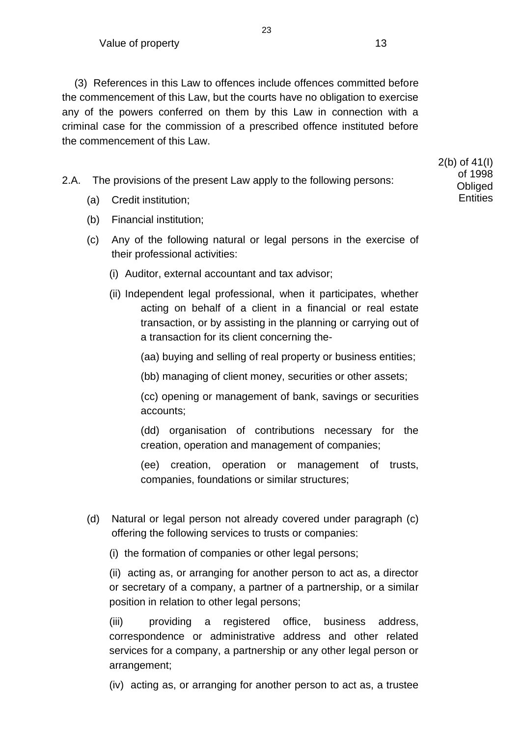Value of property 13

(3) References in this Law to offences include offences committed before the commencement of this Law, but the courts have no obligation to exercise any of the powers conferred on them by this Law in connection with a criminal case for the commission of a prescribed offence instituted before the commencement of this Law.

2(b) of 41(I) of 1998
Obliged Entities

2.A. The provisions of the present Law apply to the following persons:

(a) Credit institution;

(b) Financial institution;

(c) Any of the following natural or legal persons in the exercise of their professional activities:

(i) Auditor, external accountant and tax advisor;

(ii) Independent legal professional, when it participates, whether acting on behalf of a client in a financial or real estate transaction, or by assisting in the planning or carrying out of a transaction for its client concerning the-

(aa) buying and selling of real property or business entities;

(bb) managing of client money, securities or other assets;

(cc) opening or management of bank, savings or securities accounts;

(dd) organisation of contributions necessary for the creation, operation and management of companies;

(ee) creation, operation or management of trusts, companies, foundations or similar structures;

(d) Natural or legal person not already covered under paragraph (c) offering the following services to trusts or companies:

(i) the formation of companies or other legal persons;

(ii) acting as, or arranging for another person to act as, a director or secretary of a company, a partner of a partnership, or a similar position in relation to other legal persons;

(iii) providing a registered office, business address, correspondence or administrative address and other related services for a company, a partnership or any other legal person or arrangement;

(iv) acting as, or arranging for another person to act as, a trustee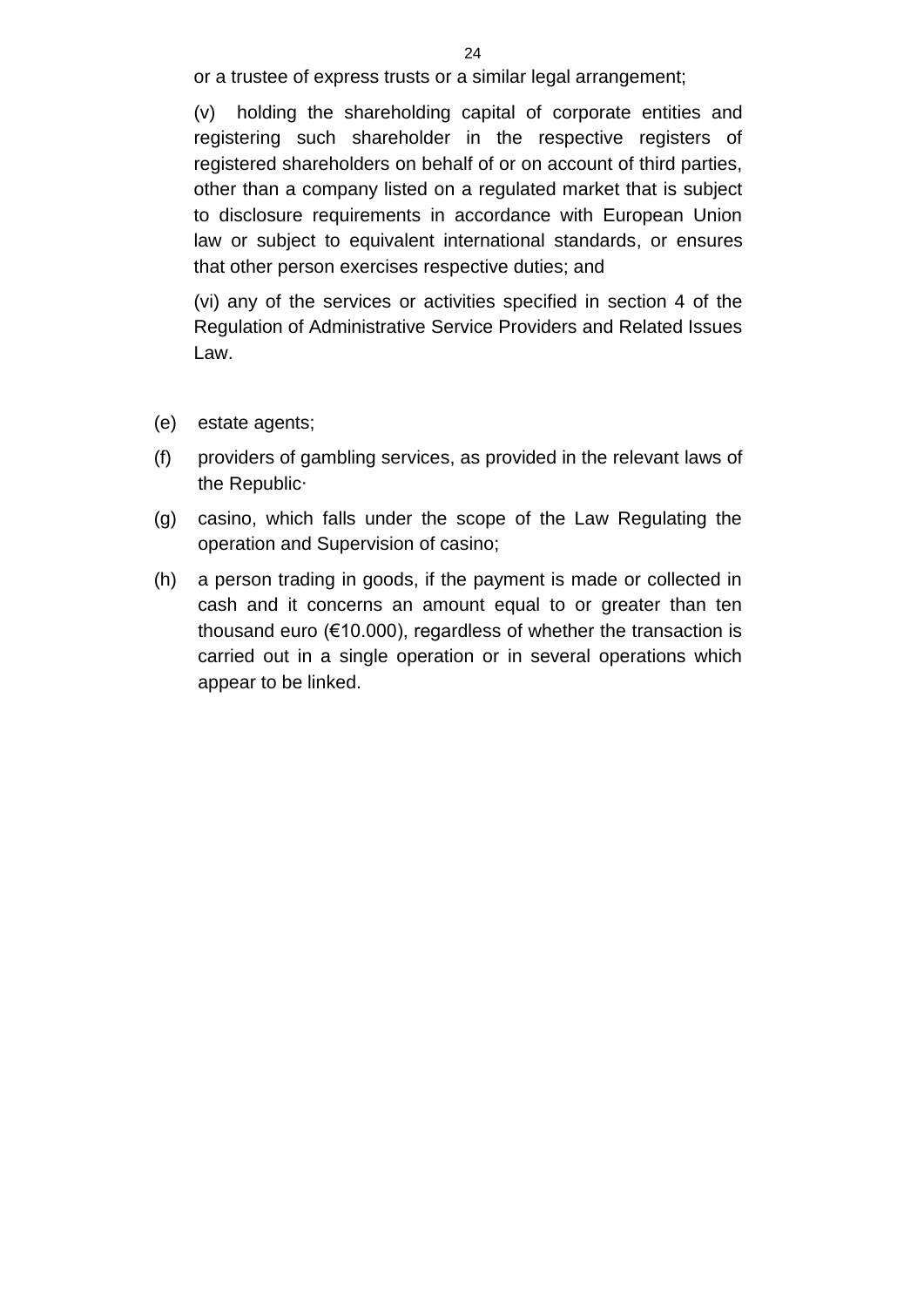or a trustee of express trusts or a similar legal arrangement;

(v) holding the shareholding capital of corporate entities and registering such shareholder in the respective registers of registered shareholders on behalf of or on account of third parties, other than a company listed on a regulated market that is subject to disclosure requirements in accordance with European Union law or subject to equivalent international standards, or ensures that other person exercises respective duties; and

(vi) any of the services or activities specified in section 4 of the Regulation of Administrative Service Providers and Related Issues Law.

(e) estate agents;

(f) providers of gambling services, as provided in the relevant laws of the Republic·

(g) casino, which falls under the scope of the Law Regulating the operation and Supervision of casino;

(h) a person trading in goods, if the payment is made or collected in cash and it concerns an amount equal to or greater than ten thousand euro (€10.000), regardless of whether the transaction is carried out in a single operation or in several operations which appear to be linked.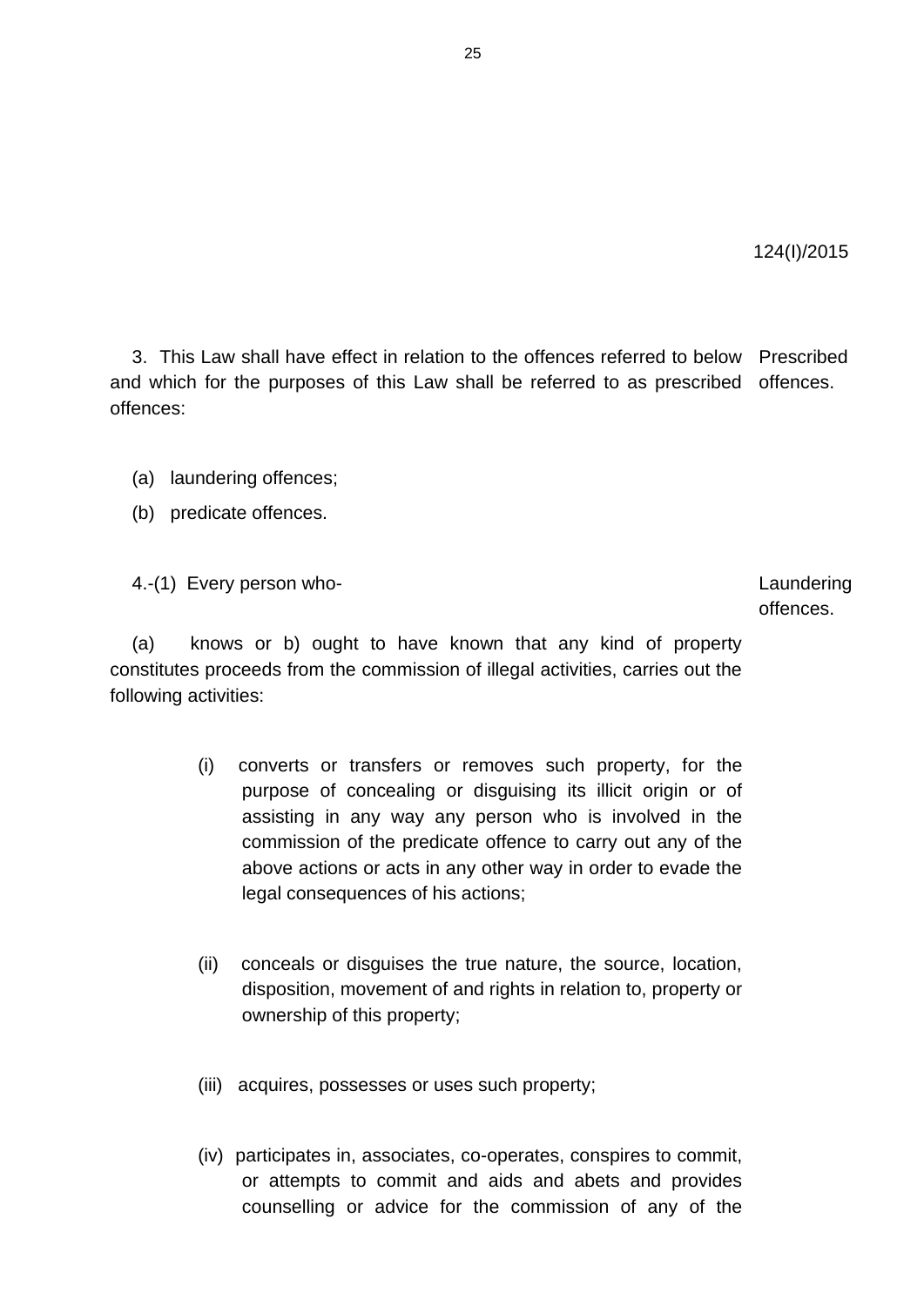124(I)/2015

3. This Law shall have effect in relation to the offences referred to below and which for the purposes of this Law shall be referred to as prescribed offences: Prescribed offences.

(a) laundering offences;

(b) predicate offences.

4.-(1) Every person who- Laundering offences.

(a) knows or b) ought to have known that any kind of property constitutes proceeds from the commission of illegal activities, carries out the following activities:

(i) converts or transfers or removes such property, for the purpose of concealing or disguising its illicit origin or of assisting in any way any person who is involved in the commission of the predicate offence to carry out any of the above actions or acts in any other way in order to evade the legal consequences of his actions;

(ii) conceals or disguises the true nature, the source, location, disposition, movement of and rights in relation to, property or ownership of this property;

(iii) acquires, possesses or uses such property;

(iv) participates in, associates, co-operates, conspires to commit, or attempts to commit and aids and abets and provides counselling or advice for the commission of any of the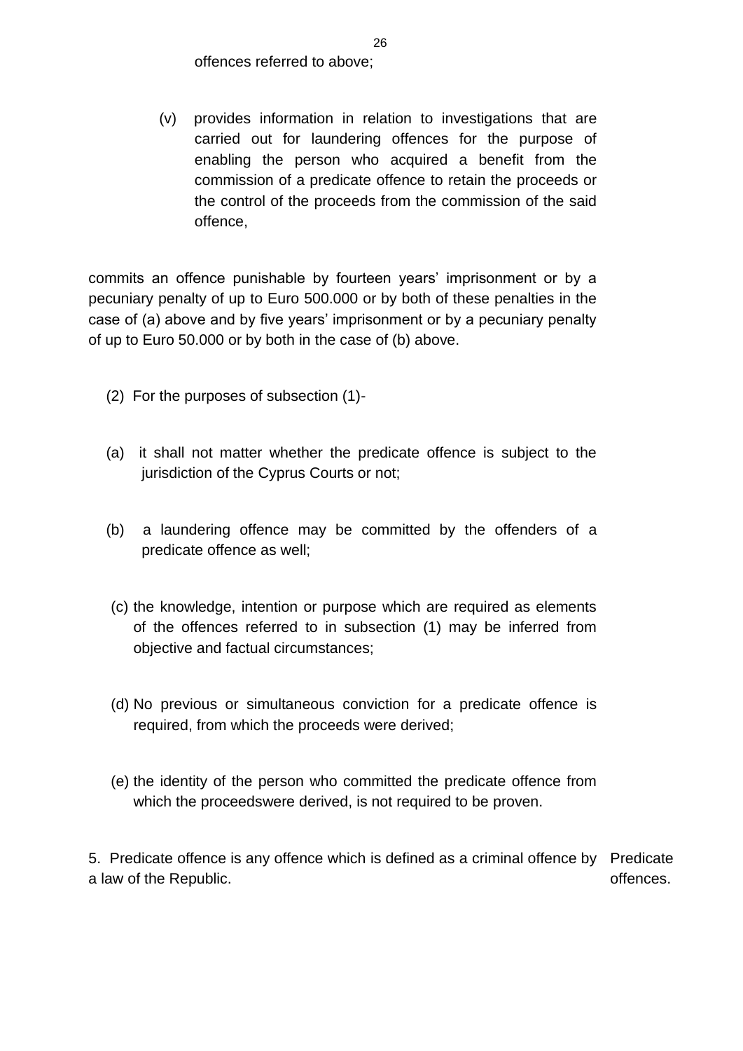offences referred to above;

(v) provides information in relation to investigations that are carried out for laundering offences for the purpose of enabling the person who acquired a benefit from the commission of a predicate offence to retain the proceeds or the control of the proceeds from the commission of the said offence,

commits an offence punishable by fourteen years' imprisonment or by a pecuniary penalty of up to Euro 500.000 or by both of these penalties in the case of (a) above and by five years' imprisonment or by a pecuniary penalty of up to Euro 50.000 or by both in the case of (b) above.

(2) For the purposes of subsection (1)-

(a) it shall not matter whether the predicate offence is subject to the jurisdiction of the Cyprus Courts or not;

(b) a laundering offence may be committed by the offenders of a predicate offence as well;

(c) the knowledge, intention or purpose which are required as elements of the offences referred to in subsection (1) may be inferred from objective and factual circumstances;

(d) No previous or simultaneous conviction for a predicate offence is required, from which the proceeds were derived;

(e) the identity of the person who committed the predicate offence from which the proceedswere derived, is not required to be proven.

5. Predicate offence is any offence which is defined as a criminal offence by a law of the Republic.

Predicate offences.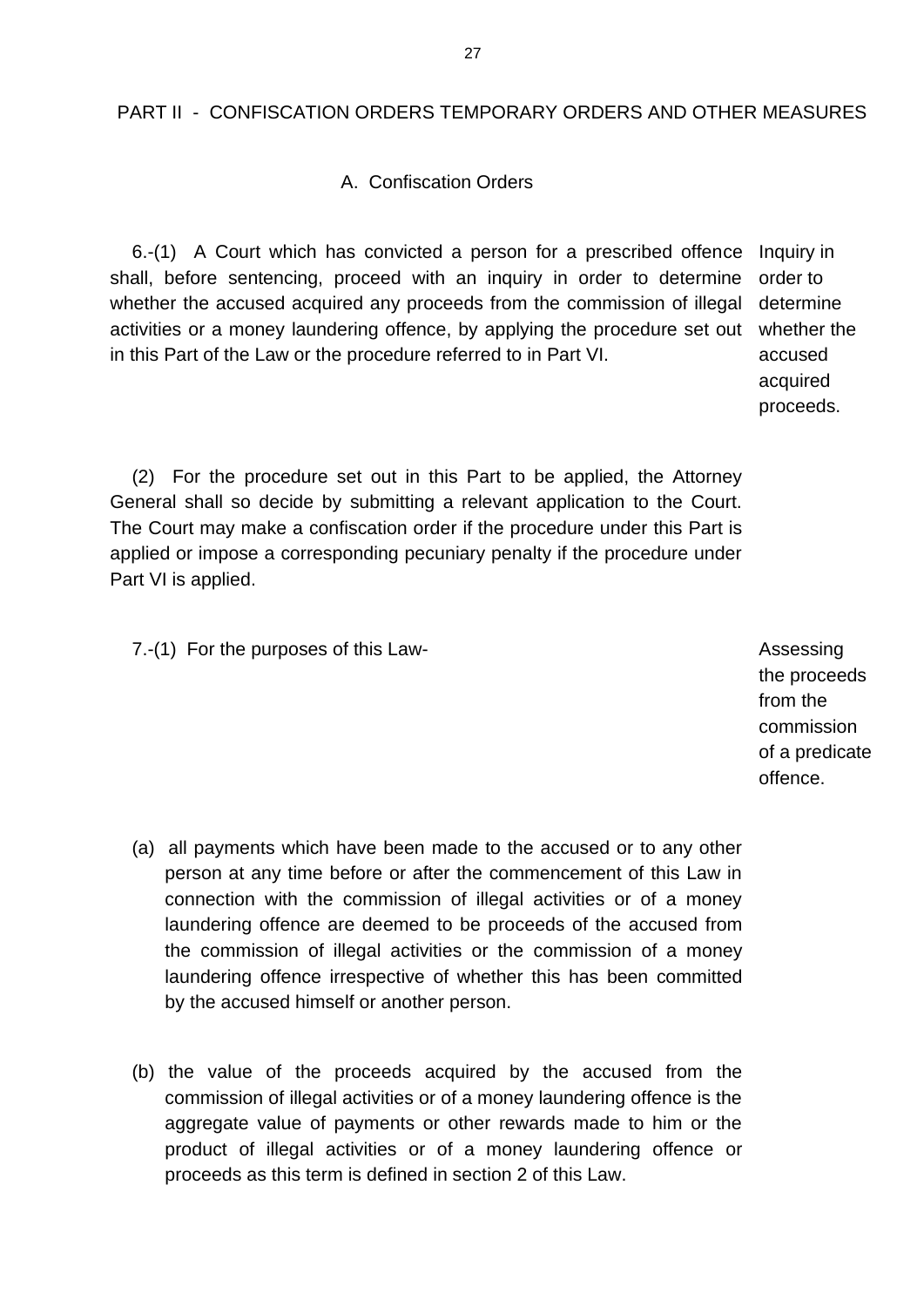## PART II - CONFISCATION ORDERS TEMPORARY ORDERS AND OTHER MEASURES

### A. Confiscation Orders

*Inquiry in order to determine whether the accused acquired proceeds.*

6.-(1) A Court which has convicted a person for a prescribed offence shall, before sentencing, proceed with an inquiry in order to determine whether the accused acquired any proceeds from the commission of illegal activities or a money laundering offence, by applying the procedure set out in this Part of the Law or the procedure referred to in Part VI.

(2) For the procedure set out in this Part to be applied, the Attorney General shall so decide by submitting a relevant application to the Court. The Court may make a confiscation order if the procedure under this Part is applied or impose a corresponding pecuniary penalty if the procedure under Part VI is applied.

*Assessing the proceeds from the commission of a predicate offence.*

7.-(1) For the purposes of this Law-

(a) all payments which have been made to the accused or to any other person at any time before or after the commencement of this Law in connection with the commission of illegal activities or of a money laundering offence are deemed to be proceeds of the accused from the commission of illegal activities or the commission of a money laundering offence irrespective of whether this has been committed by the accused himself or another person.

(b) the value of the proceeds acquired by the accused from the commission of illegal activities or of a money laundering offence is the aggregate value of payments or other rewards made to him or the product of illegal activities or of a money laundering offence or proceeds as this term is defined in section 2 of this Law.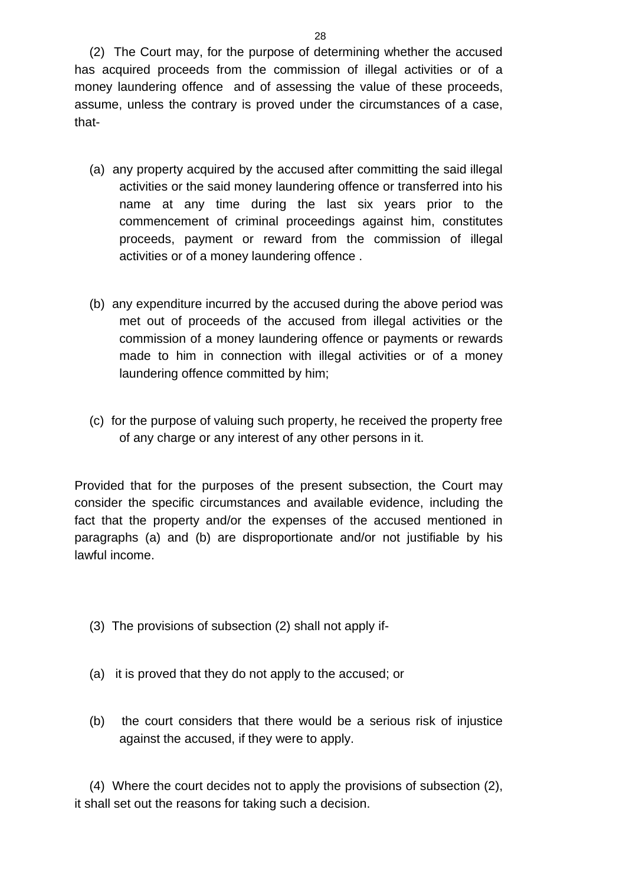(2) The Court may, for the purpose of determining whether the accused has acquired proceeds from the commission of illegal activities or of a money laundering offence and of assessing the value of these proceeds, assume, unless the contrary is proved under the circumstances of a case, that-

(a) any property acquired by the accused after committing the said illegal activities or the said money laundering offence or transferred into his name at any time during the last six years prior to the commencement of criminal proceedings against him, constitutes proceeds, payment or reward from the commission of illegal activities or of a money laundering offence .

(b) any expenditure incurred by the accused during the above period was met out of proceeds of the accused from illegal activities or the commission of a money laundering offence or payments or rewards made to him in connection with illegal activities or of a money laundering offence committed by him;

(c) for the purpose of valuing such property, he received the property free of any charge or any interest of any other persons in it.

Provided that for the purposes of the present subsection, the Court may consider the specific circumstances and available evidence, including the fact that the property and/or the expenses of the accused mentioned in paragraphs (a) and (b) are disproportionate and/or not justifiable by his lawful income.

(3) The provisions of subsection (2) shall not apply if-

(a) it is proved that they do not apply to the accused; or

(b) the court considers that there would be a serious risk of injustice against the accused, if they were to apply.

(4) Where the court decides not to apply the provisions of subsection (2), it shall set out the reasons for taking such a decision.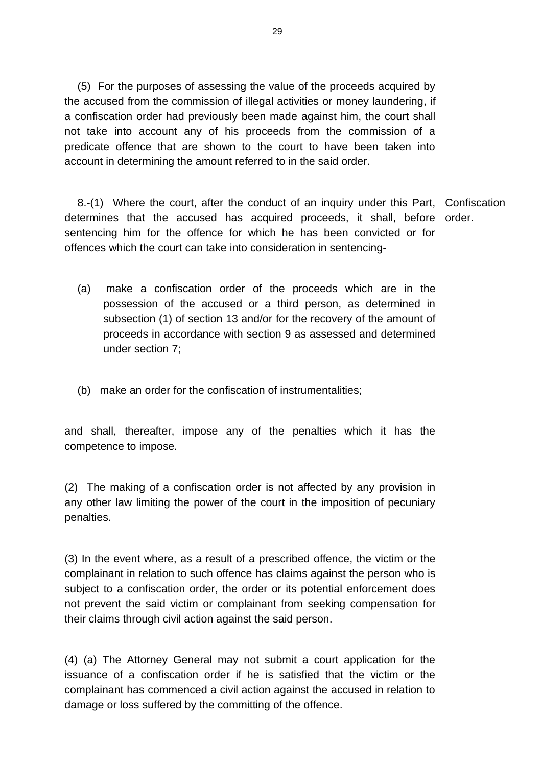(5) For the purposes of assessing the value of the proceeds acquired by the accused from the commission of illegal activities or money laundering, if a confiscation order had previously been made against him, the court shall not take into account any of his proceeds from the commission of a predicate offence that are shown to the court to have been taken into account in determining the amount referred to in the said order.

Confiscation order.

8.-(1) Where the court, after the conduct of an inquiry under this Part, determines that the accused has acquired proceeds, it shall, before sentencing him for the offence for which he has been convicted or for offences which the court can take into consideration in sentencing-

(a) make a confiscation order of the proceeds which are in the possession of the accused or a third person, as determined in subsection (1) of section 13 and/or for the recovery of the amount of proceeds in accordance with section 9 as assessed and determined under section 7;

(b) make an order for the confiscation of instrumentalities;

and shall, thereafter, impose any of the penalties which it has the competence to impose.

(2) The making of a confiscation order is not affected by any provision in any other law limiting the power of the court in the imposition of pecuniary penalties.

(3) In the event where, as a result of a prescribed offence, the victim or the complainant in relation to such offence has claims against the person who is subject to a confiscation order, the order or its potential enforcement does not prevent the said victim or complainant from seeking compensation for their claims through civil action against the said person.

(4) (a) The Attorney General may not submit a court application for the issuance of a confiscation order if he is satisfied that the victim or the complainant has commenced a civil action against the accused in relation to damage or loss suffered by the committing of the offence.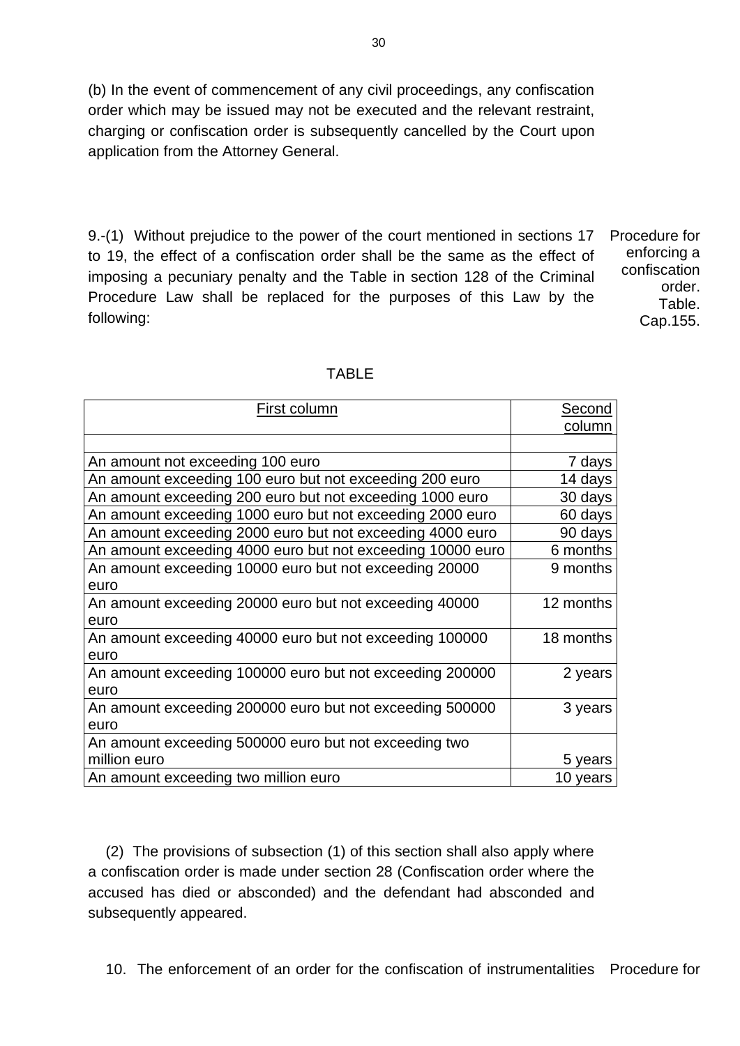(b) In the event of commencement of any civil proceedings, any confiscation order which may be issued may not be executed and the relevant restraint, charging or confiscation order is subsequently cancelled by the Court upon application from the Attorney General.

Procedure for enforcing a confiscation order. Table. Cap.155.

9.-(1) Without prejudice to the power of the court mentioned in sections 17 to 19, the effect of a confiscation order shall be the same as the effect of imposing a pecuniary penalty and the Table in section 128 of the Criminal Procedure Law shall be replaced for the purposes of this Law by the following:

TABLE

| First column | Second column |
|---|---|
| | |
| An amount not exceeding 100 euro | 7 days |
| An amount exceeding 100 euro but not exceeding 200 euro | 14 days |
| An amount exceeding 200 euro but not exceeding 1000 euro | 30 days |
| An amount exceeding 1000 euro but not exceeding 2000 euro | 60 days |
| An amount exceeding 2000 euro but not exceeding 4000 euro | 90 days |
| An amount exceeding 4000 euro but not exceeding 10000 euro | 6 months |
| An amount exceeding 10000 euro but not exceeding 20000 euro | 9 months |
| An amount exceeding 20000 euro but not exceeding 40000 euro | 12 months |
| An amount exceeding 40000 euro but not exceeding 100000 euro | 18 months |
| An amount exceeding 100000 euro but not exceeding 200000 euro | 2 years |
| An amount exceeding 200000 euro but not exceeding 500000 euro | 3 years |
| An amount exceeding 500000 euro but not exceeding two million euro | 5 years |
| An amount exceeding two million euro | 10 years |

(2) The provisions of subsection (1) of this section shall also apply where a confiscation order is made under section 28 (Confiscation order where the accused has died or absconded) and the defendant had absconded and subsequently appeared.

Procedure for

10. The enforcement of an order for the confiscation of instrumentalities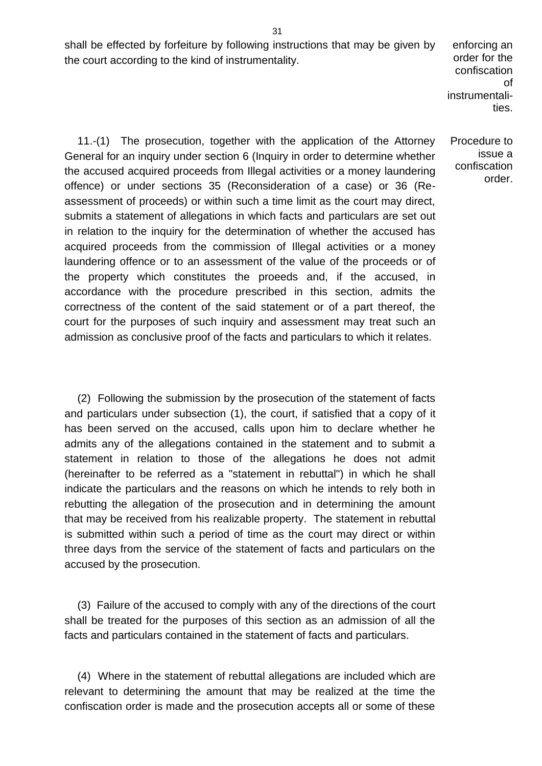shall be effected by forfeiture by following instructions that may be given by the court according to the kind of instrumentality.

enforcing an order for the confiscation of instrumentalities.

Procedure to issue a confiscation order.

11.-(1) The prosecution, together with the application of the Attorney General for an inquiry under section 6 (Inquiry in order to determine whether the accused acquired proceeds from Illegal activities or a money laundering offence) or under sections 35 (Reconsideration of a case) or 36 (Re-assessment of proceeds) or within such a time limit as the court may direct, submits a statement of allegations in which facts and particulars are set out in relation to the inquiry for the determination of whether the accused has acquired proceeds from the commission of Illegal activities or a money laundering offence or to an assessment of the value of the proceeds or of the property which constitutes the proeeds and, if the accused, in accordance with the procedure prescribed in this section, admits the correctness of the content of the said statement or of a part thereof, the court for the purposes of such inquiry and assessment may treat such an admission as conclusive proof of the facts and particulars to which it relates.

(2) Following the submission by the prosecution of the statement of facts and particulars under subsection (1), the court, if satisfied that a copy of it has been served on the accused, calls upon him to declare whether he admits any of the allegations contained in the statement and to submit a statement in relation to those of the allegations he does not admit (hereinafter to be referred as a "statement in rebuttal") in which he shall indicate the particulars and the reasons on which he intends to rely both in rebutting the allegation of the prosecution and in determining the amount that may be received from his realizable property. The statement in rebuttal is submitted within such a period of time as the court may direct or within three days from the service of the statement of facts and particulars on the accused by the prosecution.

(3) Failure of the accused to comply with any of the directions of the court shall be treated for the purposes of this section as an admission of all the facts and particulars contained in the statement of facts and particulars.

(4) Where in the statement of rebuttal allegations are included which are relevant to determining the amount that may be realized at the time the confiscation order is made and the prosecution accepts all or some of these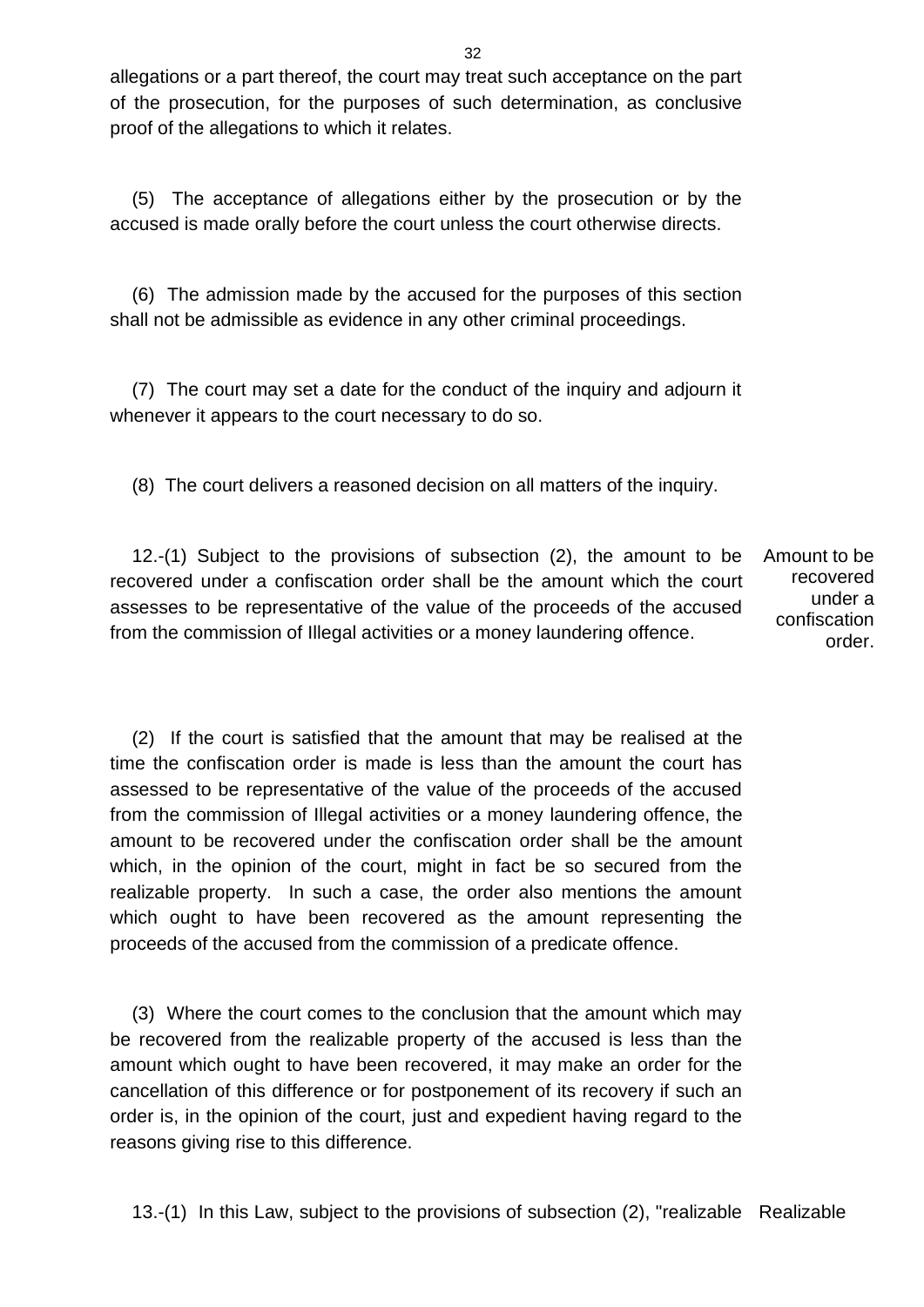allegations or a part thereof, the court may treat such acceptance on the part of the prosecution, for the purposes of such determination, as conclusive proof of the allegations to which it relates.

(5) The acceptance of allegations either by the prosecution or by the accused is made orally before the court unless the court otherwise directs.

(6) The admission made by the accused for the purposes of this section shall not be admissible as evidence in any other criminal proceedings.

(7) The court may set a date for the conduct of the inquiry and adjourn it whenever it appears to the court necessary to do so.

(8) The court delivers a reasoned decision on all matters of the inquiry.

Amount to be recovered under a confiscation order.

12.-(1) Subject to the provisions of subsection (2), the amount to be recovered under a confiscation order shall be the amount which the court assesses to be representative of the value of the proceeds of the accused from the commission of Illegal activities or a money laundering offence.

(2) If the court is satisfied that the amount that may be realised at the time the confiscation order is made is less than the amount the court has assessed to be representative of the value of the proceeds of the accused from the commission of Illegal activities or a money laundering offence, the amount to be recovered under the confiscation order shall be the amount which, in the opinion of the court, might in fact be so secured from the realizable property. In such a case, the order also mentions the amount which ought to have been recovered as the amount representing the proceeds of the accused from the commission of a predicate offence.

(3) Where the court comes to the conclusion that the amount which may be recovered from the realizable property of the accused is less than the amount which ought to have been recovered, it may make an order for the cancellation of this difference or for postponement of its recovery if such an order is, in the opinion of the court, just and expedient having regard to the reasons giving rise to this difference.

Realizable

13.-(1) In this Law, subject to the provisions of subsection (2), "realizable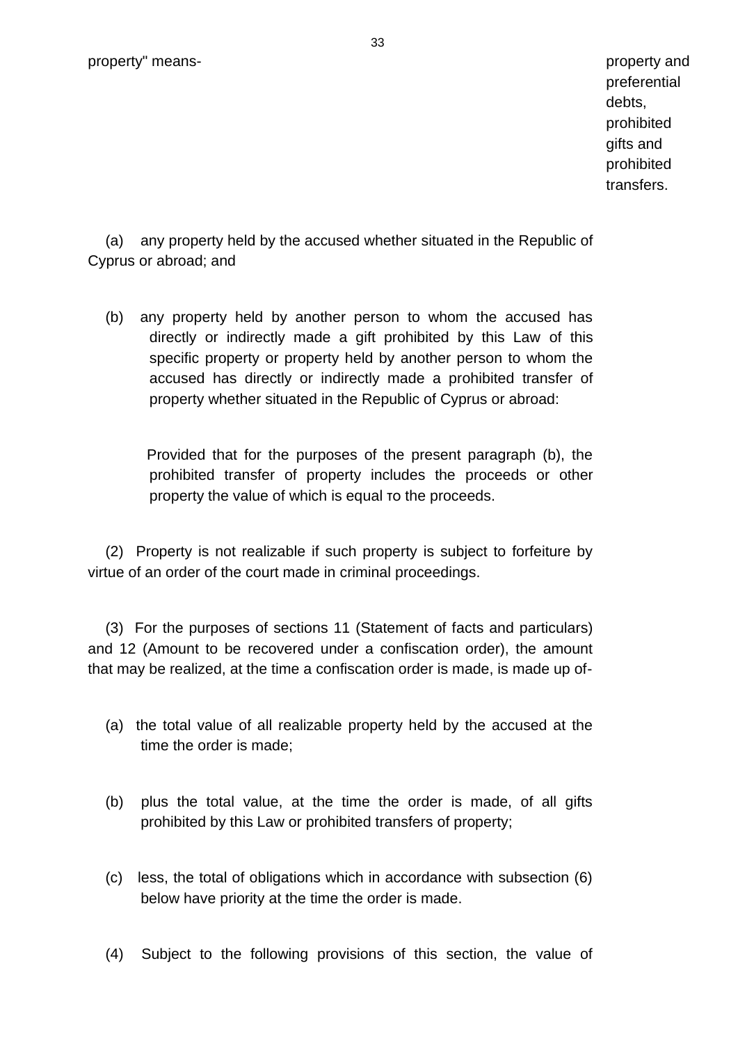property" means-

property and preferential debts, prohibited gifts and prohibited transfers.

(a) any property held by the accused whether situated in the Republic of Cyprus or abroad; and

(b) any property held by another person to whom the accused has directly or indirectly made a gift prohibited by this Law of this specific property or property held by another person to whom the accused has directly or indirectly made a prohibited transfer of property whether situated in the Republic of Cyprus or abroad:

Provided that for the purposes of the present paragraph (b), the prohibited transfer of property includes the proceeds or other property the value of which is equal το the proceeds.

(2) Property is not realizable if such property is subject to forfeiture by virtue of an order of the court made in criminal proceedings.

(3) For the purposes of sections 11 (Statement of facts and particulars) and 12 (Amount to be recovered under a confiscation order), the amount that may be realized, at the time a confiscation order is made, is made up of-

(a) the total value of all realizable property held by the accused at the time the order is made;

(b) plus the total value, at the time the order is made, of all gifts prohibited by this Law or prohibited transfers of property;

(c) less, the total of obligations which in accordance with subsection (6) below have priority at the time the order is made.

(4) Subject to the following provisions of this section, the value of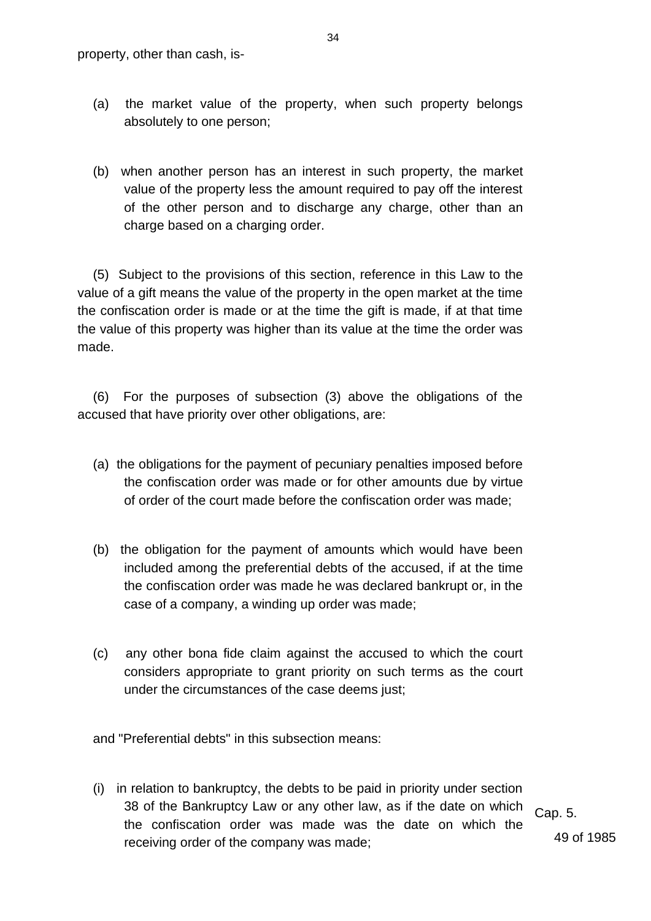property, other than cash, is-

(a) the market value of the property, when such property belongs absolutely to one person;

(b) when another person has an interest in such property, the market value of the property less the amount required to pay off the interest of the other person and to discharge any charge, other than an charge based on a charging order.

(5) Subject to the provisions of this section, reference in this Law to the value of a gift means the value of the property in the open market at the time the confiscation order is made or at the time the gift is made, if at that time the value of this property was higher than its value at the time the order was made.

(6) For the purposes of subsection (3) above the obligations of the accused that have priority over other obligations, are:

(a) the obligations for the payment of pecuniary penalties imposed before the confiscation order was made or for other amounts due by virtue of order of the court made before the confiscation order was made;

(b) the obligation for the payment of amounts which would have been included among the preferential debts of the accused, if at the time the confiscation order was made he was declared bankrupt or, in the case of a company, a winding up order was made;

(c) any other bona fide claim against the accused to which the court considers appropriate to grant priority on such terms as the court under the circumstances of the case deems just;

and "Preferential debts" in this subsection means:

(i) in relation to bankruptcy, the debts to be paid in priority under section 38 of the Bankruptcy Law or any other law, as if the date on which the confiscation order was made was the date on which the receiving order of the company was made;

Cap. 5.
49 of 1985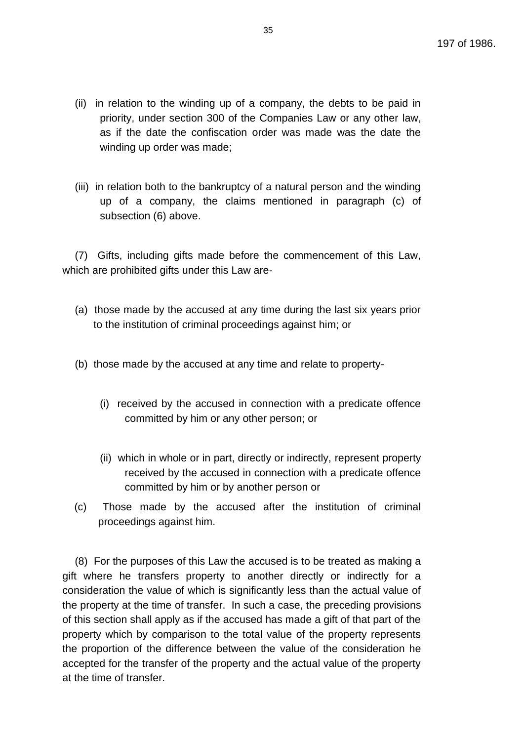(ii) in relation to the winding up of a company, the debts to be paid in priority, under section 300 of the Companies Law or any other law, as if the date the confiscation order was made was the date the winding up order was made;

(iii) in relation both to the bankruptcy of a natural person and the winding up of a company, the claims mentioned in paragraph (c) of subsection (6) above.

(7) Gifts, including gifts made before the commencement of this Law, which are prohibited gifts under this Law are-

(a) those made by the accused at any time during the last six years prior to the institution of criminal proceedings against him; or

(b) those made by the accused at any time and relate to property-

(i) received by the accused in connection with a predicate offence committed by him or any other person; or

(ii) which in whole or in part, directly or indirectly, represent property received by the accused in connection with a predicate offence committed by him or by another person or

(c) Those made by the accused after the institution of criminal proceedings against him.

(8) For the purposes of this Law the accused is to be treated as making a gift where he transfers property to another directly or indirectly for a consideration the value of which is significantly less than the actual value of the property at the time of transfer. In such a case, the preceding provisions of this section shall apply as if the accused has made a gift of that part of the property which by comparison to the total value of the property represents the proportion of the difference between the value of the consideration he accepted for the transfer of the property and the actual value of the property at the time of transfer.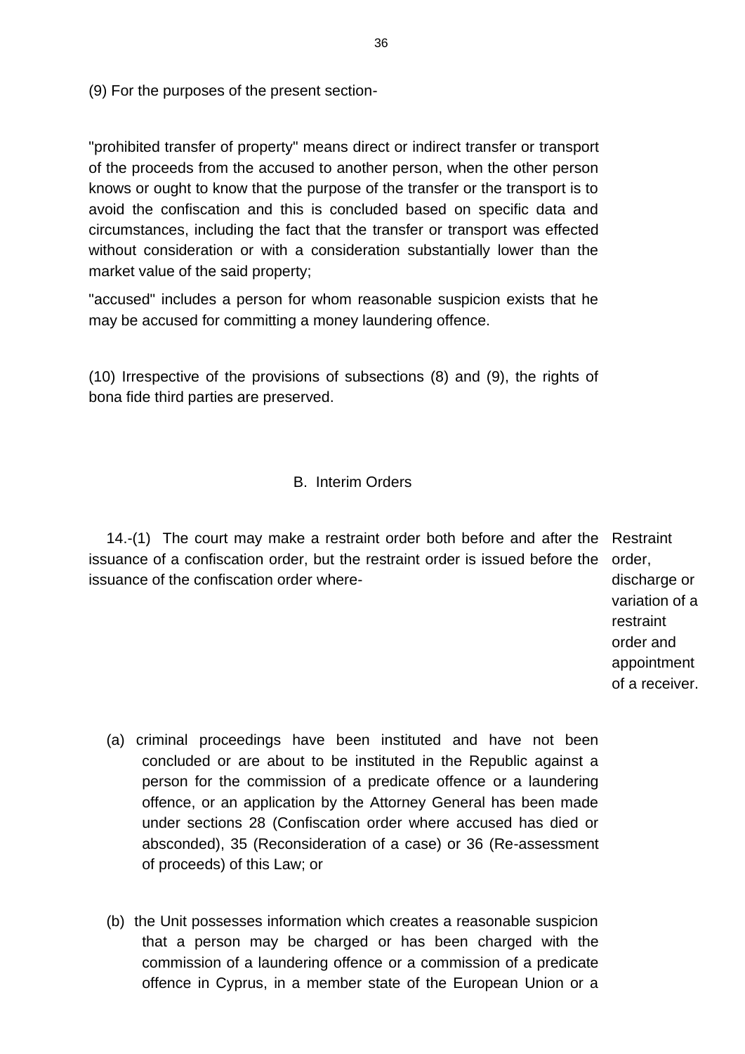(9) For the purposes of the present section-

"prohibited transfer of property" means direct or indirect transfer or transport of the proceeds from the accused to another person, when the other person knows or ought to know that the purpose of the transfer or the transport is to avoid the confiscation and this is concluded based on specific data and circumstances, including the fact that the transfer or transport was effected without consideration or with a consideration substantially lower than the market value of the said property;

"accused" includes a person for whom reasonable suspicion exists that he may be accused for committing a money laundering offence.

(10) Irrespective of the provisions of subsections (8) and (9), the rights of bona fide third parties are preserved.

## B. Interim Orders

Restraint order, discharge or variation of a restraint order and appointment of a receiver.

14.-(1) The court may make a restraint order both before and after the issuance of a confiscation order, but the restraint order is issued before the issuance of the confiscation order where-

(a) criminal proceedings have been instituted and have not been concluded or are about to be instituted in the Republic against a person for the commission of a predicate offence or a laundering offence, or an application by the Attorney General has been made under sections 28 (Confiscation order where accused has died or absconded), 35 (Reconsideration of a case) or 36 (Re-assessment of proceeds) of this Law; or

(b) the Unit possesses information which creates a reasonable suspicion that a person may be charged or has been charged with the commission of a laundering offence or a commission of a predicate offence in Cyprus, in a member state of the European Union or a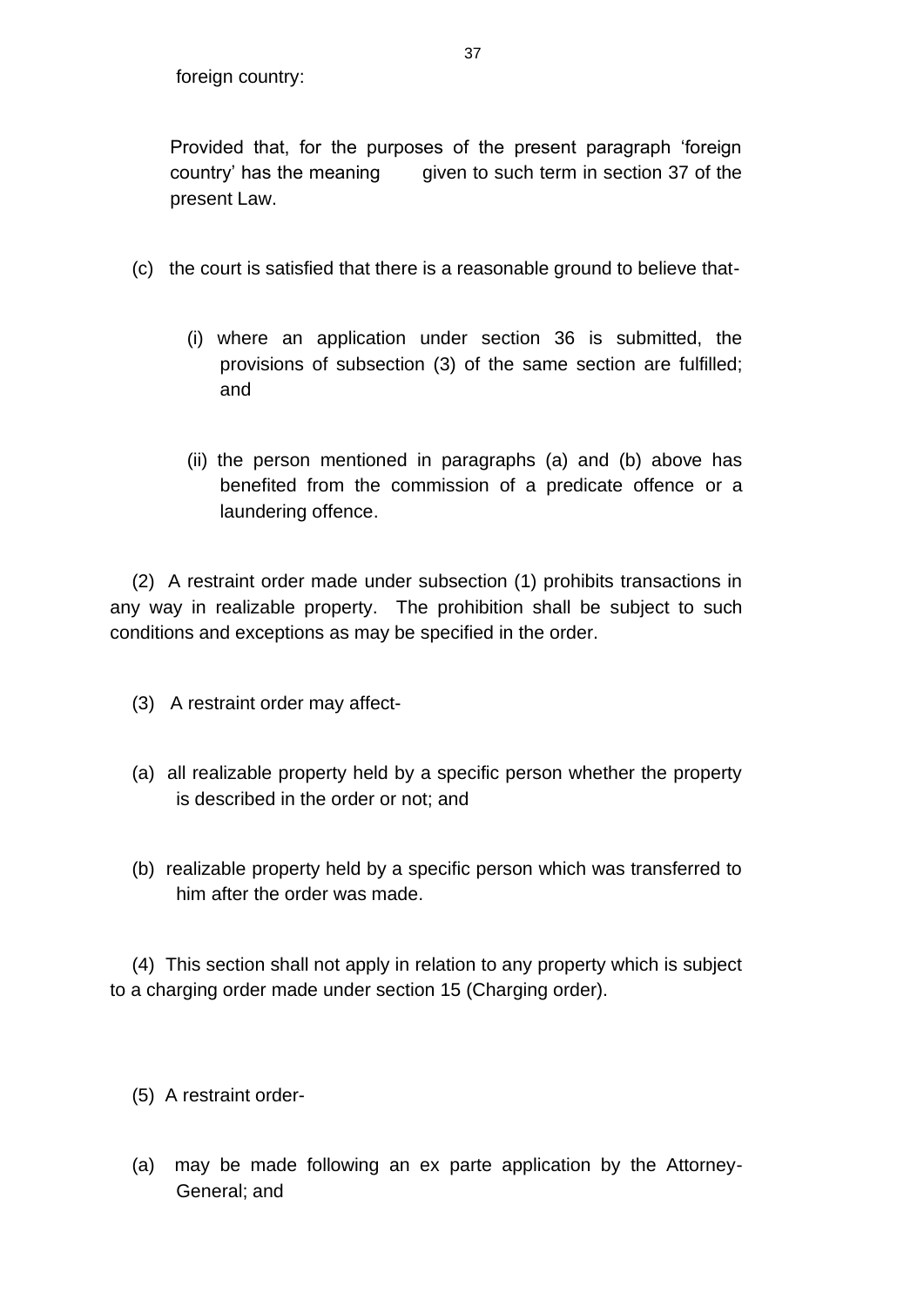foreign country:

Provided that, for the purposes of the present paragraph 'foreign country' has the meaning given to such term in section 37 of the present Law.

(c) the court is satisfied that there is a reasonable ground to believe that-

(i) where an application under section 36 is submitted, the provisions of subsection (3) of the same section are fulfilled; and

(ii) the person mentioned in paragraphs (a) and (b) above has benefited from the commission of a predicate offence or a laundering offence.

(2) A restraint order made under subsection (1) prohibits transactions in any way in realizable property. The prohibition shall be subject to such conditions and exceptions as may be specified in the order.

(3) A restraint order may affect-

(a) all realizable property held by a specific person whether the property is described in the order or not; and

(b) realizable property held by a specific person which was transferred to him after the order was made.

(4) This section shall not apply in relation to any property which is subject to a charging order made under section 15 (Charging order).

(5) A restraint order-

(a) may be made following an ex parte application by the Attorney-General; and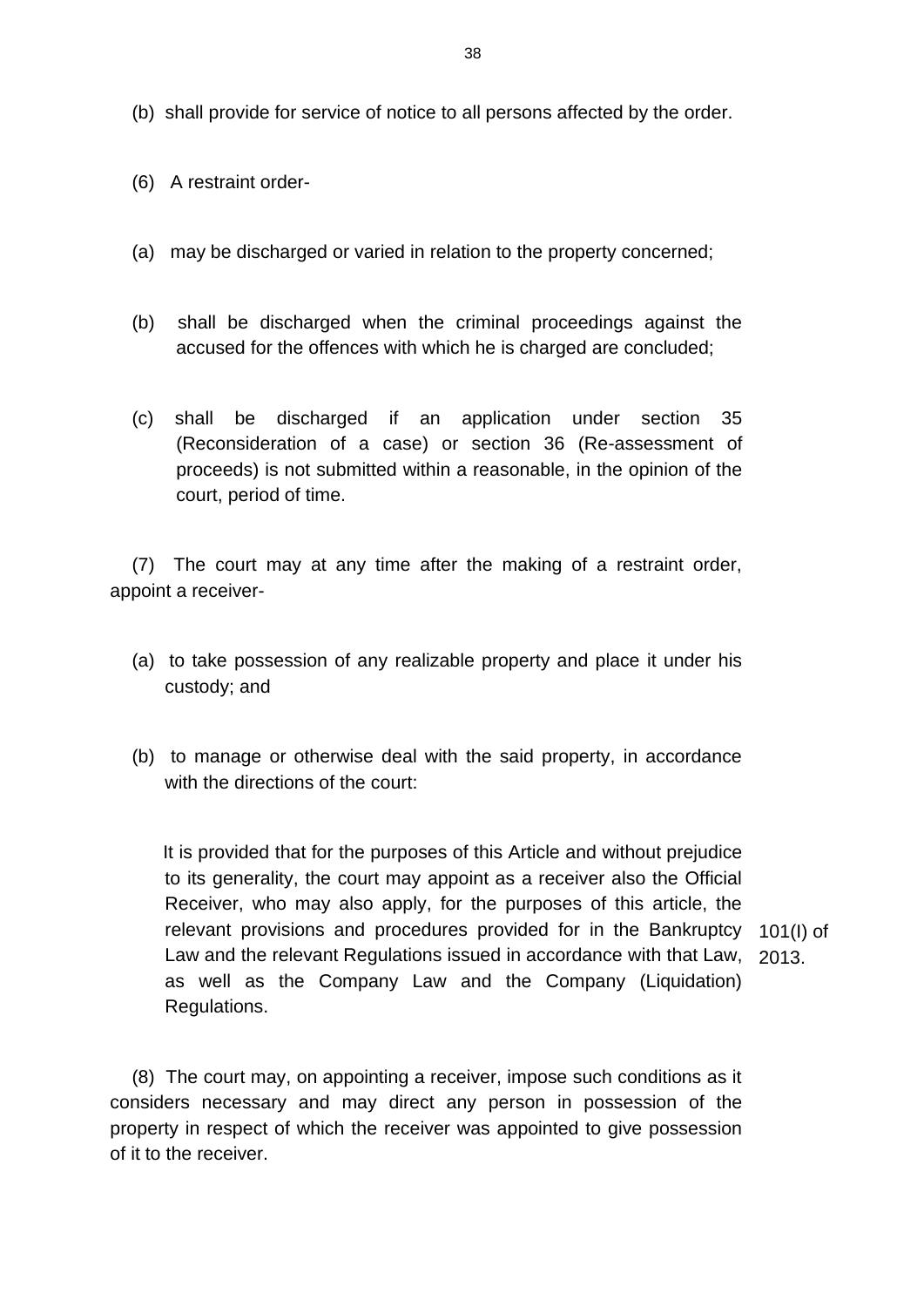(b) shall provide for service of notice to all persons affected by the order.

(6) A restraint order-

(a) may be discharged or varied in relation to the property concerned;

(b) shall be discharged when the criminal proceedings against the accused for the offences with which he is charged are concluded;

(c) shall be discharged if an application under section 35 (Reconsideration of a case) or section 36 (Re-assessment of proceeds) is not submitted within a reasonable, in the opinion of the court, period of time.

(7) The court may at any time after the making of a restraint order, appoint a receiver-

(a) to take possession of any realizable property and place it under his custody; and

(b) to manage or otherwise deal with the said property, in accordance with the directions of the court:

It is provided that for the purposes of this Article and without prejudice to its generality, the court may appoint as a receiver also the Official Receiver, who may also apply, for the purposes of this article, the relevant provisions and procedures provided for in the Bankruptcy Law and the relevant Regulations issued in accordance with that Law, as well as the Company Law and the Company (Liquidation) Regulations.

101(I) of 2013.

(8) The court may, on appointing a receiver, impose such conditions as it considers necessary and may direct any person in possession of the property in respect of which the receiver was appointed to give possession of it to the receiver.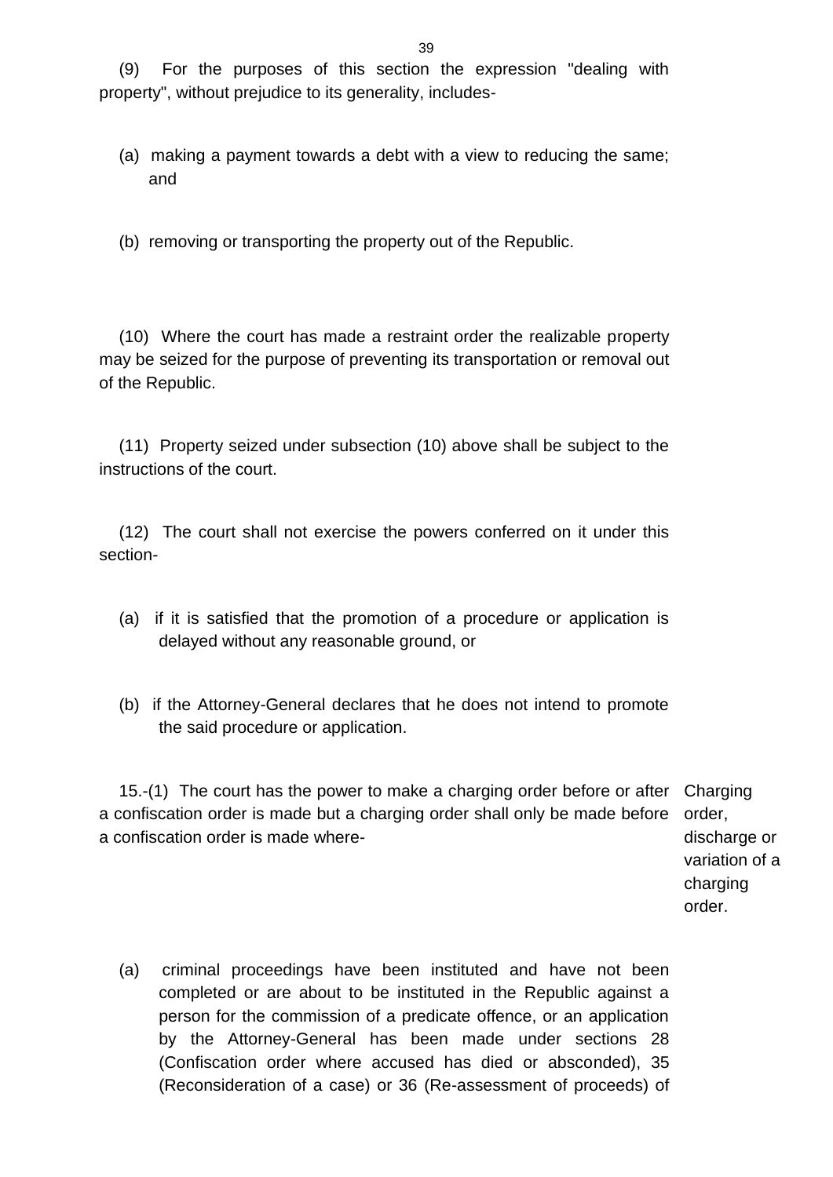(9) For the purposes of this section the expression "dealing with property", without prejudice to its generality, includes-

(a) making a payment towards a debt with a view to reducing the same; and

(b) removing or transporting the property out of the Republic.

(10) Where the court has made a restraint order the realizable property may be seized for the purpose of preventing its transportation or removal out of the Republic.

(11) Property seized under subsection (10) above shall be subject to the instructions of the court.

(12) The court shall not exercise the powers conferred on it under this section-

(a) if it is satisfied that the promotion of a procedure or application is delayed without any reasonable ground, or

(b) if the Attorney-General declares that he does not intend to promote the said procedure or application.

**Charging order, discharge or variation of a charging order.**

15.-(1) The court has the power to make a charging order before or after a confiscation order is made but a charging order shall only be made before a confiscation order is made where-

(a) criminal proceedings have been instituted and have not been completed or are about to be instituted in the Republic against a person for the commission of a predicate offence, or an application by the Attorney-General has been made under sections 28 (Confiscation order where accused has died or absconded), 35 (Reconsideration of a case) or 36 (Re-assessment of proceeds) of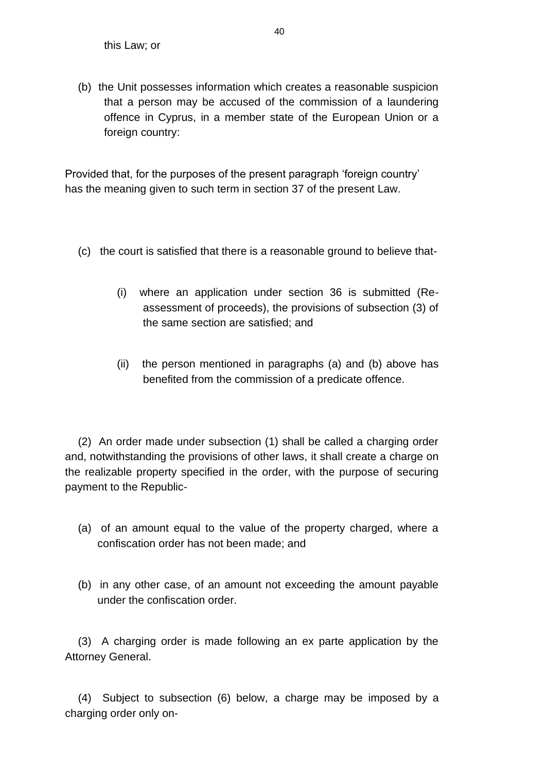this Law; or

(b) the Unit possesses information which creates a reasonable suspicion that a person may be accused of the commission of a laundering offence in Cyprus, in a member state of the European Union or a foreign country:

Provided that, for the purposes of the present paragraph 'foreign country' has the meaning given to such term in section 37 of the present Law.

(c) the court is satisfied that there is a reasonable ground to believe that-

(i) where an application under section 36 is submitted (Re-assessment of proceeds), the provisions of subsection (3) of the same section are satisfied; and

(ii) the person mentioned in paragraphs (a) and (b) above has benefited from the commission of a predicate offence.

(2) An order made under subsection (1) shall be called a charging order and, notwithstanding the provisions of other laws, it shall create a charge on the realizable property specified in the order, with the purpose of securing payment to the Republic-

(a) of an amount equal to the value of the property charged, where a confiscation order has not been made; and

(b) in any other case, of an amount not exceeding the amount payable under the confiscation order.

(3) A charging order is made following an ex parte application by the Attorney General.

(4) Subject to subsection (6) below, a charge may be imposed by a charging order only on-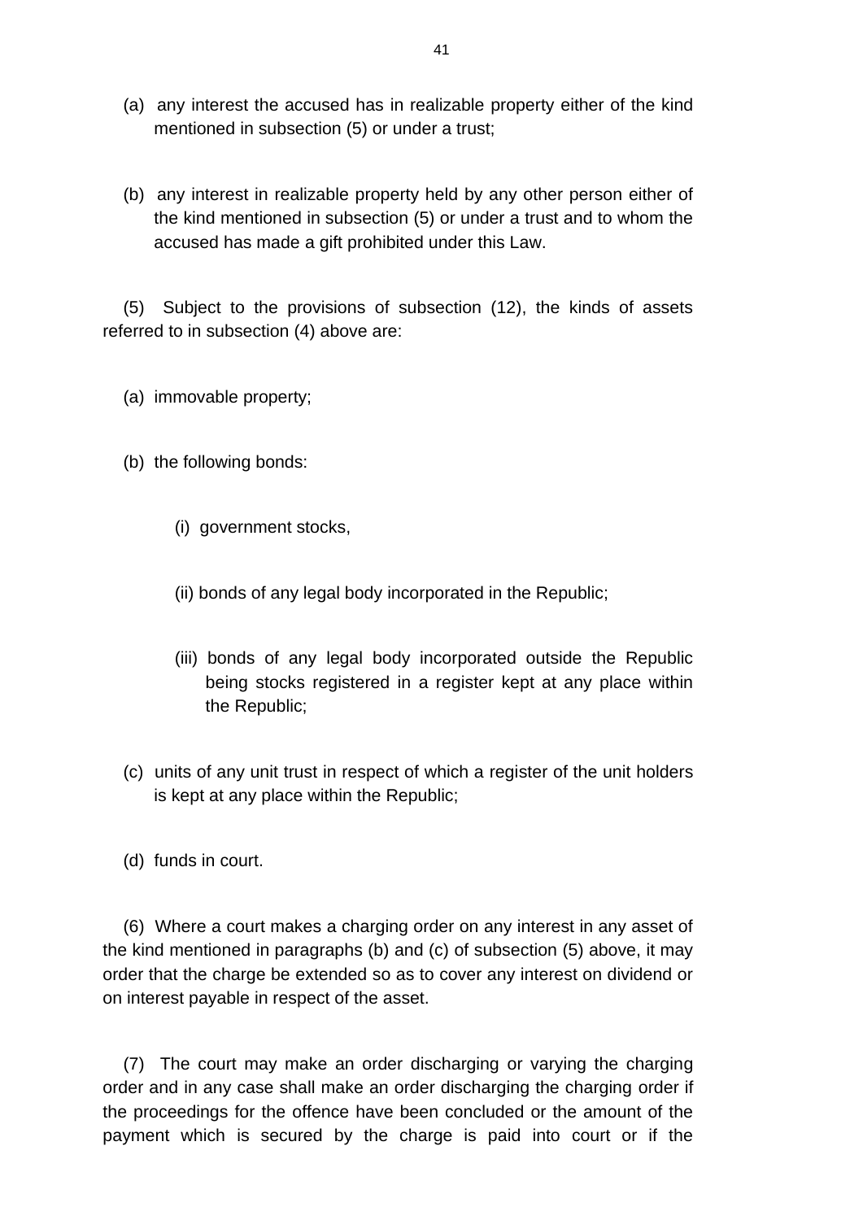(a) any interest the accused has in realizable property either of the kind mentioned in subsection (5) or under a trust;

(b) any interest in realizable property held by any other person either of the kind mentioned in subsection (5) or under a trust and to whom the accused has made a gift prohibited under this Law.

(5) Subject to the provisions of subsection (12), the kinds of assets referred to in subsection (4) above are:

(a) immovable property;

(b) the following bonds:

(i) government stocks,

(ii) bonds of any legal body incorporated in the Republic;

(iii) bonds of any legal body incorporated outside the Republic being stocks registered in a register kept at any place within the Republic;

(c) units of any unit trust in respect of which a register of the unit holders is kept at any place within the Republic;

(d) funds in court.

(6) Where a court makes a charging order on any interest in any asset of the kind mentioned in paragraphs (b) and (c) of subsection (5) above, it may order that the charge be extended so as to cover any interest on dividend or on interest payable in respect of the asset.

(7) The court may make an order discharging or varying the charging order and in any case shall make an order discharging the charging order if the proceedings for the offence have been concluded or the amount of the payment which is secured by the charge is paid into court or if the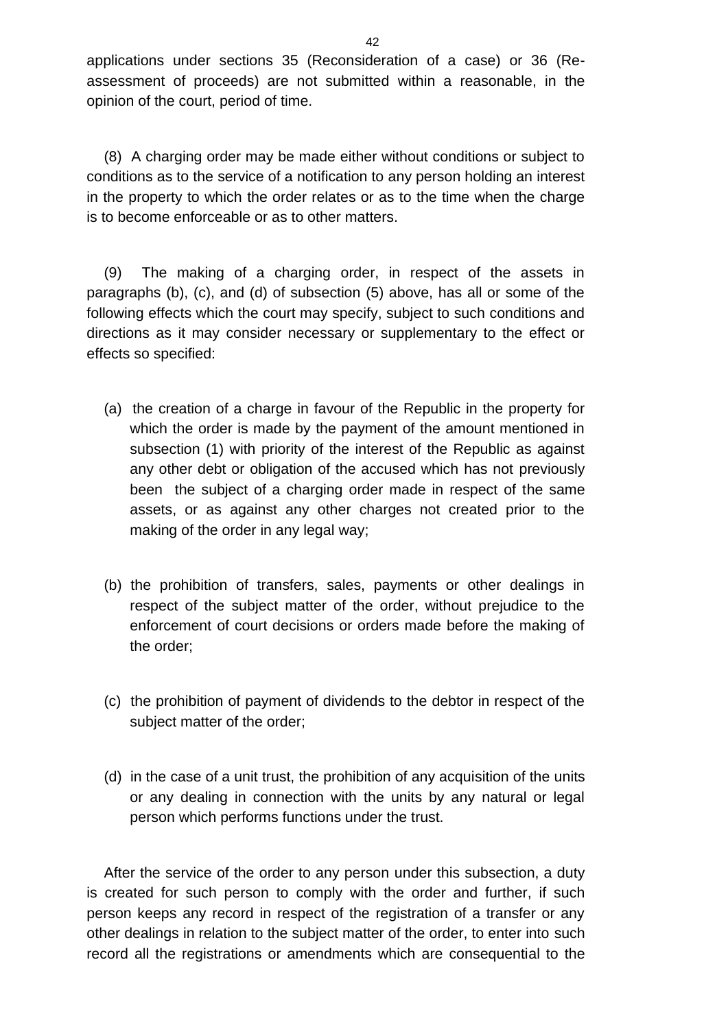applications under sections 35 (Reconsideration of a case) or 36 (Re-assessment of proceeds) are not submitted within a reasonable, in the opinion of the court, period of time.

(8) A charging order may be made either without conditions or subject to conditions as to the service of a notification to any person holding an interest in the property to which the order relates or as to the time when the charge is to become enforceable or as to other matters.

(9) The making of a charging order, in respect of the assets in paragraphs (b), (c), and (d) of subsection (5) above, has all or some of the following effects which the court may specify, subject to such conditions and directions as it may consider necessary or supplementary to the effect or effects so specified:

(a) the creation of a charge in favour of the Republic in the property for which the order is made by the payment of the amount mentioned in subsection (1) with priority of the interest of the Republic as against any other debt or obligation of the accused which has not previously been the subject of a charging order made in respect of the same assets, or as against any other charges not created prior to the making of the order in any legal way;

(b) the prohibition of transfers, sales, payments or other dealings in respect of the subject matter of the order, without prejudice to the enforcement of court decisions or orders made before the making of the order;

(c) the prohibition of payment of dividends to the debtor in respect of the subject matter of the order;

(d) in the case of a unit trust, the prohibition of any acquisition of the units or any dealing in connection with the units by any natural or legal person which performs functions under the trust.

After the service of the order to any person under this subsection, a duty is created for such person to comply with the order and further, if such person keeps any record in respect of the registration of a transfer or any other dealings in relation to the subject matter of the order, to enter into such record all the registrations or amendments which are consequential to the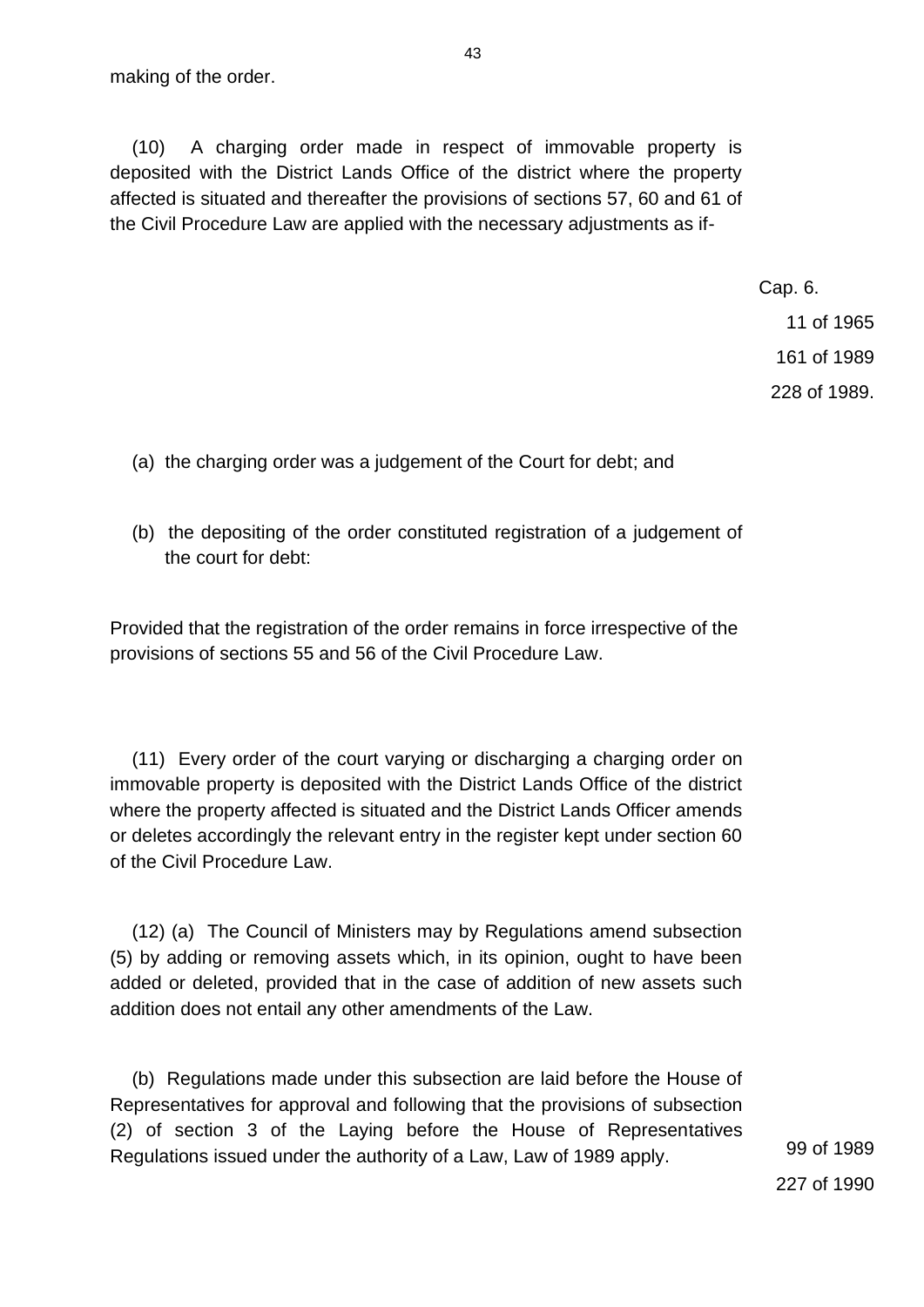making of the order.

(10) A charging order made in respect of immovable property is deposited with the District Lands Office of the district where the property affected is situated and thereafter the provisions of sections 57, 60 and 61 of the Civil Procedure Law are applied with the necessary adjustments as if-

Cap. 6.
11 of 1965
161 of 1989
228 of 1989.

(a) the charging order was a judgement of the Court for debt; and

(b) the depositing of the order constituted registration of a judgement of the court for debt:

Provided that the registration of the order remains in force irrespective of the provisions of sections 55 and 56 of the Civil Procedure Law.

(11) Every order of the court varying or discharging a charging order on immovable property is deposited with the District Lands Office of the district where the property affected is situated and the District Lands Officer amends or deletes accordingly the relevant entry in the register kept under section 60 of the Civil Procedure Law.

(12) (a) The Council of Ministers may by Regulations amend subsection (5) by adding or removing assets which, in its opinion, ought to have been added or deleted, provided that in the case of addition of new assets such addition does not entail any other amendments of the Law.

(b) Regulations made under this subsection are laid before the House of Representatives for approval and following that the provisions of subsection (2) of section 3 of the Laying before the House of Representatives Regulations issued under the authority of a Law, Law of 1989 apply.

99 of 1989
227 of 1990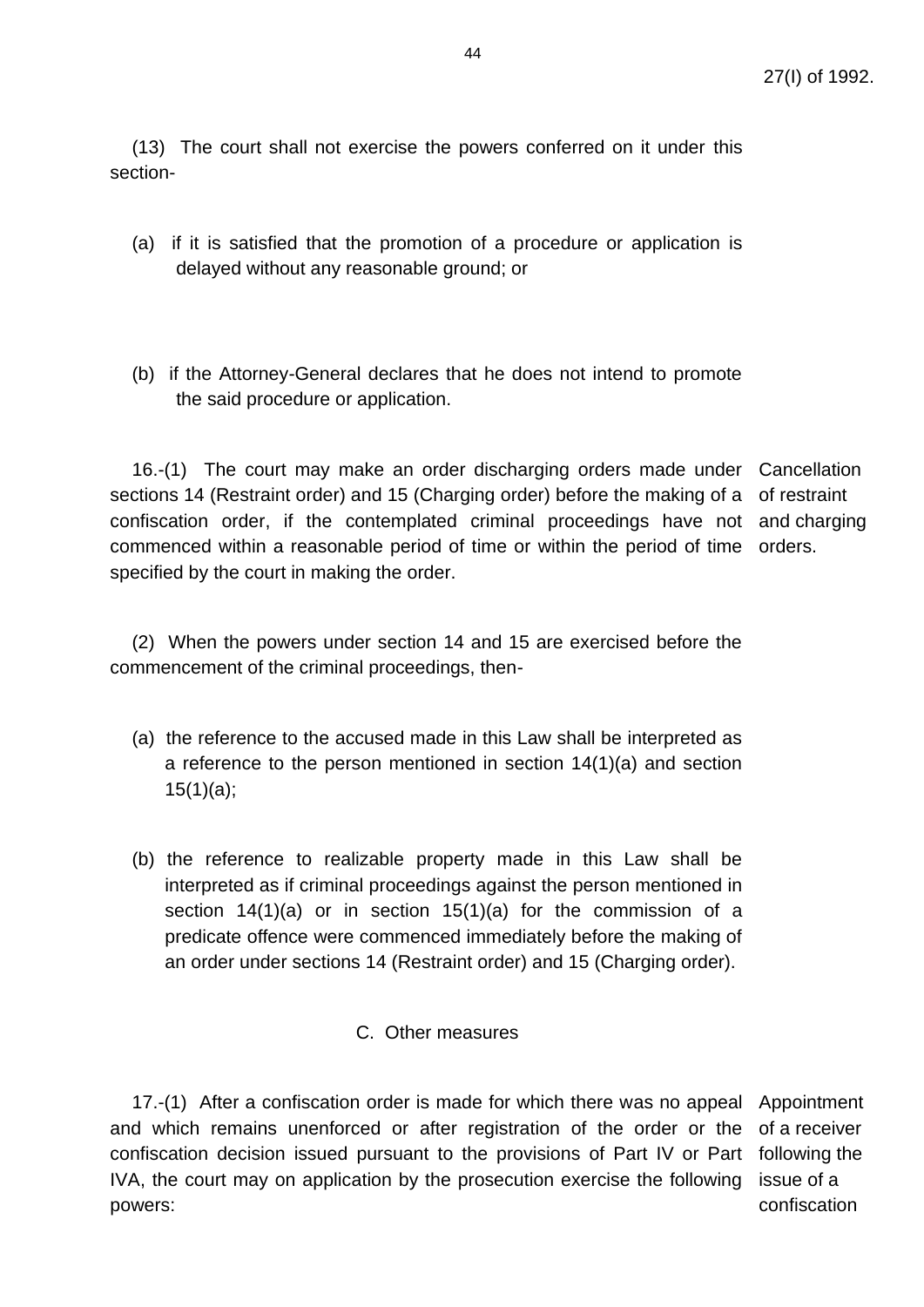(13) The court shall not exercise the powers conferred on it under this section-

(a) if it is satisfied that the promotion of a procedure or application is delayed without any reasonable ground; or

(b) if the Attorney-General declares that he does not intend to promote the said procedure or application.

Cancellation of restraint and charging orders.

16.-(1) The court may make an order discharging orders made under sections 14 (Restraint order) and 15 (Charging order) before the making of a confiscation order, if the contemplated criminal proceedings have not commenced within a reasonable period of time or within the period of time specified by the court in making the order.

(2) When the powers under section 14 and 15 are exercised before the commencement of the criminal proceedings, then-

(a) the reference to the accused made in this Law shall be interpreted as a reference to the person mentioned in section 14(1)(a) and section 15(1)(a);

(b) the reference to realizable property made in this Law shall be interpreted as if criminal proceedings against the person mentioned in section 14(1)(a) or in section 15(1)(a) for the commission of a predicate offence were commenced immediately before the making of an order under sections 14 (Restraint order) and 15 (Charging order).

## C. Other measures

Appointment of a receiver following the issue of a confiscation

17.-(1) After a confiscation order is made for which there was no appeal and which remains unenforced or after registration of the order or the confiscation decision issued pursuant to the provisions of Part IV or Part IVA, the court may on application by the prosecution exercise the following powers: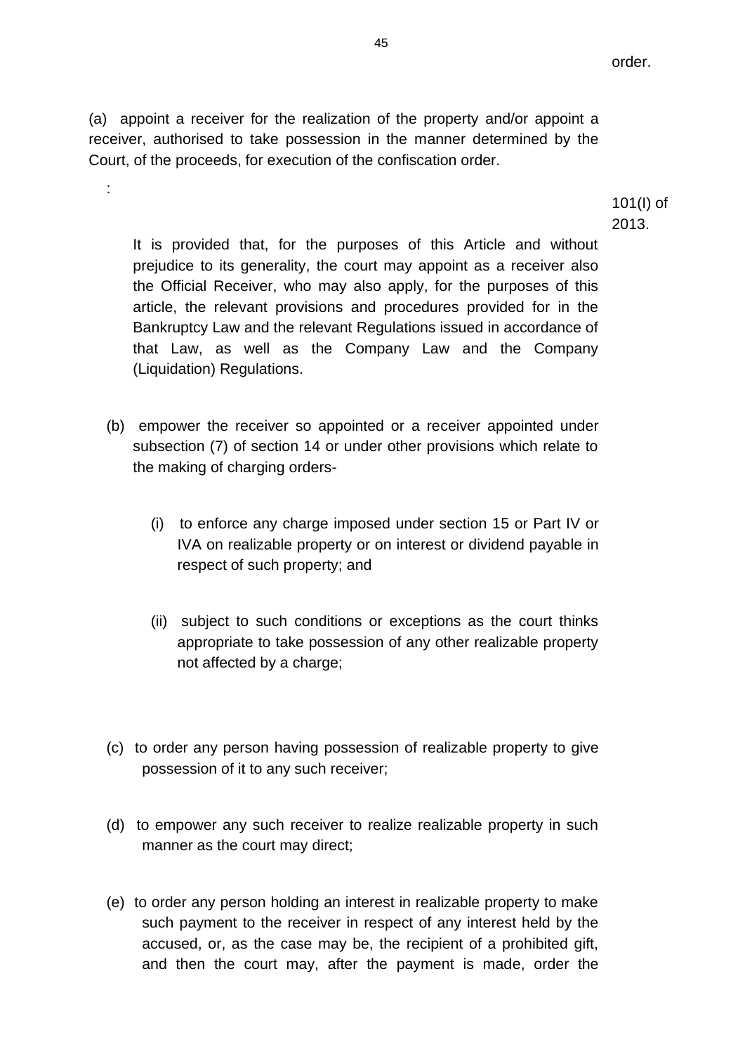order.

(a) appoint a receiver for the realization of the property and/or appoint a receiver, authorised to take possession in the manner determined by the Court, of the proceeds, for execution of the confiscation order.

:

101(I) of 2013.

It is provided that, for the purposes of this Article and without prejudice to its generality, the court may appoint as a receiver also the Official Receiver, who may also apply, for the purposes of this article, the relevant provisions and procedures provided for in the Bankruptcy Law and the relevant Regulations issued in accordance of that Law, as well as the Company Law and the Company (Liquidation) Regulations.

(b) empower the receiver so appointed or a receiver appointed under subsection (7) of section 14 or under other provisions which relate to the making of charging orders-

(i) to enforce any charge imposed under section 15 or Part IV or IVA on realizable property or on interest or dividend payable in respect of such property; and

(ii) subject to such conditions or exceptions as the court thinks appropriate to take possession of any other realizable property not affected by a charge;

(c) to order any person having possession of realizable property to give possession of it to any such receiver;

(d) to empower any such receiver to realize realizable property in such manner as the court may direct;

(e) to order any person holding an interest in realizable property to make such payment to the receiver in respect of any interest held by the accused, or, as the case may be, the recipient of a prohibited gift, and then the court may, after the payment is made, order the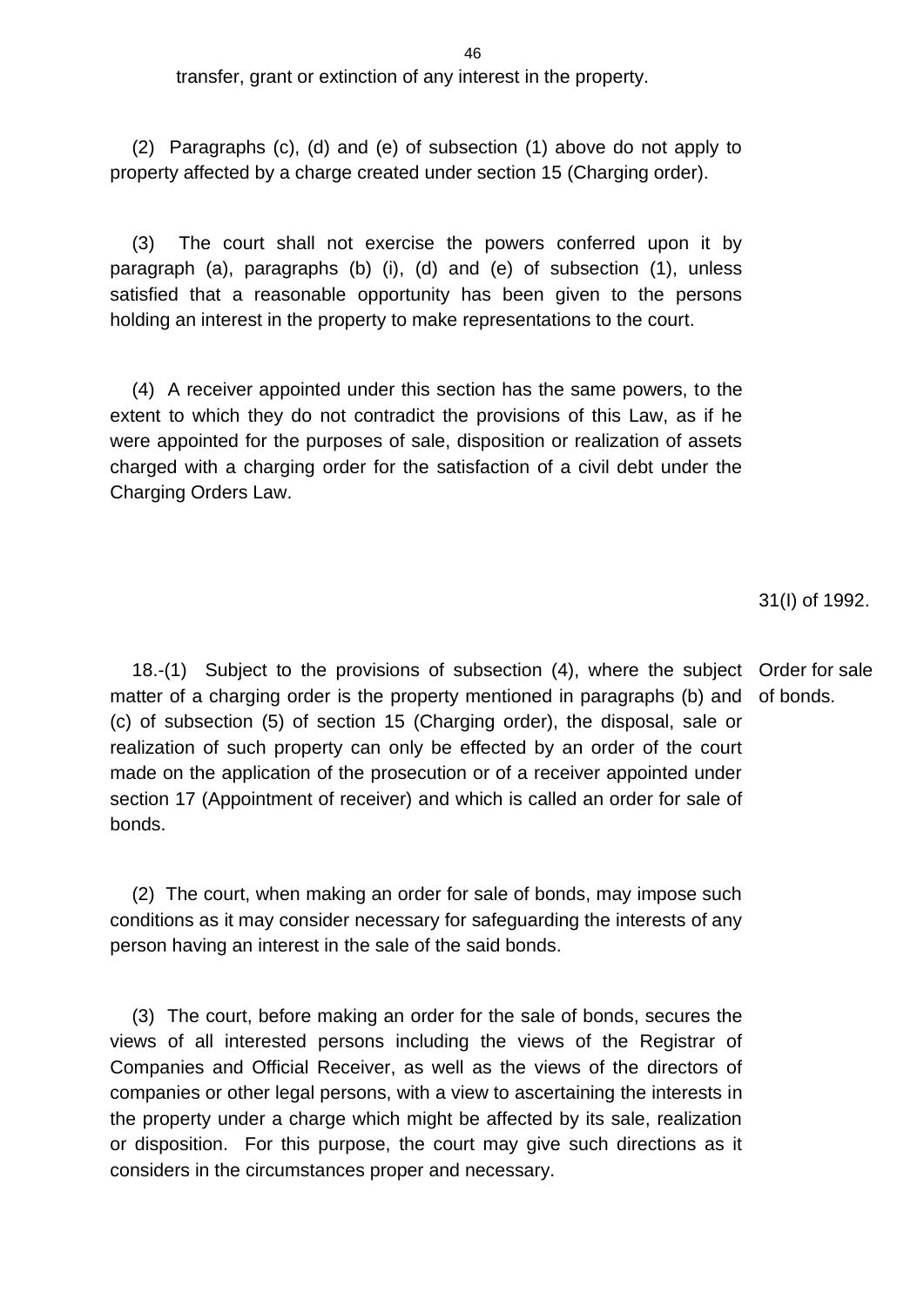transfer, grant or extinction of any interest in the property.

(2) Paragraphs (c), (d) and (e) of subsection (1) above do not apply to property affected by a charge created under section 15 (Charging order).

(3) The court shall not exercise the powers conferred upon it by paragraph (a), paragraphs (b) (i), (d) and (e) of subsection (1), unless satisfied that a reasonable opportunity has been given to the persons holding an interest in the property to make representations to the court.

(4) A receiver appointed under this section has the same powers, to the extent to which they do not contradict the provisions of this Law, as if he were appointed for the purposes of sale, disposition or realization of assets charged with a charging order for the satisfaction of a civil debt under the Charging Orders Law.

31(I) of 1992.

Order for sale of bonds.

18.-(1) Subject to the provisions of subsection (4), where the subject matter of a charging order is the property mentioned in paragraphs (b) and (c) of subsection (5) of section 15 (Charging order), the disposal, sale or realization of such property can only be effected by an order of the court made on the application of the prosecution or of a receiver appointed under section 17 (Appointment of receiver) and which is called an order for sale of bonds.

(2) The court, when making an order for sale of bonds, may impose such conditions as it may consider necessary for safeguarding the interests of any person having an interest in the sale of the said bonds.

(3) The court, before making an order for the sale of bonds, secures the views of all interested persons including the views of the Registrar of Companies and Official Receiver, as well as the views of the directors of companies or other legal persons, with a view to ascertaining the interests in the property under a charge which might be affected by its sale, realization or disposition. For this purpose, the court may give such directions as it considers in the circumstances proper and necessary.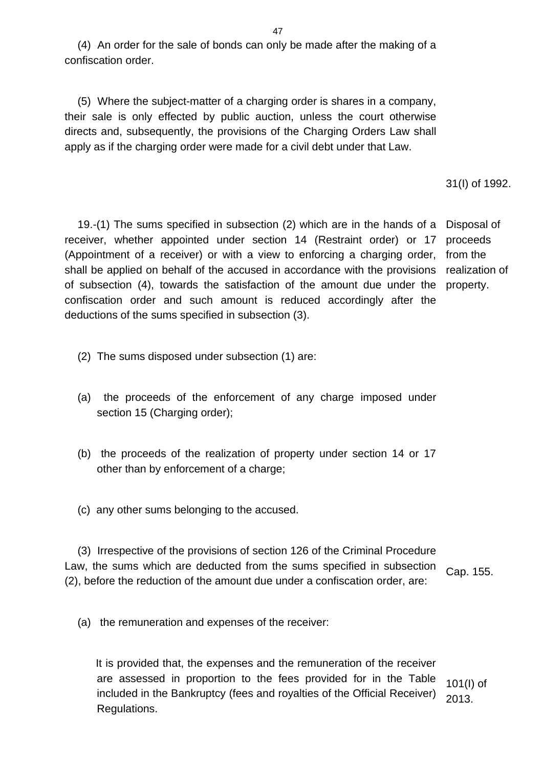(4) An order for the sale of bonds can only be made after the making of a confiscation order.

(5) Where the subject-matter of a charging order is shares in a company, their sale is only effected by public auction, unless the court otherwise directs and, subsequently, the provisions of the Charging Orders Law shall apply as if the charging order were made for a civil debt under that Law.

31(I) of 1992.

Disposal of proceeds from the realization of property.

19.-(1) The sums specified in subsection (2) which are in the hands of a receiver, whether appointed under section 14 (Restraint order) or 17 (Appointment of a receiver) or with a view to enforcing a charging order, shall be applied on behalf of the accused in accordance with the provisions of subsection (4), towards the satisfaction of the amount due under the confiscation order and such amount is reduced accordingly after the deductions of the sums specified in subsection (3).

(2) The sums disposed under subsection (1) are:

(a) the proceeds of the enforcement of any charge imposed under section 15 (Charging order);

(b) the proceeds of the realization of property under section 14 or 17 other than by enforcement of a charge;

(c) any other sums belonging to the accused.

Cap. 155.

(3) Irrespective of the provisions of section 126 of the Criminal Procedure Law, the sums which are deducted from the sums specified in subsection (2), before the reduction of the amount due under a confiscation order, are:

(a) the remuneration and expenses of the receiver:

101(I) of 2013.

It is provided that, the expenses and the remuneration of the receiver are assessed in proportion to the fees provided for in the Table included in the Bankruptcy (fees and royalties of the Official Receiver) Regulations.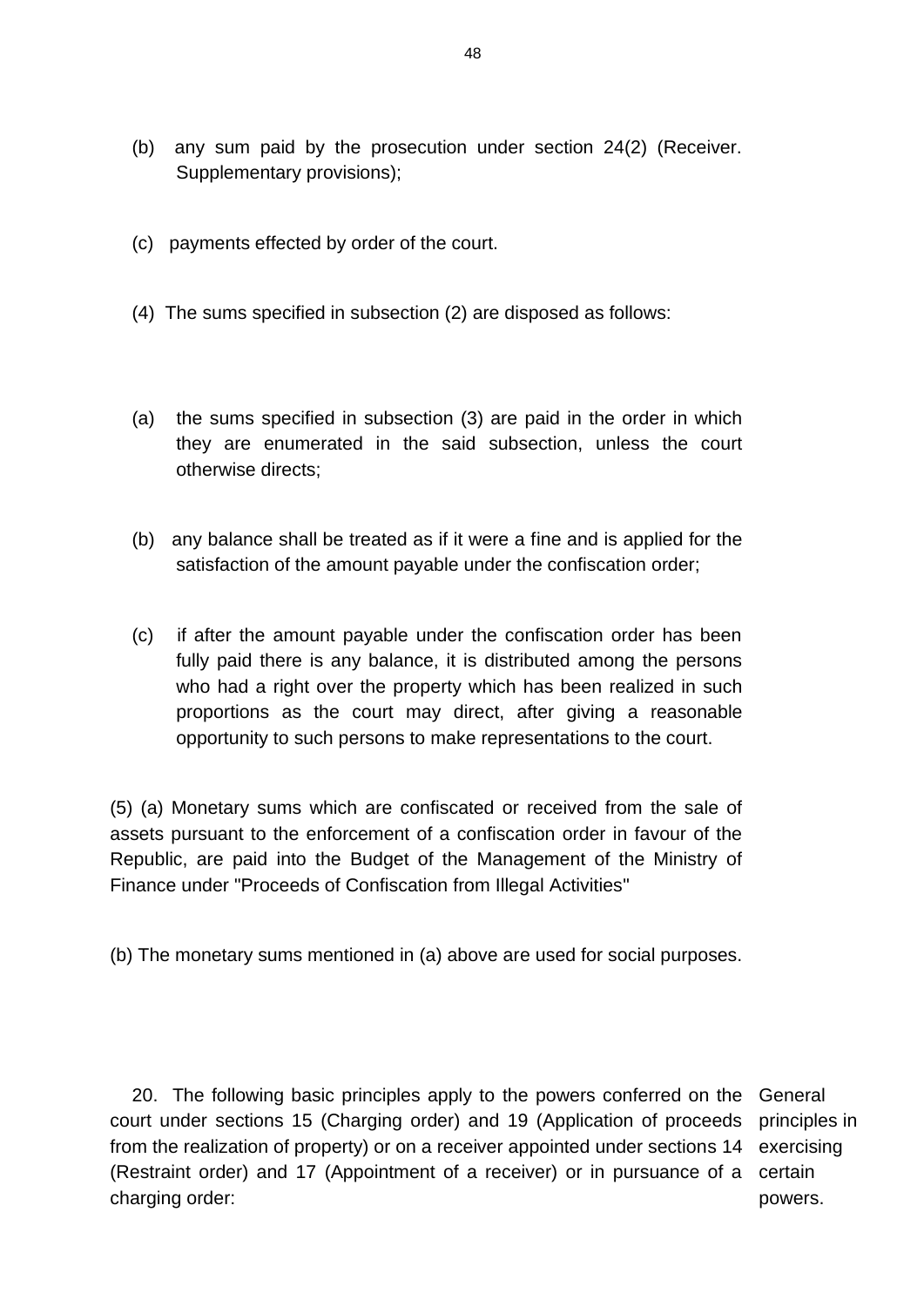(b) any sum paid by the prosecution under section 24(2) (Receiver. Supplementary provisions);

(c) payments effected by order of the court.

(4) The sums specified in subsection (2) are disposed as follows:

(a) the sums specified in subsection (3) are paid in the order in which they are enumerated in the said subsection, unless the court otherwise directs;

(b) any balance shall be treated as if it were a fine and is applied for the satisfaction of the amount payable under the confiscation order;

(c) if after the amount payable under the confiscation order has been fully paid there is any balance, it is distributed among the persons who had a right over the property which has been realized in such proportions as the court may direct, after giving a reasonable opportunity to such persons to make representations to the court.

(5) (a) Monetary sums which are confiscated or received from the sale of assets pursuant to the enforcement of a confiscation order in favour of the Republic, are paid into the Budget of the Management of the Ministry of Finance under "Proceeds of Confiscation from Illegal Activities"

(b) The monetary sums mentioned in (a) above are used for social purposes.

General principles in exercising certain powers.

20. The following basic principles apply to the powers conferred on the court under sections 15 (Charging order) and 19 (Application of proceeds from the realization of property) or on a receiver appointed under sections 14 (Restraint order) and 17 (Appointment of a receiver) or in pursuance of a charging order: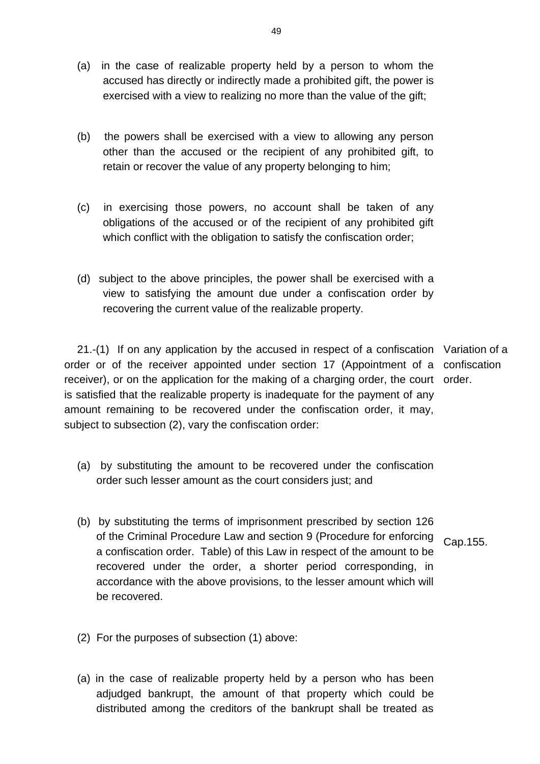(a) in the case of realizable property held by a person to whom the accused has directly or indirectly made a prohibited gift, the power is exercised with a view to realizing no more than the value of the gift;

(b) the powers shall be exercised with a view to allowing any person other than the accused or the recipient of any prohibited gift, to retain or recover the value of any property belonging to him;

(c) in exercising those powers, no account shall be taken of any obligations of the accused or of the recipient of any prohibited gift which conflict with the obligation to satisfy the confiscation order;

(d) subject to the above principles, the power shall be exercised with a view to satisfying the amount due under a confiscation order by recovering the current value of the realizable property.

Variation of a confiscation order.

21.-(1) If on any application by the accused in respect of a confiscation order or of the receiver appointed under section 17 (Appointment of a receiver), or on the application for the making of a charging order, the court is satisfied that the realizable property is inadequate for the payment of any amount remaining to be recovered under the confiscation order, it may, subject to subsection (2), vary the confiscation order:

(a) by substituting the amount to be recovered under the confiscation order such lesser amount as the court considers just; and

(b) by substituting the terms of imprisonment prescribed by section 126 of the Criminal Procedure Law and section 9 (Procedure for enforcing a confiscation order. Table) of this Law in respect of the amount to be recovered under the order, a shorter period corresponding, in accordance with the above provisions, to the lesser amount which will be recovered.

Cap.155.

(2) For the purposes of subsection (1) above:

(a) in the case of realizable property held by a person who has been adjudged bankrupt, the amount of that property which could be distributed among the creditors of the bankrupt shall be treated as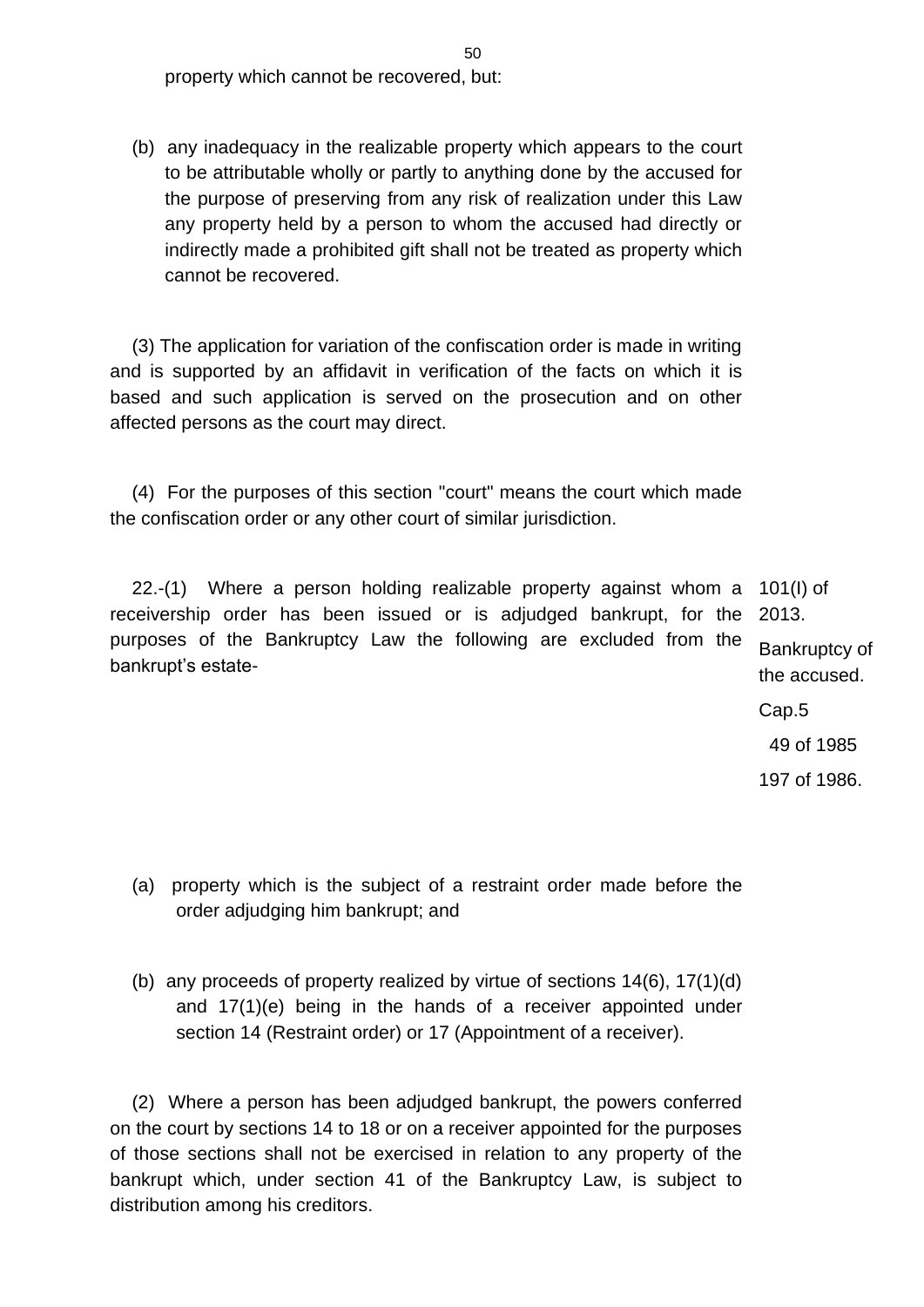property which cannot be recovered, but:

(b) any inadequacy in the realizable property which appears to the court to be attributable wholly or partly to anything done by the accused for the purpose of preserving from any risk of realization under this Law any property held by a person to whom the accused had directly or indirectly made a prohibited gift shall not be treated as property which cannot be recovered.

(3) The application for variation of the confiscation order is made in writing and is supported by an affidavit in verification of the facts on which it is based and such application is served on the prosecution and on other affected persons as the court may direct.

(4) For the purposes of this section "court" means the court which made the confiscation order or any other court of similar jurisdiction.

101(I) of 2013.

Bankruptcy of the accused.

Cap.5
49 of 1985
197 of 1986.

22.-(1) Where a person holding realizable property against whom a receivership order has been issued or is adjudged bankrupt, for the purposes of the Bankruptcy Law the following are excluded from the bankrupt's estate-

(a) property which is the subject of a restraint order made before the order adjudging him bankrupt; and

(b) any proceeds of property realized by virtue of sections 14(6), 17(1)(d) and 17(1)(e) being in the hands of a receiver appointed under section 14 (Restraint order) or 17 (Appointment of a receiver).

(2) Where a person has been adjudged bankrupt, the powers conferred on the court by sections 14 to 18 or on a receiver appointed for the purposes of those sections shall not be exercised in relation to any property of the bankrupt which, under section 41 of the Bankruptcy Law, is subject to distribution among his creditors.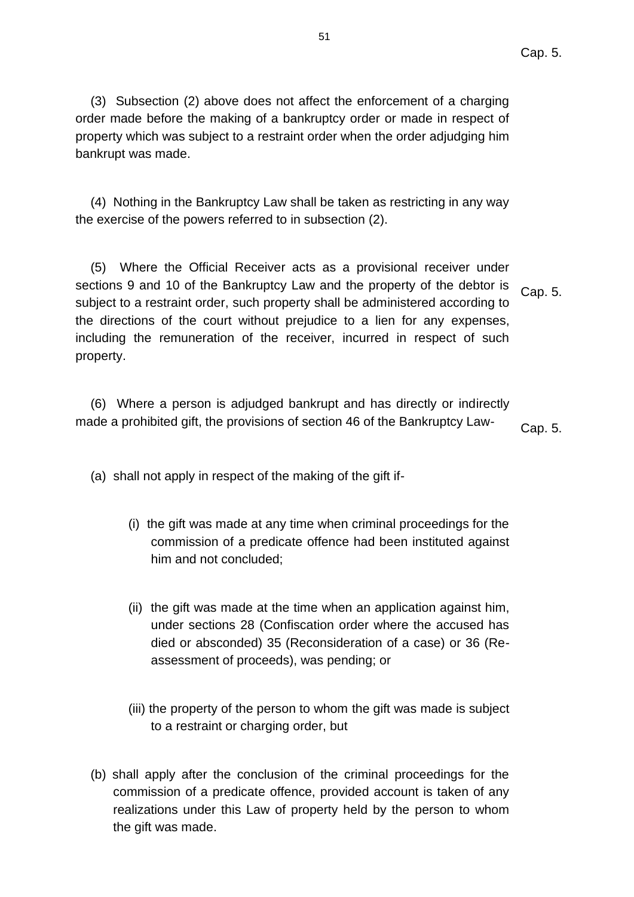(3) Subsection (2) above does not affect the enforcement of a charging order made before the making of a bankruptcy order or made in respect of property which was subject to a restraint order when the order adjudging him bankrupt was made.

(4) Nothing in the Bankruptcy Law shall be taken as restricting in any way the exercise of the powers referred to in subsection (2).

(5) Where the Official Receiver acts as a provisional receiver under sections 9 and 10 of the Bankruptcy Law and the property of the debtor is subject to a restraint order, such property shall be administered according to the directions of the court without prejudice to a lien for any expenses, including the remuneration of the receiver, incurred in respect of such property.

Cap. 5.

(6) Where a person is adjudged bankrupt and has directly or indirectly made a prohibited gift, the provisions of section 46 of the Bankruptcy Law-

Cap. 5.

(a) shall not apply in respect of the making of the gift if-

(i) the gift was made at any time when criminal proceedings for the commission of a predicate offence had been instituted against him and not concluded;

(ii) the gift was made at the time when an application against him, under sections 28 (Confiscation order where the accused has died or absconded) 35 (Reconsideration of a case) or 36 (Re-assessment of proceeds), was pending; or

(iii) the property of the person to whom the gift was made is subject to a restraint or charging order, but

(b) shall apply after the conclusion of the criminal proceedings for the commission of a predicate offence, provided account is taken of any realizations under this Law of property held by the person to whom the gift was made.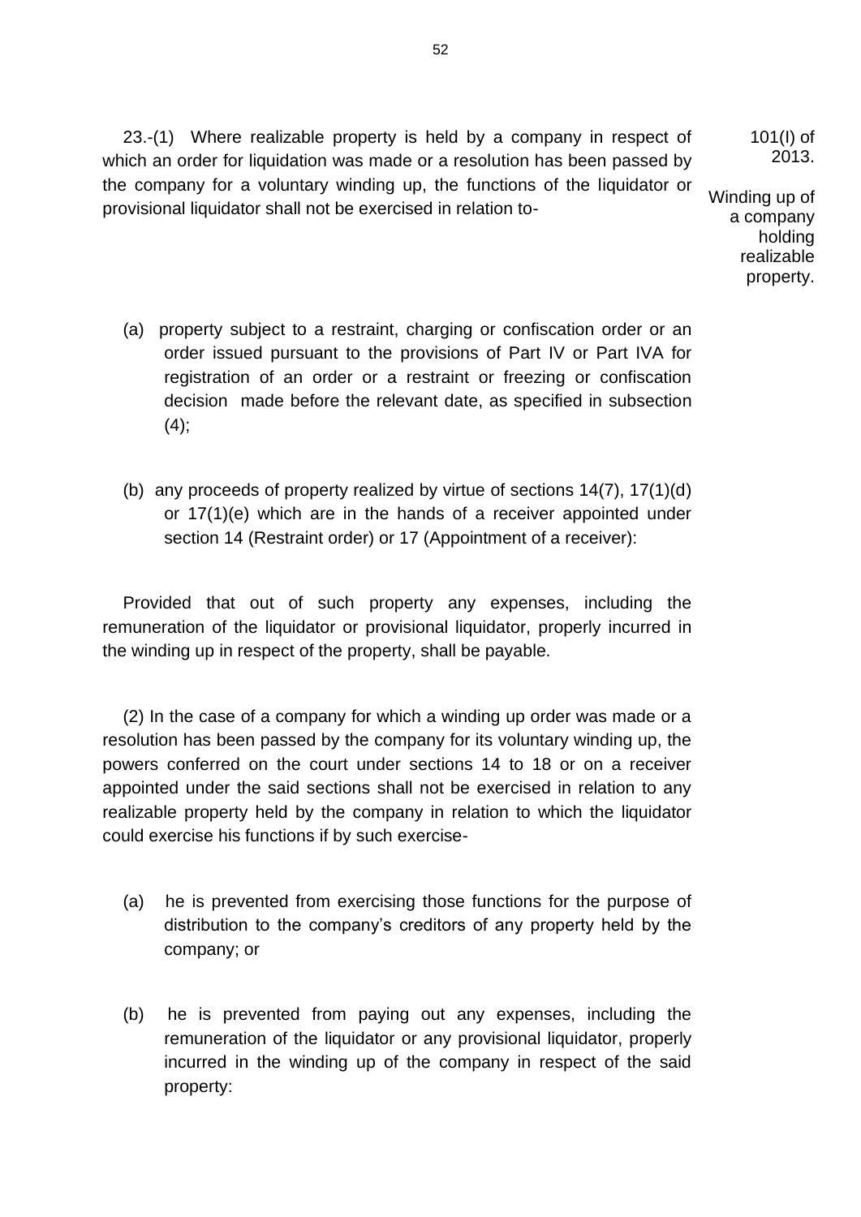23.-(1) Where realizable property is held by a company in respect of which an order for liquidation was made or a resolution has been passed by the company for a voluntary winding up, the functions of the liquidator or provisional liquidator shall not be exercised in relation to-

101(I) of 2013.

Winding up of a company holding realizable property.

(a) property subject to a restraint, charging or confiscation order or an order issued pursuant to the provisions of Part IV or Part IVA for registration of an order or a restraint or freezing or confiscation decision made before the relevant date, as specified in subsection (4);

(b) any proceeds of property realized by virtue of sections 14(7), 17(1)(d) or 17(1)(e) which are in the hands of a receiver appointed under section 14 (Restraint order) or 17 (Appointment of a receiver):

Provided that out of such property any expenses, including the remuneration of the liquidator or provisional liquidator, properly incurred in the winding up in respect of the property, shall be payable.

(2) In the case of a company for which a winding up order was made or a resolution has been passed by the company for its voluntary winding up, the powers conferred on the court under sections 14 to 18 or on a receiver appointed under the said sections shall not be exercised in relation to any realizable property held by the company in relation to which the liquidator could exercise his functions if by such exercise-

(a) he is prevented from exercising those functions for the purpose of distribution to the company's creditors of any property held by the company; or

(b) he is prevented from paying out any expenses, including the remuneration of the liquidator or any provisional liquidator, properly incurred in the winding up of the company in respect of the said property: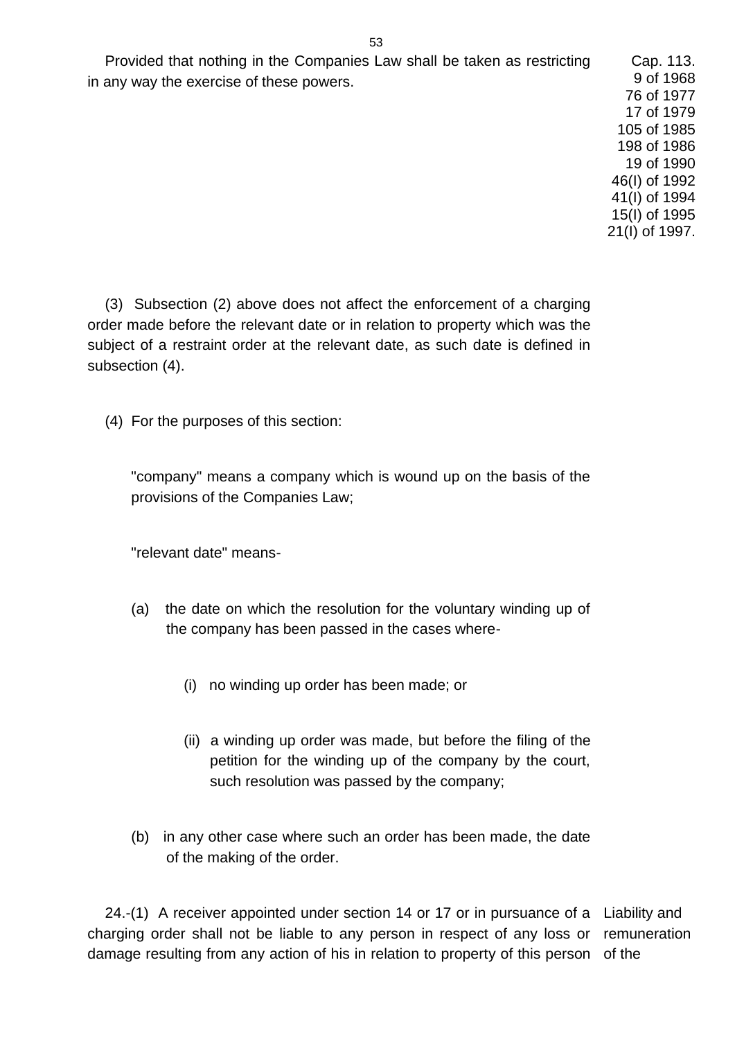Provided that nothing in the Companies Law shall be taken as restricting in any way the exercise of these powers.

Cap. 113.
9 of 1968
76 of 1977
17 of 1979
105 of 1985
198 of 1986
19 of 1990
46(I) of 1992
41(I) of 1994
15(I) of 1995
21(I) of 1997.

(3) Subsection (2) above does not affect the enforcement of a charging order made before the relevant date or in relation to property which was the subject of a restraint order at the relevant date, as such date is defined in subsection (4).

(4) For the purposes of this section:

"company" means a company which is wound up on the basis of the provisions of the Companies Law;

"relevant date" means-

(a) the date on which the resolution for the voluntary winding up of the company has been passed in the cases where-

(i) no winding up order has been made; or

(ii) a winding up order was made, but before the filing of the petition for the winding up of the company by the court, such resolution was passed by the company;

(b) in any other case where such an order has been made, the date of the making of the order.

Liability and remuneration of the

24.-(1) A receiver appointed under section 14 or 17 or in pursuance of a charging order shall not be liable to any person in respect of any loss or damage resulting from any action of his in relation to property of this person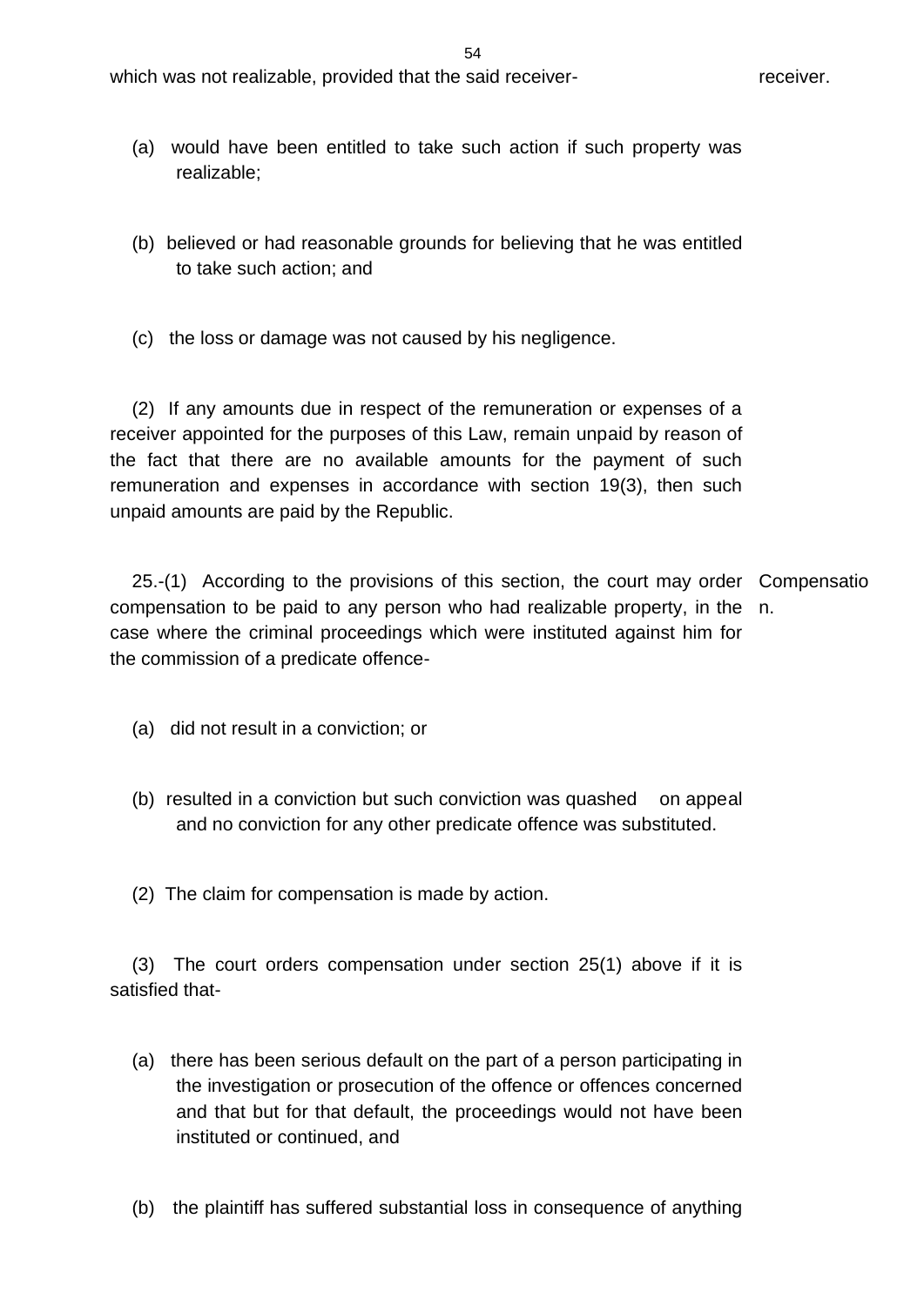which was not realizable, provided that the said receiver- receiver.

(a) would have been entitled to take such action if such property was realizable;

(b) believed or had reasonable grounds for believing that he was entitled to take such action; and

(c) the loss or damage was not caused by his negligence.

(2) If any amounts due in respect of the remuneration or expenses of a receiver appointed for the purposes of this Law, remain unpaid by reason of the fact that there are no available amounts for the payment of such remuneration and expenses in accordance with section 19(3), then such unpaid amounts are paid by the Republic.

25.-(1) According to the provisions of this section, the court may order compensation to be paid to any person who had realizable property, in the case where the criminal proceedings which were instituted against him for the commission of a predicate offence- Compensation.

(a) did not result in a conviction; or

(b) resulted in a conviction but such conviction was quashed on appeal and no conviction for any other predicate offence was substituted.

(2) The claim for compensation is made by action.

(3) The court orders compensation under section 25(1) above if it is satisfied that-

(a) there has been serious default on the part of a person participating in the investigation or prosecution of the offence or offences concerned and that but for that default, the proceedings would not have been instituted or continued, and

(b) the plaintiff has suffered substantial loss in consequence of anything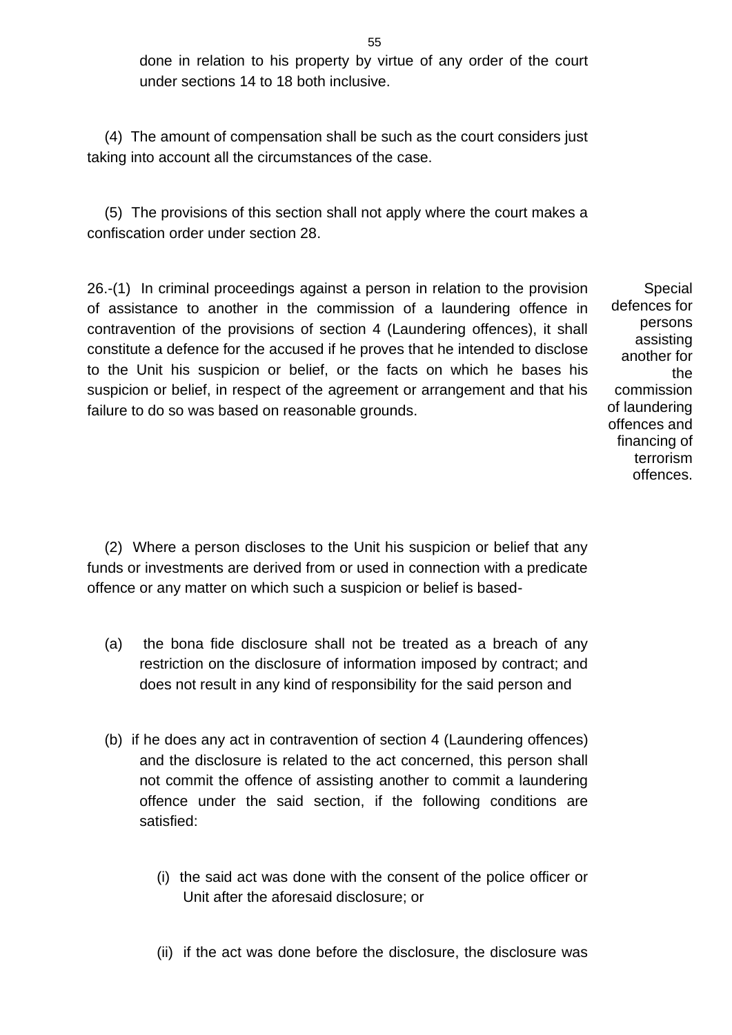done in relation to his property by virtue of any order of the court under sections 14 to 18 both inclusive.

(4) The amount of compensation shall be such as the court considers just taking into account all the circumstances of the case.

(5) The provisions of this section shall not apply where the court makes a confiscation order under section 28.

Special defences for persons assisting another for the commission of laundering offences and financing of terrorism offences.

26.-(1) In criminal proceedings against a person in relation to the provision of assistance to another in the commission of a laundering offence in contravention of the provisions of section 4 (Laundering offences), it shall constitute a defence for the accused if he proves that he intended to disclose to the Unit his suspicion or belief, or the facts on which he bases his suspicion or belief, in respect of the agreement or arrangement and that his failure to do so was based on reasonable grounds.

(2) Where a person discloses to the Unit his suspicion or belief that any funds or investments are derived from or used in connection with a predicate offence or any matter on which such a suspicion or belief is based-

(a) the bona fide disclosure shall not be treated as a breach of any restriction on the disclosure of information imposed by contract; and does not result in any kind of responsibility for the said person and

(b) if he does any act in contravention of section 4 (Laundering offences) and the disclosure is related to the act concerned, this person shall not commit the offence of assisting another to commit a laundering offence under the said section, if the following conditions are satisfied:

(i) the said act was done with the consent of the police officer or Unit after the aforesaid disclosure; or

(ii) if the act was done before the disclosure, the disclosure was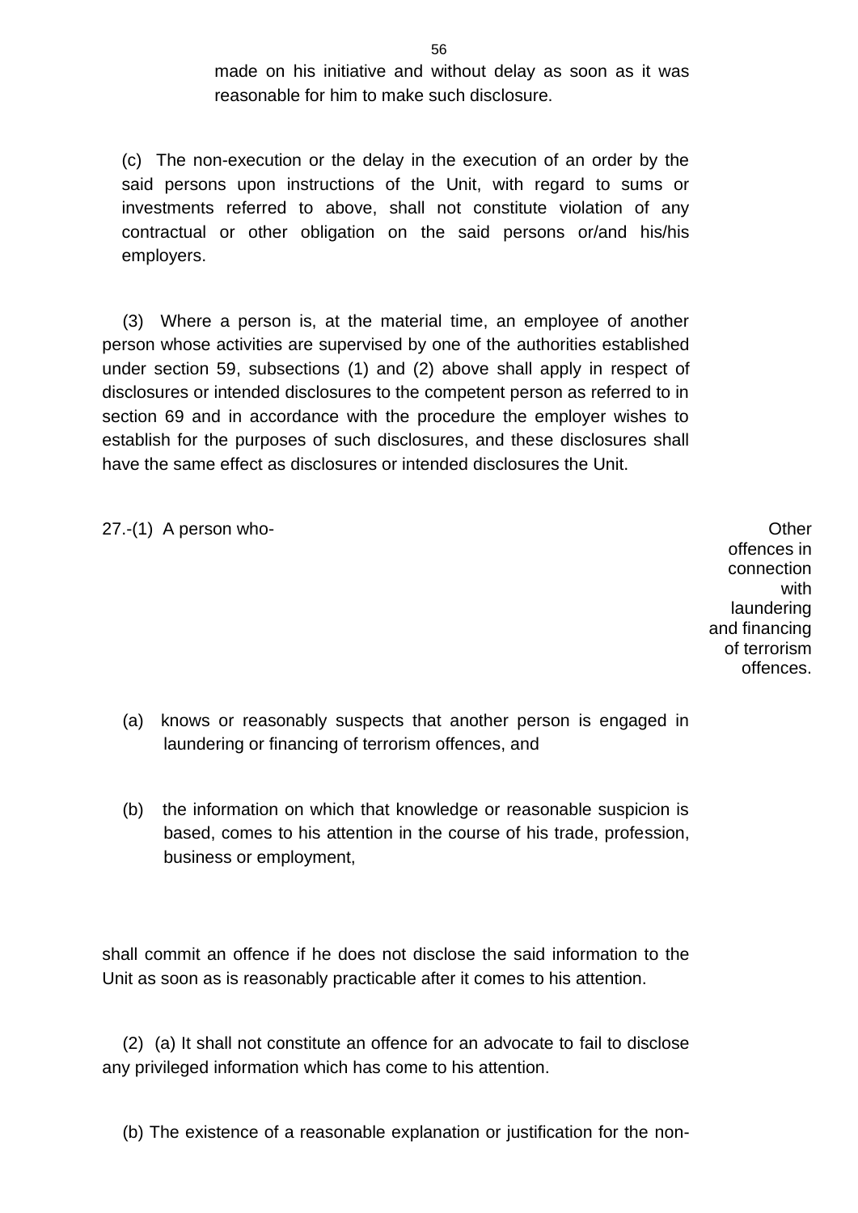made on his initiative and without delay as soon as it was reasonable for him to make such disclosure.

(c) The non-execution or the delay in the execution of an order by the said persons upon instructions of the Unit, with regard to sums or investments referred to above, shall not constitute violation of any contractual or other obligation on the said persons or/and his/his employers.

(3) Where a person is, at the material time, an employee of another person whose activities are supervised by one of the authorities established under section 59, subsections (1) and (2) above shall apply in respect of disclosures or intended disclosures to the competent person as referred to in section 69 and in accordance with the procedure the employer wishes to establish for the purposes of such disclosures, and these disclosures shall have the same effect as disclosures or intended disclosures the Unit.

Other offences in connection with laundering and financing of terrorism offences.

27.-(1) A person who-

(a) knows or reasonably suspects that another person is engaged in laundering or financing of terrorism offences, and

(b) the information on which that knowledge or reasonable suspicion is based, comes to his attention in the course of his trade, profession, business or employment,

shall commit an offence if he does not disclose the said information to the Unit as soon as is reasonably practicable after it comes to his attention.

(2) (a) It shall not constitute an offence for an advocate to fail to disclose any privileged information which has come to his attention.

(b) The existence of a reasonable explanation or justification for the non-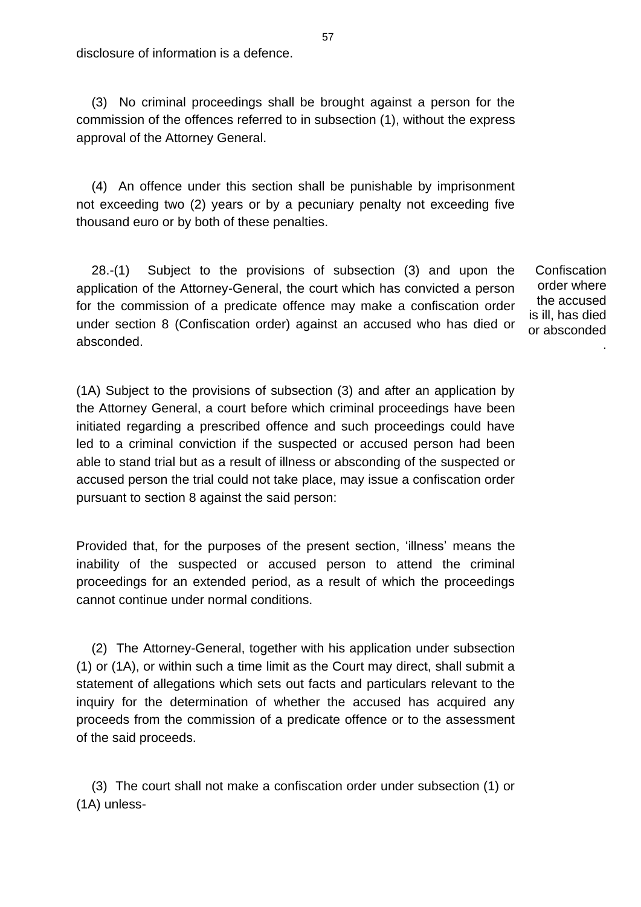disclosure of information is a defence.

(3) No criminal proceedings shall be brought against a person for the commission of the offences referred to in subsection (1), without the express approval of the Attorney General.

(4) An offence under this section shall be punishable by imprisonment not exceeding two (2) years or by a pecuniary penalty not exceeding five thousand euro or by both of these penalties.

Confiscation order where the accused is ill, has died or absconded.

28.-(1) Subject to the provisions of subsection (3) and upon the application of the Attorney-General, the court which has convicted a person for the commission of a predicate offence may make a confiscation order under section 8 (Confiscation order) against an accused who has died or absconded.

(1A) Subject to the provisions of subsection (3) and after an application by the Attorney General, a court before which criminal proceedings have been initiated regarding a prescribed offence and such proceedings could have led to a criminal conviction if the suspected or accused person had been able to stand trial but as a result of illness or absconding of the suspected or accused person the trial could not take place, may issue a confiscation order pursuant to section 8 against the said person:

Provided that, for the purposes of the present section, 'illness' means the inability of the suspected or accused person to attend the criminal proceedings for an extended period, as a result of which the proceedings cannot continue under normal conditions.

(2) The Attorney-General, together with his application under subsection (1) or (1A), or within such a time limit as the Court may direct, shall submit a statement of allegations which sets out facts and particulars relevant to the inquiry for the determination of whether the accused has acquired any proceeds from the commission of a predicate offence or to the assessment of the said proceeds.

(3) The court shall not make a confiscation order under subsection (1) or (1A) unless-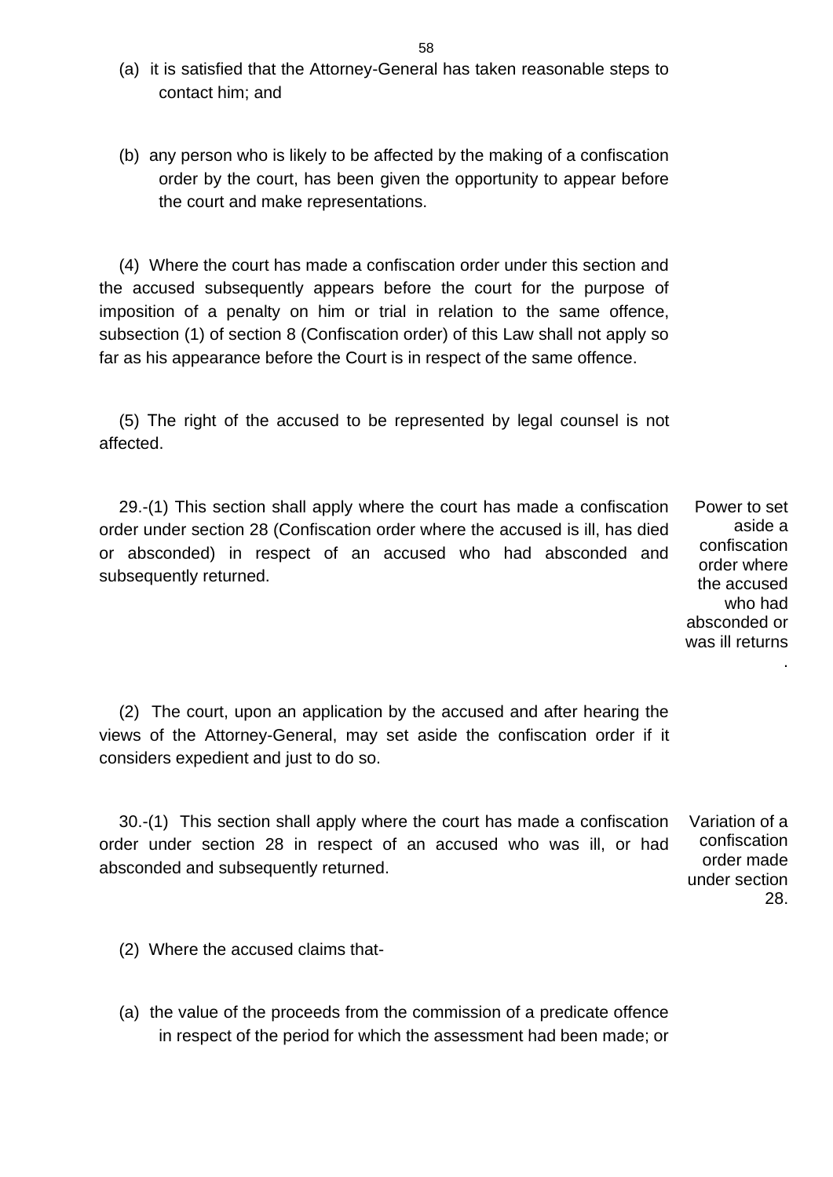(a) it is satisfied that the Attorney-General has taken reasonable steps to contact him; and

(b) any person who is likely to be affected by the making of a confiscation order by the court, has been given the opportunity to appear before the court and make representations.

(4) Where the court has made a confiscation order under this section and the accused subsequently appears before the court for the purpose of imposition of a penalty on him or trial in relation to the same offence, subsection (1) of section 8 (Confiscation order) of this Law shall not apply so far as his appearance before the Court is in respect of the same offence.

(5) The right of the accused to be represented by legal counsel is not affected.

Power to set aside a confiscation order where the accused who had absconded or was ill returns.

29.-(1) This section shall apply where the court has made a confiscation order under section 28 (Confiscation order where the accused is ill, has died or absconded) in respect of an accused who had absconded and subsequently returned.

(2) The court, upon an application by the accused and after hearing the views of the Attorney-General, may set aside the confiscation order if it considers expedient and just to do so.

Variation of a confiscation order made under section 28.

30.-(1) This section shall apply where the court has made a confiscation order under section 28 in respect of an accused who was ill, or had absconded and subsequently returned.

(2) Where the accused claims that-

(a) the value of the proceeds from the commission of a predicate offence in respect of the period for which the assessment had been made; or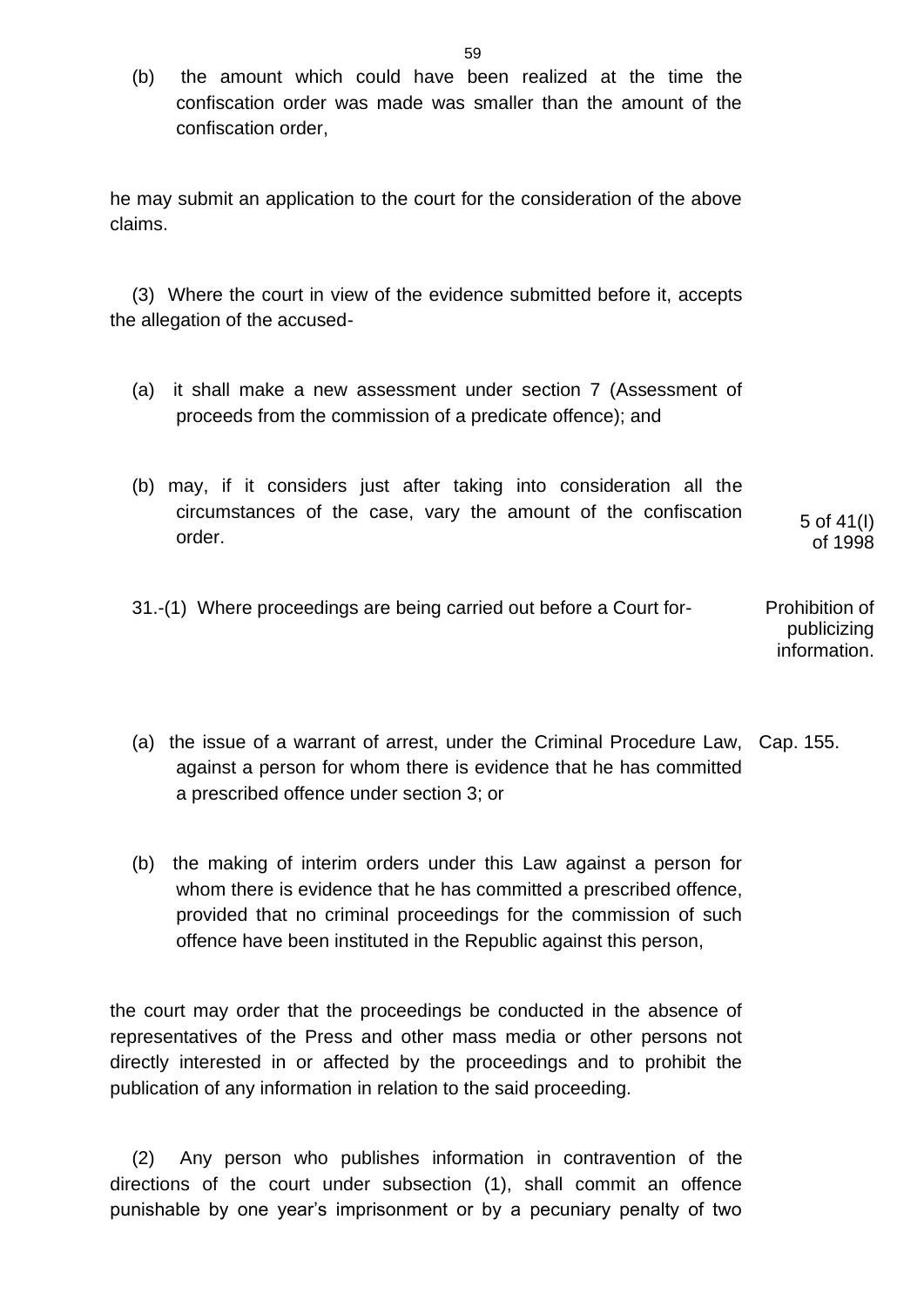(b) the amount which could have been realized at the time the confiscation order was made was smaller than the amount of the confiscation order,

he may submit an application to the court for the consideration of the above claims.

(3) Where the court in view of the evidence submitted before it, accepts the allegation of the accused-

(a) it shall make a new assessment under section 7 (Assessment of proceeds from the commission of a predicate offence); and

(b) may, if it considers just after taking into consideration all the circumstances of the case, vary the amount of the confiscation order.

5 of 41(I) of 1998

Prohibition of publicizing information.

31.-(1) Where proceedings are being carried out before a Court for-

Cap. 155.

(a) the issue of a warrant of arrest, under the Criminal Procedure Law, against a person for whom there is evidence that he has committed a prescribed offence under section 3; or

(b) the making of interim orders under this Law against a person for whom there is evidence that he has committed a prescribed offence, provided that no criminal proceedings for the commission of such offence have been instituted in the Republic against this person,

the court may order that the proceedings be conducted in the absence of representatives of the Press and other mass media or other persons not directly interested in or affected by the proceedings and to prohibit the publication of any information in relation to the said proceeding.

(2) Any person who publishes information in contravention of the directions of the court under subsection (1), shall commit an offence punishable by one year's imprisonment or by a pecuniary penalty of two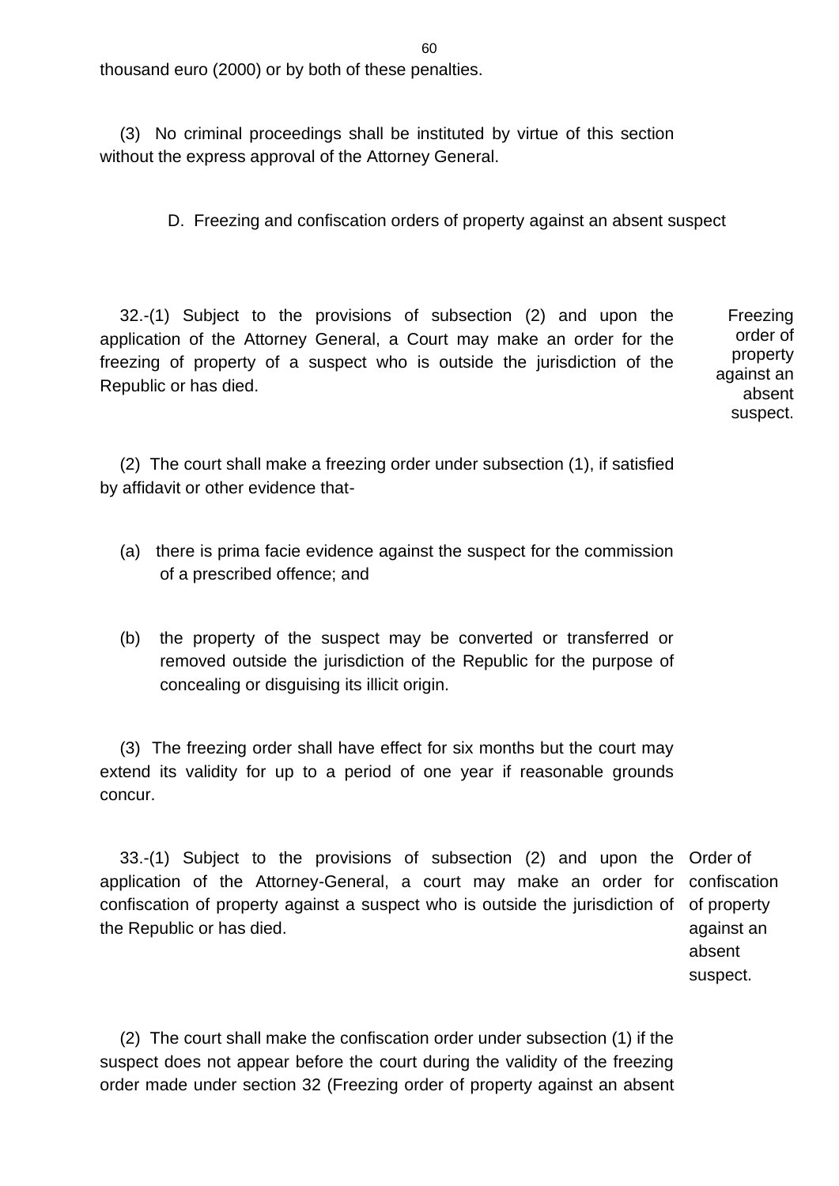thousand euro (2000) or by both of these penalties.

(3) No criminal proceedings shall be instituted by virtue of this section without the express approval of the Attorney General.

### D. Freezing and confiscation orders of property against an absent suspect

Freezing order of property against an absent suspect.

32.-(1) Subject to the provisions of subsection (2) and upon the application of the Attorney General, a Court may make an order for the freezing of property of a suspect who is outside the jurisdiction of the Republic or has died.

(2) The court shall make a freezing order under subsection (1), if satisfied by affidavit or other evidence that-

(a) there is prima facie evidence against the suspect for the commission of a prescribed offence; and

(b) the property of the suspect may be converted or transferred or removed outside the jurisdiction of the Republic for the purpose of concealing or disguising its illicit origin.

(3) The freezing order shall have effect for six months but the court may extend its validity for up to a period of one year if reasonable grounds concur.

Order of confiscation of property against an absent suspect.

33.-(1) Subject to the provisions of subsection (2) and upon the application of the Attorney-General, a court may make an order for confiscation of property against a suspect who is outside the jurisdiction of the Republic or has died.

(2) The court shall make the confiscation order under subsection (1) if the suspect does not appear before the court during the validity of the freezing order made under section 32 (Freezing order of property against an absent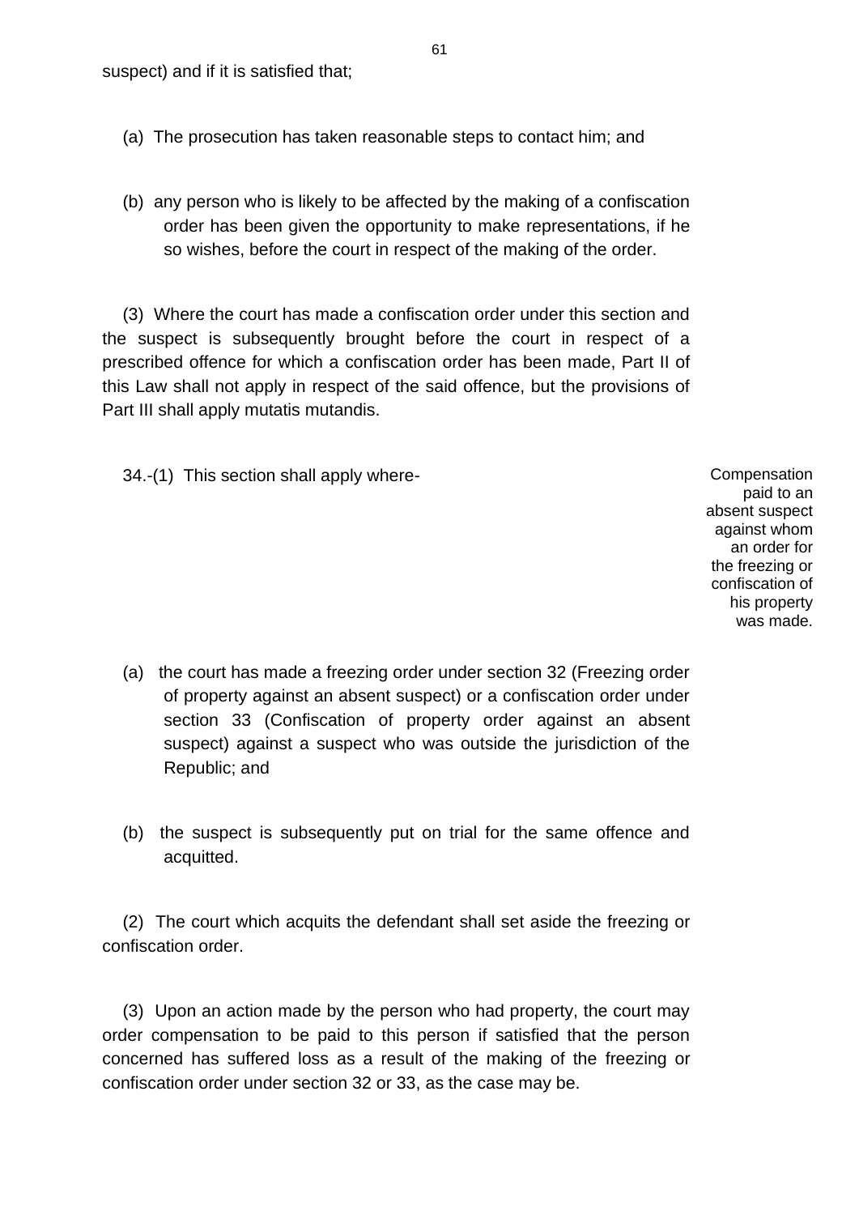suspect) and if it is satisfied that;

(a) The prosecution has taken reasonable steps to contact him; and

(b) any person who is likely to be affected by the making of a confiscation order has been given the opportunity to make representations, if he so wishes, before the court in respect of the making of the order.

(3) Where the court has made a confiscation order under this section and the suspect is subsequently brought before the court in respect of a prescribed offence for which a confiscation order has been made, Part II of this Law shall not apply in respect of the said offence, but the provisions of Part III shall apply mutatis mutandis.

Compensation paid to an absent suspect against whom an order for the freezing or confiscation of his property was made.

34.-(1) This section shall apply where-

(a) the court has made a freezing order under section 32 (Freezing order of property against an absent suspect) or a confiscation order under section 33 (Confiscation of property order against an absent suspect) against a suspect who was outside the jurisdiction of the Republic; and

(b) the suspect is subsequently put on trial for the same offence and acquitted.

(2) The court which acquits the defendant shall set aside the freezing or confiscation order.

(3) Upon an action made by the person who had property, the court may order compensation to be paid to this person if satisfied that the person concerned has suffered loss as a result of the making of the freezing or confiscation order under section 32 or 33, as the case may be.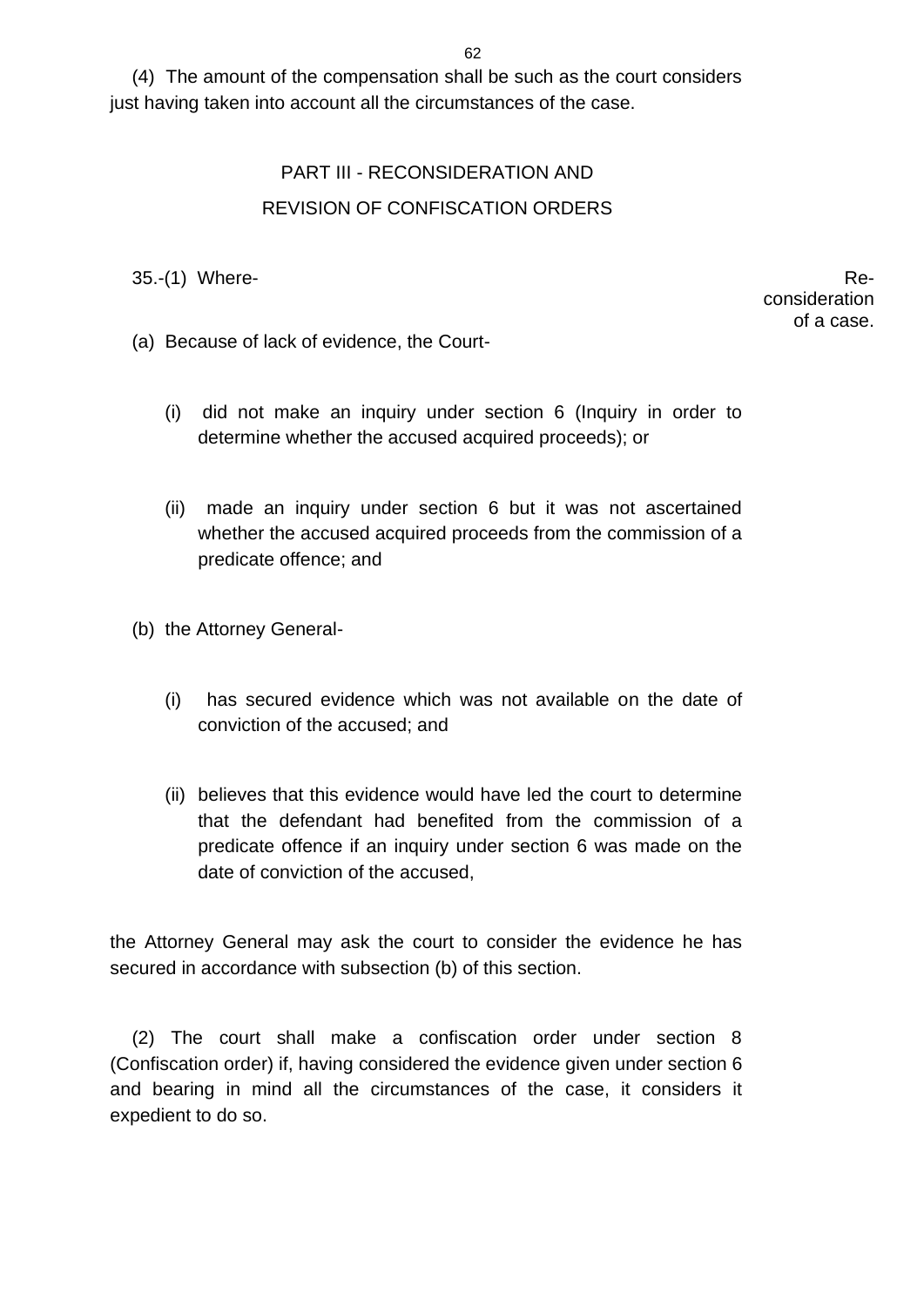(4) The amount of the compensation shall be such as the court considers just having taken into account all the circumstances of the case.

## PART III - RECONSIDERATION AND REVISION OF CONFISCATION ORDERS

Re-consideration of a case.

35.-(1) Where-

(a) Because of lack of evidence, the Court-

(i) did not make an inquiry under section 6 (Inquiry in order to determine whether the accused acquired proceeds); or

(ii) made an inquiry under section 6 but it was not ascertained whether the accused acquired proceeds from the commission of a predicate offence; and

(b) the Attorney General-

(i) has secured evidence which was not available on the date of conviction of the accused; and

(ii) believes that this evidence would have led the court to determine that the defendant had benefited from the commission of a predicate offence if an inquiry under section 6 was made on the date of conviction of the accused,

the Attorney General may ask the court to consider the evidence he has secured in accordance with subsection (b) of this section.

(2) The court shall make a confiscation order under section 8 (Confiscation order) if, having considered the evidence given under section 6 and bearing in mind all the circumstances of the case, it considers it expedient to do so.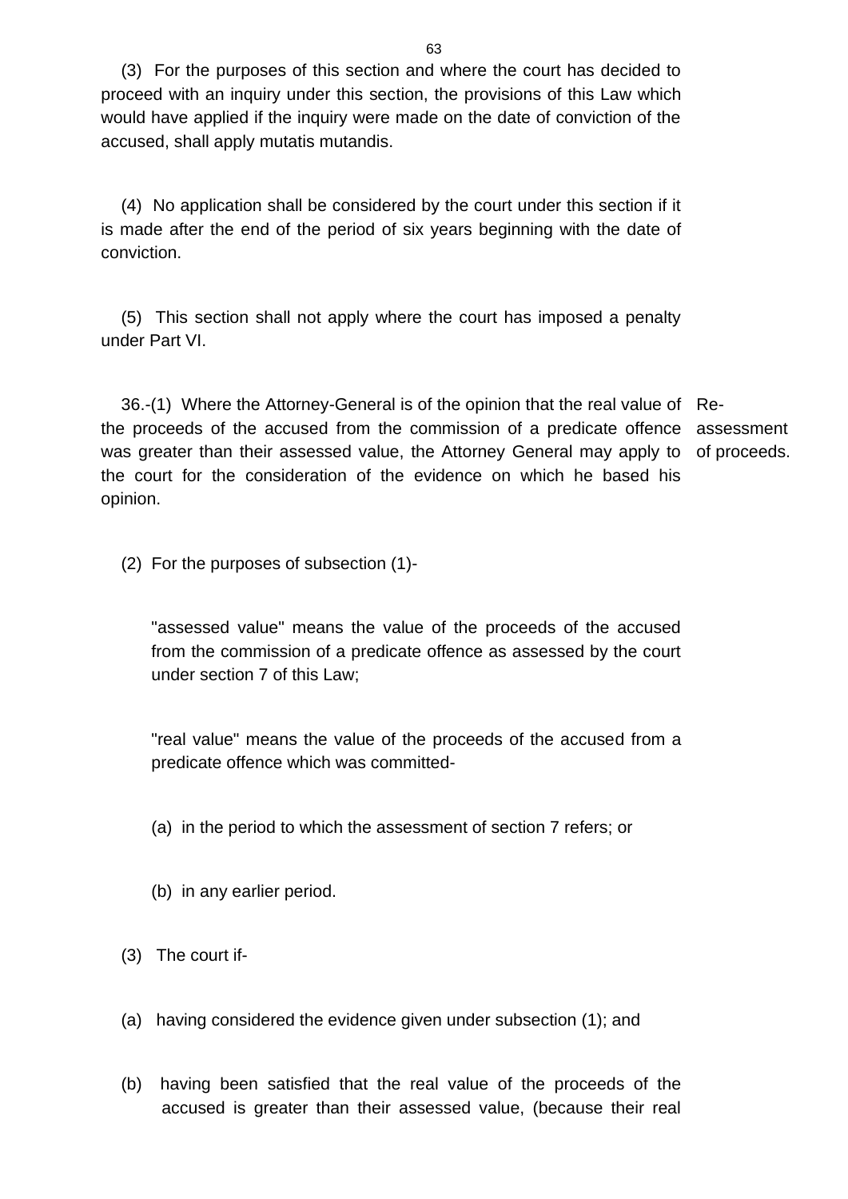(3) For the purposes of this section and where the court has decided to proceed with an inquiry under this section, the provisions of this Law which would have applied if the inquiry were made on the date of conviction of the accused, shall apply mutatis mutandis.

(4) No application shall be considered by the court under this section if it is made after the end of the period of six years beginning with the date of conviction.

(5) This section shall not apply where the court has imposed a penalty under Part VI.

Re-assessment of proceeds.

36.-(1) Where the Attorney-General is of the opinion that the real value of the proceeds of the accused from the commission of a predicate offence was greater than their assessed value, the Attorney General may apply to the court for the consideration of the evidence on which he based his opinion.

(2) For the purposes of subsection (1)-

"assessed value" means the value of the proceeds of the accused from the commission of a predicate offence as assessed by the court under section 7 of this Law;

"real value" means the value of the proceeds of the accused from a predicate offence which was committed-

(a) in the period to which the assessment of section 7 refers; or

(b) in any earlier period.

(3) The court if-

(a) having considered the evidence given under subsection (1); and

(b) having been satisfied that the real value of the proceeds of the accused is greater than their assessed value, (because their real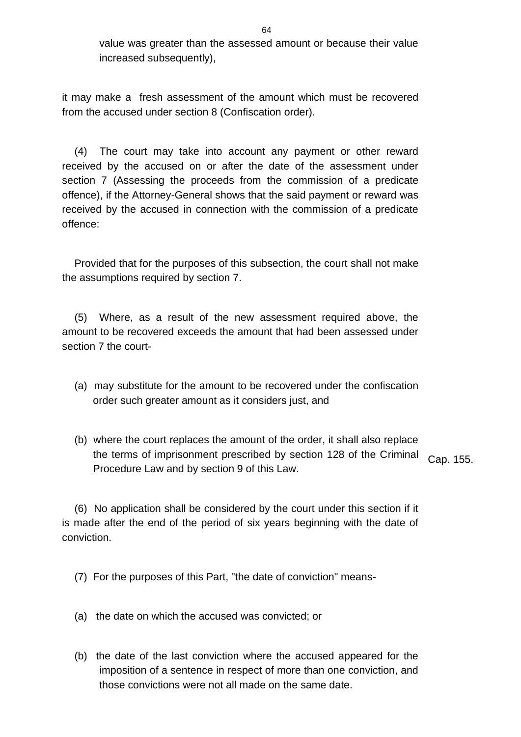value was greater than the assessed amount or because their value increased subsequently),

it may make a fresh assessment of the amount which must be recovered from the accused under section 8 (Confiscation order).

(4) The court may take into account any payment or other reward received by the accused on or after the date of the assessment under section 7 (Assessing the proceeds from the commission of a predicate offence), if the Attorney-General shows that the said payment or reward was received by the accused in connection with the commission of a predicate offence:

Provided that for the purposes of this subsection, the court shall not make the assumptions required by section 7.

(5) Where, as a result of the new assessment required above, the amount to be recovered exceeds the amount that had been assessed under section 7 the court-

(a) may substitute for the amount to be recovered under the confiscation order such greater amount as it considers just, and

(b) where the court replaces the amount of the order, it shall also replace the terms of imprisonment prescribed by section 128 of the Criminal Procedure Law and by section 9 of this Law.

Cap. 155.

(6) No application shall be considered by the court under this section if it is made after the end of the period of six years beginning with the date of conviction.

(7) For the purposes of this Part, "the date of conviction" means-

(a) the date on which the accused was convicted; or

(b) the date of the last conviction where the accused appeared for the imposition of a sentence in respect of more than one conviction, and those convictions were not all made on the same date.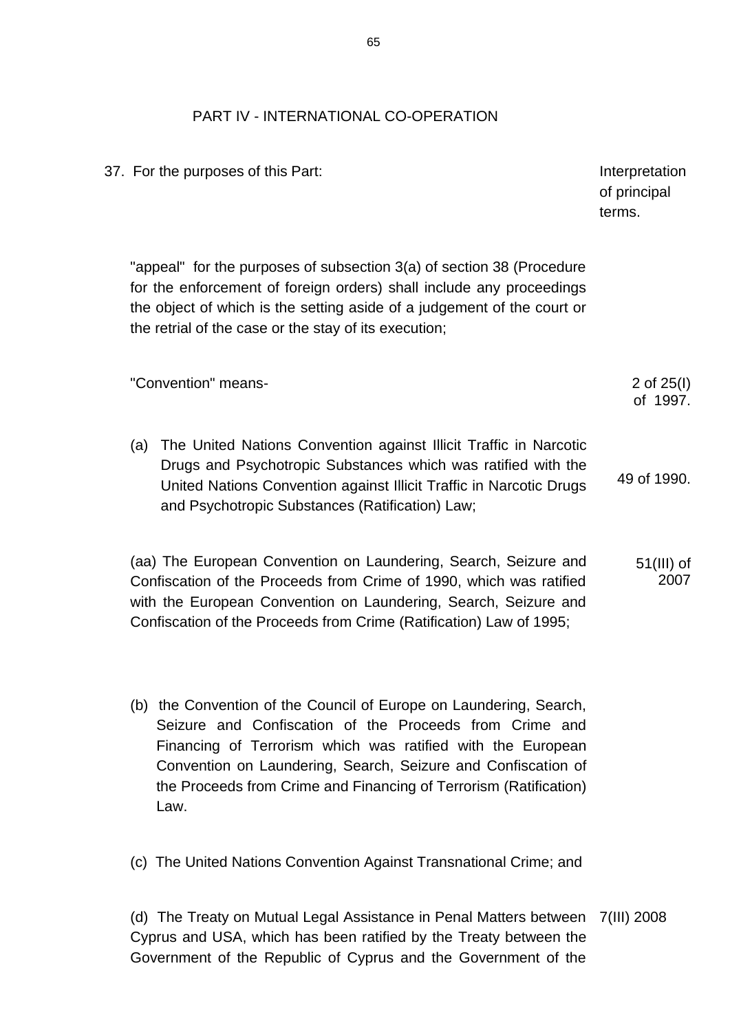## PART IV - INTERNATIONAL CO-OPERATION

37. For the purposes of this Part:

Interpretation of principal terms.

"appeal" for the purposes of subsection 3(a) of section 38 (Procedure for the enforcement of foreign orders) shall include any proceedings the object of which is the setting aside of a judgement of the court or the retrial of the case or the stay of its execution;

"Convention" means-

2 of 25(I) of 1997.

(a) The United Nations Convention against Illicit Traffic in Narcotic Drugs and Psychotropic Substances which was ratified with the United Nations Convention against Illicit Traffic in Narcotic Drugs and Psychotropic Substances (Ratification) Law;

49 of 1990.

(aa) The European Convention on Laundering, Search, Seizure and Confiscation of the Proceeds from Crime of 1990, which was ratified with the European Convention on Laundering, Search, Seizure and Confiscation of the Proceeds from Crime (Ratification) Law of 1995;

51(III) of 2007

(b) the Convention of the Council of Europe on Laundering, Search, Seizure and Confiscation of the Proceeds from Crime and Financing of Terrorism which was ratified with the European Convention on Laundering, Search, Seizure and Confiscation of the Proceeds from Crime and Financing of Terrorism (Ratification) Law.

(c) The United Nations Convention Against Transnational Crime; and

(d) The Treaty on Mutual Legal Assistance in Penal Matters between Cyprus and USA, which has been ratified by the Treaty between the Government of the Republic of Cyprus and the Government of the

7(III) 2008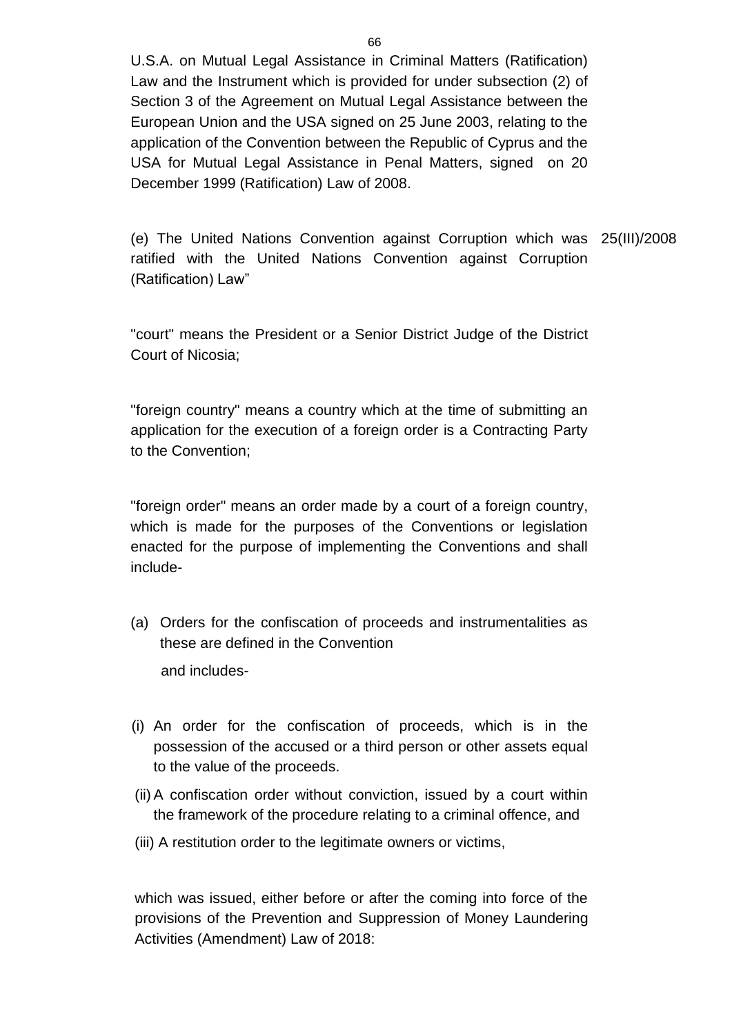U.S.A. on Mutual Legal Assistance in Criminal Matters (Ratification) Law and the Instrument which is provided for under subsection (2) of Section 3 of the Agreement on Mutual Legal Assistance between the European Union and the USA signed on 25 June 2003, relating to the application of the Convention between the Republic of Cyprus and the USA for Mutual Legal Assistance in Penal Matters, signed on 20 December 1999 (Ratification) Law of 2008.

(e) The United Nations Convention against Corruption which was ratified with the United Nations Convention against Corruption (Ratification) Law"

25(III)/2008

"court" means the President or a Senior District Judge of the District Court of Nicosia;

"foreign country" means a country which at the time of submitting an application for the execution of a foreign order is a Contracting Party to the Convention;

"foreign order" means an order made by a court of a foreign country, which is made for the purposes of the Conventions or legislation enacted for the purpose of implementing the Conventions and shall include-

(a) Orders for the confiscation of proceeds and instrumentalities as these are defined in the Convention

and includes-

(i) An order for the confiscation of proceeds, which is in the possession of the accused or a third person or other assets equal to the value of the proceeds.

(ii) A confiscation order without conviction, issued by a court within the framework of the procedure relating to a criminal offence, and

(iii) A restitution order to the legitimate owners or victims,

which was issued, either before or after the coming into force of the provisions of the Prevention and Suppression of Money Laundering Activities (Amendment) Law of 2018: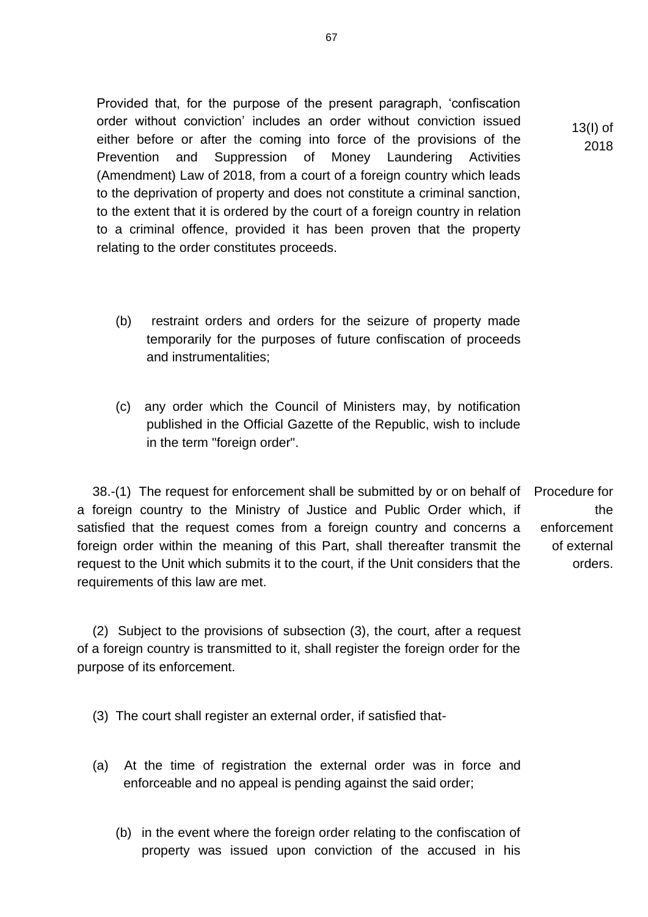Provided that, for the purpose of the present paragraph, 'confiscation order without conviction' includes an order without conviction issued either before or after the coming into force of the provisions of the Prevention and Suppression of Money Laundering Activities (Amendment) Law of 2018, from a court of a foreign country which leads to the deprivation of property and does not constitute a criminal sanction, to the extent that it is ordered by the court of a foreign country in relation to a criminal offence, provided it has been proven that the property relating to the order constitutes proceeds.

13(I) of 2018

(b) restraint orders and orders for the seizure of property made temporarily for the purposes of future confiscation of proceeds and instrumentalities;

(c) any order which the Council of Ministers may, by notification published in the Official Gazette of the Republic, wish to include in the term "foreign order".

Procedure for the enforcement of external orders.

38.-(1) The request for enforcement shall be submitted by or on behalf of a foreign country to the Ministry of Justice and Public Order which, if satisfied that the request comes from a foreign country and concerns a foreign order within the meaning of this Part, shall thereafter transmit the request to the Unit which submits it to the court, if the Unit considers that the requirements of this law are met.

(2) Subject to the provisions of subsection (3), the court, after a request of a foreign country is transmitted to it, shall register the foreign order for the purpose of its enforcement.

(3) The court shall register an external order, if satisfied that-

(a) At the time of registration the external order was in force and enforceable and no appeal is pending against the said order;

(b) in the event where the foreign order relating to the confiscation of property was issued upon conviction of the accused in his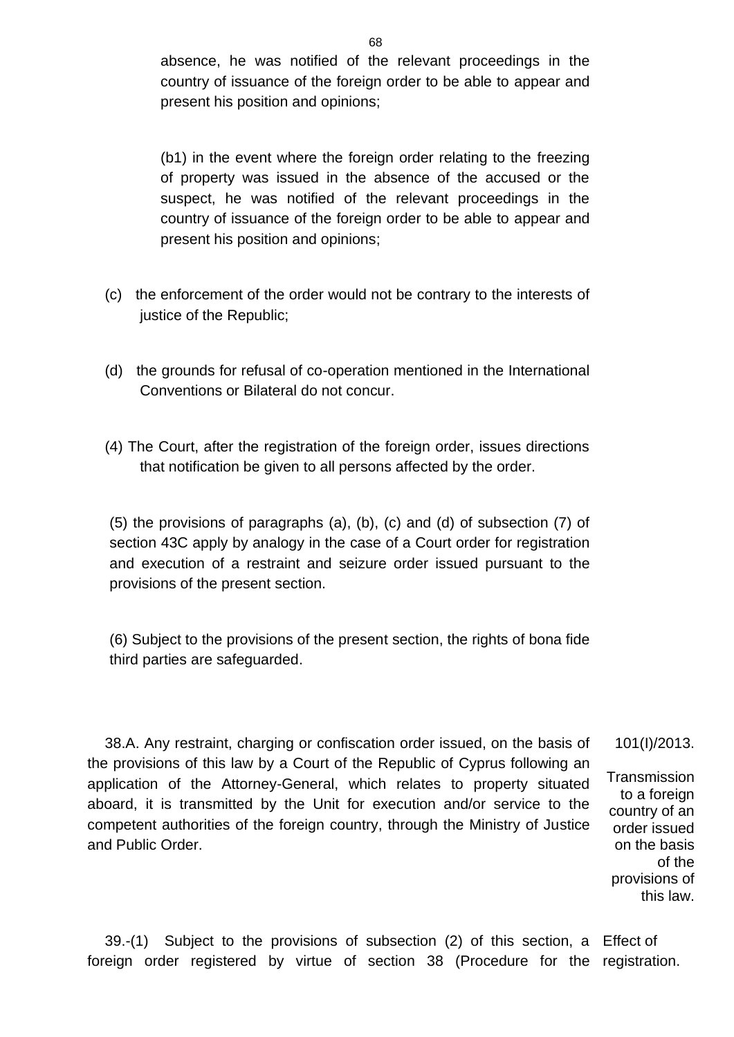absence, he was notified of the relevant proceedings in the country of issuance of the foreign order to be able to appear and present his position and opinions;

(b1) in the event where the foreign order relating to the freezing of property was issued in the absence of the accused or the suspect, he was notified of the relevant proceedings in the country of issuance of the foreign order to be able to appear and present his position and opinions;

(c) the enforcement of the order would not be contrary to the interests of justice of the Republic;

(d) the grounds for refusal of co-operation mentioned in the International Conventions or Bilateral do not concur.

(4) The Court, after the registration of the foreign order, issues directions that notification be given to all persons affected by the order.

(5) the provisions of paragraphs (a), (b), (c) and (d) of subsection (7) of section 43C apply by analogy in the case of a Court order for registration and execution of a restraint and seizure order issued pursuant to the provisions of the present section.

(6) Subject to the provisions of the present section, the rights of bona fide third parties are safeguarded.

101(I)/2013.

Transmission to a foreign country of an order issued on the basis of the provisions of this law.

38.A. Any restraint, charging or confiscation order issued, on the basis of the provisions of this law by a Court of the Republic of Cyprus following an application of the Attorney-General, which relates to property situated aboard, it is transmitted by the Unit for execution and/or service to the competent authorities of the foreign country, through the Ministry of Justice and Public Order.

Effect of registration.

39.-(1) Subject to the provisions of subsection (2) of this section, a foreign order registered by virtue of section 38 (Procedure for the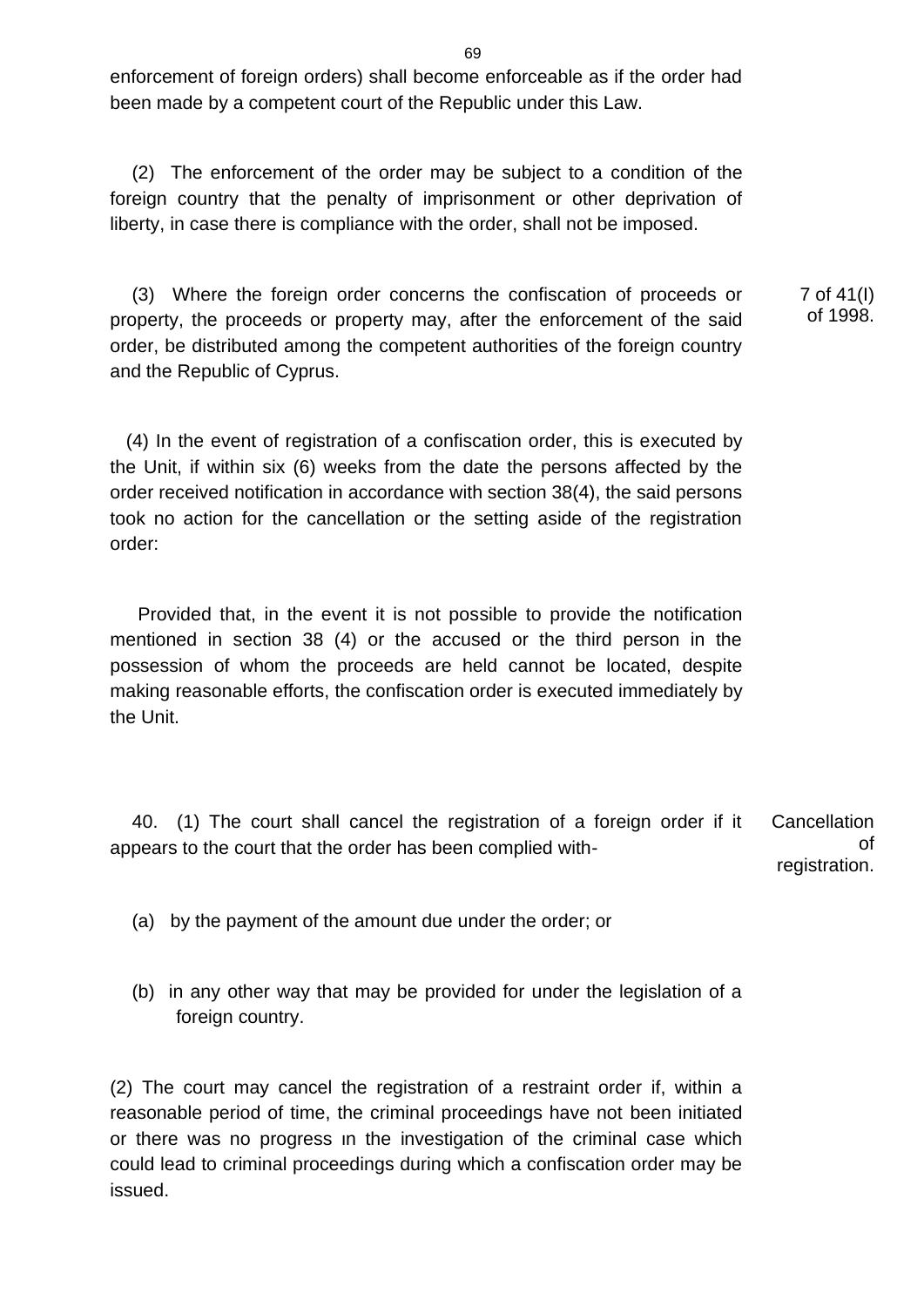enforcement of foreign orders) shall become enforceable as if the order had been made by a competent court of the Republic under this Law.

(2) The enforcement of the order may be subject to a condition of the foreign country that the penalty of imprisonment or other deprivation of liberty, in case there is compliance with the order, shall not be imposed.

(3) Where the foreign order concerns the confiscation of proceeds or property, the proceeds or property may, after the enforcement of the said order, be distributed among the competent authorities of the foreign country and the Republic of Cyprus.

7 of 41(I) of 1998.

(4) In the event of registration of a confiscation order, this is executed by the Unit, if within six (6) weeks from the date the persons affected by the order received notification in accordance with section 38(4), the said persons took no action for the cancellation or the setting aside of the registration order:

Provided that, in the event it is not possible to provide the notification mentioned in section 38 (4) or the accused or the third person in the possession of whom the proceeds are held cannot be located, despite making reasonable efforts, the confiscation order is executed immediately by the Unit.

Cancellation of registration.

40. (1) The court shall cancel the registration of a foreign order if it appears to the court that the order has been complied with-

(a) by the payment of the amount due under the order; or

(b) in any other way that may be provided for under the legislation of a foreign country.

(2) The court may cancel the registration of a restraint order if, within a reasonable period of time, the criminal proceedings have not been initiated or there was no progress ın the investigation of the criminal case which could lead to criminal proceedings during which a confiscation order may be issued.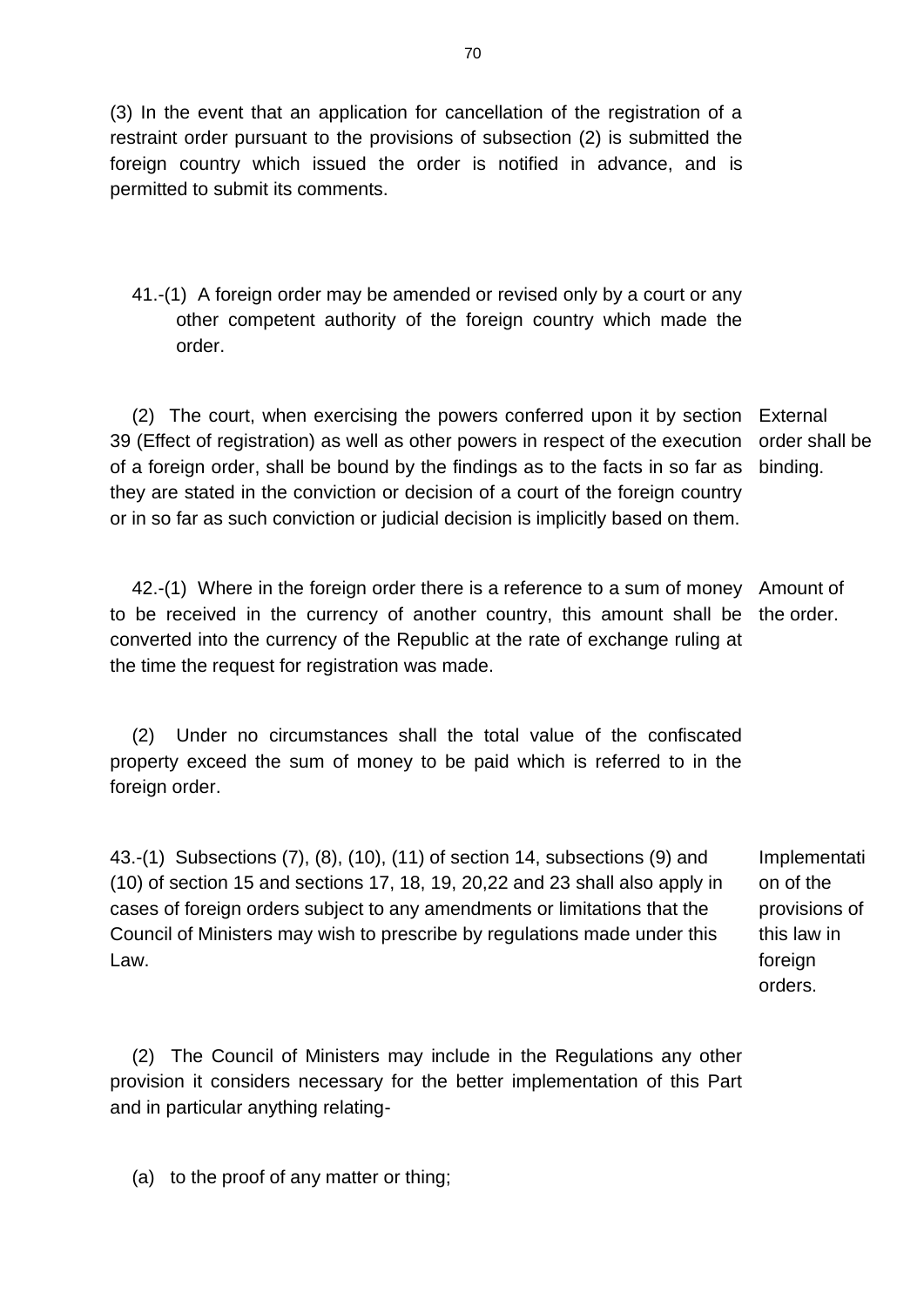(3) In the event that an application for cancellation of the registration of a restraint order pursuant to the provisions of subsection (2) is submitted the foreign country which issued the order is notified in advance, and is permitted to submit its comments.

41.-(1) A foreign order may be amended or revised only by a court or any other competent authority of the foreign country which made the order.

External order shall be binding.

(2) The court, when exercising the powers conferred upon it by section 39 (Effect of registration) as well as other powers in respect of the execution of a foreign order, shall be bound by the findings as to the facts in so far as they are stated in the conviction or decision of a court of the foreign country or in so far as such conviction or judicial decision is implicitly based on them.

Amount of the order.

42.-(1) Where in the foreign order there is a reference to a sum of money to be received in the currency of another country, this amount shall be converted into the currency of the Republic at the rate of exchange ruling at the time the request for registration was made.

(2) Under no circumstances shall the total value of the confiscated property exceed the sum of money to be paid which is referred to in the foreign order.

Implementation of the provisions of this law in foreign orders.

43.-(1) Subsections (7), (8), (10), (11) of section 14, subsections (9) and (10) of section 15 and sections 17, 18, 19, 20,22 and 23 shall also apply in cases of foreign orders subject to any amendments or limitations that the Council of Ministers may wish to prescribe by regulations made under this Law.

(2) The Council of Ministers may include in the Regulations any other provision it considers necessary for the better implementation of this Part and in particular anything relating-

(a) to the proof of any matter or thing;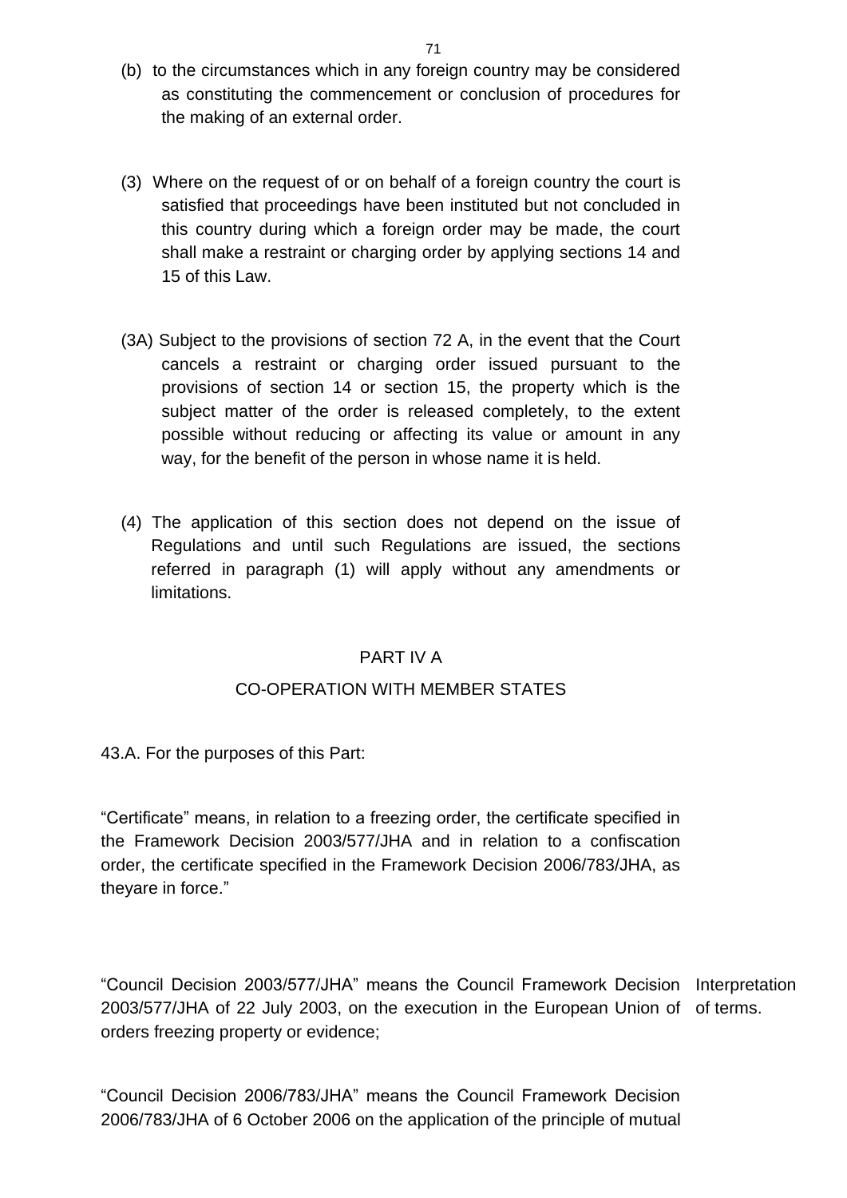(b) to the circumstances which in any foreign country may be considered as constituting the commencement or conclusion of procedures for the making of an external order.

(3) Where on the request of or on behalf of a foreign country the court is satisfied that proceedings have been instituted but not concluded in this country during which a foreign order may be made, the court shall make a restraint or charging order by applying sections 14 and 15 of this Law.

(3A) Subject to the provisions of section 72 A, in the event that the Court cancels a restraint or charging order issued pursuant to the provisions of section 14 or section 15, the property which is the subject matter of the order is released completely, to the extent possible without reducing or affecting its value or amount in any way, for the benefit of the person in whose name it is held.

(4) The application of this section does not depend on the issue of Regulations and until such Regulations are issued, the sections referred in paragraph (1) will apply without any amendments or limitations.

## PART IV A

## CO-OPERATION WITH MEMBER STATES

43.A. For the purposes of this Part:

Interpretation of terms.

“Certificate” means, in relation to a freezing order, the certificate specified in the Framework Decision 2003/577/JHA and in relation to a confiscation order, the certificate specified in the Framework Decision 2006/783/JHA, as theyare in force.”

“Council Decision 2003/577/JHA” means the Council Framework Decision 2003/577/JHA of 22 July 2003, on the execution in the European Union of orders freezing property or evidence;

“Council Decision 2006/783/JHA” means the Council Framework Decision 2006/783/JHA of 6 October 2006 on the application of the principle of mutual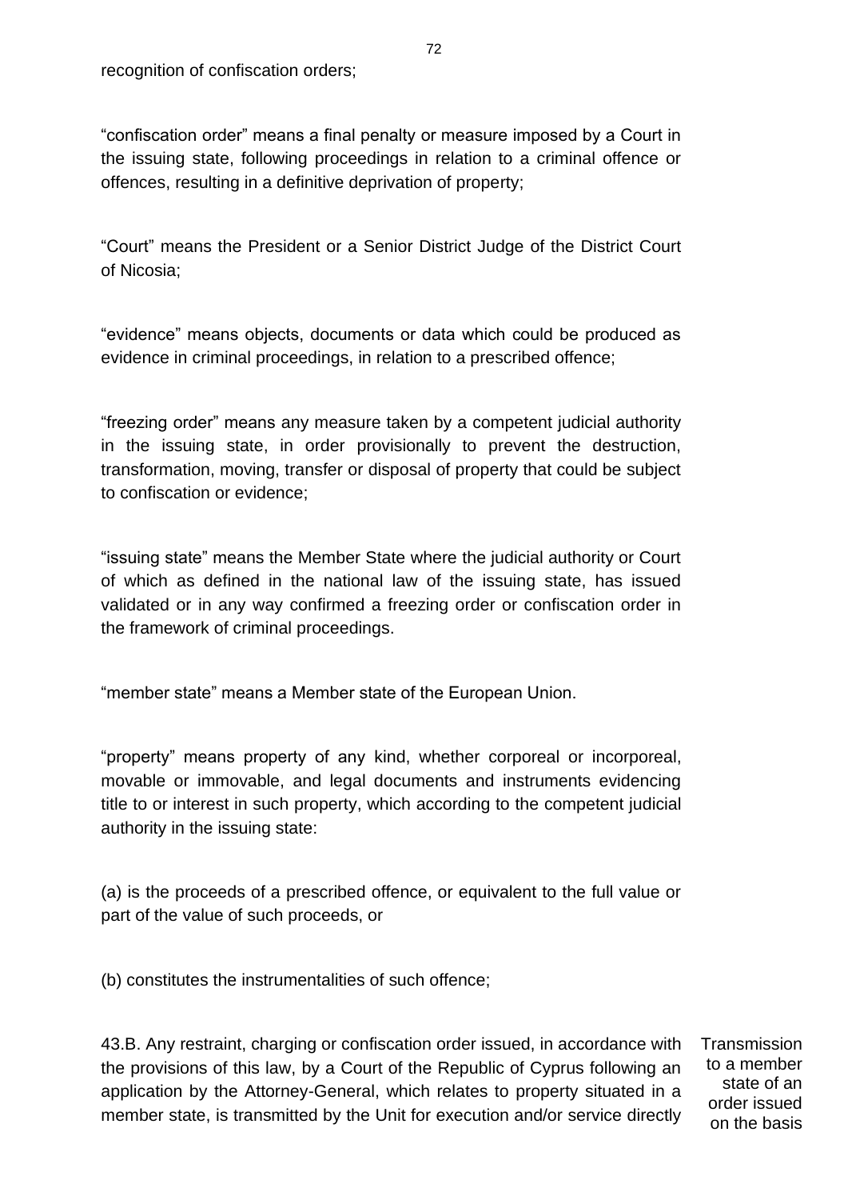recognition of confiscation orders;

"confiscation order" means a final penalty or measure imposed by a Court in the issuing state, following proceedings in relation to a criminal offence or offences, resulting in a definitive deprivation of property;

"Court" means the President or a Senior District Judge of the District Court of Nicosia;

"evidence" means objects, documents or data which could be produced as evidence in criminal proceedings, in relation to a prescribed offence;

"freezing order" means any measure taken by a competent judicial authority in the issuing state, in order provisionally to prevent the destruction, transformation, moving, transfer or disposal of property that could be subject to confiscation or evidence;

"issuing state" means the Member State where the judicial authority or Court of which as defined in the national law of the issuing state, has issued validated or in any way confirmed a freezing order or confiscation order in the framework of criminal proceedings.

"member state" means a Member state of the European Union.

"property" means property of any kind, whether corporeal or incorporeal, movable or immovable, and legal documents and instruments evidencing title to or interest in such property, which according to the competent judicial authority in the issuing state:

(a) is the proceeds of a prescribed offence, or equivalent to the full value or part of the value of such proceeds, or

(b) constitutes the instrumentalities of such offence;

Transmission to a member state of an order issued on the basis

43.B. Any restraint, charging or confiscation order issued, in accordance with the provisions of this law, by a Court of the Republic of Cyprus following an application by the Attorney-General, which relates to property situated in a member state, is transmitted by the Unit for execution and/or service directly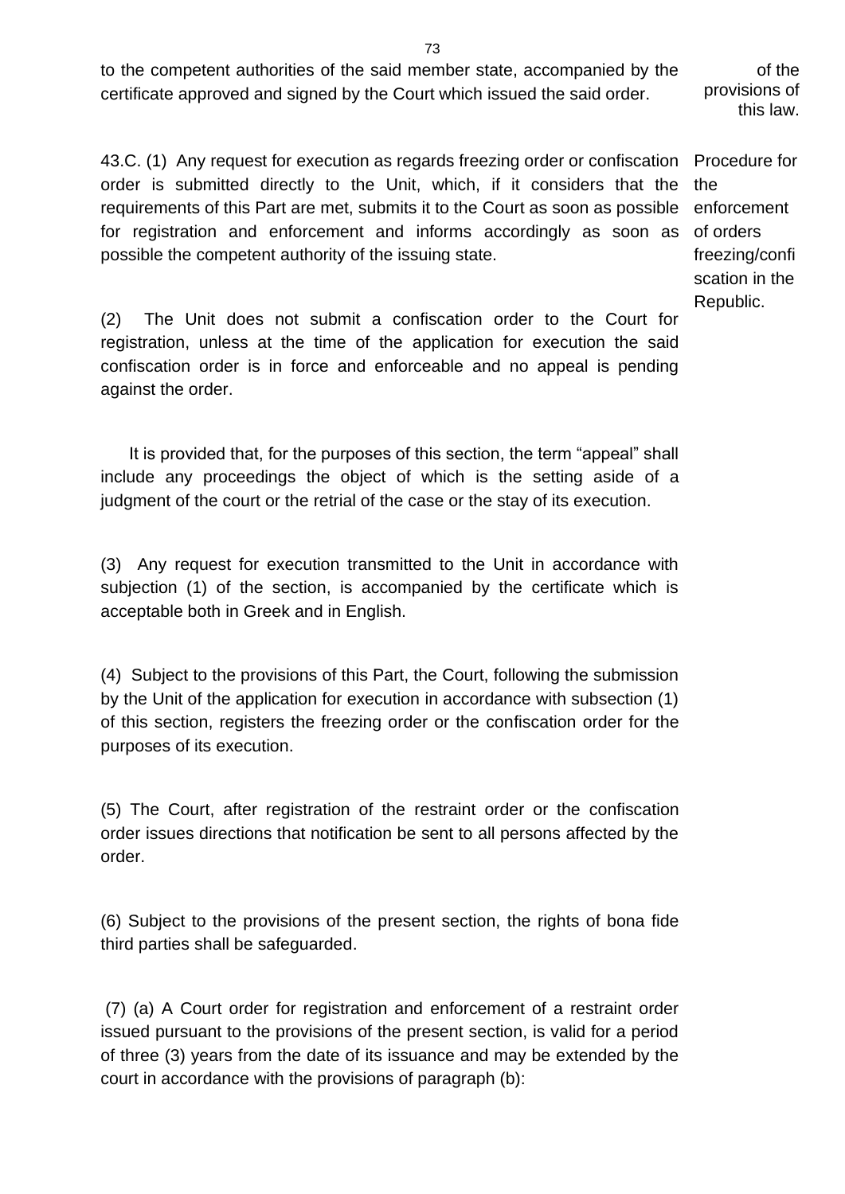to the competent authorities of the said member state, accompanied by the certificate approved and signed by the Court which issued the said order.

of the provisions of this law.

Procedure for the enforcement of orders freezing/confiscation in the Republic.

43.C. (1) Any request for execution as regards freezing order or confiscation order is submitted directly to the Unit, which, if it considers that the requirements of this Part are met, submits it to the Court as soon as possible for registration and enforcement and informs accordingly as soon as possible the competent authority of the issuing state.

(2) The Unit does not submit a confiscation order to the Court for registration, unless at the time of the application for execution the said confiscation order is in force and enforceable and no appeal is pending against the order.

It is provided that, for the purposes of this section, the term "appeal" shall include any proceedings the object of which is the setting aside of a judgment of the court or the retrial of the case or the stay of its execution.

(3) Any request for execution transmitted to the Unit in accordance with subjection (1) of the section, is accompanied by the certificate which is acceptable both in Greek and in English.

(4) Subject to the provisions of this Part, the Court, following the submission by the Unit of the application for execution in accordance with subsection (1) of this section, registers the freezing order or the confiscation order for the purposes of its execution.

(5) The Court, after registration of the restraint order or the confiscation order issues directions that notification be sent to all persons affected by the order.

(6) Subject to the provisions of the present section, the rights of bona fide third parties shall be safeguarded.

(7) (a) A Court order for registration and enforcement of a restraint order issued pursuant to the provisions of the present section, is valid for a period of three (3) years from the date of its issuance and may be extended by the court in accordance with the provisions of paragraph (b):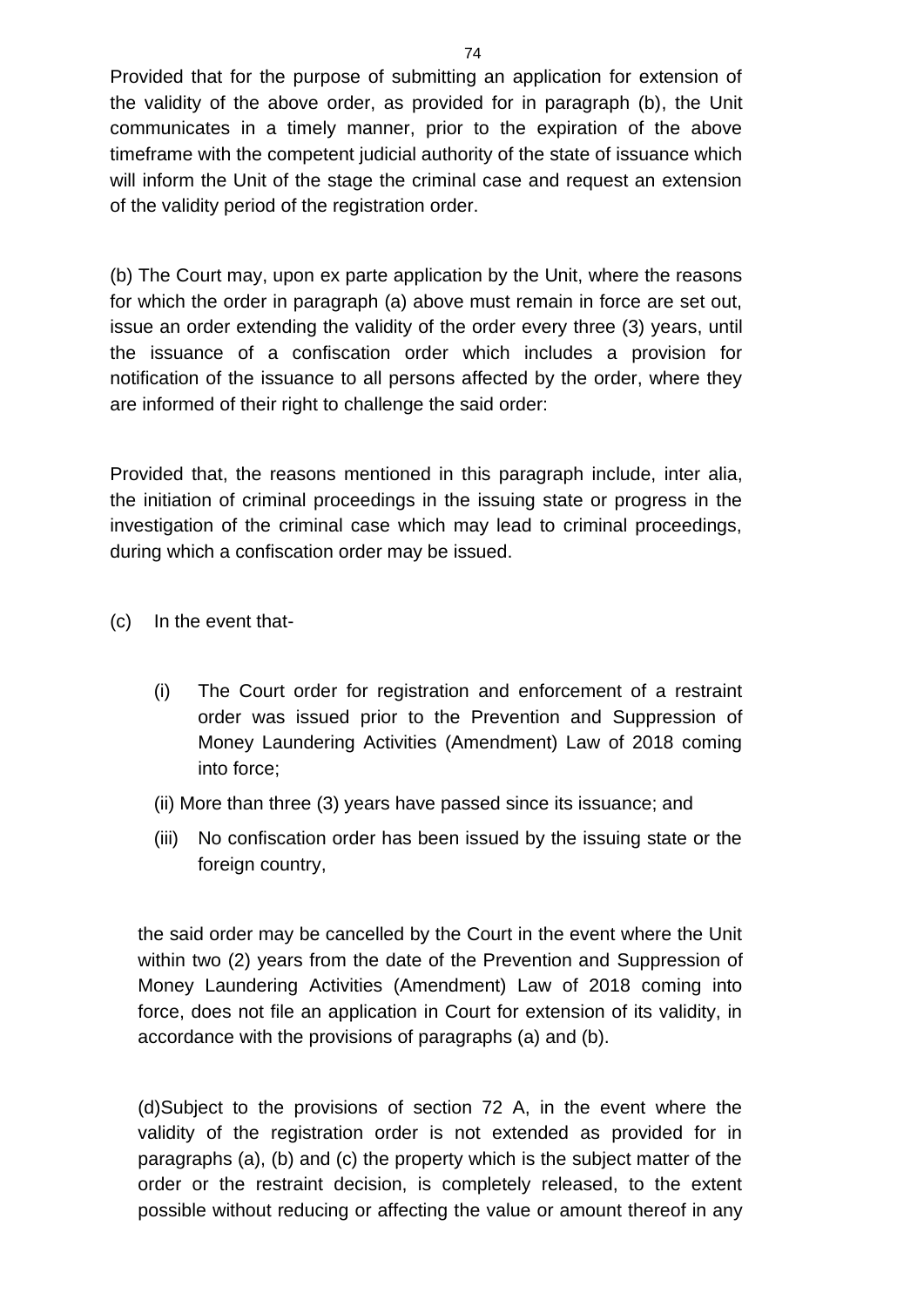Provided that for the purpose of submitting an application for extension of the validity of the above order, as provided for in paragraph (b), the Unit communicates in a timely manner, prior to the expiration of the above timeframe with the competent judicial authority of the state of issuance which will inform the Unit of the stage the criminal case and request an extension of the validity period of the registration order.

(b) The Court may, upon ex parte application by the Unit, where the reasons for which the order in paragraph (a) above must remain in force are set out, issue an order extending the validity of the order every three (3) years, until the issuance of a confiscation order which includes a provision for notification of the issuance to all persons affected by the order, where they are informed of their right to challenge the said order:

Provided that, the reasons mentioned in this paragraph include, inter alia, the initiation of criminal proceedings in the issuing state or progress in the investigation of the criminal case which may lead to criminal proceedings, during which a confiscation order may be issued.

(c) In the event that-

(i) The Court order for registration and enforcement of a restraint order was issued prior to the Prevention and Suppression of Money Laundering Activities (Amendment) Law of 2018 coming into force;

(ii) More than three (3) years have passed since its issuance; and

(iii) No confiscation order has been issued by the issuing state or the foreign country,

the said order may be cancelled by the Court in the event where the Unit within two (2) years from the date of the Prevention and Suppression of Money Laundering Activities (Amendment) Law of 2018 coming into force, does not file an application in Court for extension of its validity, in accordance with the provisions of paragraphs (a) and (b).

(d)Subject to the provisions of section 72 A, in the event where the validity of the registration order is not extended as provided for in paragraphs (a), (b) and (c) the property which is the subject matter of the order or the restraint decision, is completely released, to the extent possible without reducing or affecting the value or amount thereof in any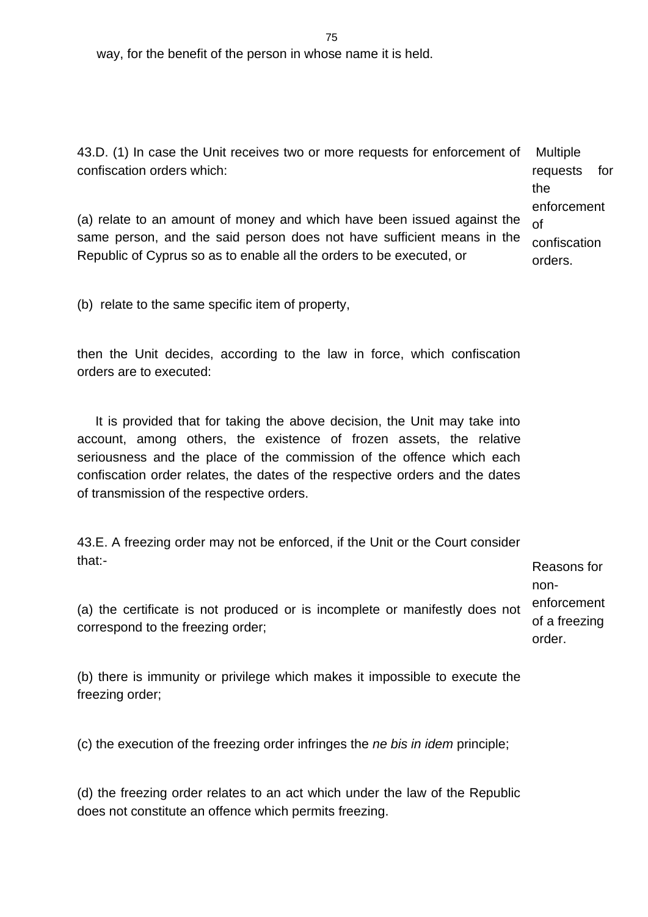way, for the benefit of the person in whose name it is held.

**Multiple requests for the enforcement of confiscation orders.**

43.D. (1) In case the Unit receives two or more requests for enforcement of confiscation orders which:

(a) relate to an amount of money and which have been issued against the same person, and the said person does not have sufficient means in the Republic of Cyprus so as to enable all the orders to be executed, or

(b) relate to the same specific item of property,

then the Unit decides, according to the law in force, which confiscation orders are to executed:

It is provided that for taking the above decision, the Unit may take into account, among others, the existence of frozen assets, the relative seriousness and the place of the commission of the offence which each confiscation order relates, the dates of the respective orders and the dates of transmission of the respective orders.

**Reasons for non-enforcement of a freezing order.**

43.E. A freezing order may not be enforced, if the Unit or the Court consider that:-

(a) the certificate is not produced or is incomplete or manifestly does not correspond to the freezing order;

(b) there is immunity or privilege which makes it impossible to execute the freezing order;

(c) the execution of the freezing order infringes the *ne bis in idem* principle;

(d) the freezing order relates to an act which under the law of the Republic does not constitute an offence which permits freezing.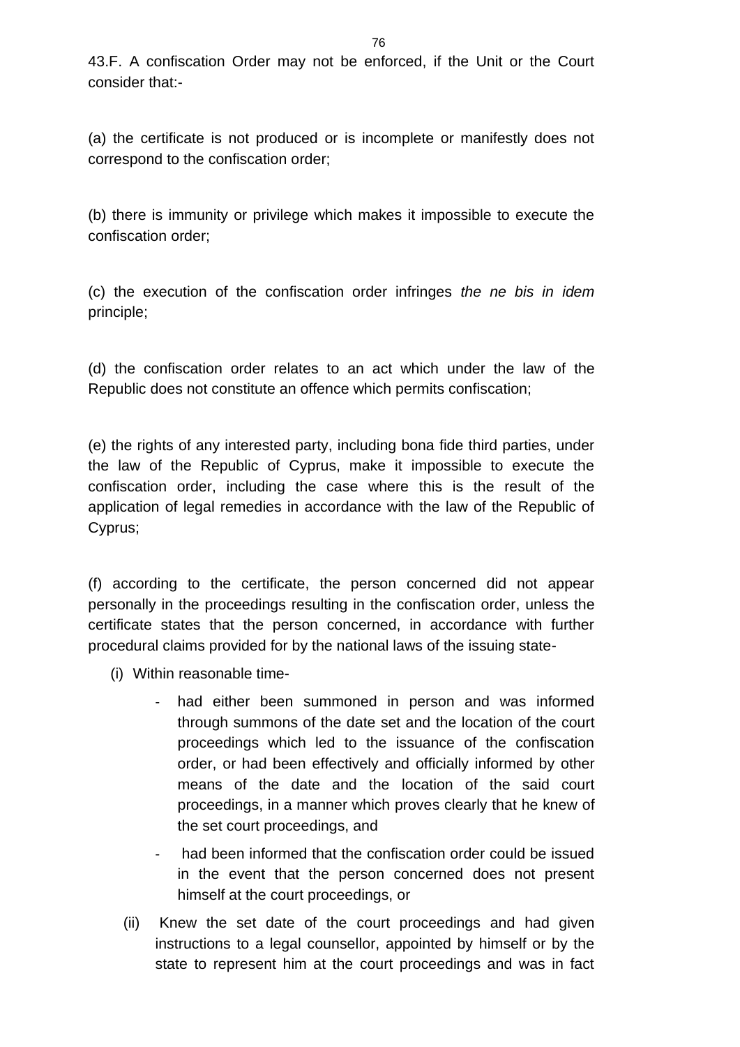43.F. A confiscation Order may not be enforced, if the Unit or the Court consider that:-

(a) the certificate is not produced or is incomplete or manifestly does not correspond to the confiscation order;

(b) there is immunity or privilege which makes it impossible to execute the confiscation order;

(c) the execution of the confiscation order infringes *the ne bis in idem* principle;

(d) the confiscation order relates to an act which under the law of the Republic does not constitute an offence which permits confiscation;

(e) the rights of any interested party, including bona fide third parties, under the law of the Republic of Cyprus, make it impossible to execute the confiscation order, including the case where this is the result of the application of legal remedies in accordance with the law of the Republic of Cyprus;

(f) according to the certificate, the person concerned did not appear personally in the proceedings resulting in the confiscation order, unless the certificate states that the person concerned, in accordance with further procedural claims provided for by the national laws of the issuing state-

(i) Within reasonable time-

- had either been summoned in person and was informed through summons of the date set and the location of the court proceedings which led to the issuance of the confiscation order, or had been effectively and officially informed by other means of the date and the location of the said court proceedings, in a manner which proves clearly that he knew of the set court proceedings, and
- had been informed that the confiscation order could be issued in the event that the person concerned does not present himself at the court proceedings, or

(ii) Knew the set date of the court proceedings and had given instructions to a legal counsellor, appointed by himself or by the state to represent him at the court proceedings and was in fact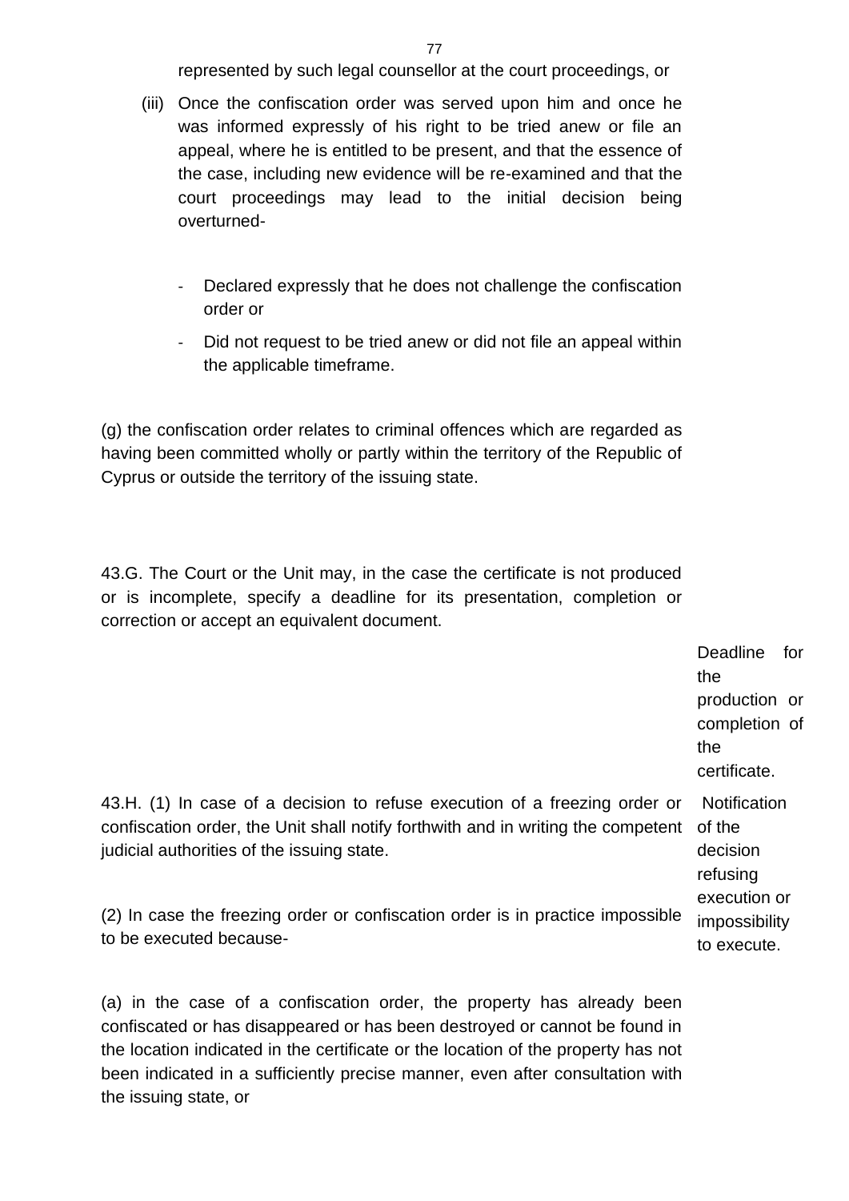represented by such legal counsellor at the court proceedings, or

(iii) Once the confiscation order was served upon him and once he was informed expressly of his right to be tried anew or file an appeal, where he is entitled to be present, and that the essence of the case, including new evidence will be re-examined and that the court proceedings may lead to the initial decision being overturned-

- Declared expressly that he does not challenge the confiscation order or
- Did not request to be tried anew or did not file an appeal within the applicable timeframe.

(g) the confiscation order relates to criminal offences which are regarded as having been committed wholly or partly within the territory of the Republic of Cyprus or outside the territory of the issuing state.

43.G. The Court or the Unit may, in the case the certificate is not produced or is incomplete, specify a deadline for its presentation, completion or correction or accept an equivalent document.

Deadline for the production or completion of the certificate.

Notification of the decision refusing execution or impossibility to execute.

43.H. (1) In case of a decision to refuse execution of a freezing order or confiscation order, the Unit shall notify forthwith and in writing the competent judicial authorities of the issuing state.

(2) In case the freezing order or confiscation order is in practice impossible to be executed because-

(a) in the case of a confiscation order, the property has already been confiscated or has disappeared or has been destroyed or cannot be found in the location indicated in the certificate or the location of the property has not been indicated in a sufficiently precise manner, even after consultation with the issuing state, or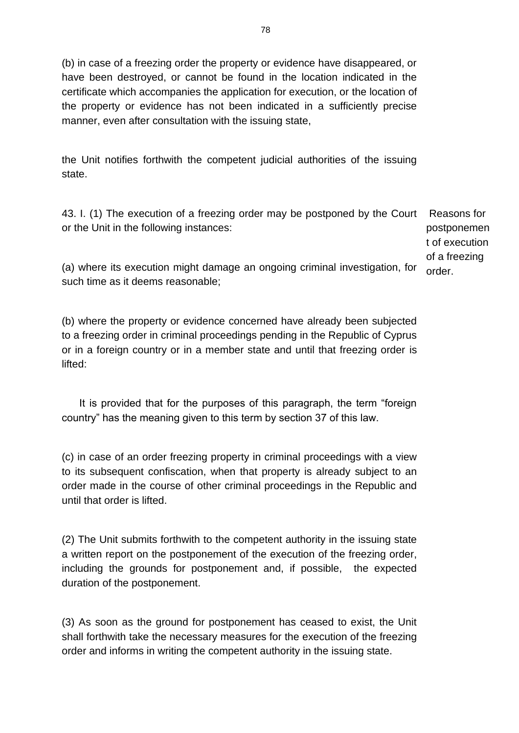(b) in case of a freezing order the property or evidence have disappeared, or have been destroyed, or cannot be found in the location indicated in the certificate which accompanies the application for execution, or the location of the property or evidence has not been indicated in a sufficiently precise manner, even after consultation with the issuing state,

the Unit notifies forthwith the competent judicial authorities of the issuing state.

Reasons for postponement of execution of a freezing order.

43. I. (1) The execution of a freezing order may be postponed by the Court or the Unit in the following instances:

(a) where its execution might damage an ongoing criminal investigation, for such time as it deems reasonable;

(b) where the property or evidence concerned have already been subjected to a freezing order in criminal proceedings pending in the Republic of Cyprus or in a foreign country or in a member state and until that freezing order is lifted:

It is provided that for the purposes of this paragraph, the term "foreign country" has the meaning given to this term by section 37 of this law.

(c) in case of an order freezing property in criminal proceedings with a view to its subsequent confiscation, when that property is already subject to an order made in the course of other criminal proceedings in the Republic and until that order is lifted.

(2) The Unit submits forthwith to the competent authority in the issuing state a written report on the postponement of the execution of the freezing order, including the grounds for postponement and, if possible, the expected duration of the postponement.

(3) As soon as the ground for postponement has ceased to exist, the Unit shall forthwith take the necessary measures for the execution of the freezing order and informs in writing the competent authority in the issuing state.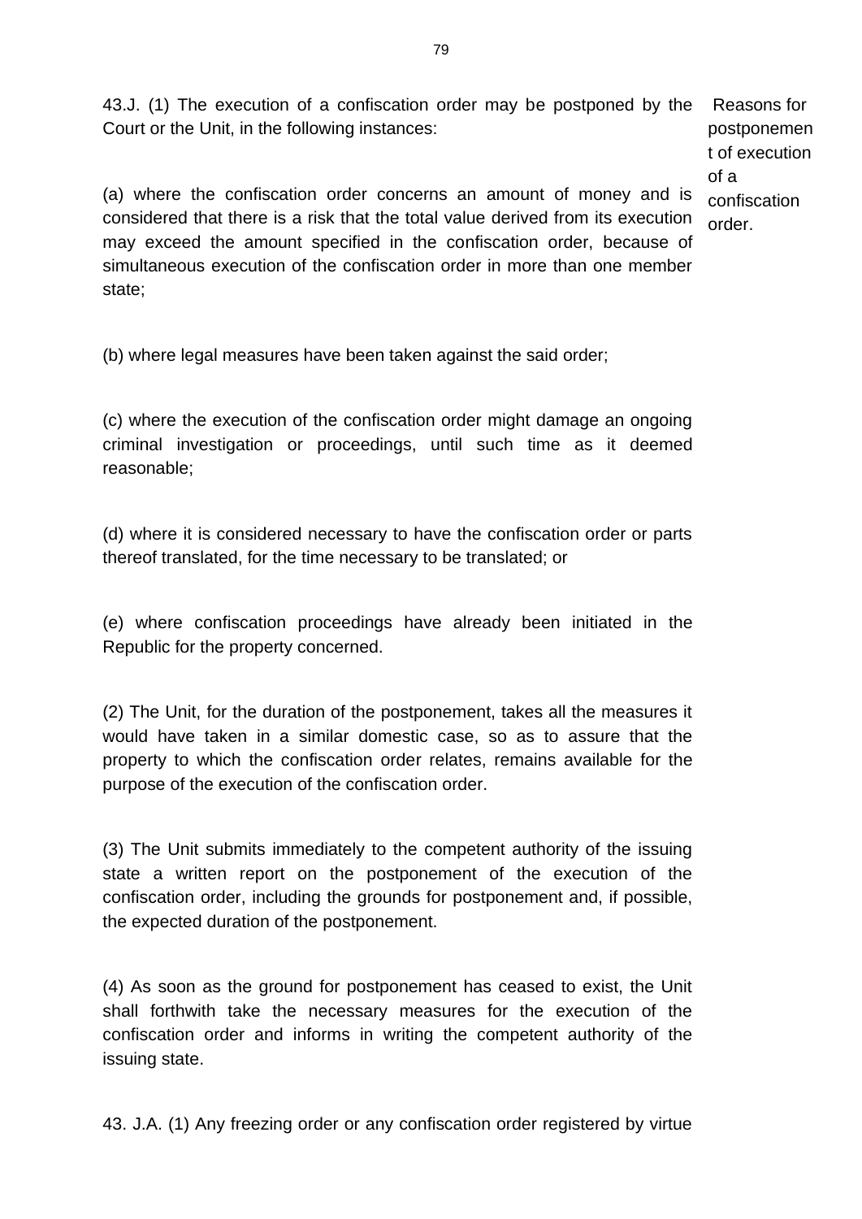43.J. (1) The execution of a confiscation order may be postponed by the Court or the Unit, in the following instances:

Reasons for postponement of execution of a confiscation order.

(a) where the confiscation order concerns an amount of money and is considered that there is a risk that the total value derived from its execution may exceed the amount specified in the confiscation order, because of simultaneous execution of the confiscation order in more than one member state;

(b) where legal measures have been taken against the said order;

(c) where the execution of the confiscation order might damage an ongoing criminal investigation or proceedings, until such time as it deemed reasonable;

(d) where it is considered necessary to have the confiscation order or parts thereof translated, for the time necessary to be translated; or

(e) where confiscation proceedings have already been initiated in the Republic for the property concerned.

(2) The Unit, for the duration of the postponement, takes all the measures it would have taken in a similar domestic case, so as to assure that the property to which the confiscation order relates, remains available for the purpose of the execution of the confiscation order.

(3) The Unit submits immediately to the competent authority of the issuing state a written report on the postponement of the execution of the confiscation order, including the grounds for postponement and, if possible, the expected duration of the postponement.

(4) As soon as the ground for postponement has ceased to exist, the Unit shall forthwith take the necessary measures for the execution of the confiscation order and informs in writing the competent authority of the issuing state.

43. J.A. (1) Any freezing order or any confiscation order registered by virtue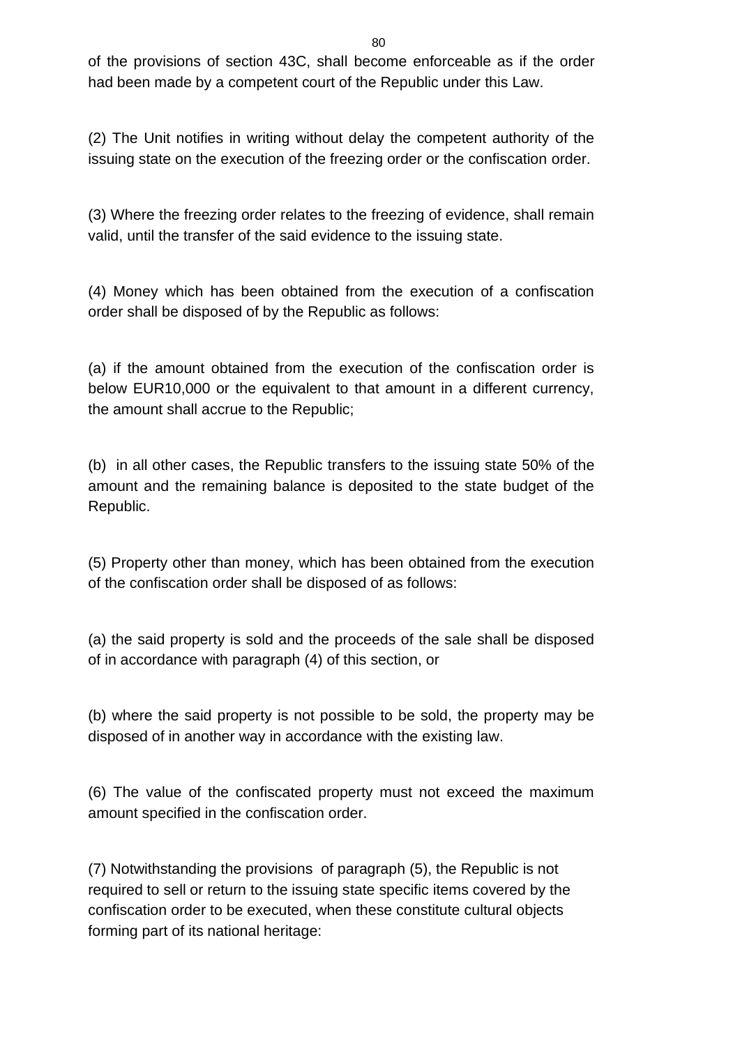of the provisions of section 43C, shall become enforceable as if the order had been made by a competent court of the Republic under this Law.

(2) The Unit notifies in writing without delay the competent authority of the issuing state on the execution of the freezing order or the confiscation order.

(3) Where the freezing order relates to the freezing of evidence, shall remain valid, until the transfer of the said evidence to the issuing state.

(4) Money which has been obtained from the execution of a confiscation order shall be disposed of by the Republic as follows:

(a) if the amount obtained from the execution of the confiscation order is below EUR10,000 or the equivalent to that amount in a different currency, the amount shall accrue to the Republic;

(b) in all other cases, the Republic transfers to the issuing state 50% of the amount and the remaining balance is deposited to the state budget of the Republic.

(5) Property other than money, which has been obtained from the execution of the confiscation order shall be disposed of as follows:

(a) the said property is sold and the proceeds of the sale shall be disposed of in accordance with paragraph (4) of this section, or

(b) where the said property is not possible to be sold, the property may be disposed of in another way in accordance with the existing law.

(6) The value of the confiscated property must not exceed the maximum amount specified in the confiscation order.

(7) Notwithstanding the provisions of paragraph (5), the Republic is not required to sell or return to the issuing state specific items covered by the confiscation order to be executed, when these constitute cultural objects forming part of its national heritage: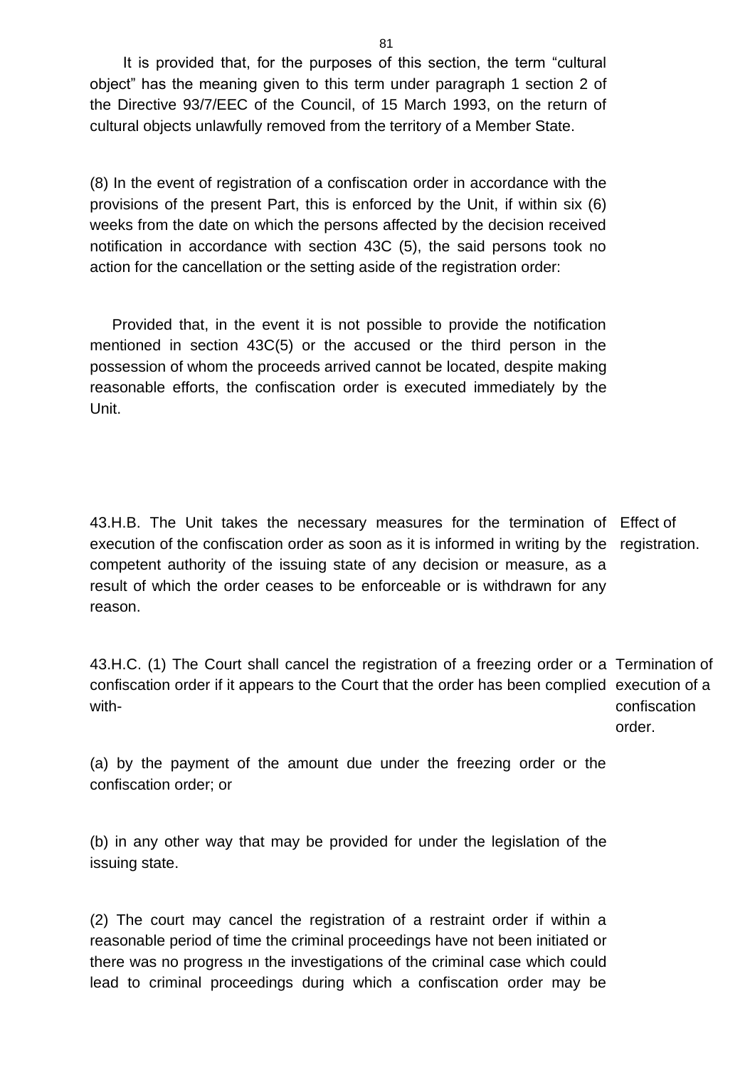It is provided that, for the purposes of this section, the term “cultural object” has the meaning given to this term under paragraph 1 section 2 of the Directive 93/7/EEC of the Council, of 15 March 1993, on the return of cultural objects unlawfully removed from the territory of a Member State.

(8) In the event of registration of a confiscation order in accordance with the provisions of the present Part, this is enforced by the Unit, if within six (6) weeks from the date on which the persons affected by the decision received notification in accordance with section 43C (5), the said persons took no action for the cancellation or the setting aside of the registration order:

Provided that, in the event it is not possible to provide the notification mentioned in section 43C(5) or the accused or the third person in the possession of whom the proceeds arrived cannot be located, despite making reasonable efforts, the confiscation order is executed immediately by the Unit.

*Effect of registration.*

43.H.B. The Unit takes the necessary measures for the termination of execution of the confiscation order as soon as it is informed in writing by the competent authority of the issuing state of any decision or measure, as a result of which the order ceases to be enforceable or is withdrawn for any reason.

*Termination of execution of a confiscation order.*

43.H.C. (1) The Court shall cancel the registration of a freezing order or a confiscation order if it appears to the Court that the order has been complied with-

(a) by the payment of the amount due under the freezing order or the confiscation order; or

(b) in any other way that may be provided for under the legislation of the issuing state.

(2) The court may cancel the registration of a restraint order if within a reasonable period of time the criminal proceedings have not been initiated or there was no progress ιn the investigations of the criminal case which could lead to criminal proceedings during which a confiscation order may be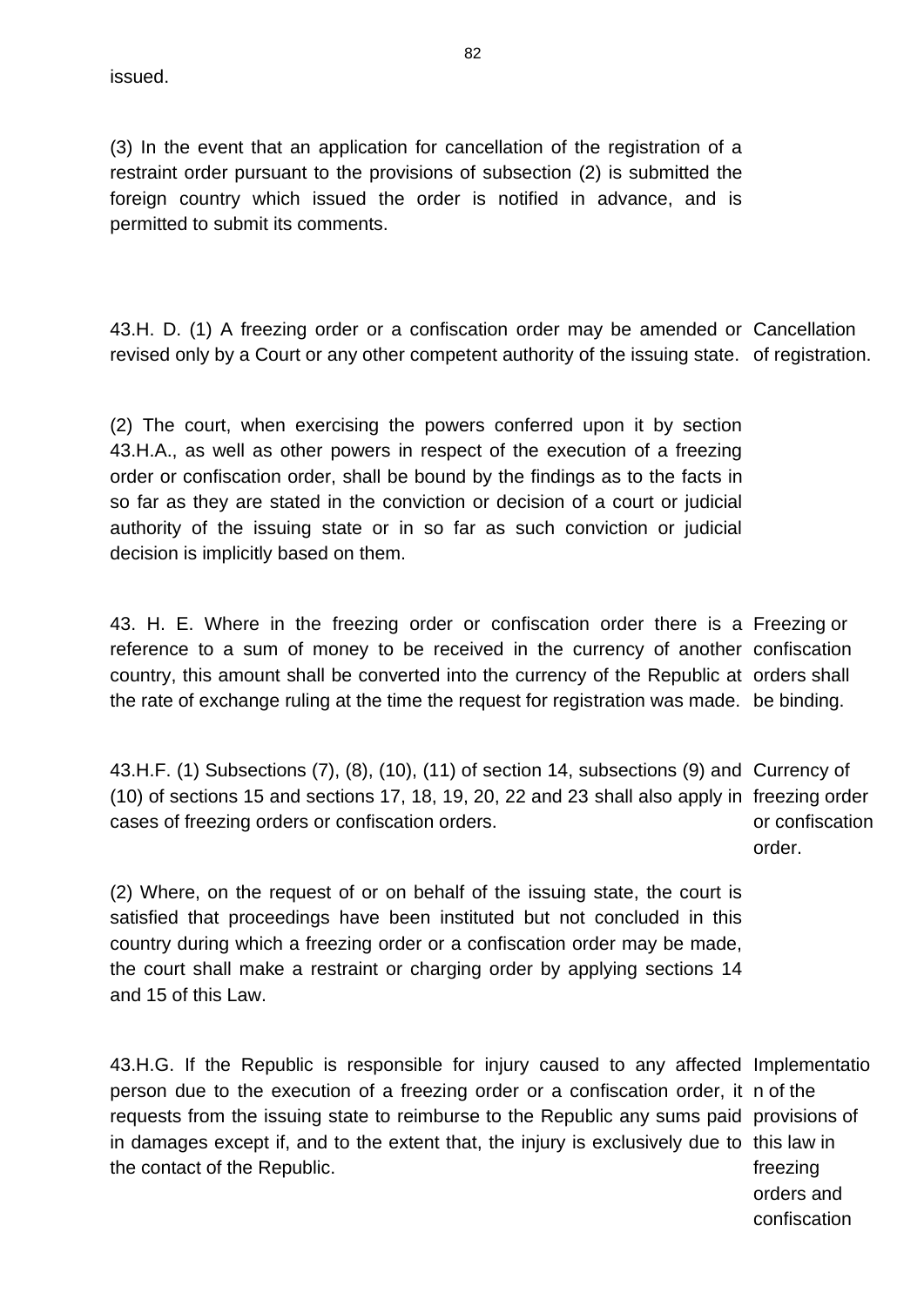issued.

(3) In the event that an application for cancellation of the registration of a restraint order pursuant to the provisions of subsection (2) is submitted the foreign country which issued the order is notified in advance, and is permitted to submit its comments.

Cancellation of registration.

43.H. D. (1) A freezing order or a confiscation order may be amended or revised only by a Court or any other competent authority of the issuing state.

(2) The court, when exercising the powers conferred upon it by section 43.H.A., as well as other powers in respect of the execution of a freezing order or confiscation order, shall be bound by the findings as to the facts in so far as they are stated in the conviction or decision of a court or judicial authority of the issuing state or in so far as such conviction or judicial decision is implicitly based on them.

Freezing or confiscation orders shall be binding.

43. H. E. Where in the freezing order or confiscation order there is a reference to a sum of money to be received in the currency of another country, this amount shall be converted into the currency of the Republic at the rate of exchange ruling at the time the request for registration was made.

Currency of freezing order or confiscation order.

43.H.F. (1) Subsections (7), (8), (10), (11) of section 14, subsections (9) and (10) of sections 15 and sections 17, 18, 19, 20, 22 and 23 shall also apply in cases of freezing orders or confiscation orders.

(2) Where, on the request of or on behalf of the issuing state, the court is satisfied that proceedings have been instituted but not concluded in this country during which a freezing order or a confiscation order may be made, the court shall make a restraint or charging order by applying sections 14 and 15 of this Law.

Implementation of the provisions of this law in freezing orders and confiscation

43.H.G. If the Republic is responsible for injury caused to any affected person due to the execution of a freezing order or a confiscation order, it requests from the issuing state to reimburse to the Republic any sums paid in damages except if, and to the extent that, the injury is exclusively due to the contact of the Republic.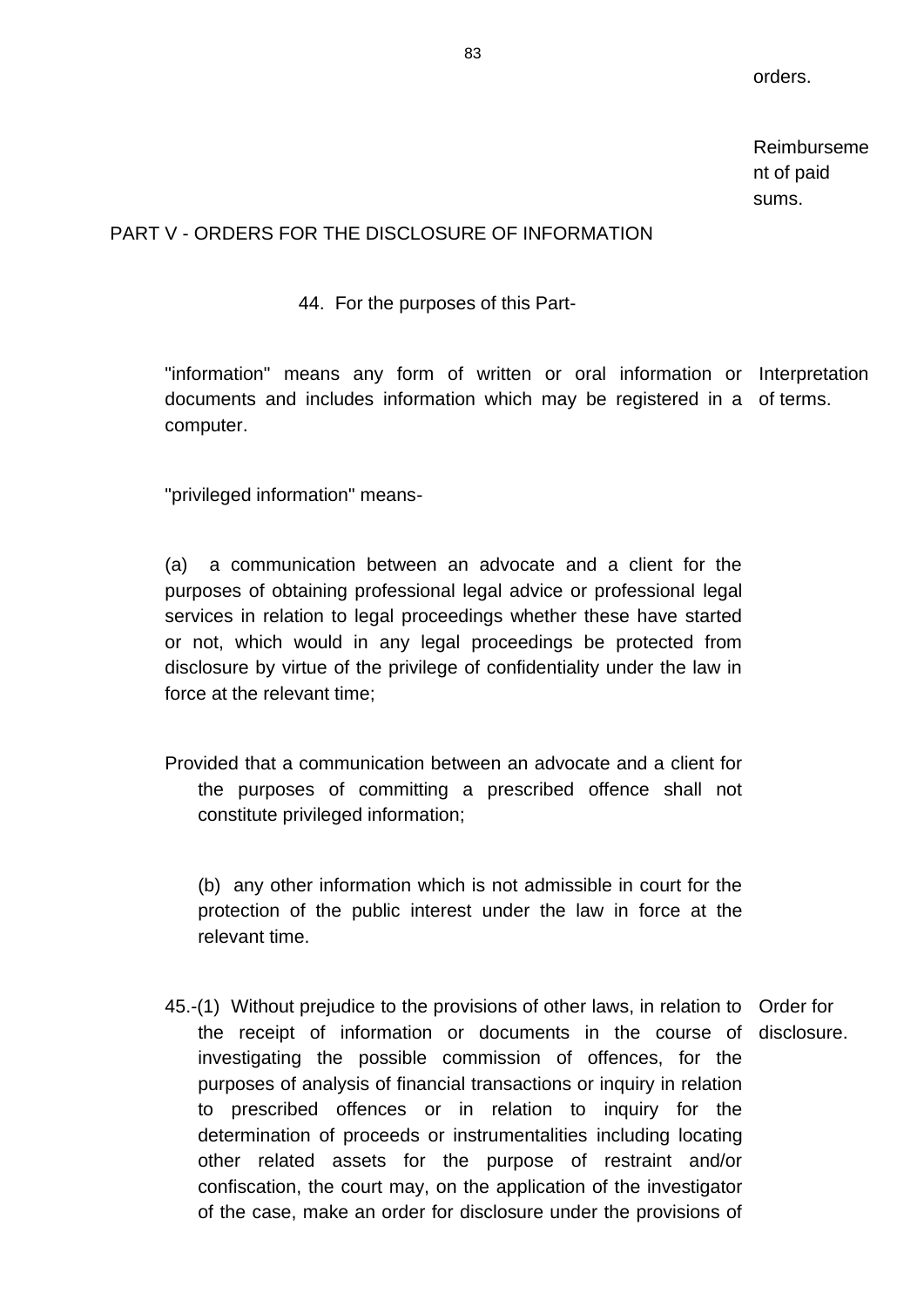orders.

Reimbursement of paid sums.

## PART V - ORDERS FOR THE DISCLOSURE OF INFORMATION

44. For the purposes of this Part-

Interpretation of terms.

"information" means any form of written or oral information or documents and includes information which may be registered in a computer.

"privileged information" means-

(a) a communication between an advocate and a client for the purposes of obtaining professional legal advice or professional legal services in relation to legal proceedings whether these have started or not, which would in any legal proceedings be protected from disclosure by virtue of the privilege of confidentiality under the law in force at the relevant time;

Provided that a communication between an advocate and a client for the purposes of committing a prescribed offence shall not constitute privileged information;

(b) any other information which is not admissible in court for the protection of the public interest under the law in force at the relevant time.

Order for disclosure.

45.-(1) Without prejudice to the provisions of other laws, in relation to the receipt of information or documents in the course of investigating the possible commission of offences, for the purposes of analysis of financial transactions or inquiry in relation to prescribed offences or in relation to inquiry for the determination of proceeds or instrumentalities including locating other related assets for the purpose of restraint and/or confiscation, the court may, on the application of the investigator of the case, make an order for disclosure under the provisions of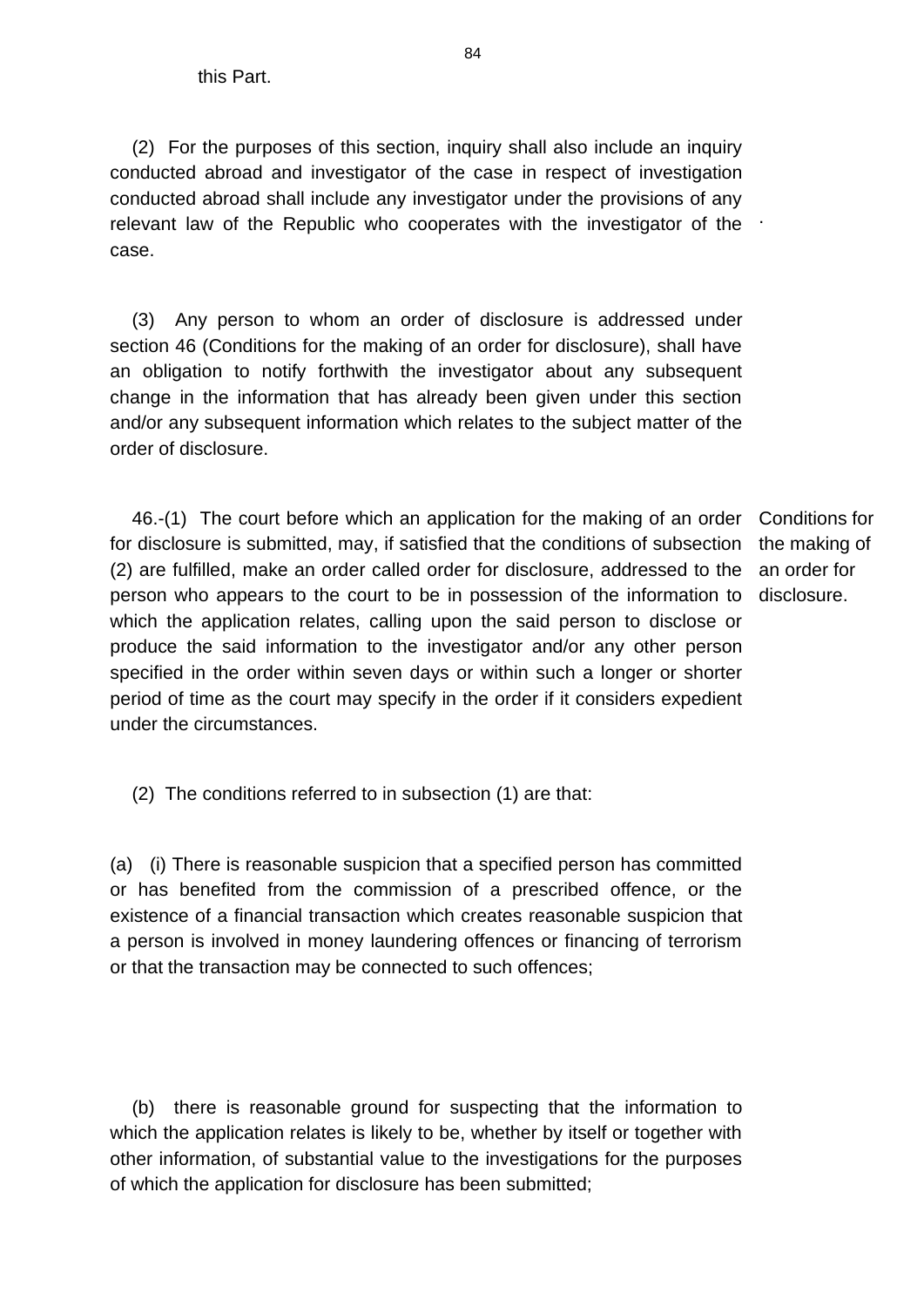this Part.

(2) For the purposes of this section, inquiry shall also include an inquiry conducted abroad and investigator of the case in respect of investigation conducted abroad shall include any investigator under the provisions of any relevant law of the Republic who cooperates with the investigator of the case.

(3) Any person to whom an order of disclosure is addressed under section 46 (Conditions for the making of an order for disclosure), shall have an obligation to notify forthwith the investigator about any subsequent change in the information that has already been given under this section and/or any subsequent information which relates to the subject matter of the order of disclosure.

Conditions for the making of an order for disclosure.

46.-(1) The court before which an application for the making of an order for disclosure is submitted, may, if satisfied that the conditions of subsection (2) are fulfilled, make an order called order for disclosure, addressed to the person who appears to the court to be in possession of the information to which the application relates, calling upon the said person to disclose or produce the said information to the investigator and/or any other person specified in the order within seven days or within such a longer or shorter period of time as the court may specify in the order if it considers expedient under the circumstances.

(2) The conditions referred to in subsection (1) are that:

(a) (i) There is reasonable suspicion that a specified person has committed or has benefited from the commission of a prescribed offence, or the existence of a financial transaction which creates reasonable suspicion that a person is involved in money laundering offences or financing of terrorism or that the transaction may be connected to such offences;

(b) there is reasonable ground for suspecting that the information to which the application relates is likely to be, whether by itself or together with other information, of substantial value to the investigations for the purposes of which the application for disclosure has been submitted;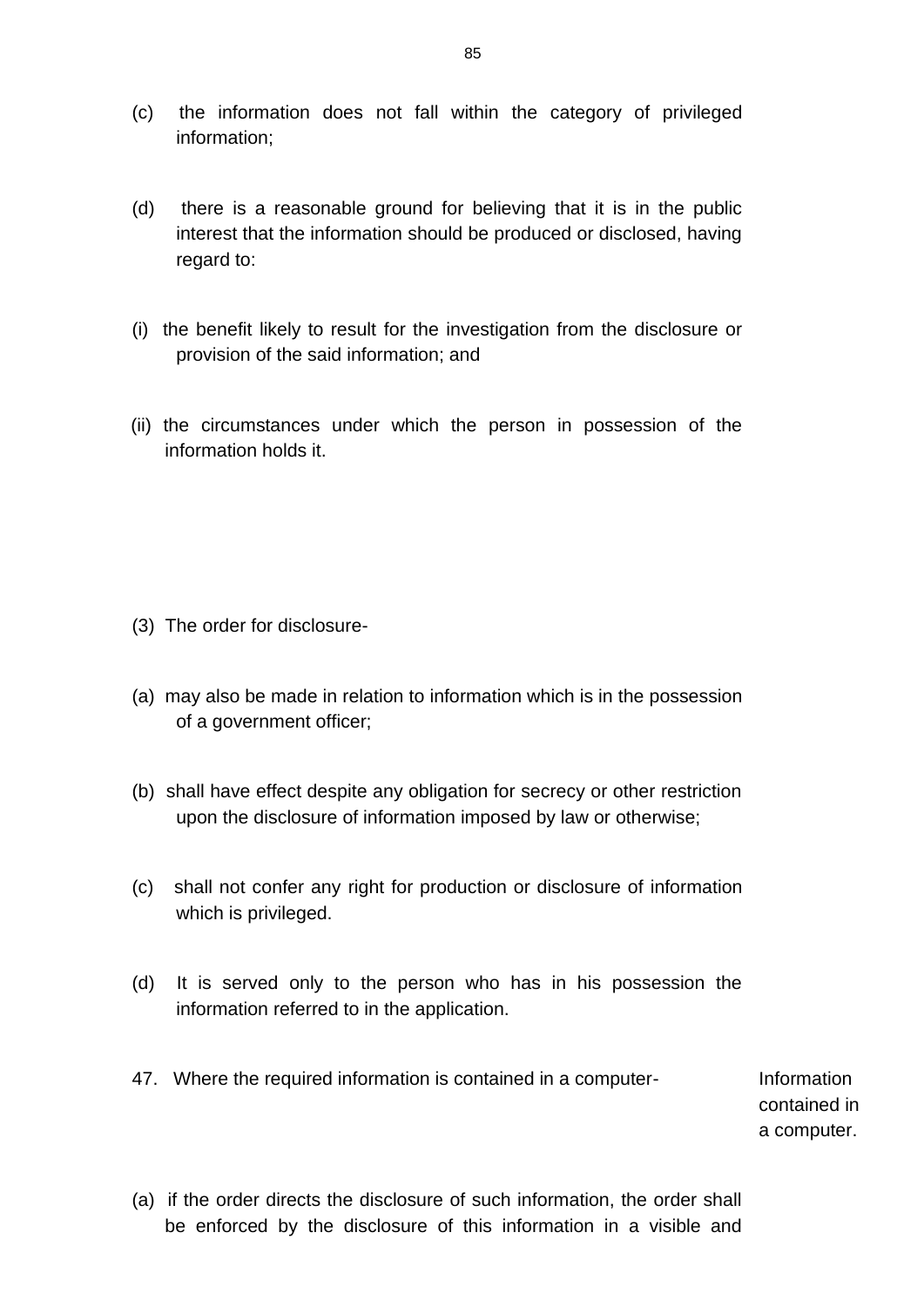(c) the information does not fall within the category of privileged information;

(d) there is a reasonable ground for believing that it is in the public interest that the information should be produced or disclosed, having regard to:

(i) the benefit likely to result for the investigation from the disclosure or provision of the said information; and

(ii) the circumstances under which the person in possession of the information holds it.

(3) The order for disclosure-

(a) may also be made in relation to information which is in the possession of a government officer;

(b) shall have effect despite any obligation for secrecy or other restriction upon the disclosure of information imposed by law or otherwise;

(c) shall not confer any right for production or disclosure of information which is privileged.

(d) It is served only to the person who has in his possession the information referred to in the application.

47. Where the required information is contained in a computer- *Information contained in a computer.*

(a) if the order directs the disclosure of such information, the order shall be enforced by the disclosure of this information in a visible and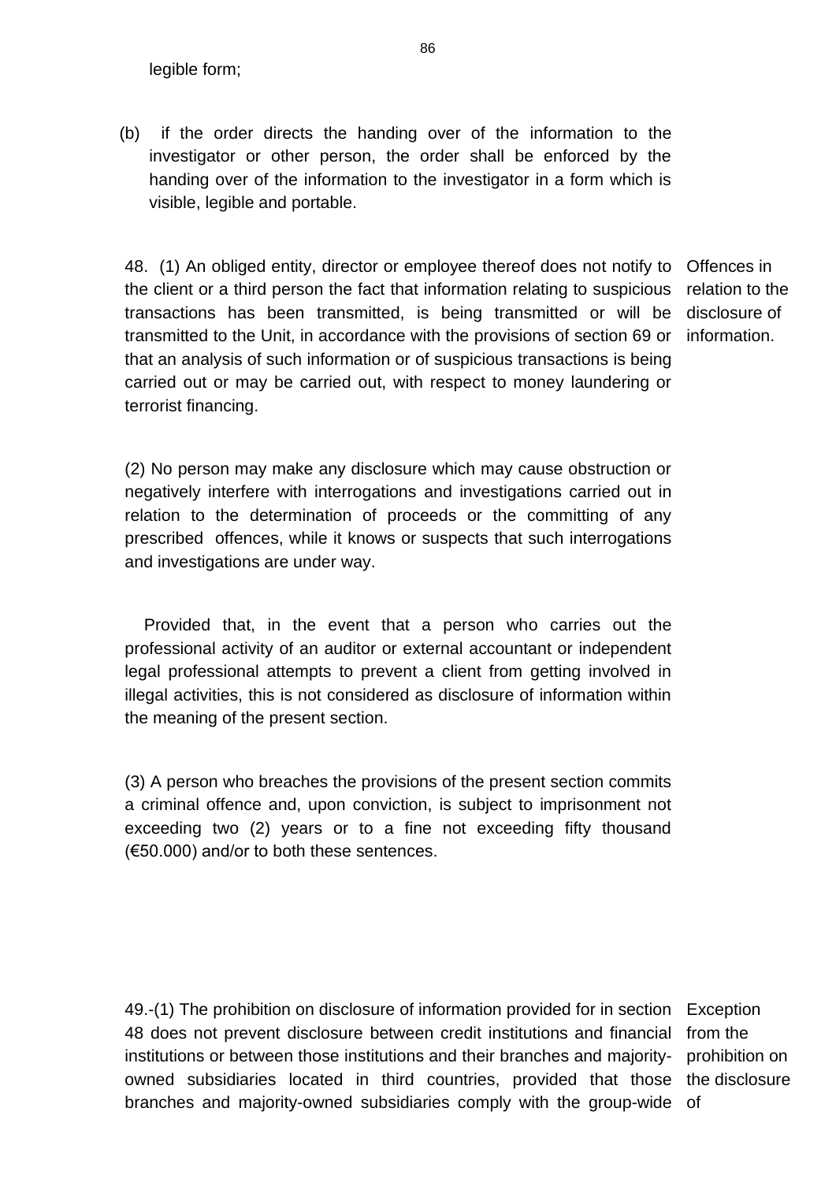legible form;

(b) if the order directs the handing over of the information to the investigator or other person, the order shall be enforced by the handing over of the information to the investigator in a form which is visible, legible and portable.

Offences in relation to the disclosure of information.

48. (1) An obliged entity, director or employee thereof does not notify to the client or a third person the fact that information relating to suspicious transactions has been transmitted, is being transmitted or will be transmitted to the Unit, in accordance with the provisions of section 69 or that an analysis of such information or of suspicious transactions is being carried out or may be carried out, with respect to money laundering or terrorist financing.

(2) No person may make any disclosure which may cause obstruction or negatively interfere with interrogations and investigations carried out in relation to the determination of proceeds or the committing of any prescribed offences, while it knows or suspects that such interrogations and investigations are under way.

Provided that, in the event that a person who carries out the professional activity of an auditor or external accountant or independent legal professional attempts to prevent a client from getting involved in illegal activities, this is not considered as disclosure of information within the meaning of the present section.

(3) A person who breaches the provisions of the present section commits a criminal offence and, upon conviction, is subject to imprisonment not exceeding two (2) years or to a fine not exceeding fifty thousand (€50.000) and/or to both these sentences.

Exception from the prohibition on the disclosure of

49.-(1) The prohibition on disclosure of information provided for in section 48 does not prevent disclosure between credit institutions and financial institutions or between those institutions and their branches and majority-owned subsidiaries located in third countries, provided that those branches and majority-owned subsidiaries comply with the group-wide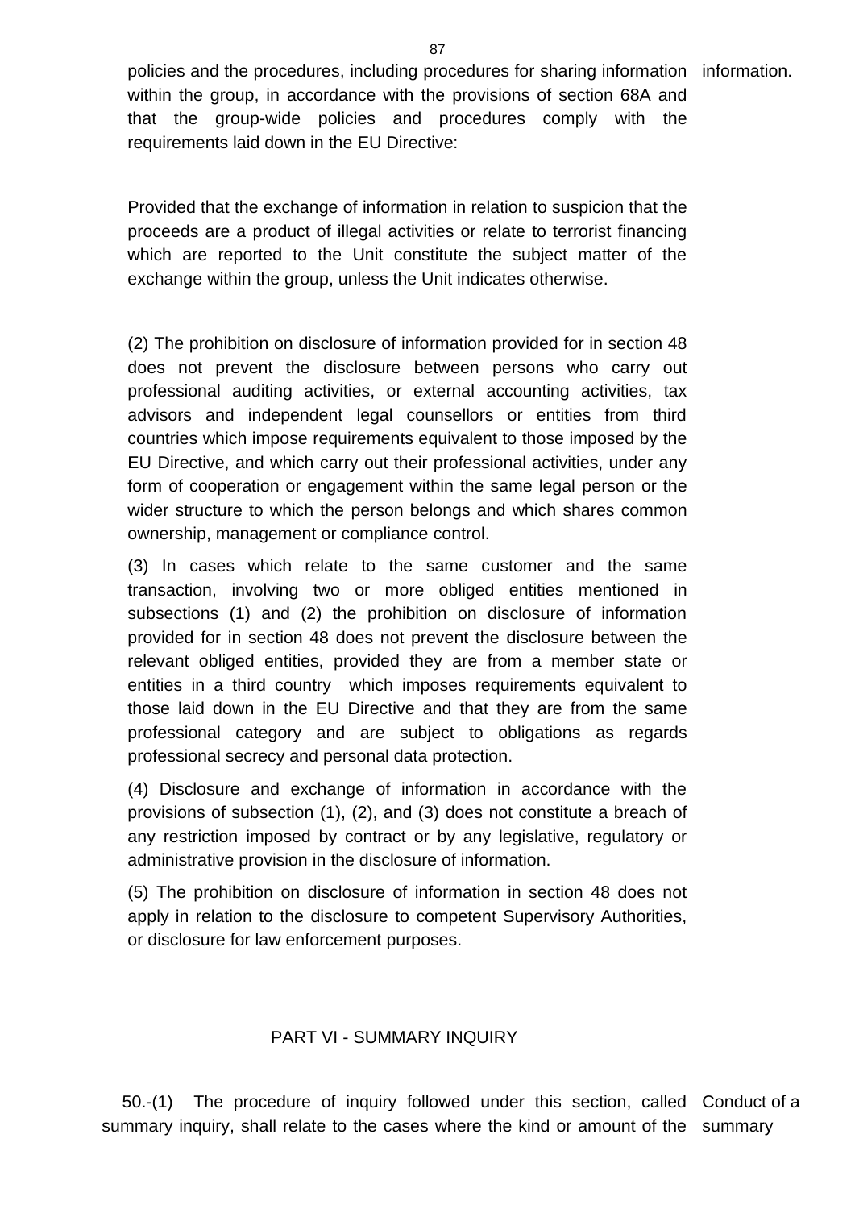policies and the procedures, including procedures for sharing information within the group, in accordance with the provisions of section 68A and that the group-wide policies and procedures comply with the requirements laid down in the EU Directive: information.

Provided that the exchange of information in relation to suspicion that the proceeds are a product of illegal activities or relate to terrorist financing which are reported to the Unit constitute the subject matter of the exchange within the group, unless the Unit indicates otherwise.

(2) The prohibition on disclosure of information provided for in section 48 does not prevent the disclosure between persons who carry out professional auditing activities, or external accounting activities, tax advisors and independent legal counsellors or entities from third countries which impose requirements equivalent to those imposed by the EU Directive, and which carry out their professional activities, under any form of cooperation or engagement within the same legal person or the wider structure to which the person belongs and which shares common ownership, management or compliance control.

(3) In cases which relate to the same customer and the same transaction, involving two or more obliged entities mentioned in subsections (1) and (2) the prohibition on disclosure of information provided for in section 48 does not prevent the disclosure between the relevant obliged entities, provided they are from a member state or entities in a third country which imposes requirements equivalent to those laid down in the EU Directive and that they are from the same professional category and are subject to obligations as regards professional secrecy and personal data protection.

(4) Disclosure and exchange of information in accordance with the provisions of subsection (1), (2), and (3) does not constitute a breach of any restriction imposed by contract or by any legislative, regulatory or administrative provision in the disclosure of information.

(5) The prohibition on disclosure of information in section 48 does not apply in relation to the disclosure to competent Supervisory Authorities, or disclosure for law enforcement purposes.

## PART VI - SUMMARY INQUIRY

Conduct of a summary

50.-(1) The procedure of inquiry followed under this section, called summary inquiry, shall relate to the cases where the kind or amount of the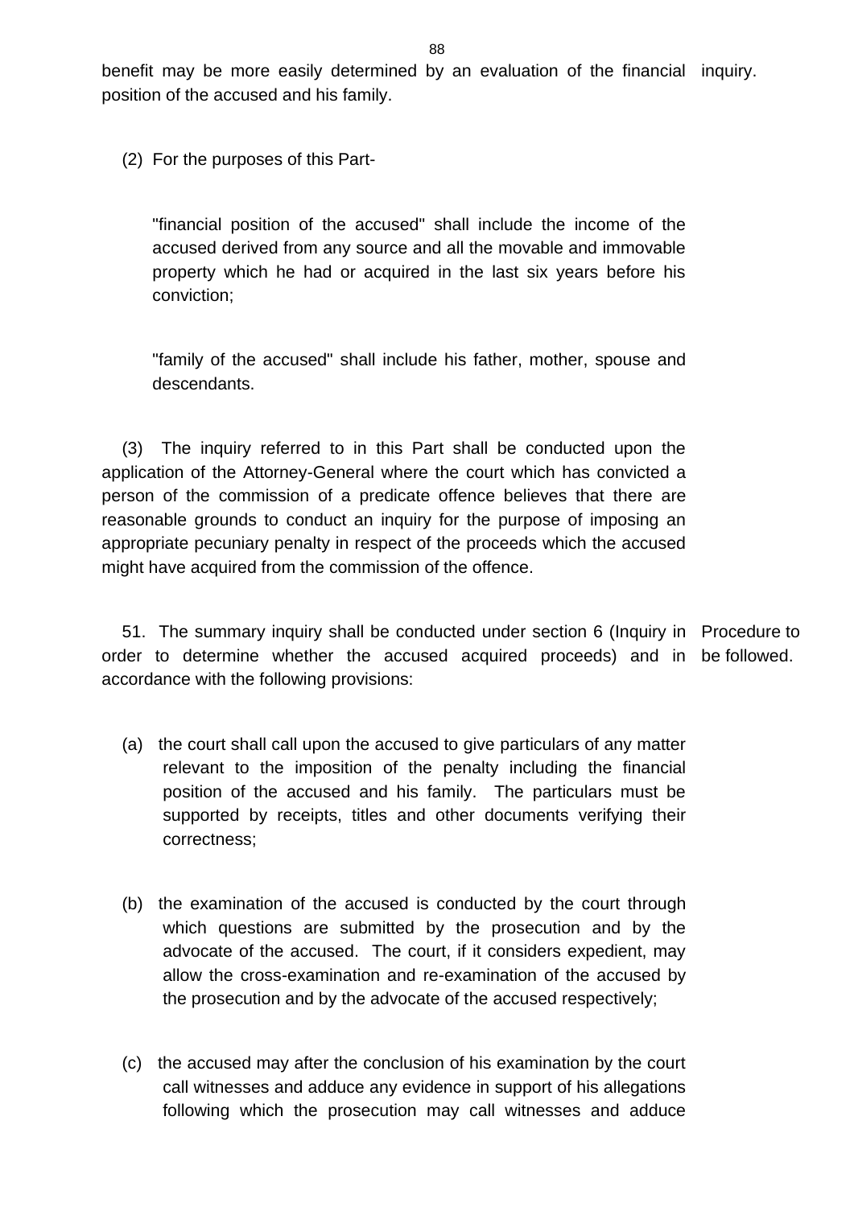benefit may be more easily determined by an evaluation of the financial position of the accused and his family. inquiry.

(2) For the purposes of this Part-

"financial position of the accused" shall include the income of the accused derived from any source and all the movable and immovable property which he had or acquired in the last six years before his conviction;

"family of the accused" shall include his father, mother, spouse and descendants.

(3) The inquiry referred to in this Part shall be conducted upon the application of the Attorney-General where the court which has convicted a person of the commission of a predicate offence believes that there are reasonable grounds to conduct an inquiry for the purpose of imposing an appropriate pecuniary penalty in respect of the proceeds which the accused might have acquired from the commission of the offence.

**Procedure to be followed.**

51. The summary inquiry shall be conducted under section 6 (Inquiry in order to determine whether the accused acquired proceeds) and in accordance with the following provisions:

(a) the court shall call upon the accused to give particulars of any matter relevant to the imposition of the penalty including the financial position of the accused and his family. The particulars must be supported by receipts, titles and other documents verifying their correctness;

(b) the examination of the accused is conducted by the court through which questions are submitted by the prosecution and by the advocate of the accused. The court, if it considers expedient, may allow the cross-examination and re-examination of the accused by the prosecution and by the advocate of the accused respectively;

(c) the accused may after the conclusion of his examination by the court call witnesses and adduce any evidence in support of his allegations following which the prosecution may call witnesses and adduce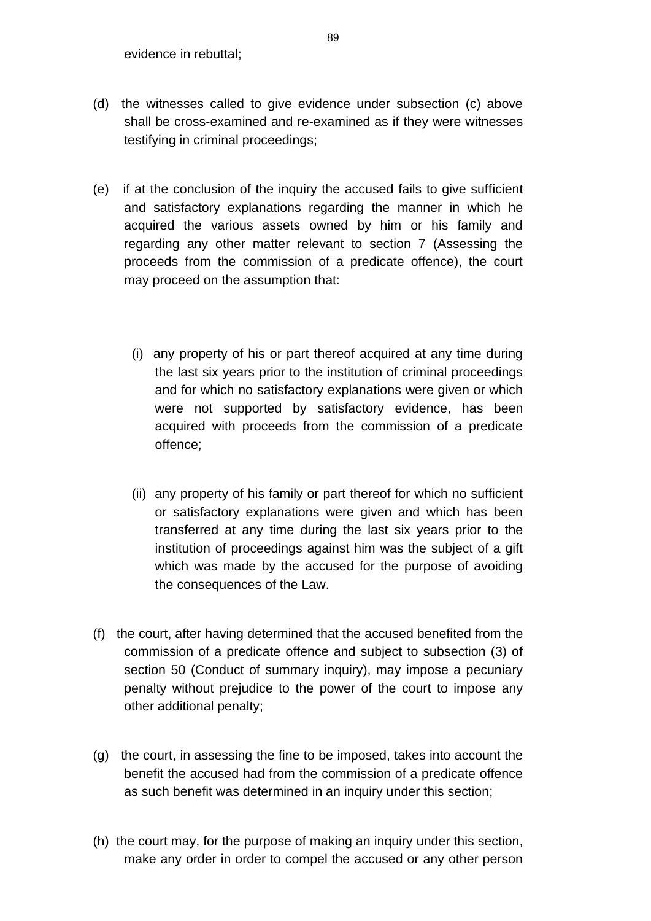evidence in rebuttal;

(d) the witnesses called to give evidence under subsection (c) above shall be cross-examined and re-examined as if they were witnesses testifying in criminal proceedings;

(e) if at the conclusion of the inquiry the accused fails to give sufficient and satisfactory explanations regarding the manner in which he acquired the various assets owned by him or his family and regarding any other matter relevant to section 7 (Assessing the proceeds from the commission of a predicate offence), the court may proceed on the assumption that:

  (i) any property of his or part thereof acquired at any time during the last six years prior to the institution of criminal proceedings and for which no satisfactory explanations were given or which were not supported by satisfactory evidence, has been acquired with proceeds from the commission of a predicate offence;

  (ii) any property of his family or part thereof for which no sufficient or satisfactory explanations were given and which has been transferred at any time during the last six years prior to the institution of proceedings against him was the subject of a gift which was made by the accused for the purpose of avoiding the consequences of the Law.

(f) the court, after having determined that the accused benefited from the commission of a predicate offence and subject to subsection (3) of section 50 (Conduct of summary inquiry), may impose a pecuniary penalty without prejudice to the power of the court to impose any other additional penalty;

(g) the court, in assessing the fine to be imposed, takes into account the benefit the accused had from the commission of a predicate offence as such benefit was determined in an inquiry under this section;

(h) the court may, for the purpose of making an inquiry under this section, make any order in order to compel the accused or any other person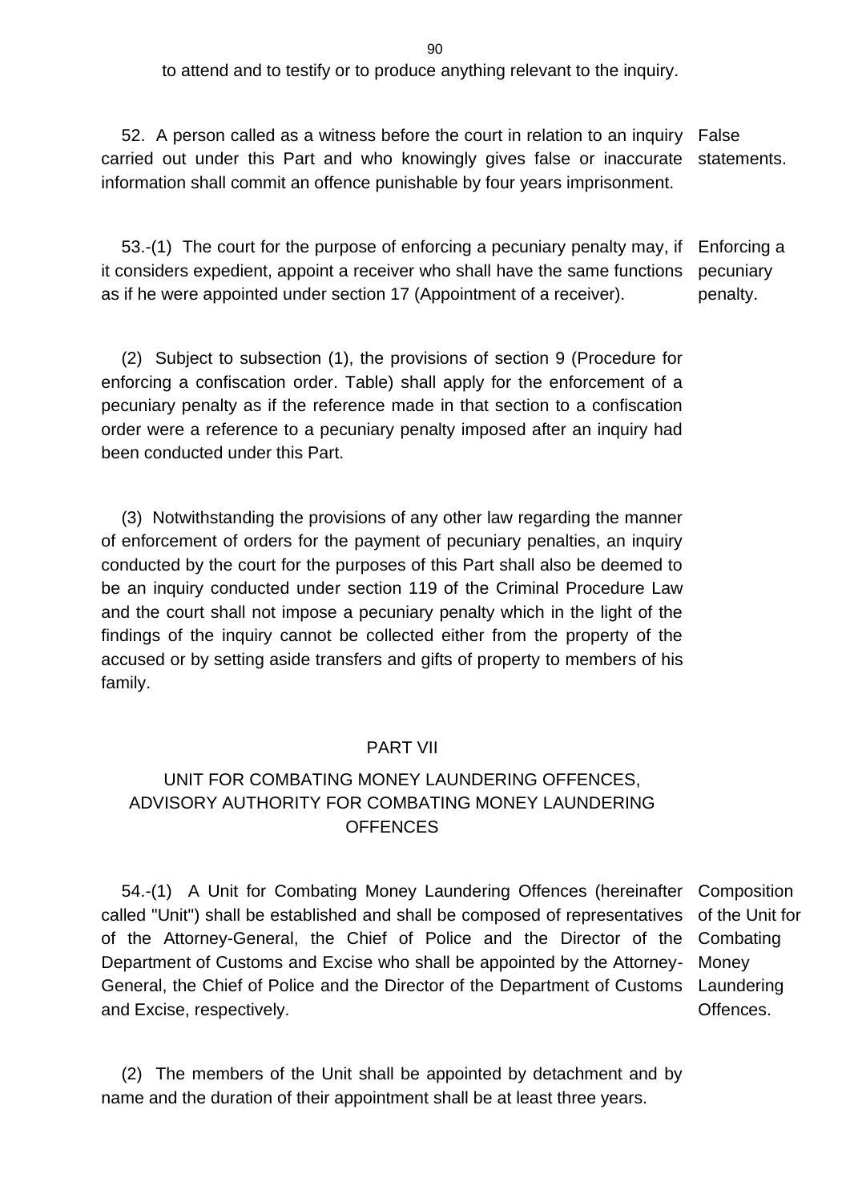to attend and to testify or to produce anything relevant to the inquiry.

52. A person called as a witness before the court in relation to an inquiry carried out under this Part and who knowingly gives false or inaccurate information shall commit an offence punishable by four years imprisonment.

False statements.

53.-(1) The court for the purpose of enforcing a pecuniary penalty may, if it considers expedient, appoint a receiver who shall have the same functions as if he were appointed under section 17 (Appointment of a receiver).

Enforcing a pecuniary penalty.

(2) Subject to subsection (1), the provisions of section 9 (Procedure for enforcing a confiscation order. Table) shall apply for the enforcement of a pecuniary penalty as if the reference made in that section to a confiscation order were a reference to a pecuniary penalty imposed after an inquiry had been conducted under this Part.

(3) Notwithstanding the provisions of any other law regarding the manner of enforcement of orders for the payment of pecuniary penalties, an inquiry conducted by the court for the purposes of this Part shall also be deemed to be an inquiry conducted under section 119 of the Criminal Procedure Law and the court shall not impose a pecuniary penalty which in the light of the findings of the inquiry cannot be collected either from the property of the accused or by setting aside transfers and gifts of property to members of his family.

## PART VII

## UNIT FOR COMBATING MONEY LAUNDERING OFFENCES, ADVISORY AUTHORITY FOR COMBATING MONEY LAUNDERING OFFENCES

54.-(1) A Unit for Combating Money Laundering Offences (hereinafter called "Unit") shall be established and shall be composed of representatives of the Attorney-General, the Chief of Police and the Director of the Department of Customs and Excise who shall be appointed by the Attorney-General, the Chief of Police and the Director of the Department of Customs and Excise, respectively.

Composition of the Unit for Combating Money Laundering Offences.

(2) The members of the Unit shall be appointed by detachment and by name and the duration of their appointment shall be at least three years.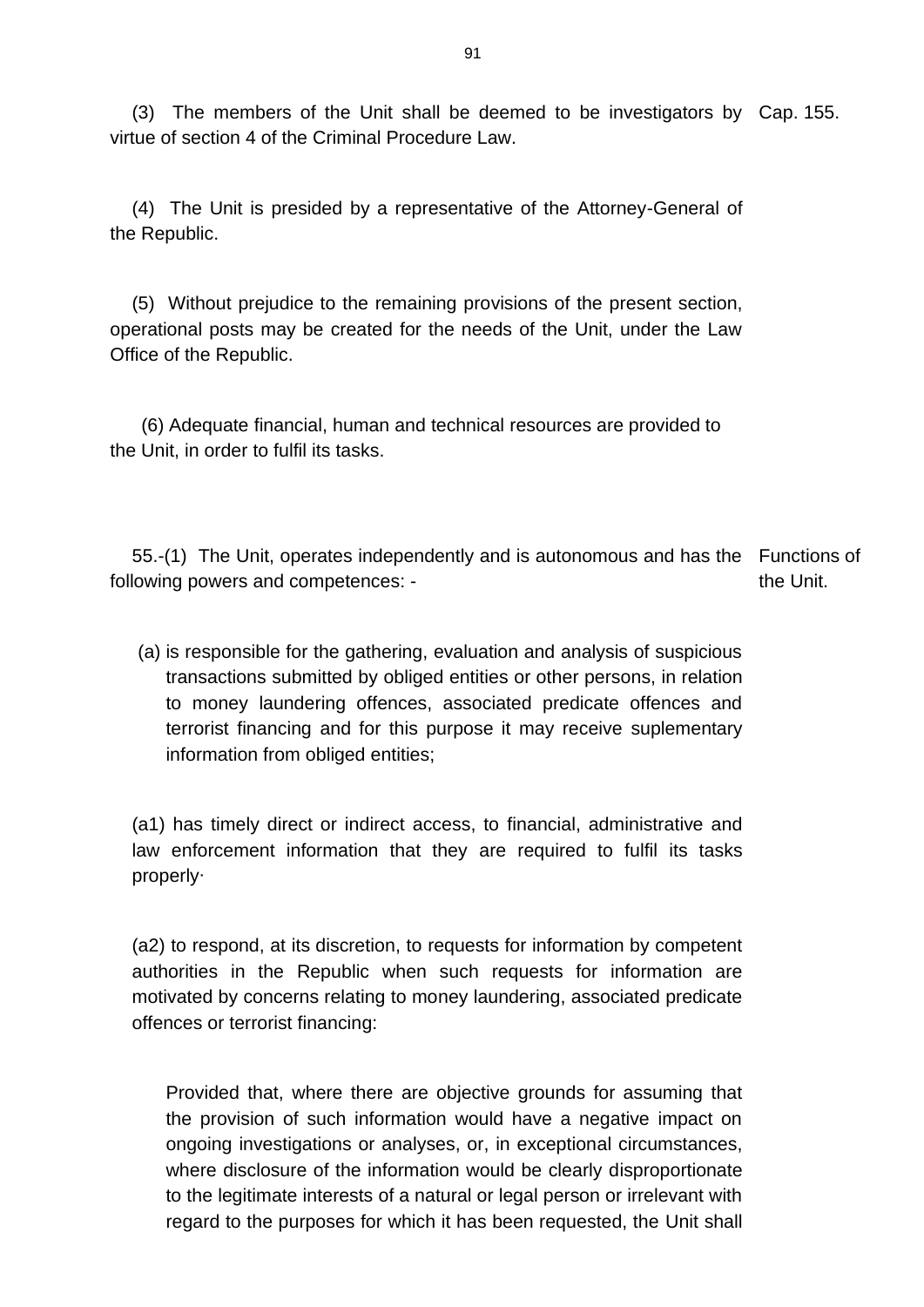(3) The members of the Unit shall be deemed to be investigators by virtue of section 4 of the Criminal Procedure Law. Cap. 155.

(4) The Unit is presided by a representative of the Attorney-General of the Republic.

(5) Without prejudice to the remaining provisions of the present section, operational posts may be created for the needs of the Unit, under the Law Office of the Republic.

(6) Adequate financial, human and technical resources are provided to the Unit, in order to fulfil its tasks.

Functions of the Unit.

55.-(1) The Unit, operates independently and is autonomous and has the following powers and competences: -

(a) is responsible for the gathering, evaluation and analysis of suspicious transactions submitted by obliged entities or other persons, in relation to money laundering offences, associated predicate offences and terrorist financing and for this purpose it may receive suplementary information from obliged entities;

(a1) has timely direct or indirect access, to financial, administrative and law enforcement information that they are required to fulfil its tasks properly·

(a2) to respond, at its discretion, to requests for information by competent authorities in the Republic when such requests for information are motivated by concerns relating to money laundering, associated predicate offences or terrorist financing:

Provided that, where there are objective grounds for assuming that the provision of such information would have a negative impact on ongoing investigations or analyses, or, in exceptional circumstances, where disclosure of the information would be clearly disproportionate to the legitimate interests of a natural or legal person or irrelevant with regard to the purposes for which it has been requested, the Unit shall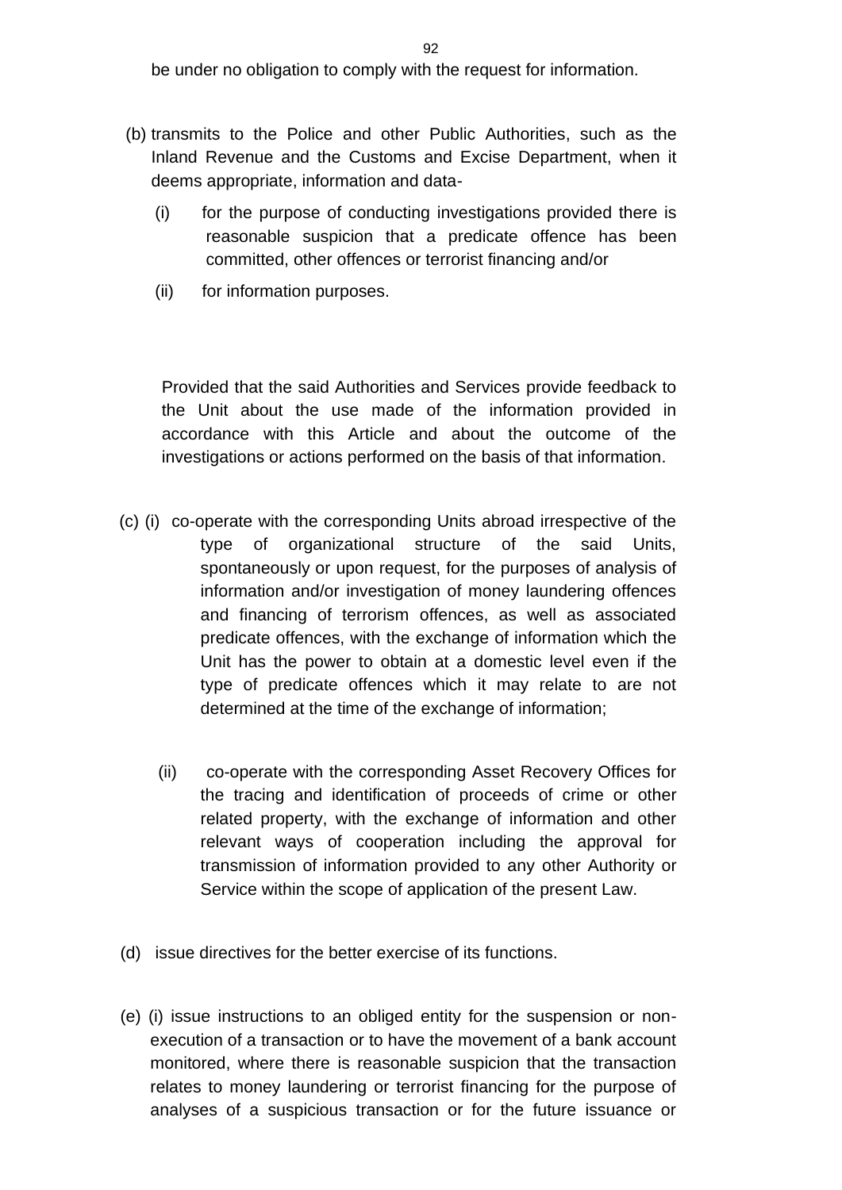be under no obligation to comply with the request for information.

(b) transmits to the Police and other Public Authorities, such as the Inland Revenue and the Customs and Excise Department, when it deems appropriate, information and data-

(i) for the purpose of conducting investigations provided there is reasonable suspicion that a predicate offence has been committed, other offences or terrorist financing and/or

(ii) for information purposes.

Provided that the said Authorities and Services provide feedback to the Unit about the use made of the information provided in accordance with this Article and about the outcome of the investigations or actions performed on the basis of that information.

(c) (i) co-operate with the corresponding Units abroad irrespective of the type of organizational structure of the said Units, spontaneously or upon request, for the purposes of analysis of information and/or investigation of money laundering offences and financing of terrorism offences, as well as associated predicate offences, with the exchange of information which the Unit has the power to obtain at a domestic level even if the type of predicate offences which it may relate to are not determined at the time of the exchange of information;

(ii) co-operate with the corresponding Asset Recovery Offices for the tracing and identification of proceeds of crime or other related property, with the exchange of information and other relevant ways of cooperation including the approval for transmission of information provided to any other Authority or Service within the scope of application of the present Law.

(d) issue directives for the better exercise of its functions.

(e) (i) issue instructions to an obliged entity for the suspension or non-execution of a transaction or to have the movement of a bank account monitored, where there is reasonable suspicion that the transaction relates to money laundering or terrorist financing for the purpose of analyses of a suspicious transaction or for the future issuance or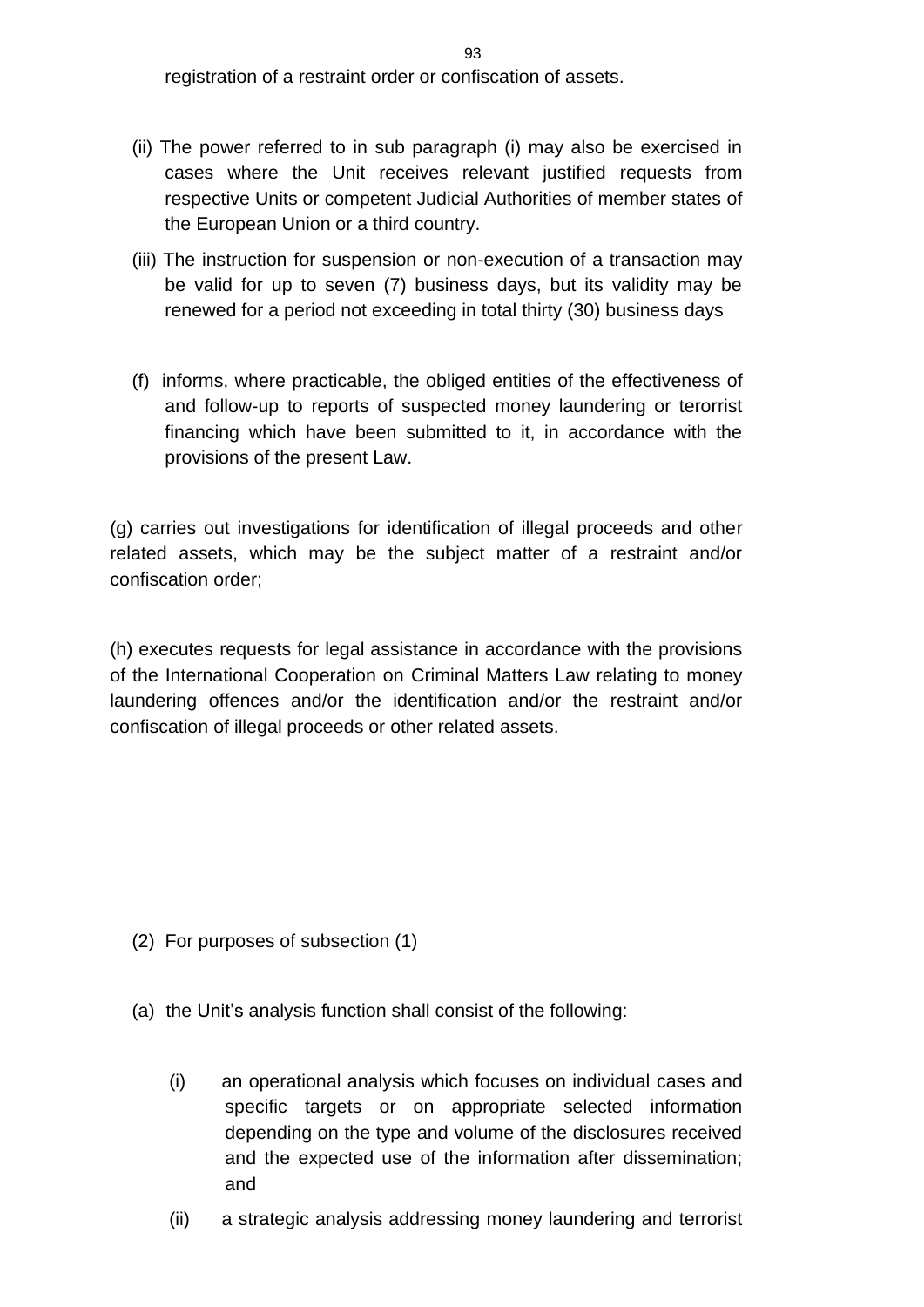registration of a restraint order or confiscation of assets.

(ii) The power referred to in sub paragraph (i) may also be exercised in cases where the Unit receives relevant justified requests from respective Units or competent Judicial Authorities of member states of the European Union or a third country.

(iii) The instruction for suspension or non-execution of a transaction may be valid for up to seven (7) business days, but its validity may be renewed for a period not exceeding in total thirty (30) business days

(f) informs, where practicable, the obliged entities of the effectiveness of and follow-up to reports of suspected money laundering or terorrist financing which have been submitted to it, in accordance with the provisions of the present Law.

(g) carries out investigations for identification of illegal proceeds and other related assets, which may be the subject matter of a restraint and/or confiscation order;

(h) executes requests for legal assistance in accordance with the provisions of the International Cooperation on Criminal Matters Law relating to money laundering offences and/or the identification and/or the restraint and/or confiscation of illegal proceeds or other related assets.

(2) For purposes of subsection (1)

(a) the Unit's analysis function shall consist of the following:

(i) an operational analysis which focuses on individual cases and specific targets or on appropriate selected information depending on the type and volume of the disclosures received and the expected use of the information after dissemination; and

(ii) a strategic analysis addressing money laundering and terrorist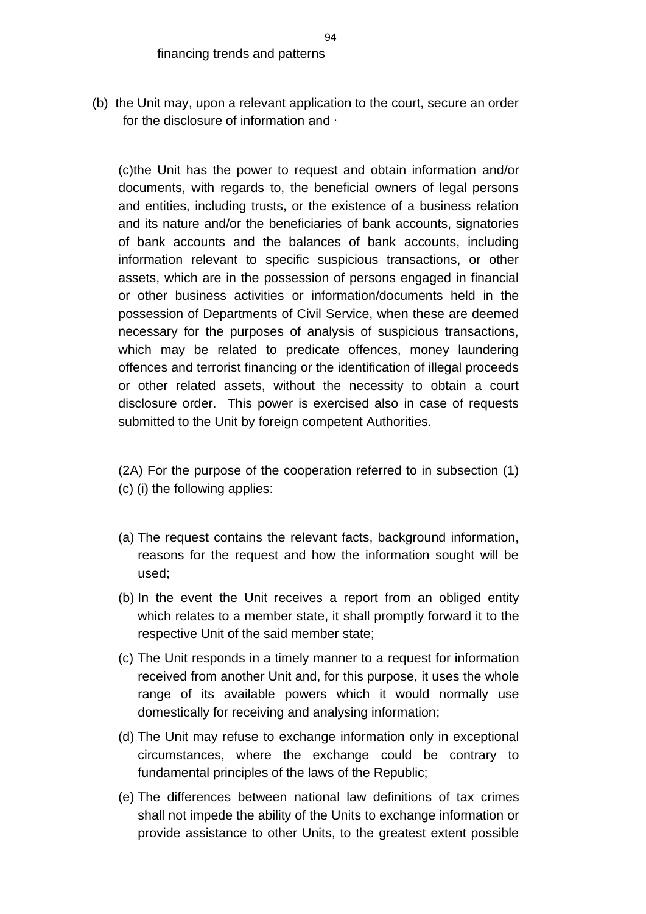financing trends and patterns

(b) the Unit may, upon a relevant application to the court, secure an order for the disclosure of information and ·

(c)the Unit has the power to request and obtain information and/or documents, with regards to, the beneficial owners of legal persons and entities, including trusts, or the existence of a business relation and its nature and/or the beneficiaries of bank accounts, signatories of bank accounts and the balances of bank accounts, including information relevant to specific suspicious transactions, or other assets, which are in the possession of persons engaged in financial or other business activities or information/documents held in the possession of Departments of Civil Service, when these are deemed necessary for the purposes of analysis of suspicious transactions, which may be related to predicate offences, money laundering offences and terrorist financing or the identification of illegal proceeds or other related assets, without the necessity to obtain a court disclosure order. This power is exercised also in case of requests submitted to the Unit by foreign competent Authorities.

(2A) For the purpose of the cooperation referred to in subsection (1) (c) (i) the following applies:

(a) The request contains the relevant facts, background information, reasons for the request and how the information sought will be used;

(b) In the event the Unit receives a report from an obliged entity which relates to a member state, it shall promptly forward it to the respective Unit of the said member state;

(c) The Unit responds in a timely manner to a request for information received from another Unit and, for this purpose, it uses the whole range of its available powers which it would normally use domestically for receiving and analysing information;

(d) The Unit may refuse to exchange information only in exceptional circumstances, where the exchange could be contrary to fundamental principles of the laws of the Republic;

(e) The differences between national law definitions of tax crimes shall not impede the ability of the Units to exchange information or provide assistance to other Units, to the greatest extent possible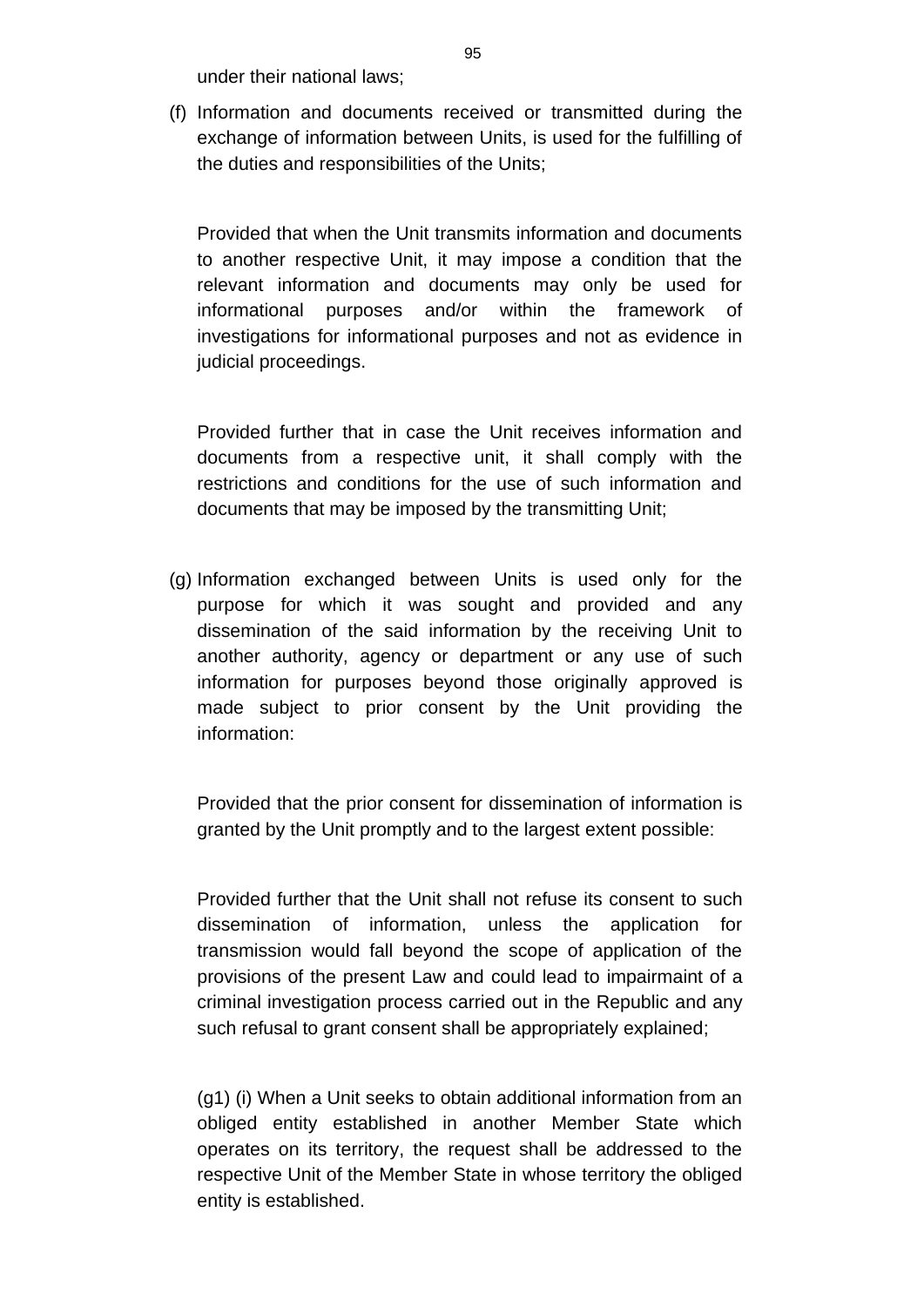under their national laws;

(f) Information and documents received or transmitted during the exchange of information between Units, is used for the fulfilling of the duties and responsibilities of the Units;

Provided that when the Unit transmits information and documents to another respective Unit, it may impose a condition that the relevant information and documents may only be used for informational purposes and/or within the framework of investigations for informational purposes and not as evidence in judicial proceedings.

Provided further that in case the Unit receives information and documents from a respective unit, it shall comply with the restrictions and conditions for the use of such information and documents that may be imposed by the transmitting Unit;

(g) Information exchanged between Units is used only for the purpose for which it was sought and provided and any dissemination of the said information by the receiving Unit to another authority, agency or department or any use of such information for purposes beyond those originally approved is made subject to prior consent by the Unit providing the information:

Provided that the prior consent for dissemination of information is granted by the Unit promptly and to the largest extent possible:

Provided further that the Unit shall not refuse its consent to such dissemination of information, unless the application for transmission would fall beyond the scope of application of the provisions of the present Law and could lead to impairmaint of a criminal investigation process carried out in the Republic and any such refusal to grant consent shall be appropriately explained;

(g1) (i) When a Unit seeks to obtain additional information from an obliged entity established in another Member State which operates on its territory, the request shall be addressed to the respective Unit of the Member State in whose territory the obliged entity is established.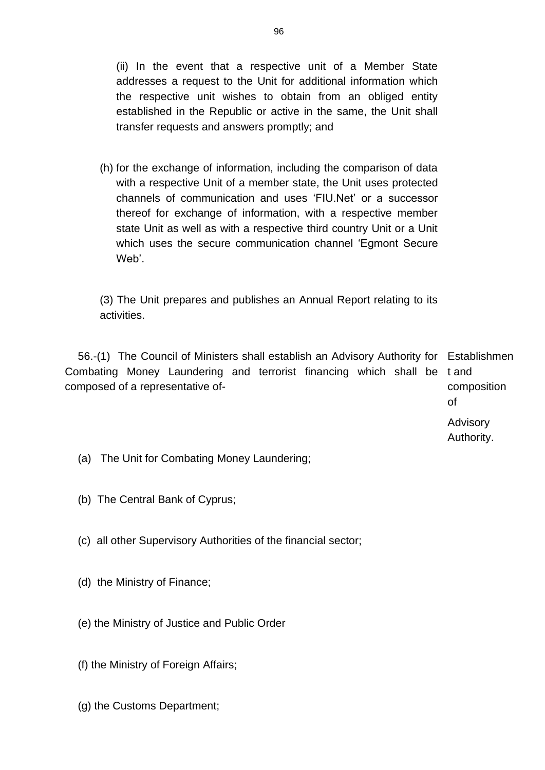(ii) In the event that a respective unit of a Member State addresses a request to the Unit for additional information which the respective unit wishes to obtain from an obliged entity established in the Republic or active in the same, the Unit shall transfer requests and answers promptly; and

(h) for the exchange of information, including the comparison of data with a respective Unit of a member state, the Unit uses protected channels of communication and uses 'FIU.Net' or a successor thereof for exchange of information, with a respective member state Unit as well as with a respective third country Unit or a Unit which uses the secure communication channel 'Egmont Secure Web'.

(3) The Unit prepares and publishes an Annual Report relating to its activities.

Establishment and composition of Advisory Authority.

56.-(1) The Council of Ministers shall establish an Advisory Authority for Combating Money Laundering and terrorist financing which shall be composed of a representative of-

(a) The Unit for Combating Money Laundering;

(b) The Central Bank of Cyprus;

(c) all other Supervisory Authorities of the financial sector;

(d) the Ministry of Finance;

(e) the Ministry of Justice and Public Order

(f) the Ministry of Foreign Affairs;

(g) the Customs Department;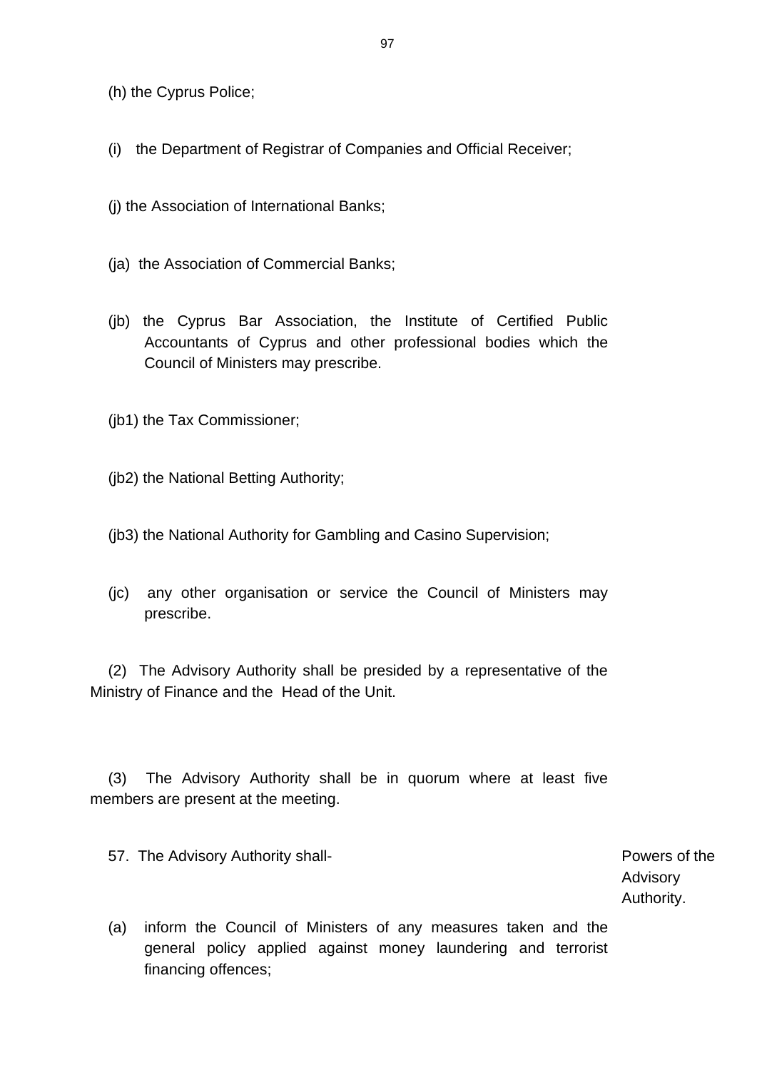(h) the Cyprus Police;

(i) the Department of Registrar of Companies and Official Receiver;

(j) the Association of International Banks;

(ja) the Association of Commercial Banks;

(jb) the Cyprus Bar Association, the Institute of Certified Public Accountants of Cyprus and other professional bodies which the Council of Ministers may prescribe.

(jb1) the Tax Commissioner;

(jb2) the National Betting Authority;

(jb3) the National Authority for Gambling and Casino Supervision;

(jc) any other organisation or service the Council of Ministers may prescribe.

(2) The Advisory Authority shall be presided by a representative of the Ministry of Finance and the Head of the Unit.

(3) The Advisory Authority shall be in quorum where at least five members are present at the meeting.

Powers of the Advisory Authority.

57. The Advisory Authority shall-

(a) inform the Council of Ministers of any measures taken and the general policy applied against money laundering and terrorist financing offences;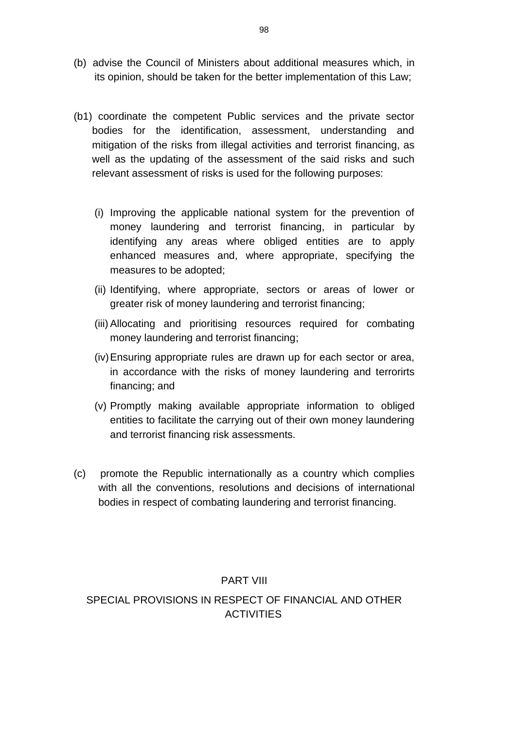(b) advise the Council of Ministers about additional measures which, in its opinion, should be taken for the better implementation of this Law;

(b1) coordinate the competent Public services and the private sector bodies for the identification, assessment, understanding and mitigation of the risks from illegal activities and terrorist financing, as well as the updating of the assessment of the said risks and such relevant assessment of risks is used for the following purposes:

(i) Improving the applicable national system for the prevention of money laundering and terrorist financing, in particular by identifying any areas where obliged entities are to apply enhanced measures and, where appropriate, specifying the measures to be adopted;

(ii) Identifying, where appropriate, sectors or areas of lower or greater risk of money laundering and terrorist financing;

(iii) Allocating and prioritising resources required for combating money laundering and terrorist financing;

(iv) Ensuring appropriate rules are drawn up for each sector or area, in accordance with the risks of money laundering and terrorirts financing; and

(v) Promptly making available appropriate information to obliged entities to facilitate the carrying out of their own money laundering and terrorist financing risk assessments.

(c) promote the Republic internationally as a country which complies with all the conventions, resolutions and decisions of international bodies in respect of combating laundering and terrorist financing.

## PART VIII

## SPECIAL PROVISIONS IN RESPECT OF FINANCIAL AND OTHER ACTIVITIES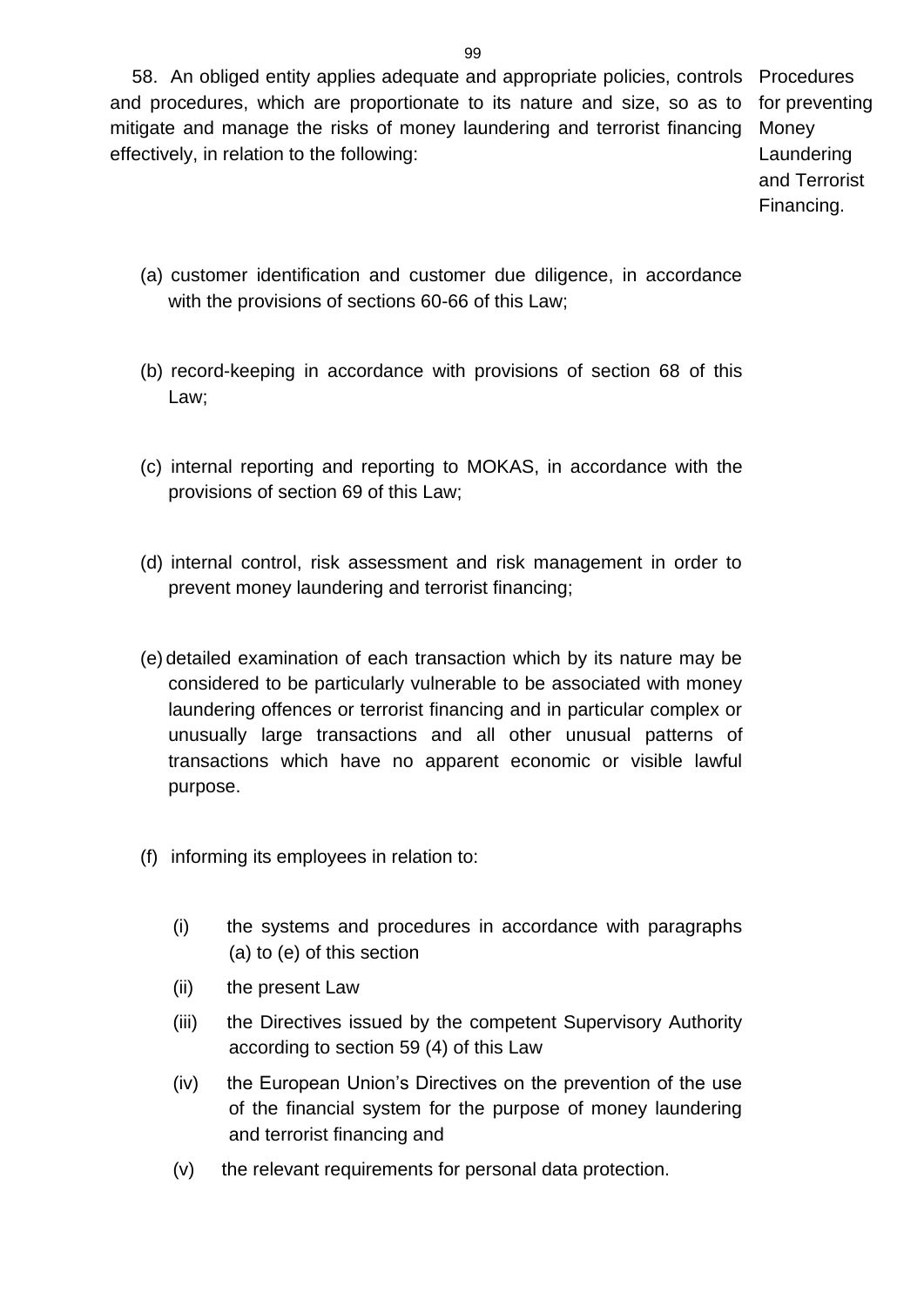58. An obliged entity applies adequate and appropriate policies, controls and procedures, which are proportionate to its nature and size, so as to mitigate and manage the risks of money laundering and terrorist financing effectively, in relation to the following:

Procedures for preventing Money Laundering and Terrorist Financing.

(a) customer identification and customer due diligence, in accordance with the provisions of sections 60-66 of this Law;

(b) record-keeping in accordance with provisions of section 68 of this Law;

(c) internal reporting and reporting to MOKAS, in accordance with the provisions of section 69 of this Law;

(d) internal control, risk assessment and risk management in order to prevent money laundering and terrorist financing;

(e) detailed examination of each transaction which by its nature may be considered to be particularly vulnerable to be associated with money laundering offences or terrorist financing and in particular complex or unusually large transactions and all other unusual patterns of transactions which have no apparent economic or visible lawful purpose.

(f) informing its employees in relation to:

(i) the systems and procedures in accordance with paragraphs (a) to (e) of this section

(ii) the present Law

(iii) the Directives issued by the competent Supervisory Authority according to section 59 (4) of this Law

(iv) the European Union's Directives on the prevention of the use of the financial system for the purpose of money laundering and terrorist financing and

(v) the relevant requirements for personal data protection.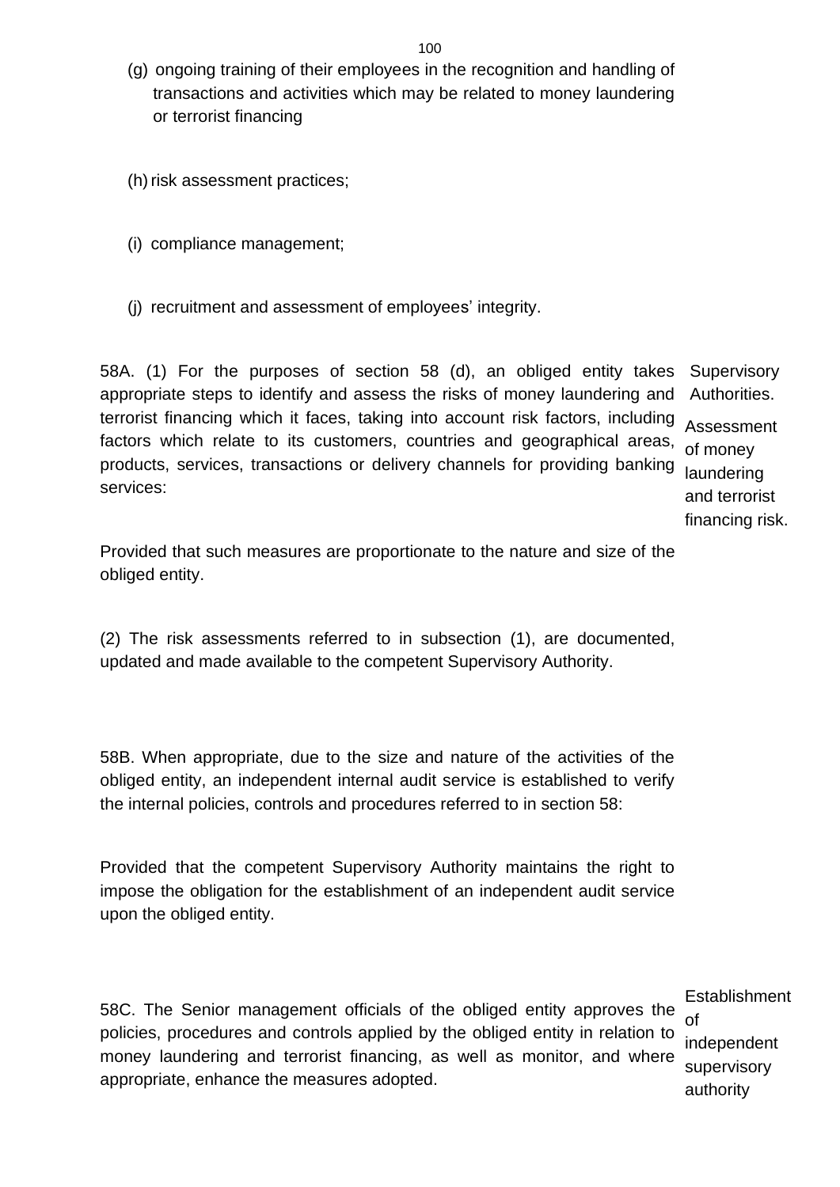(g) ongoing training of their employees in the recognition and handling of transactions and activities which may be related to money laundering or terrorist financing

(h) risk assessment practices;

(i) compliance management;

(j) recruitment and assessment of employees' integrity.

Supervisory Authorities.

Assessment of money laundering and terrorist financing risk.

58A. (1) For the purposes of section 58 (d), an obliged entity takes appropriate steps to identify and assess the risks of money laundering and terrorist financing which it faces, taking into account risk factors, including factors which relate to its customers, countries and geographical areas, products, services, transactions or delivery channels for providing banking services:

Provided that such measures are proportionate to the nature and size of the obliged entity.

(2) The risk assessments referred to in subsection (1), are documented, updated and made available to the competent Supervisory Authority.

58B. When appropriate, due to the size and nature of the activities of the obliged entity, an independent internal audit service is established to verify the internal policies, controls and procedures referred to in section 58:

Provided that the competent Supervisory Authority maintains the right to impose the obligation for the establishment of an independent audit service upon the obliged entity.

Establishment of independent supervisory authority

58C. The Senior management officials of the obliged entity approves the policies, procedures and controls applied by the obliged entity in relation to money laundering and terrorist financing, as well as monitor, and where appropriate, enhance the measures adopted.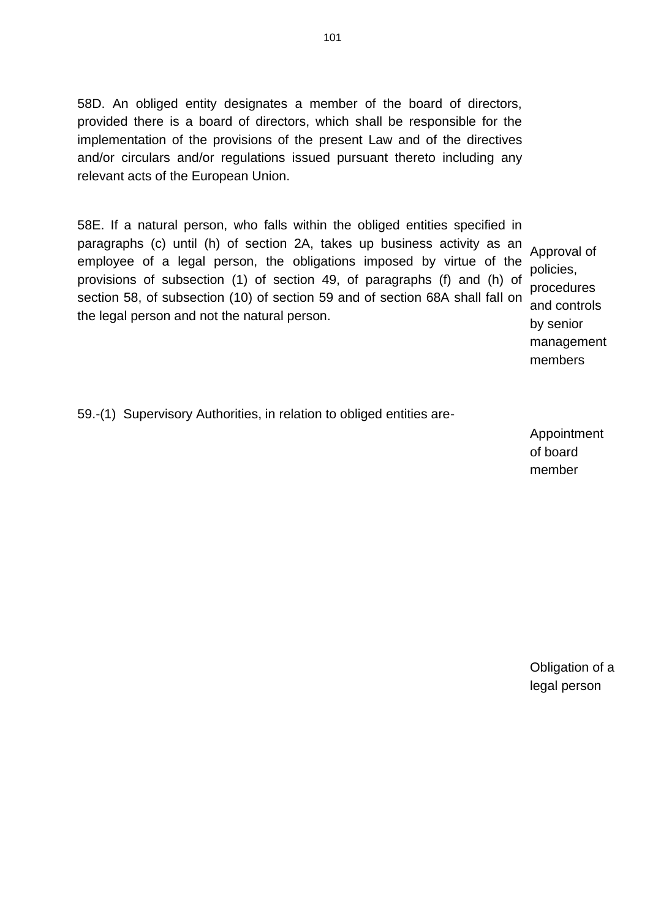58D. An obliged entity designates a member of the board of directors, provided there is a board of directors, which shall be responsible for the implementation of the provisions of the present Law and of the directives and/or circulars and/or regulations issued pursuant thereto including any relevant acts of the European Union.

58E. If a natural person, who falls within the obliged entities specified in paragraphs (c) until (h) of section 2A, takes up business activity as an employee of a legal person, the obligations imposed by virtue of the provisions of subsection (1) of section 49, of paragraphs (f) and (h) of section 58, of subsection (10) of section 59 and of section 68A shall fall on the legal person and not the natural person.

Approval of policies, procedures and controls by senior management members

59.-(1) Supervisory Authorities, in relation to obliged entities are-

Appointment of board member

Obligation of a legal person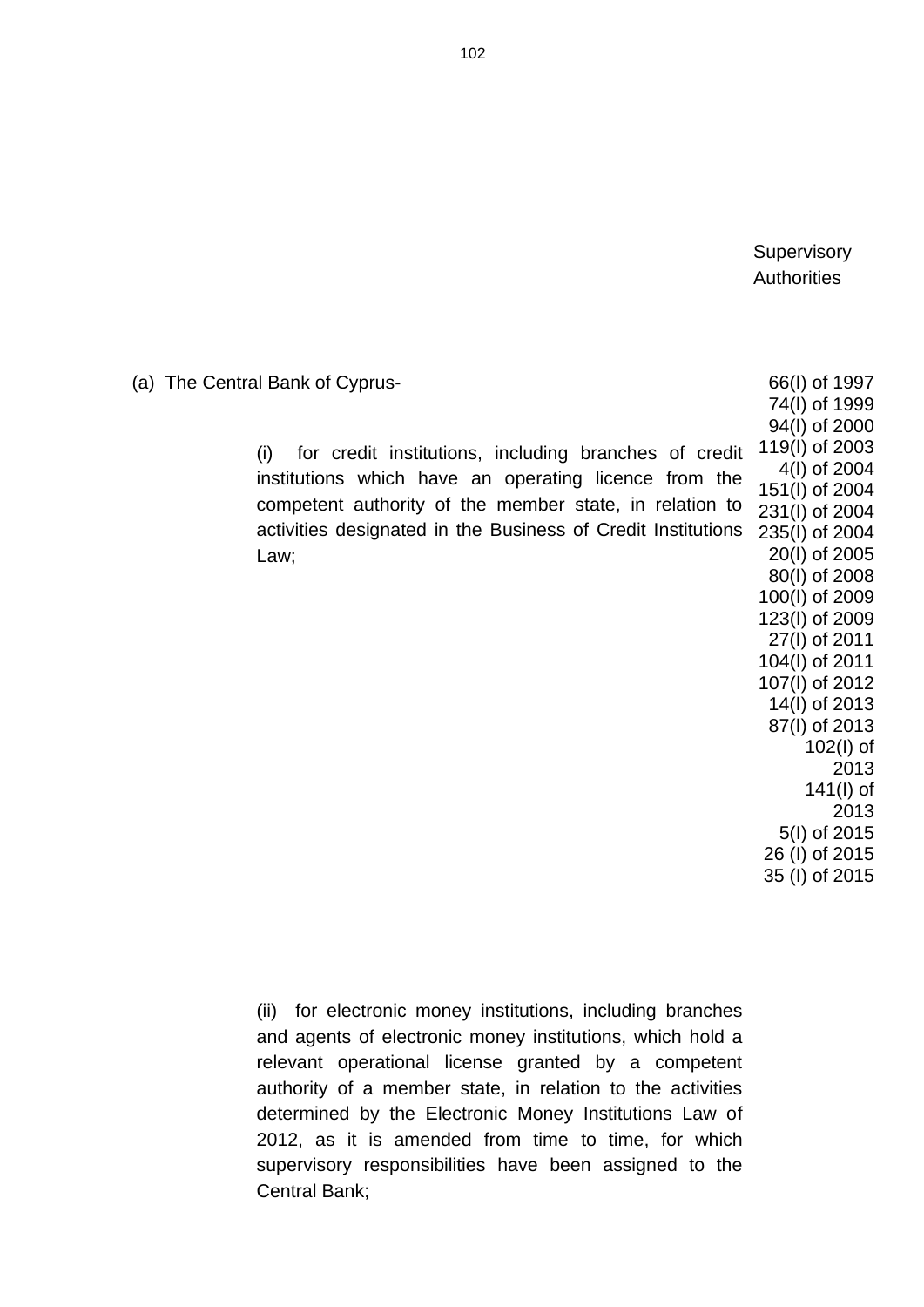Supervisory Authorities

(a) The Central Bank of Cyprus-

66(I) of 1997
74(I) of 1999
94(I) of 2000
119(I) of 2003
4(I) of 2004
151(I) of 2004
231(I) of 2004
235(I) of 2004
20(I) of 2005
80(I) of 2008
100(I) of 2009
123(I) of 2009
27(I) of 2011
104(I) of 2011
107(I) of 2012
14(I) of 2013
87(I) of 2013
102(I) of 2013
141(I) of 2013
5(I) of 2015
26 (I) of 2015
35 (I) of 2015

(i) for credit institutions, including branches of credit institutions which have an operating licence from the competent authority of the member state, in relation to activities designated in the Business of Credit Institutions Law;

(ii) for electronic money institutions, including branches and agents of electronic money institutions, which hold a relevant operational license granted by a competent authority of a member state, in relation to the activities determined by the Electronic Money Institutions Law of 2012, as it is amended from time to time, for which supervisory responsibilities have been assigned to the Central Bank;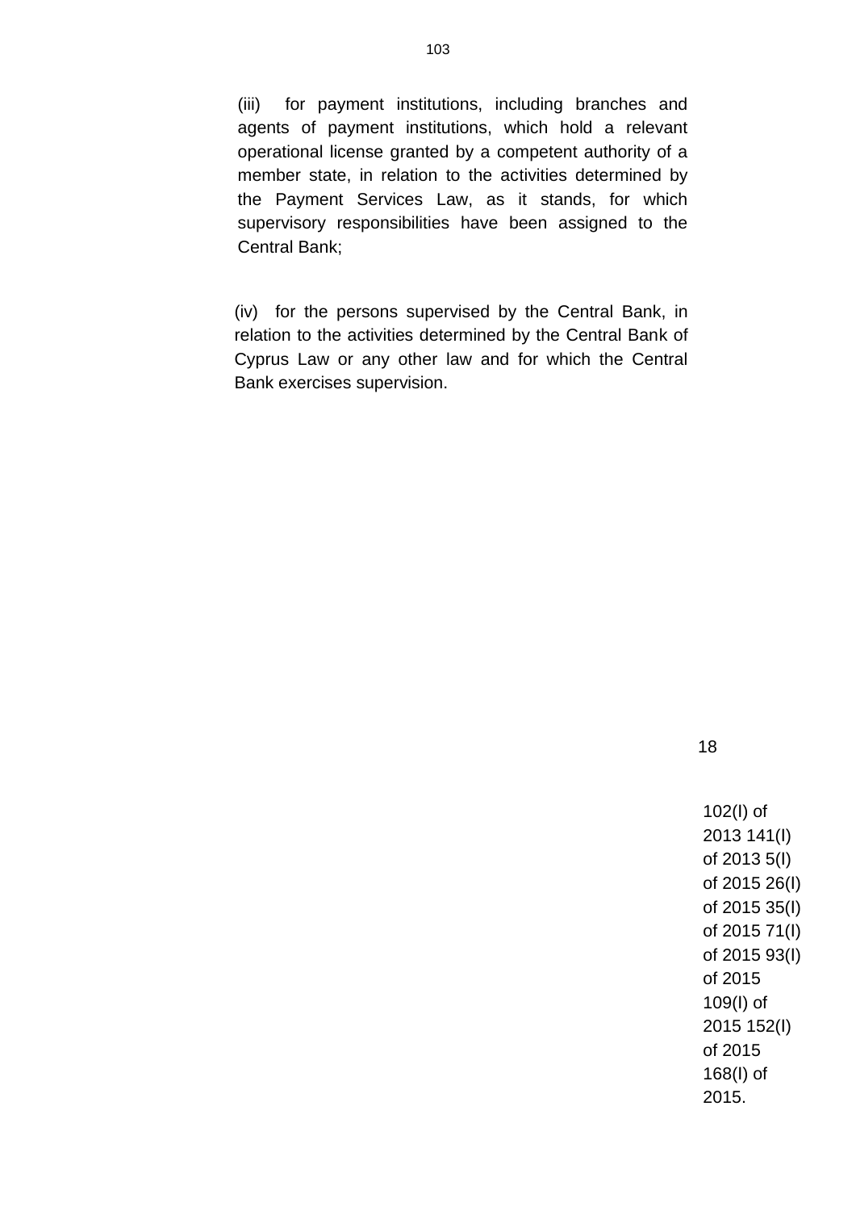(iii) for payment institutions, including branches and agents of payment institutions, which hold a relevant operational license granted by a competent authority of a member state, in relation to the activities determined by the Payment Services Law, as it stands, for which supervisory responsibilities have been assigned to the Central Bank;

(iv) for the persons supervised by the Central Bank, in relation to the activities determined by the Central Bank of Cyprus Law or any other law and for which the Central Bank exercises supervision.

18

102(I) of 2013 141(I) of 2013 5(I) of 2015 26(I) of 2015 35(I) of 2015 71(I) of 2015 93(I) of 2015 109(I) of 2015 152(I) of 2015 168(I) of 2015.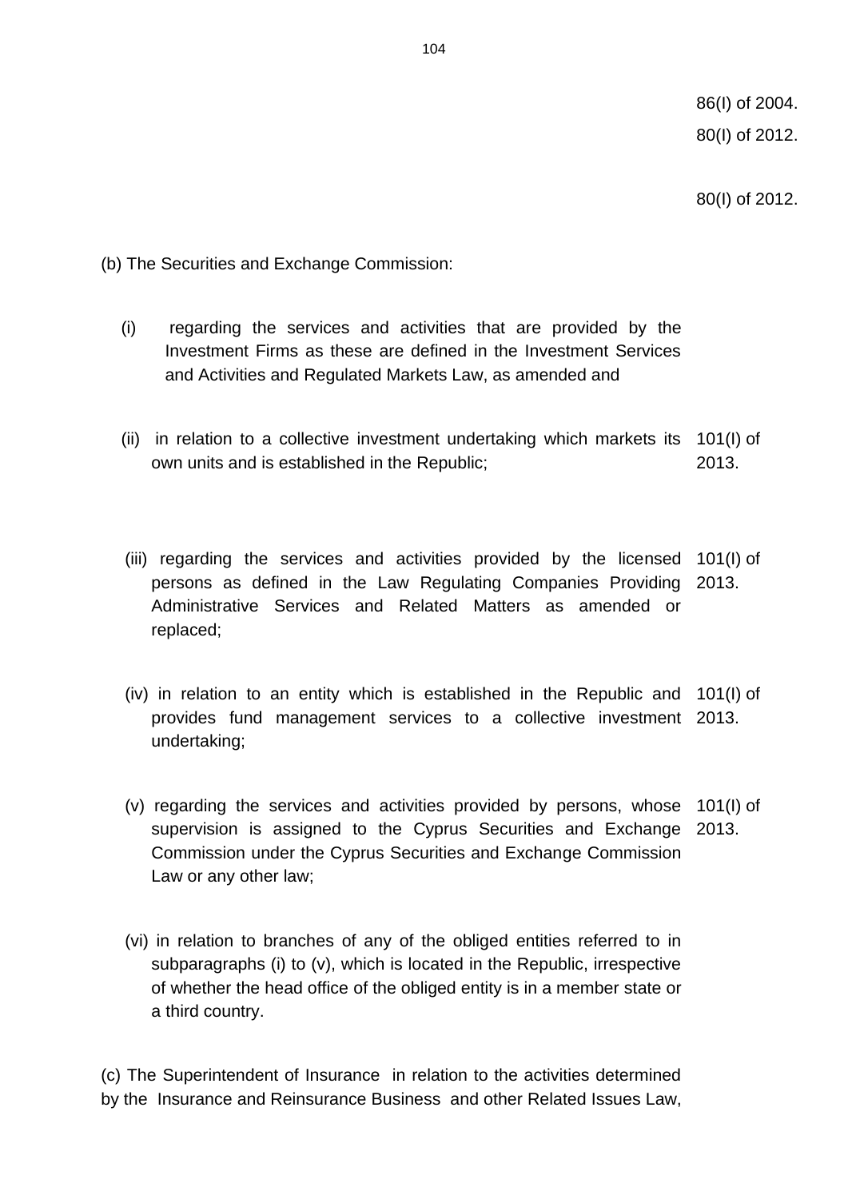86(I) of 2004.

80(I) of 2012.

80(I) of 2012.

(b) The Securities and Exchange Commission:

(i) regarding the services and activities that are provided by the Investment Firms as these are defined in the Investment Services and Activities and Regulated Markets Law, as amended and

(ii) in relation to a collective investment undertaking which markets its own units and is established in the Republic; 101(I) of 2013.

(iii) regarding the services and activities provided by the licensed persons as defined in the Law Regulating Companies Providing Administrative Services and Related Matters as amended or replaced; 101(I) of 2013.

(iv) in relation to an entity which is established in the Republic and provides fund management services to a collective investment undertaking; 101(I) of 2013.

(v) regarding the services and activities provided by persons, whose supervision is assigned to the Cyprus Securities and Exchange Commission under the Cyprus Securities and Exchange Commission Law or any other law; 101(I) of 2013.

(vi) in relation to branches of any of the obliged entities referred to in subparagraphs (i) to (v), which is located in the Republic, irrespective of whether the head office of the obliged entity is in a member state or a third country.

(c) The Superintendent of Insurance in relation to the activities determined by the Insurance and Reinsurance Business and other Related Issues Law,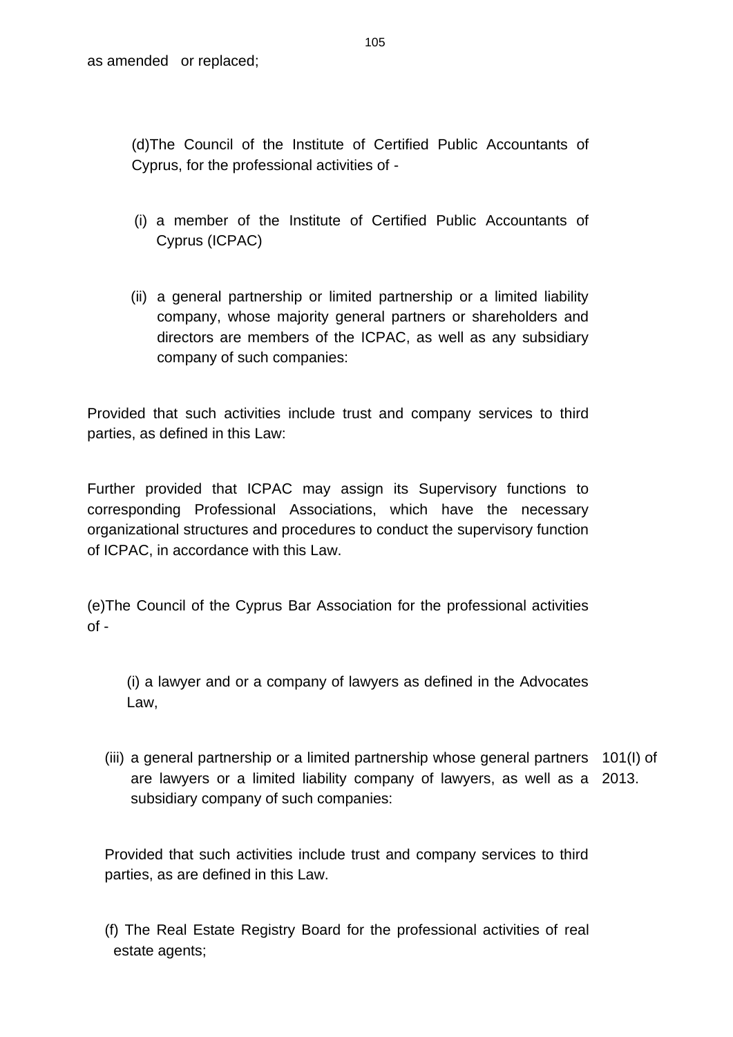as amended or replaced;

(d)The Council of the Institute of Certified Public Accountants of Cyprus, for the professional activities of -

(i) a member of the Institute of Certified Public Accountants of Cyprus (ICPAC)

(ii) a general partnership or limited partnership or a limited liability company, whose majority general partners or shareholders and directors are members of the ICPAC, as well as any subsidiary company of such companies:

Provided that such activities include trust and company services to third parties, as defined in this Law:

Further provided that ICPAC may assign its Supervisory functions to corresponding Professional Associations, which have the necessary organizational structures and procedures to conduct the supervisory function of ICPAC, in accordance with this Law.

(e)The Council of the Cyprus Bar Association for the professional activities of -

(i) a lawyer and or a company of lawyers as defined in the Advocates Law,

(iii) a general partnership or a limited partnership whose general partners are lawyers or a limited liability company of lawyers, as well as a subsidiary company of such companies:

101(I) of 2013.

Provided that such activities include trust and company services to third parties, as are defined in this Law.

(f) The Real Estate Registry Board for the professional activities of real estate agents;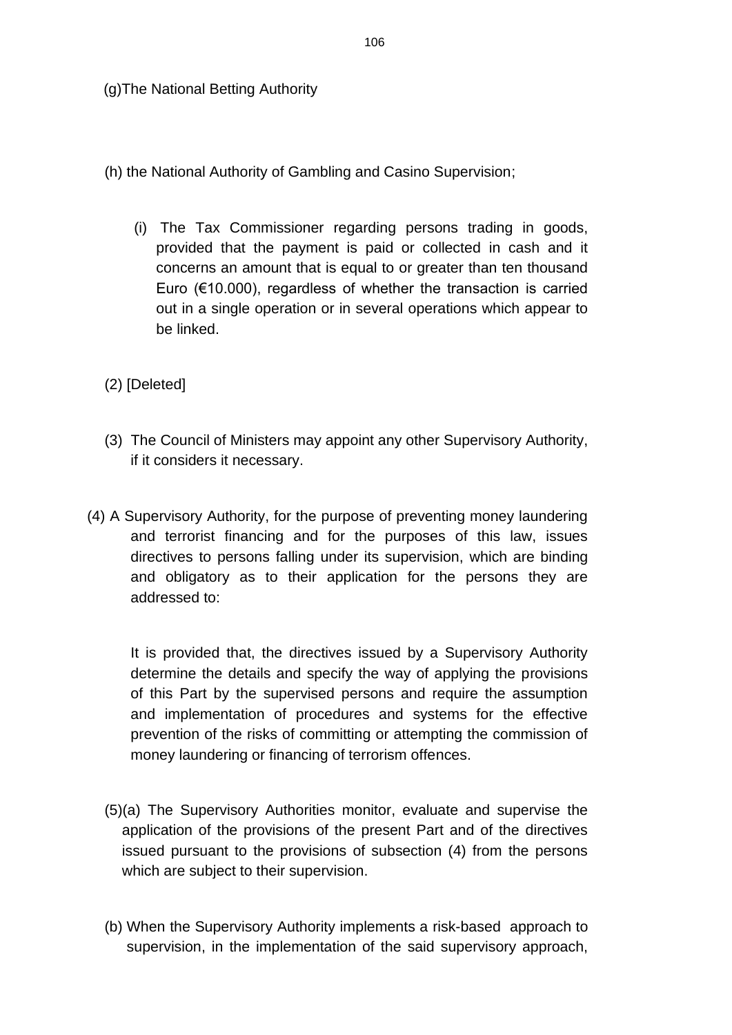(g)The National Betting Authority

(h) the National Authority of Gambling and Casino Supervision;

(i) The Tax Commissioner regarding persons trading in goods, provided that the payment is paid or collected in cash and it concerns an amount that is equal to or greater than ten thousand Euro (€10.000), regardless of whether the transaction is carried out in a single operation or in several operations which appear to be linked.

(2) [Deleted]

(3) The Council of Ministers may appoint any other Supervisory Authority, if it considers it necessary.

(4) A Supervisory Authority, for the purpose of preventing money laundering and terrorist financing and for the purposes of this law, issues directives to persons falling under its supervision, which are binding and obligatory as to their application for the persons they are addressed to:

It is provided that, the directives issued by a Supervisory Authority determine the details and specify the way of applying the provisions of this Part by the supervised persons and require the assumption and implementation of procedures and systems for the effective prevention of the risks of committing or attempting the commission of money laundering or financing of terrorism offences.

(5)(a) The Supervisory Authorities monitor, evaluate and supervise the application of the provisions of the present Part and of the directives issued pursuant to the provisions of subsection (4) from the persons which are subject to their supervision.

(b) When the Supervisory Authority implements a risk-based approach to supervision, in the implementation of the said supervisory approach,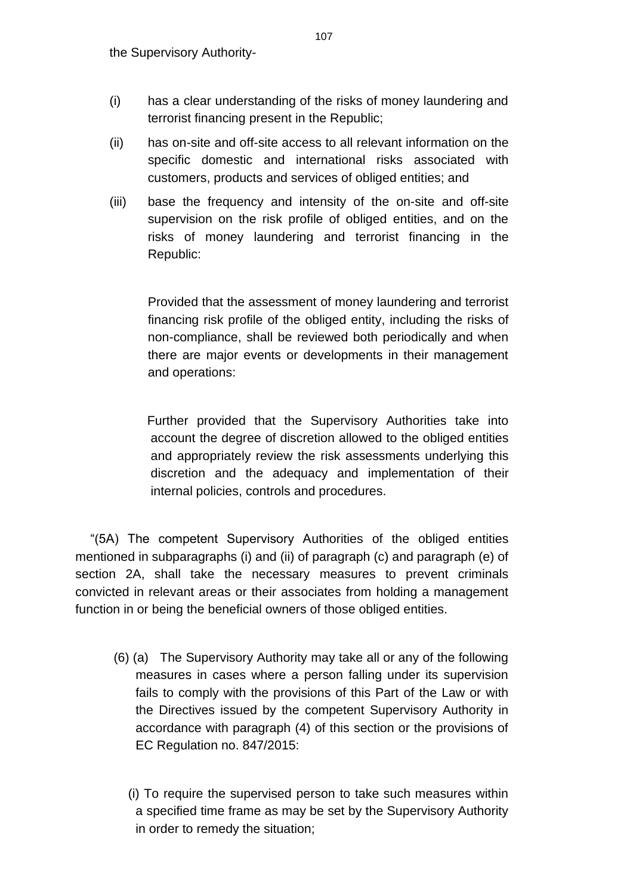the Supervisory Authority-

(i) has a clear understanding of the risks of money laundering and terrorist financing present in the Republic;

(ii) has on-site and off-site access to all relevant information on the specific domestic and international risks associated with customers, products and services of obliged entities; and

(iii) base the frequency and intensity of the on-site and off-site supervision on the risk profile of obliged entities, and on the risks of money laundering and terrorist financing in the Republic:

Provided that the assessment of money laundering and terrorist financing risk profile of the obliged entity, including the risks of non-compliance, shall be reviewed both periodically and when there are major events or developments in their management and operations:

Further provided that the Supervisory Authorities take into account the degree of discretion allowed to the obliged entities and appropriately review the risk assessments underlying this discretion and the adequacy and implementation of their internal policies, controls and procedures.

"(5A) The competent Supervisory Authorities of the obliged entities mentioned in subparagraphs (i) and (ii) of paragraph (c) and paragraph (e) of section 2A, shall take the necessary measures to prevent criminals convicted in relevant areas or their associates from holding a management function in or being the beneficial owners of those obliged entities.

(6) (a) The Supervisory Authority may take all or any of the following measures in cases where a person falling under its supervision fails to comply with the provisions of this Part of the Law or with the Directives issued by the competent Supervisory Authority in accordance with paragraph (4) of this section or the provisions of EC Regulation no. 847/2015:

(i) To require the supervised person to take such measures within a specified time frame as may be set by the Supervisory Authority in order to remedy the situation;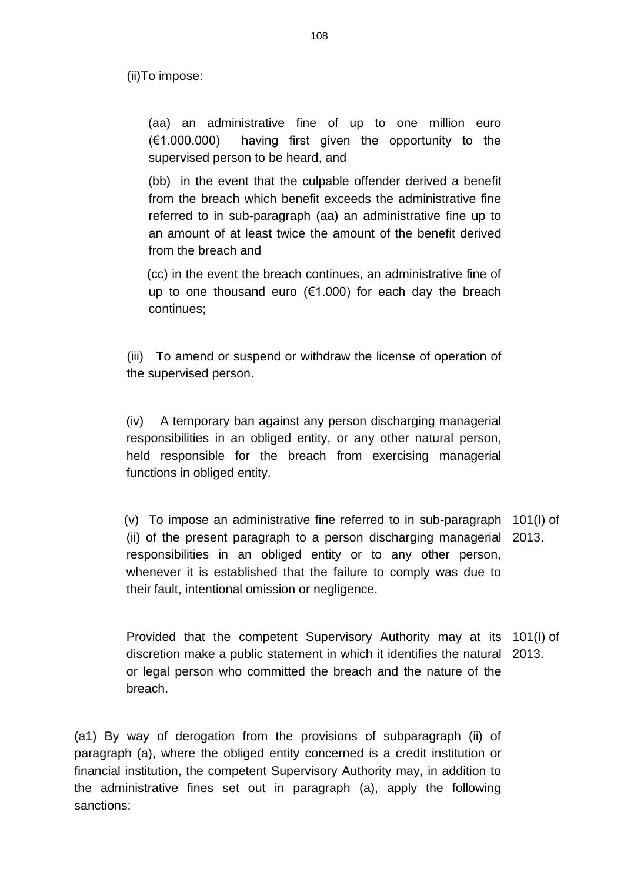(ii)To impose:

(aa) an administrative fine of up to one million euro (€1.000.000) having first given the opportunity to the supervised person to be heard, and

(bb) in the event that the culpable offender derived a benefit from the breach which benefit exceeds the administrative fine referred to in sub-paragraph (aa) an administrative fine up to an amount of at least twice the amount of the benefit derived from the breach and

(cc) in the event the breach continues, an administrative fine of up to one thousand euro (€1.000) for each day the breach continues;

(iii) To amend or suspend or withdraw the license of operation of the supervised person.

(iv) A temporary ban against any person discharging managerial responsibilities in an obliged entity, or any other natural person, held responsible for the breach from exercising managerial functions in obliged entity.

(v) To impose an administrative fine referred to in sub-paragraph (ii) of the present paragraph to a person discharging managerial responsibilities in an obliged entity or to any other person, whenever it is established that the failure to comply was due to their fault, intentional omission or negligence. 101(I) of 2013.

Provided that the competent Supervisory Authority may at its discretion make a public statement in which it identifies the natural or legal person who committed the breach and the nature of the breach. 101(I) of 2013.

(a1) By way of derogation from the provisions of subparagraph (ii) of paragraph (a), where the obliged entity concerned is a credit institution or financial institution, the competent Supervisory Authority may, in addition to the administrative fines set out in paragraph (a), apply the following sanctions: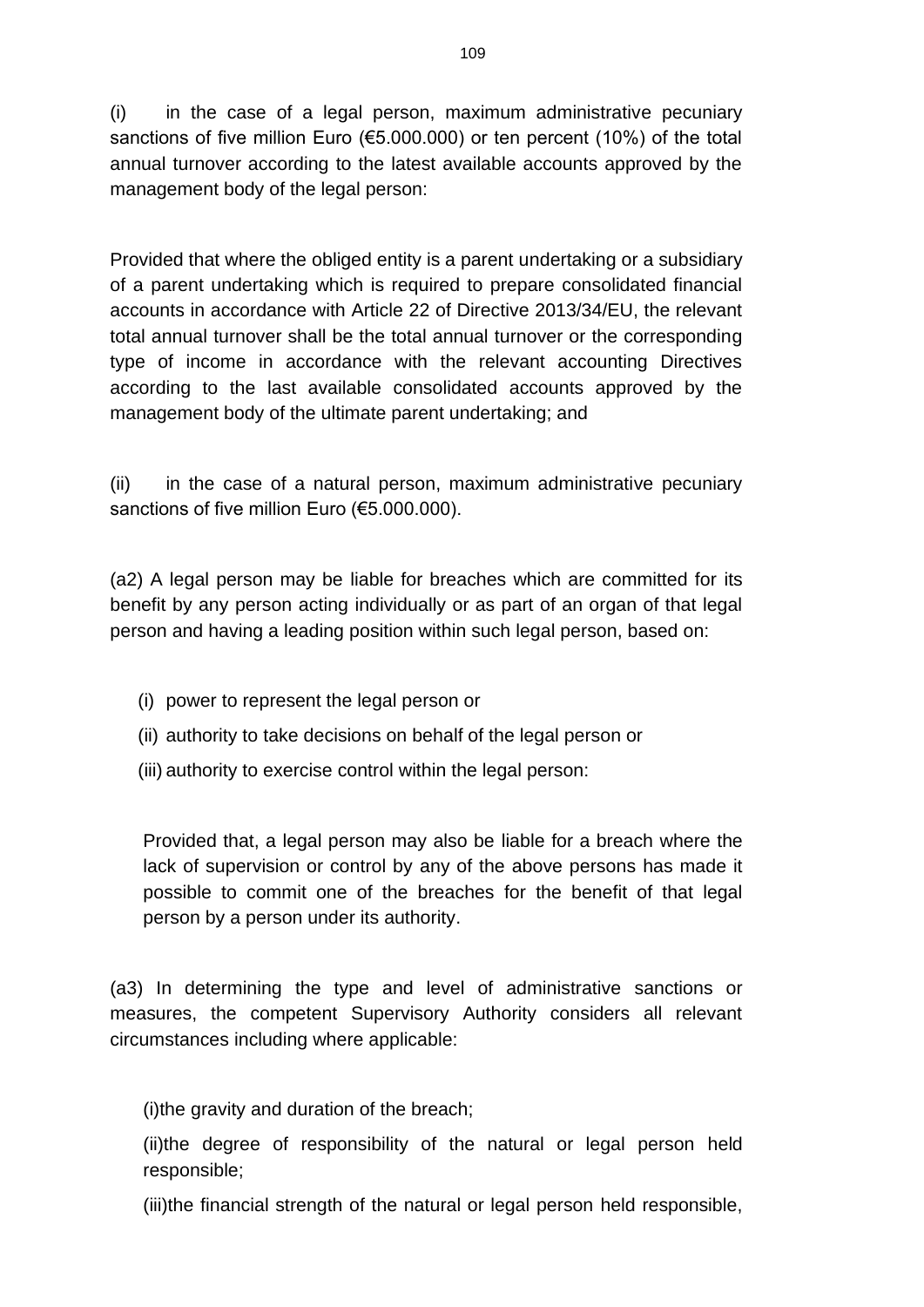(i) in the case of a legal person, maximum administrative pecuniary sanctions of five million Euro (€5.000.000) or ten percent (10%) of the total annual turnover according to the latest available accounts approved by the management body of the legal person:

Provided that where the obliged entity is a parent undertaking or a subsidiary of a parent undertaking which is required to prepare consolidated financial accounts in accordance with Article 22 of Directive 2013/34/EU, the relevant total annual turnover shall be the total annual turnover or the corresponding type of income in accordance with the relevant accounting Directives according to the last available consolidated accounts approved by the management body of the ultimate parent undertaking; and

(ii) in the case of a natural person, maximum administrative pecuniary sanctions of five million Euro (€5.000.000).

(a2) A legal person may be liable for breaches which are committed for its benefit by any person acting individually or as part of an organ of that legal person and having a leading position within such legal person, based on:

(i) power to represent the legal person or

(ii) authority to take decisions on behalf of the legal person or

(iii) authority to exercise control within the legal person:

Provided that, a legal person may also be liable for a breach where the lack of supervision or control by any of the above persons has made it possible to commit one of the breaches for the benefit of that legal person by a person under its authority.

(a3) In determining the type and level of administrative sanctions or measures, the competent Supervisory Authority considers all relevant circumstances including where applicable:

(i)the gravity and duration of the breach;

(ii)the degree of responsibility of the natural or legal person held responsible;

(iii)the financial strength of the natural or legal person held responsible,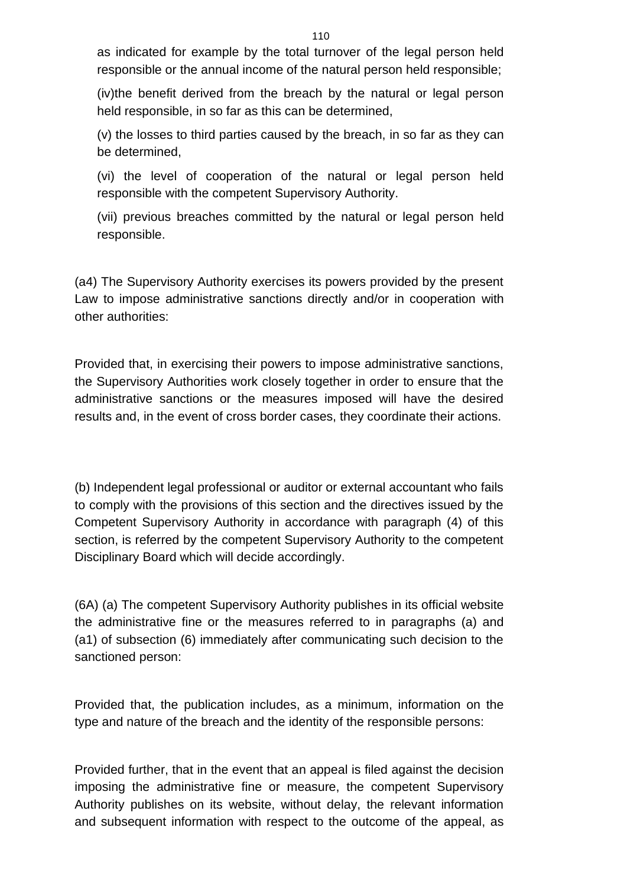as indicated for example by the total turnover of the legal person held responsible or the annual income of the natural person held responsible;

(iv)the benefit derived from the breach by the natural or legal person held responsible, in so far as this can be determined,

(v) the losses to third parties caused by the breach, in so far as they can be determined,

(vi) the level of cooperation of the natural or legal person held responsible with the competent Supervisory Authority.

(vii) previous breaches committed by the natural or legal person held responsible.

(a4) The Supervisory Authority exercises its powers provided by the present Law to impose administrative sanctions directly and/or in cooperation with other authorities:

Provided that, in exercising their powers to impose administrative sanctions, the Supervisory Authorities work closely together in order to ensure that the administrative sanctions or the measures imposed will have the desired results and, in the event of cross border cases, they coordinate their actions.

(b) Independent legal professional or auditor or external accountant who fails to comply with the provisions of this section and the directives issued by the Competent Supervisory Authority in accordance with paragraph (4) of this section, is referred by the competent Supervisory Authority to the competent Disciplinary Board which will decide accordingly.

(6A) (a) The competent Supervisory Authority publishes in its official website the administrative fine or the measures referred to in paragraphs (a) and (a1) of subsection (6) immediately after communicating such decision to the sanctioned person:

Provided that, the publication includes, as a minimum, information on the type and nature of the breach and the identity of the responsible persons:

Provided further, that in the event that an appeal is filed against the decision imposing the administrative fine or measure, the competent Supervisory Authority publishes on its website, without delay, the relevant information and subsequent information with respect to the outcome of the appeal, as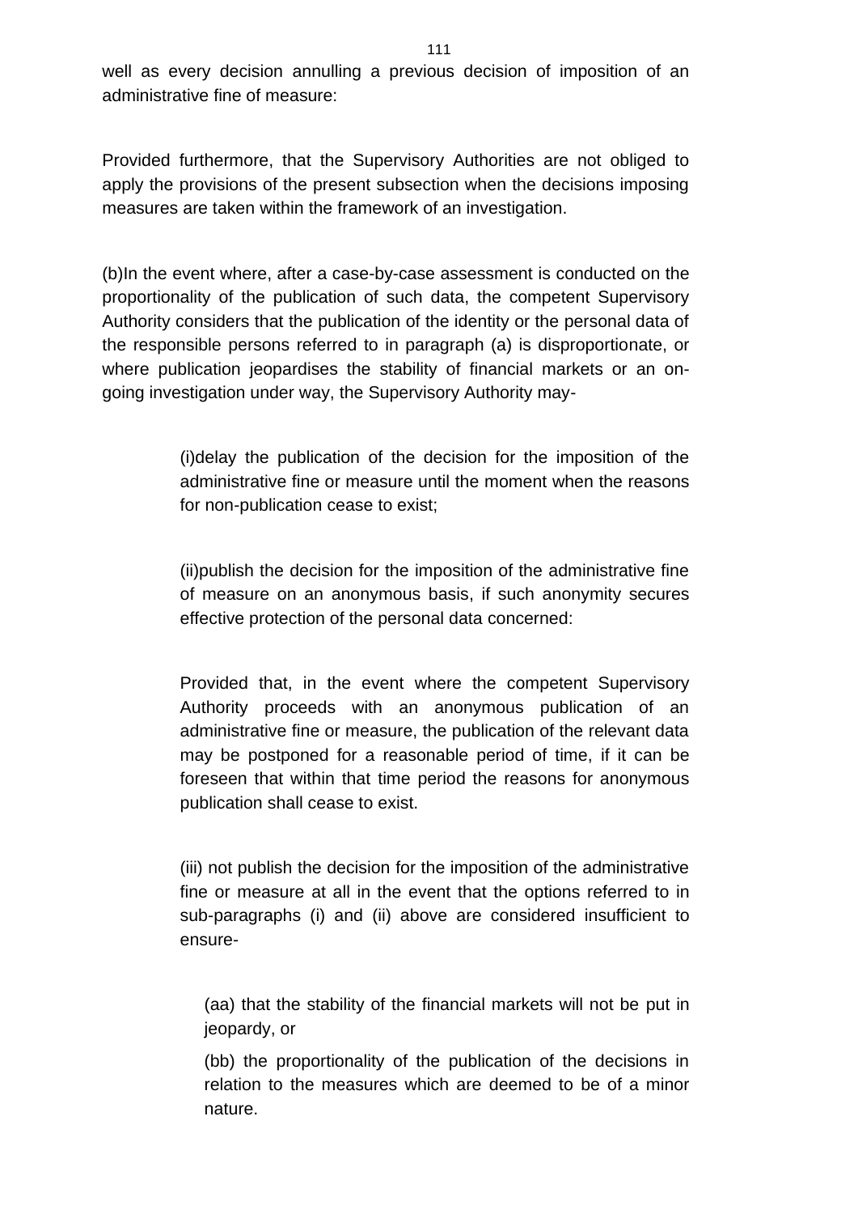well as every decision annulling a previous decision of imposition of an administrative fine of measure:

Provided furthermore, that the Supervisory Authorities are not obliged to apply the provisions of the present subsection when the decisions imposing measures are taken within the framework of an investigation.

(b)In the event where, after a case-by-case assessment is conducted on the proportionality of the publication of such data, the competent Supervisory Authority considers that the publication of the identity or the personal data of the responsible persons referred to in paragraph (a) is disproportionate, or where publication jeopardises the stability of financial markets or an on-going investigation under way, the Supervisory Authority may-

> (i)delay the publication of the decision for the imposition of the administrative fine or measure until the moment when the reasons for non-publication cease to exist;
>
> (ii)publish the decision for the imposition of the administrative fine of measure on an anonymous basis, if such anonymity secures effective protection of the personal data concerned:
>
> Provided that, in the event where the competent Supervisory Authority proceeds with an anonymous publication of an administrative fine or measure, the publication of the relevant data may be postponed for a reasonable period of time, if it can be foreseen that within that time period the reasons for anonymous publication shall cease to exist.
>
> (iii) not publish the decision for the imposition of the administrative fine or measure at all in the event that the options referred to in sub-paragraphs (i) and (ii) above are considered insufficient to ensure-
>
> > (aa) that the stability of the financial markets will not be put in jeopardy, or
> >
> > (bb) the proportionality of the publication of the decisions in relation to the measures which are deemed to be of a minor nature.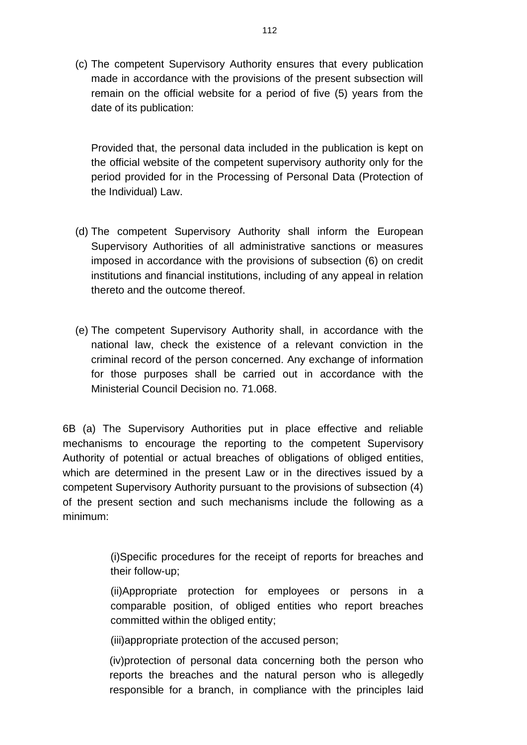(c) The competent Supervisory Authority ensures that every publication made in accordance with the provisions of the present subsection will remain on the official website for a period of five (5) years from the date of its publication:

Provided that, the personal data included in the publication is kept on the official website of the competent supervisory authority only for the period provided for in the Processing of Personal Data (Protection of the Individual) Law.

(d) The competent Supervisory Authority shall inform the European Supervisory Authorities of all administrative sanctions or measures imposed in accordance with the provisions of subsection (6) on credit institutions and financial institutions, including of any appeal in relation thereto and the outcome thereof.

(e) The competent Supervisory Authority shall, in accordance with the national law, check the existence of a relevant conviction in the criminal record of the person concerned. Any exchange of information for those purposes shall be carried out in accordance with the Ministerial Council Decision no. 71.068.

6B (a) The Supervisory Authorities put in place effective and reliable mechanisms to encourage the reporting to the competent Supervisory Authority of potential or actual breaches of obligations of obliged entities, which are determined in the present Law or in the directives issued by a competent Supervisory Authority pursuant to the provisions of subsection (4) of the present section and such mechanisms include the following as a minimum:

(i)Specific procedures for the receipt of reports for breaches and their follow-up;

(ii)Appropriate protection for employees or persons in a comparable position, of obliged entities who report breaches committed within the obliged entity;

(iii)appropriate protection of the accused person;

(iv)protection of personal data concerning both the person who reports the breaches and the natural person who is allegedly responsible for a branch, in compliance with the principles laid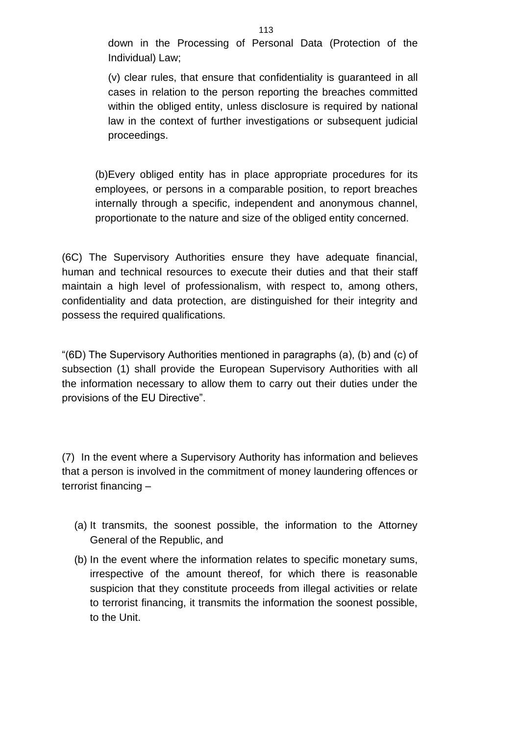down in the Processing of Personal Data (Protection of the Individual) Law;

(v) clear rules, that ensure that confidentiality is guaranteed in all cases in relation to the person reporting the breaches committed within the obliged entity, unless disclosure is required by national law in the context of further investigations or subsequent judicial proceedings.

(b)Every obliged entity has in place appropriate procedures for its employees, or persons in a comparable position, to report breaches internally through a specific, independent and anonymous channel, proportionate to the nature and size of the obliged entity concerned.

(6C) The Supervisory Authorities ensure they have adequate financial, human and technical resources to execute their duties and that their staff maintain a high level of professionalism, with respect to, among others, confidentiality and data protection, are distinguished for their integrity and possess the required qualifications.

“(6D) The Supervisory Authorities mentioned in paragraphs (a), (b) and (c) of subsection (1) shall provide the European Supervisory Authorities with all the information necessary to allow them to carry out their duties under the provisions of the EU Directive”.

(7) In the event where a Supervisory Authority has information and believes that a person is involved in the commitment of money laundering offences or terrorist financing –

(a) It transmits, the soonest possible, the information to the Attorney General of the Republic, and

(b) In the event where the information relates to specific monetary sums, irrespective of the amount thereof, for which there is reasonable suspicion that they constitute proceeds from illegal activities or relate to terrorist financing, it transmits the information the soonest possible, to the Unit.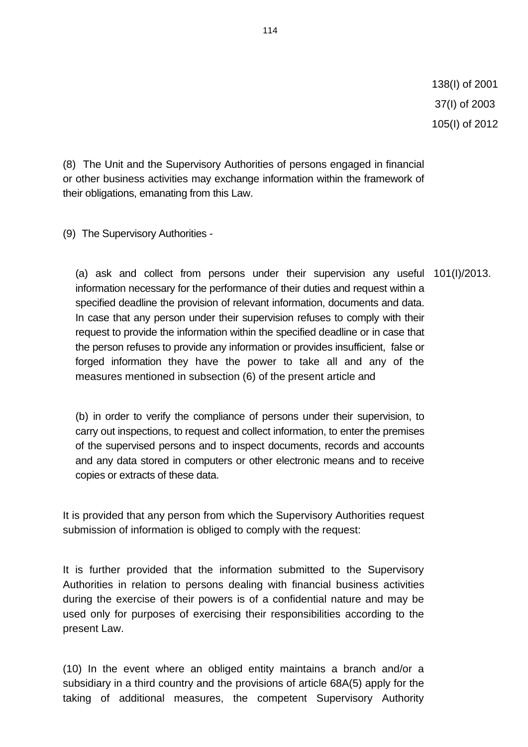138(I) of 2001
37(I) of 2003
105(I) of 2012

(8) The Unit and the Supervisory Authorities of persons engaged in financial or other business activities may exchange information within the framework of their obligations, emanating from this Law.

(9) The Supervisory Authorities -

(a) ask and collect from persons under their supervision any useful information necessary for the performance of their duties and request within a specified deadline the provision of relevant information, documents and data. In case that any person under their supervision refuses to comply with their request to provide the information within the specified deadline or in case that the person refuses to provide any information or provides insufficient, false or forged information they have the power to take all and any of the measures mentioned in subsection (6) of the present article and

101(I)/2013.

(b) in order to verify the compliance of persons under their supervision, to carry out inspections, to request and collect information, to enter the premises of the supervised persons and to inspect documents, records and accounts and any data stored in computers or other electronic means and to receive copies or extracts of these data.

It is provided that any person from which the Supervisory Authorities request submission of information is obliged to comply with the request:

It is further provided that the information submitted to the Supervisory Authorities in relation to persons dealing with financial business activities during the exercise of their powers is of a confidential nature and may be used only for purposes of exercising their responsibilities according to the present Law.

(10) In the event where an obliged entity maintains a branch and/or a subsidiary in a third country and the provisions of article 68A(5) apply for the taking of additional measures, the competent Supervisory Authority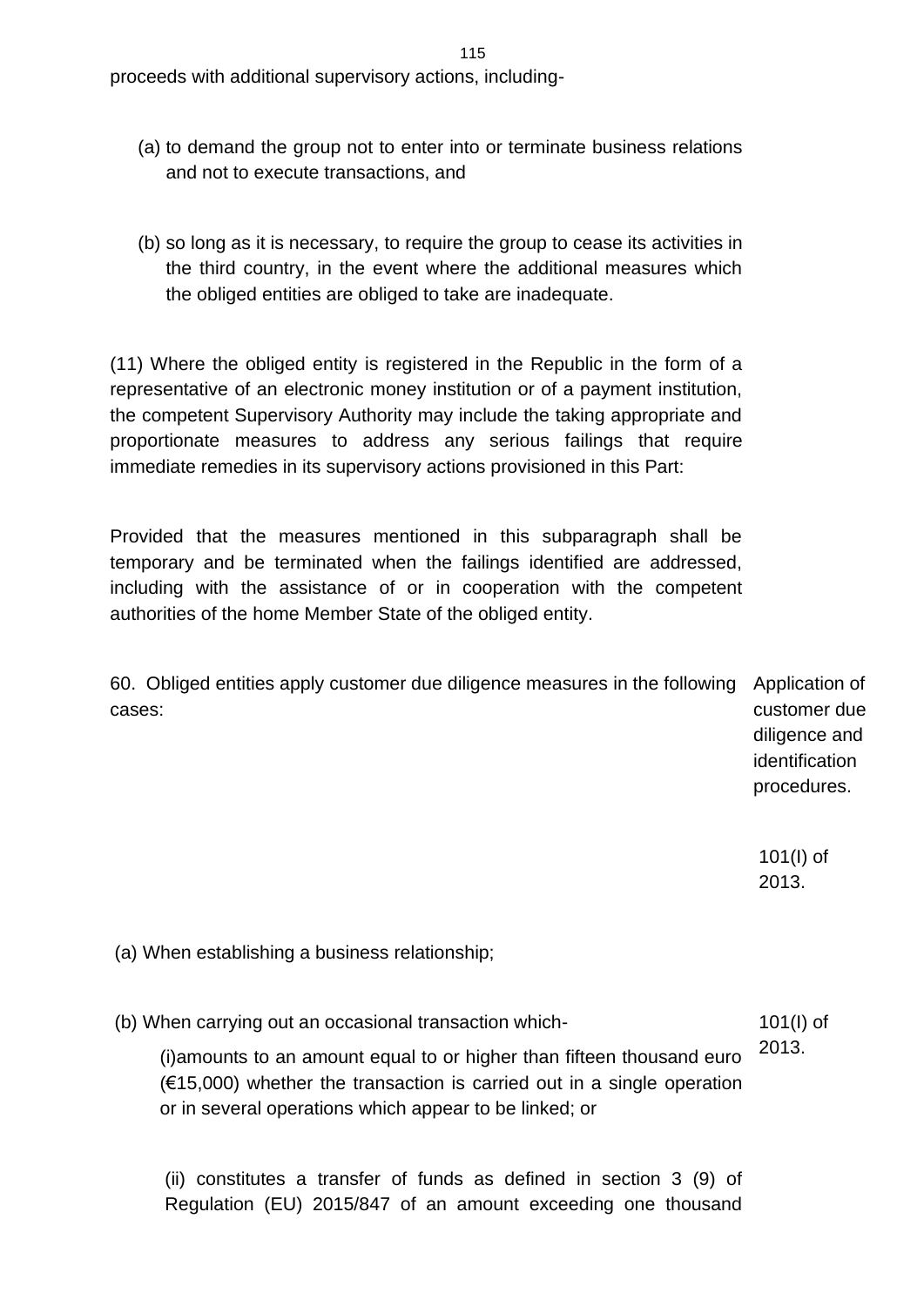proceeds with additional supervisory actions, including-

(a) to demand the group not to enter into or terminate business relations and not to execute transactions, and

(b) so long as it is necessary, to require the group to cease its activities in the third country, in the event where the additional measures which the obliged entities are obliged to take are inadequate.

(11) Where the obliged entity is registered in the Republic in the form of a representative of an electronic money institution or of a payment institution, the competent Supervisory Authority may include the taking appropriate and proportionate measures to address any serious failings that require immediate remedies in its supervisory actions provisioned in this Part:

Provided that the measures mentioned in this subparagraph shall be temporary and be terminated when the failings identified are addressed, including with the assistance of or in cooperation with the competent authorities of the home Member State of the obliged entity.

Application of customer due diligence and identification procedures.

101(I) of 2013.

60. Obliged entities apply customer due diligence measures in the following cases:

(a) When establishing a business relationship;

101(I) of 2013.

(b) When carrying out an occasional transaction which-

(i) amounts to an amount equal to or higher than fifteen thousand euro (€15,000) whether the transaction is carried out in a single operation or in several operations which appear to be linked; or

(ii) constitutes a transfer of funds as defined in section 3 (9) of Regulation (EU) 2015/847 of an amount exceeding one thousand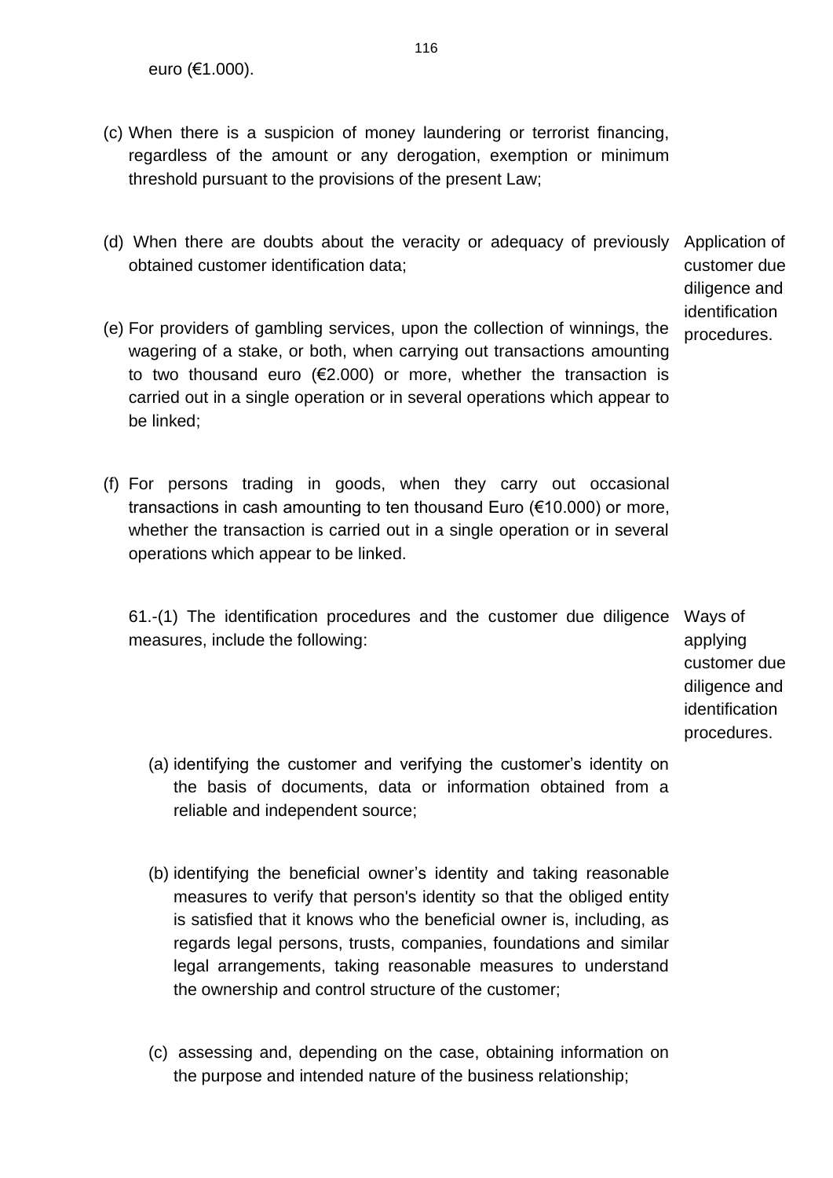euro (€1.000).

(c) When there is a suspicion of money laundering or terrorist financing, regardless of the amount or any derogation, exemption or minimum threshold pursuant to the provisions of the present Law;

(d) When there are doubts about the veracity or adequacy of previously obtained customer identification data;

Application of customer due diligence and identification procedures.

(e) For providers of gambling services, upon the collection of winnings, the wagering of a stake, or both, when carrying out transactions amounting to two thousand euro (€2.000) or more, whether the transaction is carried out in a single operation or in several operations which appear to be linked;

(f) For persons trading in goods, when they carry out occasional transactions in cash amounting to ten thousand Euro (€10.000) or more, whether the transaction is carried out in a single operation or in several operations which appear to be linked.

Ways of applying customer due diligence and identification procedures.

61.-(1) The identification procedures and the customer due diligence measures, include the following:

(a) identifying the customer and verifying the customer's identity on the basis of documents, data or information obtained from a reliable and independent source;

(b) identifying the beneficial owner's identity and taking reasonable measures to verify that person's identity so that the obliged entity is satisfied that it knows who the beneficial owner is, including, as regards legal persons, trusts, companies, foundations and similar legal arrangements, taking reasonable measures to understand the ownership and control structure of the customer;

(c) assessing and, depending on the case, obtaining information on the purpose and intended nature of the business relationship;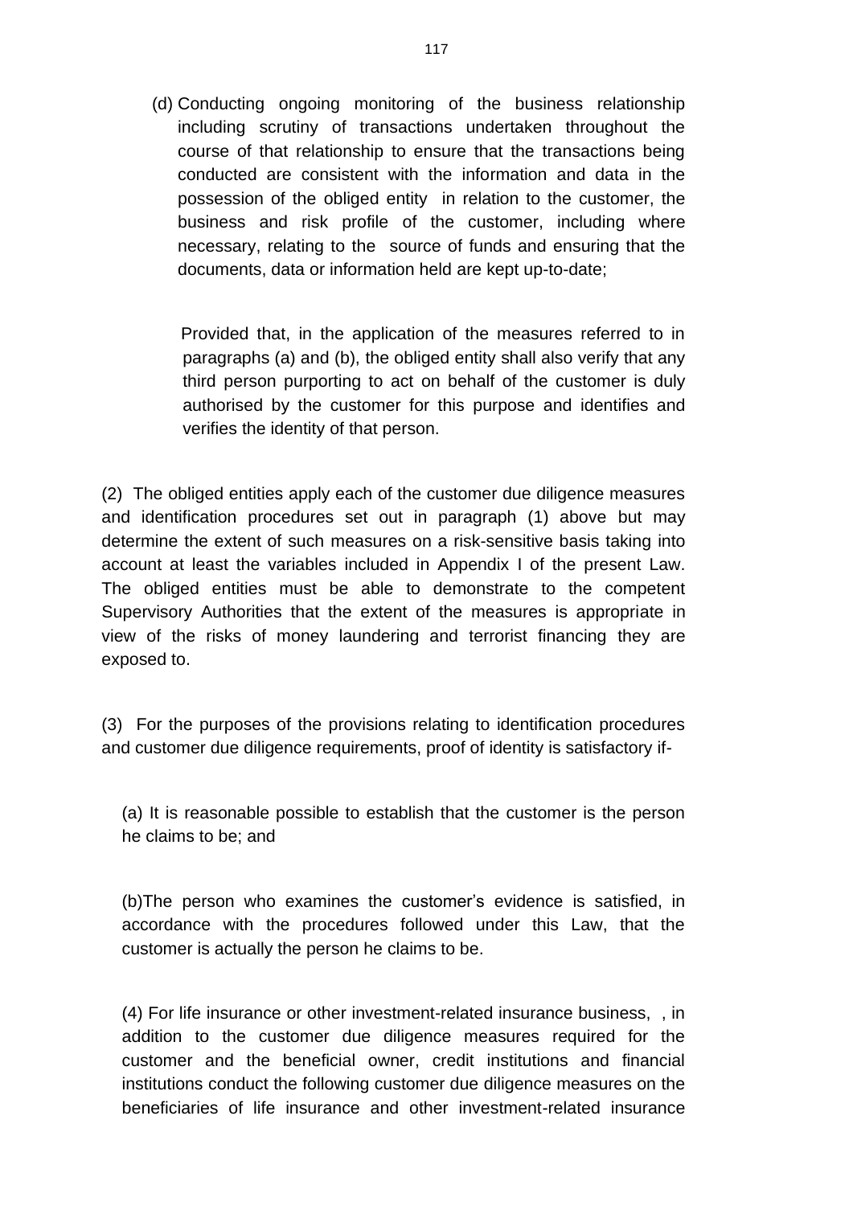(d) Conducting ongoing monitoring of the business relationship including scrutiny of transactions undertaken throughout the course of that relationship to ensure that the transactions being conducted are consistent with the information and data in the possession of the obliged entity in relation to the customer, the business and risk profile of the customer, including where necessary, relating to the source of funds and ensuring that the documents, data or information held are kept up-to-date;

Provided that, in the application of the measures referred to in paragraphs (a) and (b), the obliged entity shall also verify that any third person purporting to act on behalf of the customer is duly authorised by the customer for this purpose and identifies and verifies the identity of that person.

(2) The obliged entities apply each of the customer due diligence measures and identification procedures set out in paragraph (1) above but may determine the extent of such measures on a risk-sensitive basis taking into account at least the variables included in Appendix I of the present Law. The obliged entities must be able to demonstrate to the competent Supervisory Authorities that the extent of the measures is appropriate in view of the risks of money laundering and terrorist financing they are exposed to.

(3) For the purposes of the provisions relating to identification procedures and customer due diligence requirements, proof of identity is satisfactory if-

(a) It is reasonable possible to establish that the customer is the person he claims to be; and

(b)The person who examines the customer's evidence is satisfied, in accordance with the procedures followed under this Law, that the customer is actually the person he claims to be.

(4) For life insurance or other investment-related insurance business, , in addition to the customer due diligence measures required for the customer and the beneficial owner, credit institutions and financial institutions conduct the following customer due diligence measures on the beneficiaries of life insurance and other investment-related insurance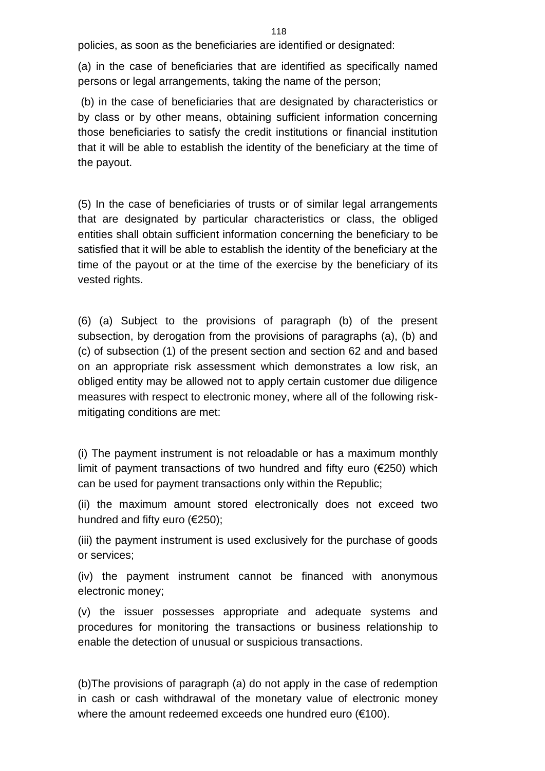policies, as soon as the beneficiaries are identified or designated:

(a) in the case of beneficiaries that are identified as specifically named persons or legal arrangements, taking the name of the person;

(b) in the case of beneficiaries that are designated by characteristics or by class or by other means, obtaining sufficient information concerning those beneficiaries to satisfy the credit institutions or financial institution that it will be able to establish the identity of the beneficiary at the time of the payout.

(5) In the case of beneficiaries of trusts or of similar legal arrangements that are designated by particular characteristics or class, the obliged entities shall obtain sufficient information concerning the beneficiary to be satisfied that it will be able to establish the identity of the beneficiary at the time of the payout or at the time of the exercise by the beneficiary of its vested rights.

(6) (a) Subject to the provisions of paragraph (b) of the present subsection, by derogation from the provisions of paragraphs (a), (b) and (c) of subsection (1) of the present section and section 62 and and based on an appropriate risk assessment which demonstrates a low risk, an obliged entity may be allowed not to apply certain customer due diligence measures with respect to electronic money, where all of the following risk-mitigating conditions are met:

(i) The payment instrument is not reloadable or has a maximum monthly limit of payment transactions of two hundred and fifty euro (€250) which can be used for payment transactions only within the Republic;

(ii) the maximum amount stored electronically does not exceed two hundred and fifty euro (€250);

(iii) the payment instrument is used exclusively for the purchase of goods or services;

(iv) the payment instrument cannot be financed with anonymous electronic money;

(v) the issuer possesses appropriate and adequate systems and procedures for monitoring the transactions or business relationship to enable the detection of unusual or suspicious transactions.

(b)The provisions of paragraph (a) do not apply in the case of redemption in cash or cash withdrawal of the monetary value of electronic money where the amount redeemed exceeds one hundred euro (€100).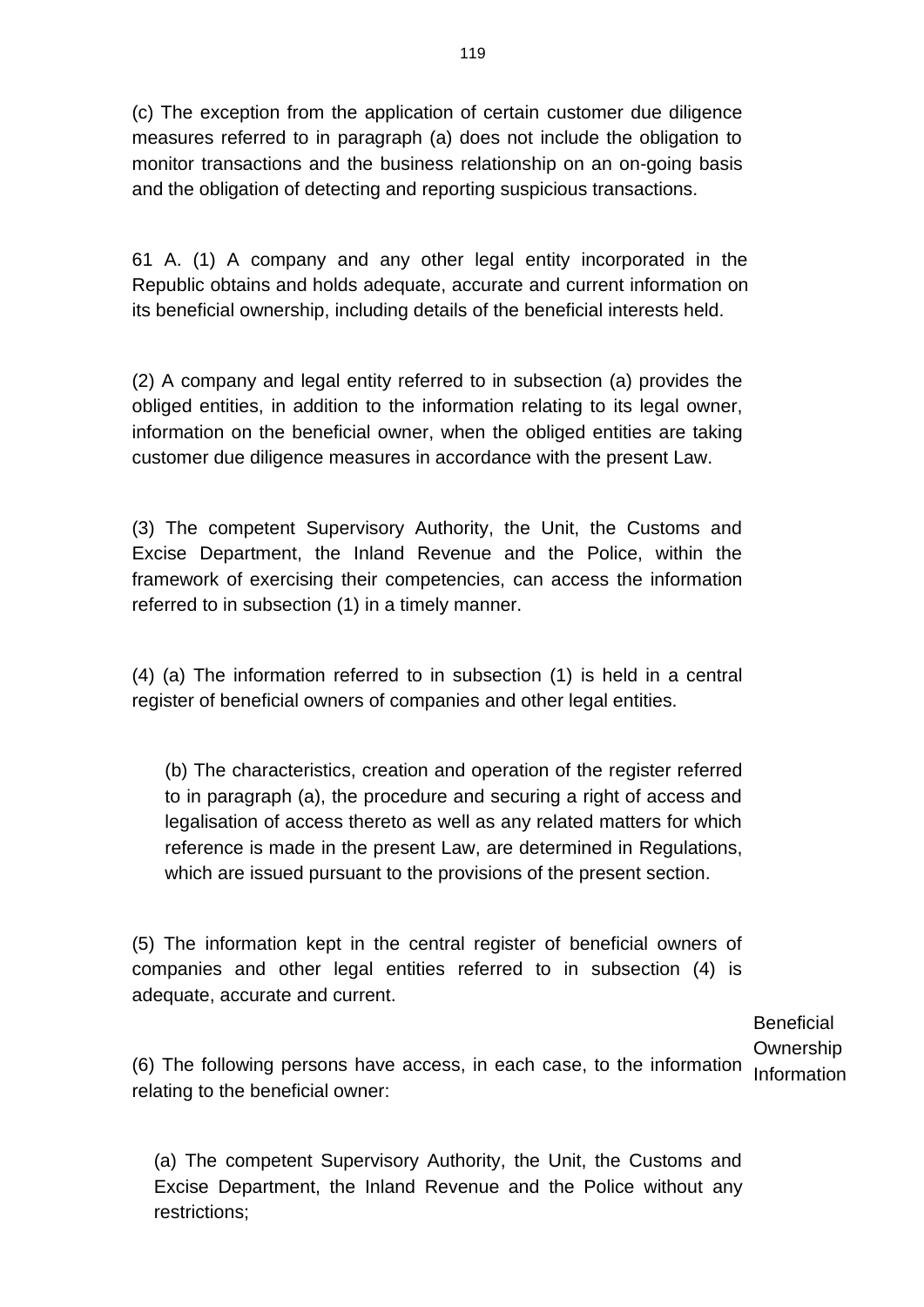(c) The exception from the application of certain customer due diligence measures referred to in paragraph (a) does not include the obligation to monitor transactions and the business relationship on an on-going basis and the obligation of detecting and reporting suspicious transactions.

61 A. (1) A company and any other legal entity incorporated in the Republic obtains and holds adequate, accurate and current information on its beneficial ownership, including details of the beneficial interests held.

(2) A company and legal entity referred to in subsection (a) provides the obliged entities, in addition to the information relating to its legal owner, information on the beneficial owner, when the obliged entities are taking customer due diligence measures in accordance with the present Law.

(3) The competent Supervisory Authority, the Unit, the Customs and Excise Department, the Inland Revenue and the Police, within the framework of exercising their competencies, can access the information referred to in subsection (1) in a timely manner.

(4) (a) The information referred to in subsection (1) is held in a central register of beneficial owners of companies and other legal entities.

(b) The characteristics, creation and operation of the register referred to in paragraph (a), the procedure and securing a right of access and legalisation of access thereto as well as any related matters for which reference is made in the present Law, are determined in Regulations, which are issued pursuant to the provisions of the present section.

(5) The information kept in the central register of beneficial owners of companies and other legal entities referred to in subsection (4) is adequate, accurate and current.

Beneficial Ownership Information

(6) The following persons have access, in each case, to the information relating to the beneficial owner:

(a) The competent Supervisory Authority, the Unit, the Customs and Excise Department, the Inland Revenue and the Police without any restrictions;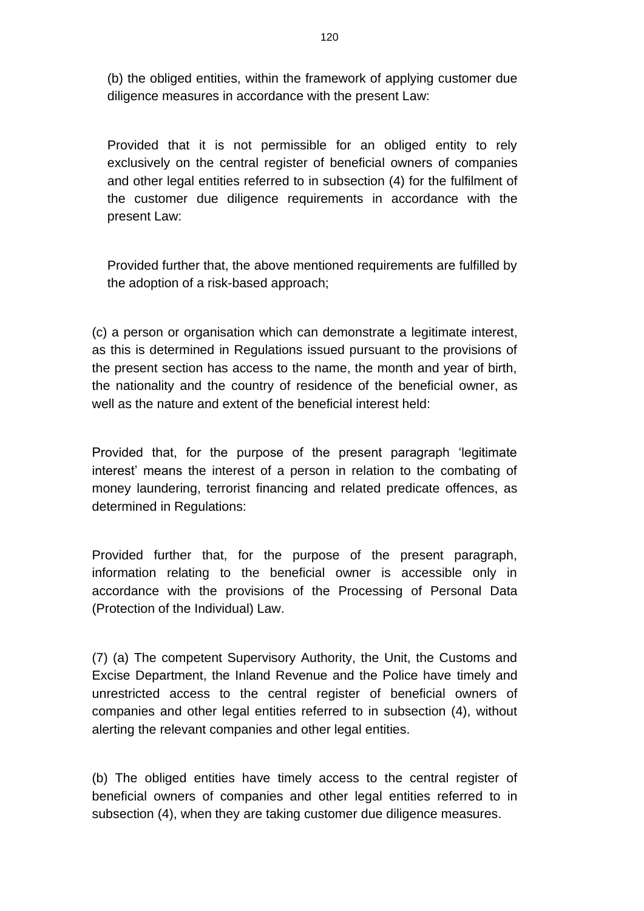(b) the obliged entities, within the framework of applying customer due diligence measures in accordance with the present Law:

Provided that it is not permissible for an obliged entity to rely exclusively on the central register of beneficial owners of companies and other legal entities referred to in subsection (4) for the fulfilment of the customer due diligence requirements in accordance with the present Law:

Provided further that, the above mentioned requirements are fulfilled by the adoption of a risk-based approach;

(c) a person or organisation which can demonstrate a legitimate interest, as this is determined in Regulations issued pursuant to the provisions of the present section has access to the name, the month and year of birth, the nationality and the country of residence of the beneficial owner, as well as the nature and extent of the beneficial interest held:

Provided that, for the purpose of the present paragraph 'legitimate interest' means the interest of a person in relation to the combating of money laundering, terrorist financing and related predicate offences, as determined in Regulations:

Provided further that, for the purpose of the present paragraph, information relating to the beneficial owner is accessible only in accordance with the provisions of the Processing of Personal Data (Protection of the Individual) Law.

(7) (a) The competent Supervisory Authority, the Unit, the Customs and Excise Department, the Inland Revenue and the Police have timely and unrestricted access to the central register of beneficial owners of companies and other legal entities referred to in subsection (4), without alerting the relevant companies and other legal entities.

(b) The obliged entities have timely access to the central register of beneficial owners of companies and other legal entities referred to in subsection (4), when they are taking customer due diligence measures.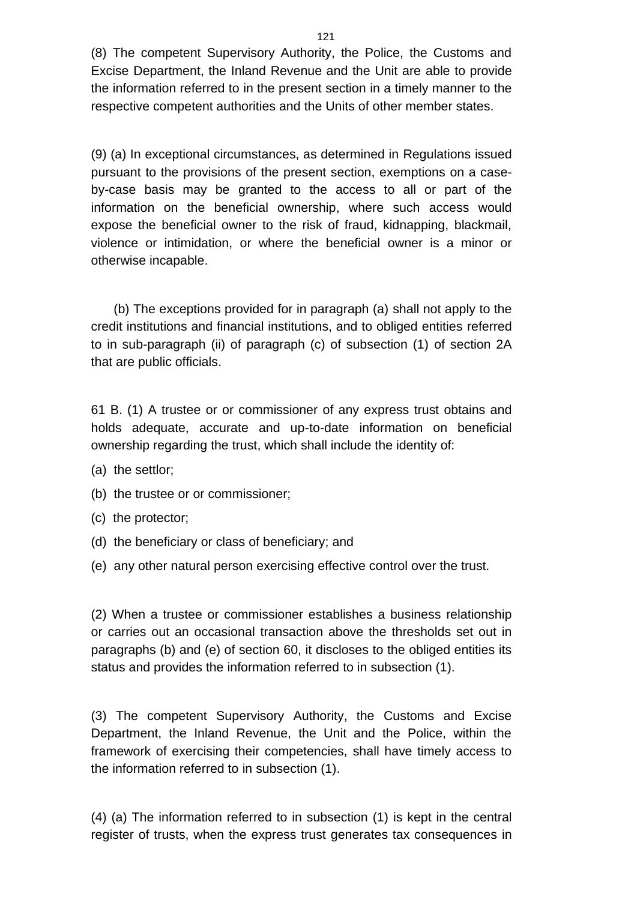(8) The competent Supervisory Authority, the Police, the Customs and Excise Department, the Inland Revenue and the Unit are able to provide the information referred to in the present section in a timely manner to the respective competent authorities and the Units of other member states.

(9) (a) In exceptional circumstances, as determined in Regulations issued pursuant to the provisions of the present section, exemptions on a case-by-case basis may be granted to the access to all or part of the information on the beneficial ownership, where such access would expose the beneficial owner to the risk of fraud, kidnapping, blackmail, violence or intimidation, or where the beneficial owner is a minor or otherwise incapable.

(b) The exceptions provided for in paragraph (a) shall not apply to the credit institutions and financial institutions, and to obliged entities referred to in sub-paragraph (ii) of paragraph (c) of subsection (1) of section 2A that are public officials.

61 B. (1) A trustee or or commissioner of any express trust obtains and holds adequate, accurate and up-to-date information on beneficial ownership regarding the trust, which shall include the identity of:

(a) the settlor;

(b) the trustee or or commissioner;

(c) the protector;

(d) the beneficiary or class of beneficiary; and

(e) any other natural person exercising effective control over the trust.

(2) When a trustee or commissioner establishes a business relationship or carries out an occasional transaction above the thresholds set out in paragraphs (b) and (e) of section 60, it discloses to the obliged entities its status and provides the information referred to in subsection (1).

(3) The competent Supervisory Authority, the Customs and Excise Department, the Inland Revenue, the Unit and the Police, within the framework of exercising their competencies, shall have timely access to the information referred to in subsection (1).

(4) (a) The information referred to in subsection (1) is kept in the central register of trusts, when the express trust generates tax consequences in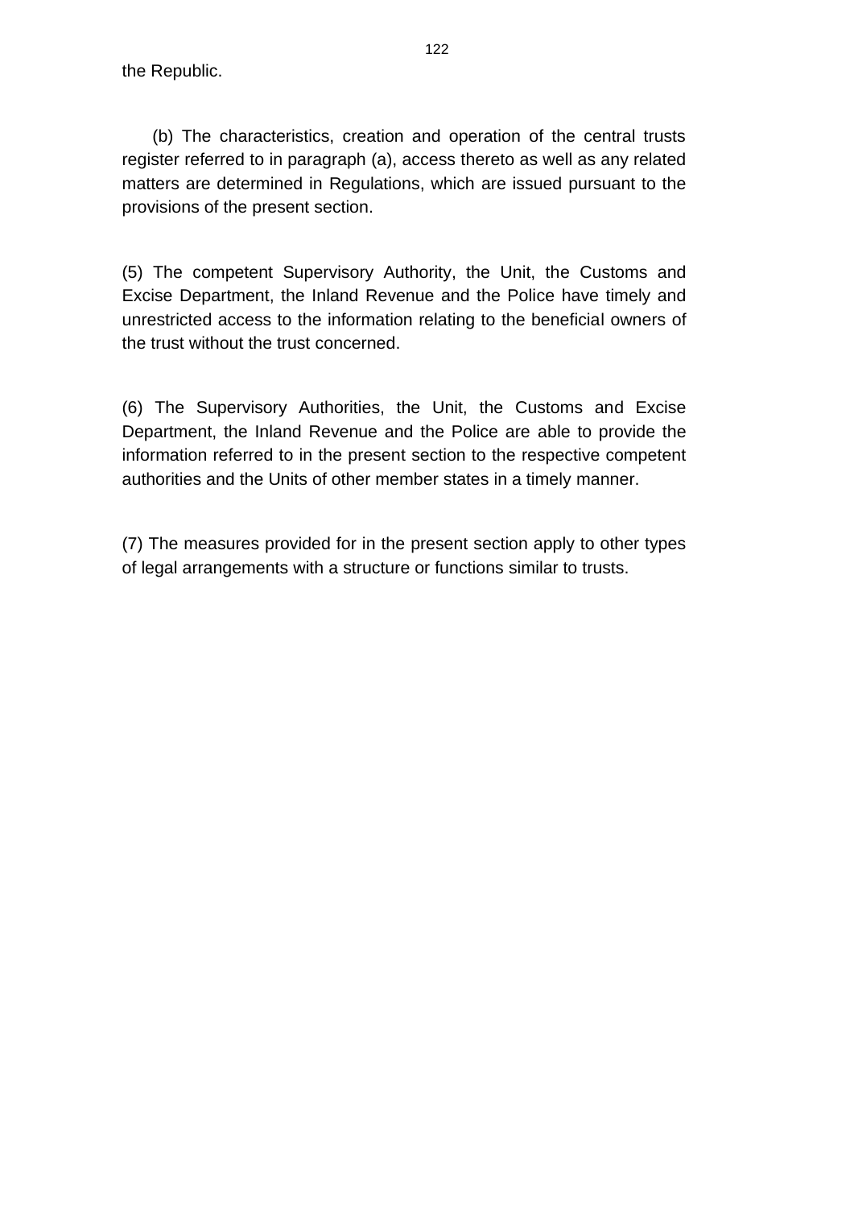the Republic.

(b) The characteristics, creation and operation of the central trusts register referred to in paragraph (a), access thereto as well as any related matters are determined in Regulations, which are issued pursuant to the provisions of the present section.

(5) The competent Supervisory Authority, the Unit, the Customs and Excise Department, the Inland Revenue and the Police have timely and unrestricted access to the information relating to the beneficial owners of the trust without the trust concerned.

(6) The Supervisory Authorities, the Unit, the Customs and Excise Department, the Inland Revenue and the Police are able to provide the information referred to in the present section to the respective competent authorities and the Units of other member states in a timely manner.

(7) The measures provided for in the present section apply to other types of legal arrangements with a structure or functions similar to trusts.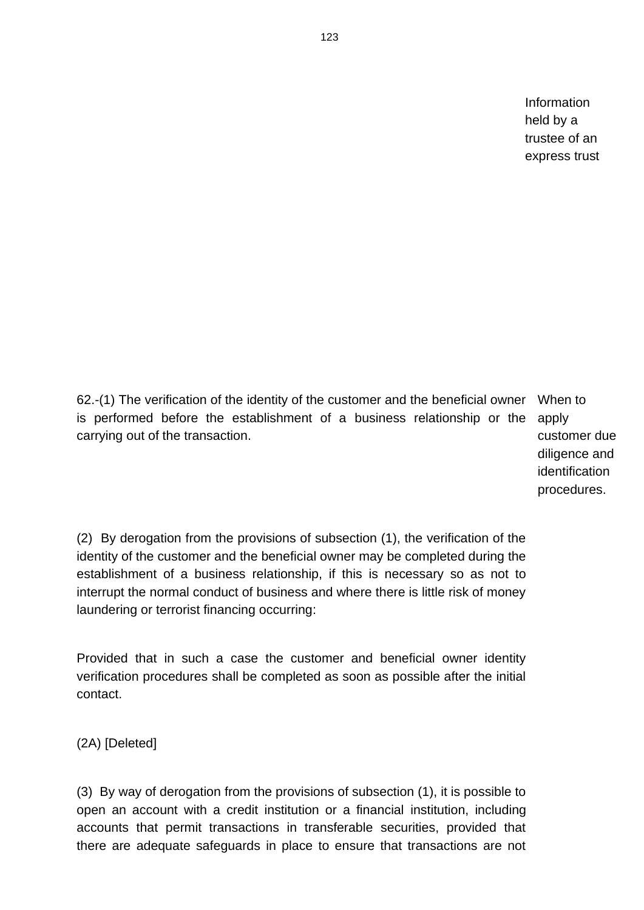Information held by a trustee of an express trust

When to apply customer due diligence and identification procedures.

62.-(1) The verification of the identity of the customer and the beneficial owner is performed before the establishment of a business relationship or the carrying out of the transaction.

(2) By derogation from the provisions of subsection (1), the verification of the identity of the customer and the beneficial owner may be completed during the establishment of a business relationship, if this is necessary so as not to interrupt the normal conduct of business and where there is little risk of money laundering or terrorist financing occurring:

Provided that in such a case the customer and beneficial owner identity verification procedures shall be completed as soon as possible after the initial contact.

(2A) [Deleted]

(3) By way of derogation from the provisions of subsection (1), it is possible to open an account with a credit institution or a financial institution, including accounts that permit transactions in transferable securities, provided that there are adequate safeguards in place to ensure that transactions are not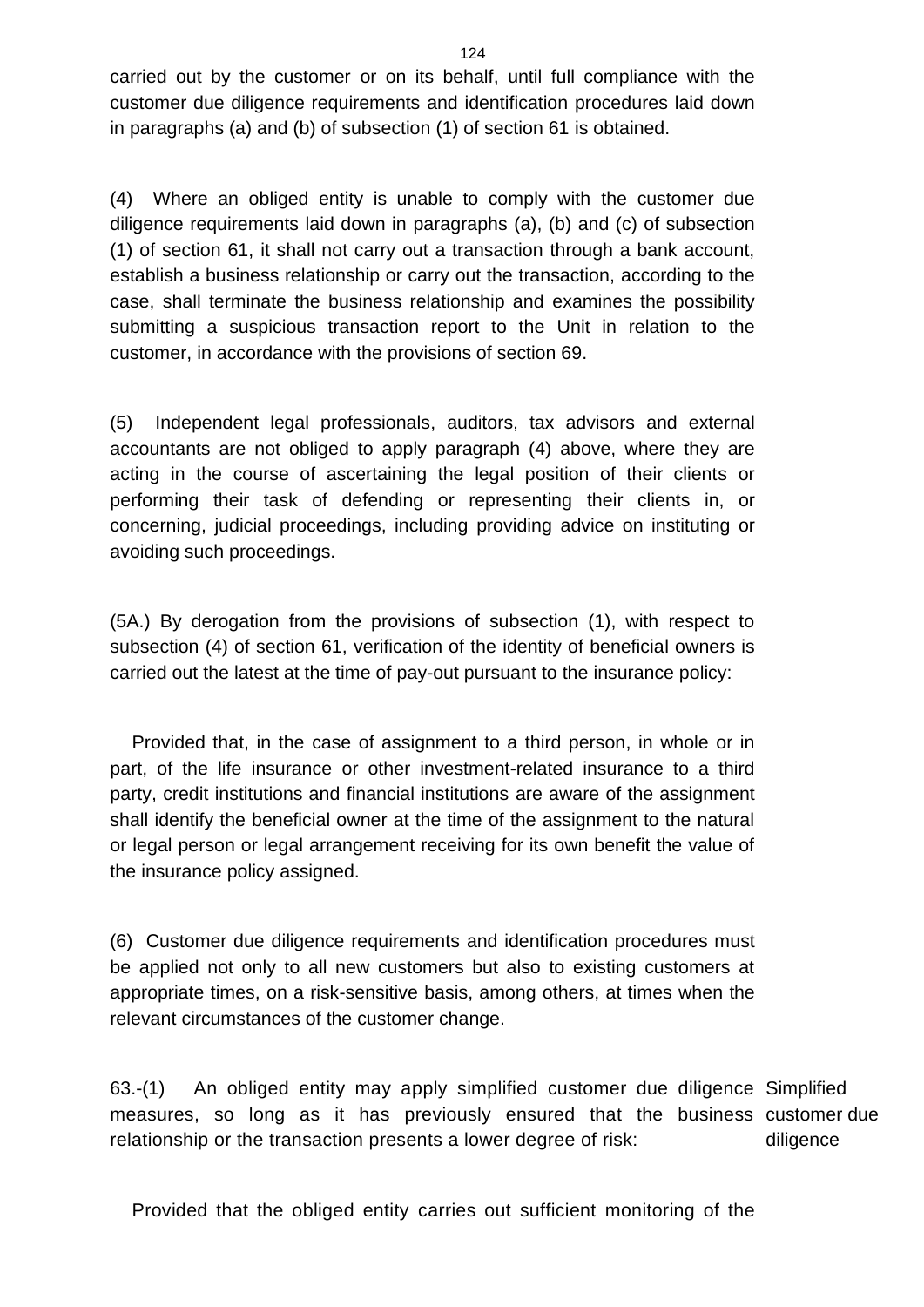carried out by the customer or on its behalf, until full compliance with the customer due diligence requirements and identification procedures laid down in paragraphs (a) and (b) of subsection (1) of section 61 is obtained.

(4) Where an obliged entity is unable to comply with the customer due diligence requirements laid down in paragraphs (a), (b) and (c) of subsection (1) of section 61, it shall not carry out a transaction through a bank account, establish a business relationship or carry out the transaction, according to the case, shall terminate the business relationship and examines the possibility submitting a suspicious transaction report to the Unit in relation to the customer, in accordance with the provisions of section 69.

(5) Independent legal professionals, auditors, tax advisors and external accountants are not obliged to apply paragraph (4) above, where they are acting in the course of ascertaining the legal position of their clients or performing their task of defending or representing their clients in, or concerning, judicial proceedings, including providing advice on instituting or avoiding such proceedings.

(5A.) By derogation from the provisions of subsection (1), with respect to subsection (4) of section 61, verification of the identity of beneficial owners is carried out the latest at the time of pay-out pursuant to the insurance policy:

Provided that, in the case of assignment to a third person, in whole or in part, of the life insurance or other investment-related insurance to a third party, credit institutions and financial institutions are aware of the assignment shall identify the beneficial owner at the time of the assignment to the natural or legal person or legal arrangement receiving for its own benefit the value of the insurance policy assigned.

(6) Customer due diligence requirements and identification procedures must be applied not only to all new customers but also to existing customers at appropriate times, on a risk-sensitive basis, among others, at times when the relevant circumstances of the customer change.

Simplified customer due diligence

63.-(1) An obliged entity may apply simplified customer due diligence measures, so long as it has previously ensured that the business relationship or the transaction presents a lower degree of risk:

Provided that the obliged entity carries out sufficient monitoring of the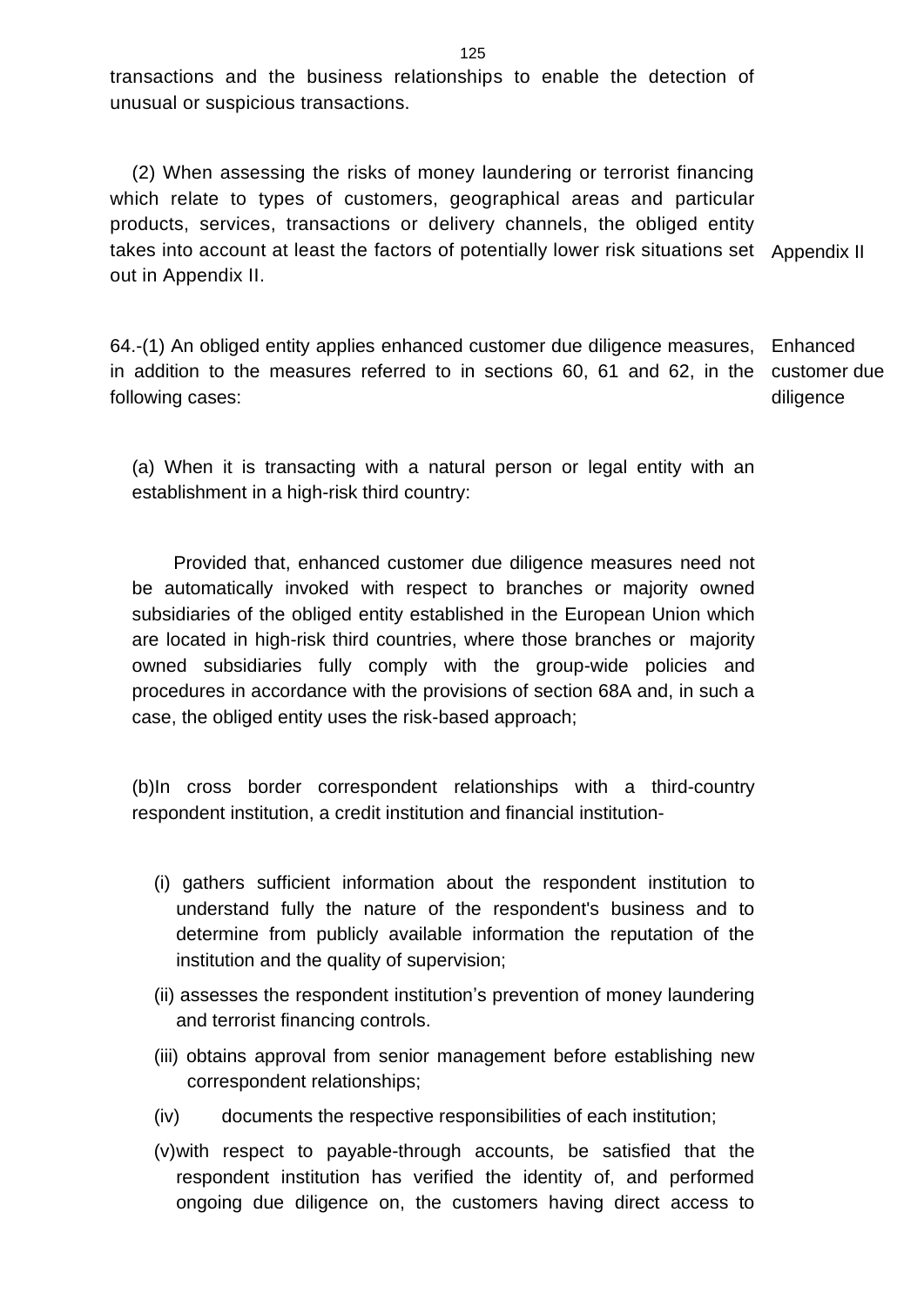transactions and the business relationships to enable the detection of unusual or suspicious transactions.

(2) When assessing the risks of money laundering or terrorist financing which relate to types of customers, geographical areas and particular products, services, transactions or delivery channels, the obliged entity takes into account at least the factors of potentially lower risk situations set out in Appendix II.

Appendix II

Enhanced customer due diligence

64.-(1) An obliged entity applies enhanced customer due diligence measures, in addition to the measures referred to in sections 60, 61 and 62, in the following cases:

(a) When it is transacting with a natural person or legal entity with an establishment in a high-risk third country:

Provided that, enhanced customer due diligence measures need not be automatically invoked with respect to branches or majority owned subsidiaries of the obliged entity established in the European Union which are located in high-risk third countries, where those branches or majority owned subsidiaries fully comply with the group-wide policies and procedures in accordance with the provisions of section 68A and, in such a case, the obliged entity uses the risk-based approach;

(b)In cross border correspondent relationships with a third-country respondent institution, a credit institution and financial institution-

(i) gathers sufficient information about the respondent institution to understand fully the nature of the respondent's business and to determine from publicly available information the reputation of the institution and the quality of supervision;

(ii) assesses the respondent institution’s prevention of money laundering and terrorist financing controls.

(iii) obtains approval from senior management before establishing new correspondent relationships;

(iv) documents the respective responsibilities of each institution;

(v)with respect to payable-through accounts, be satisfied that the respondent institution has verified the identity of, and performed ongoing due diligence on, the customers having direct access to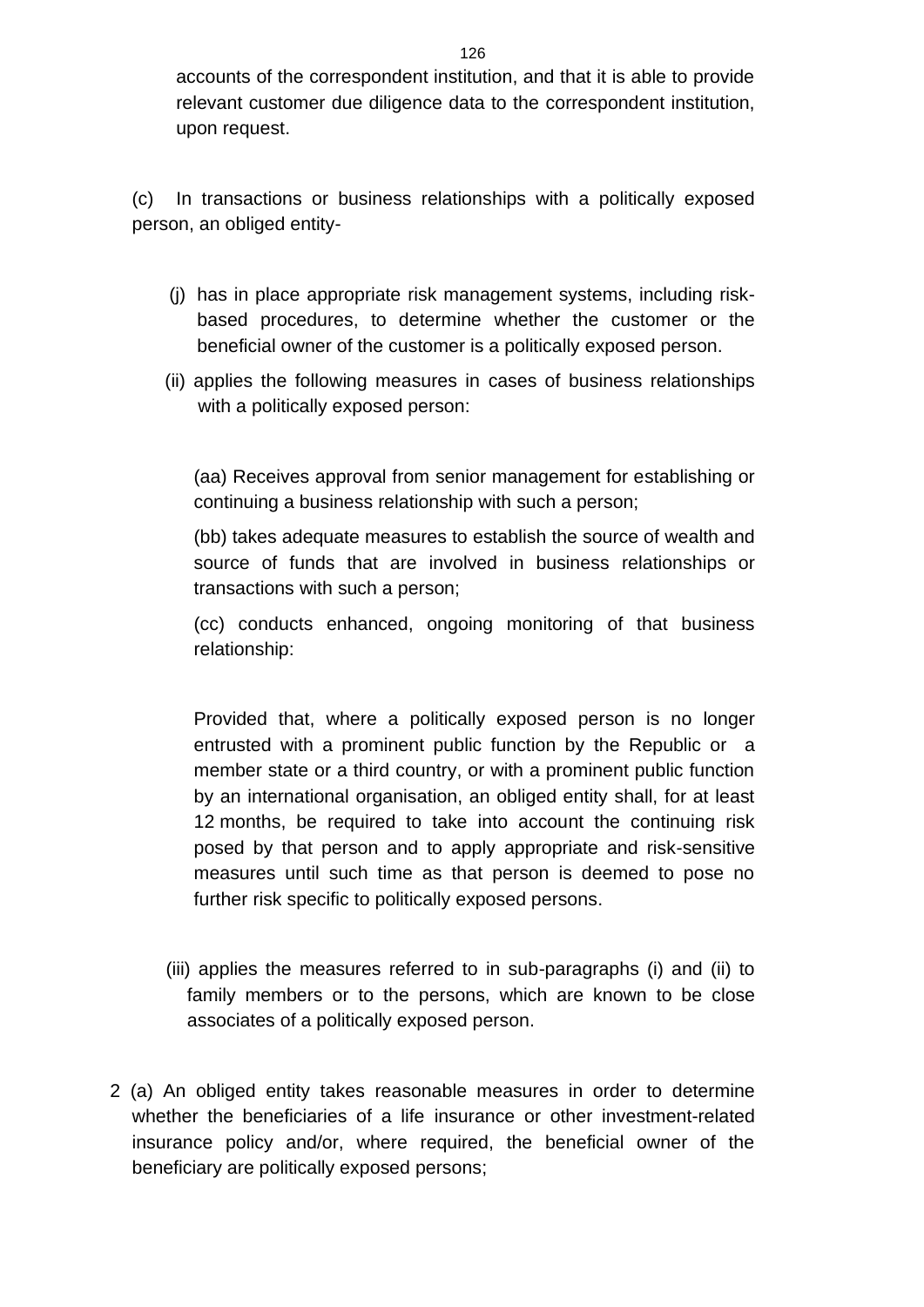accounts of the correspondent institution, and that it is able to provide relevant customer due diligence data to the correspondent institution, upon request.

(c) In transactions or business relationships with a politically exposed person, an obliged entity-

(j) has in place appropriate risk management systems, including risk-based procedures, to determine whether the customer or the beneficial owner of the customer is a politically exposed person.

(ii) applies the following measures in cases of business relationships with a politically exposed person:

(aa) Receives approval from senior management for establishing or continuing a business relationship with such a person;

(bb) takes adequate measures to establish the source of wealth and source of funds that are involved in business relationships or transactions with such a person;

(cc) conducts enhanced, ongoing monitoring of that business relationship:

Provided that, where a politically exposed person is no longer entrusted with a prominent public function by the Republic or a member state or a third country, or with a prominent public function by an international organisation, an obliged entity shall, for at least 12 months, be required to take into account the continuing risk posed by that person and to apply appropriate and risk-sensitive measures until such time as that person is deemed to pose no further risk specific to politically exposed persons.

(iii) applies the measures referred to in sub-paragraphs (i) and (ii) to family members or to the persons, which are known to be close associates of a politically exposed person.

2 (a) An obliged entity takes reasonable measures in order to determine whether the beneficiaries of a life insurance or other investment-related insurance policy and/or, where required, the beneficial owner of the beneficiary are politically exposed persons;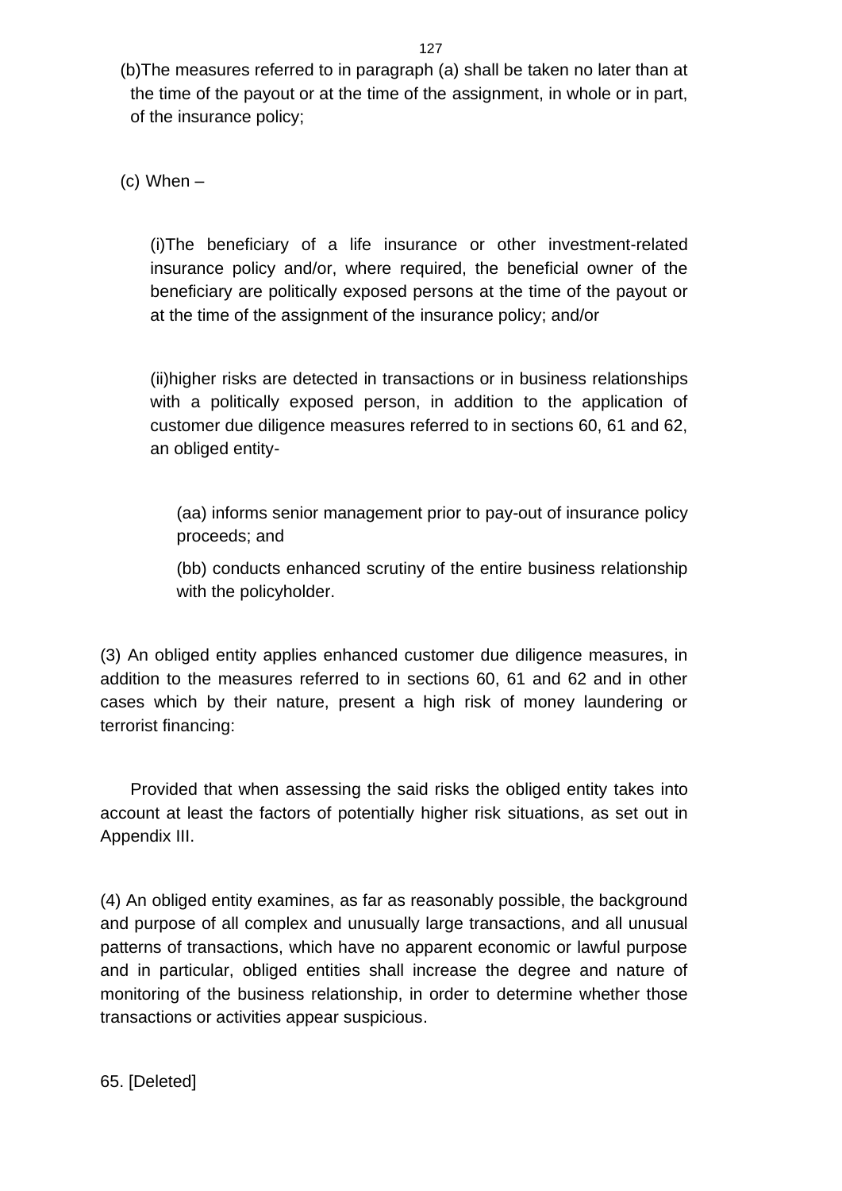(b)The measures referred to in paragraph (a) shall be taken no later than at the time of the payout or at the time of the assignment, in whole or in part, of the insurance policy;

(c) When –

(i)The beneficiary of a life insurance or other investment-related insurance policy and/or, where required, the beneficial owner of the beneficiary are politically exposed persons at the time of the payout or at the time of the assignment of the insurance policy; and/or

(ii)higher risks are detected in transactions or in business relationships with a politically exposed person, in addition to the application of customer due diligence measures referred to in sections 60, 61 and 62, an obliged entity-

(aa) informs senior management prior to pay-out of insurance policy proceeds; and

(bb) conducts enhanced scrutiny of the entire business relationship with the policyholder.

(3) An obliged entity applies enhanced customer due diligence measures, in addition to the measures referred to in sections 60, 61 and 62 and in other cases which by their nature, present a high risk of money laundering or terrorist financing:

Provided that when assessing the said risks the obliged entity takes into account at least the factors of potentially higher risk situations, as set out in Appendix III.

(4) An obliged entity examines, as far as reasonably possible, the background and purpose of all complex and unusually large transactions, and all unusual patterns of transactions, which have no apparent economic or lawful purpose and in particular, obliged entities shall increase the degree and nature of monitoring of the business relationship, in order to determine whether those transactions or activities appear suspicious.

65. [Deleted]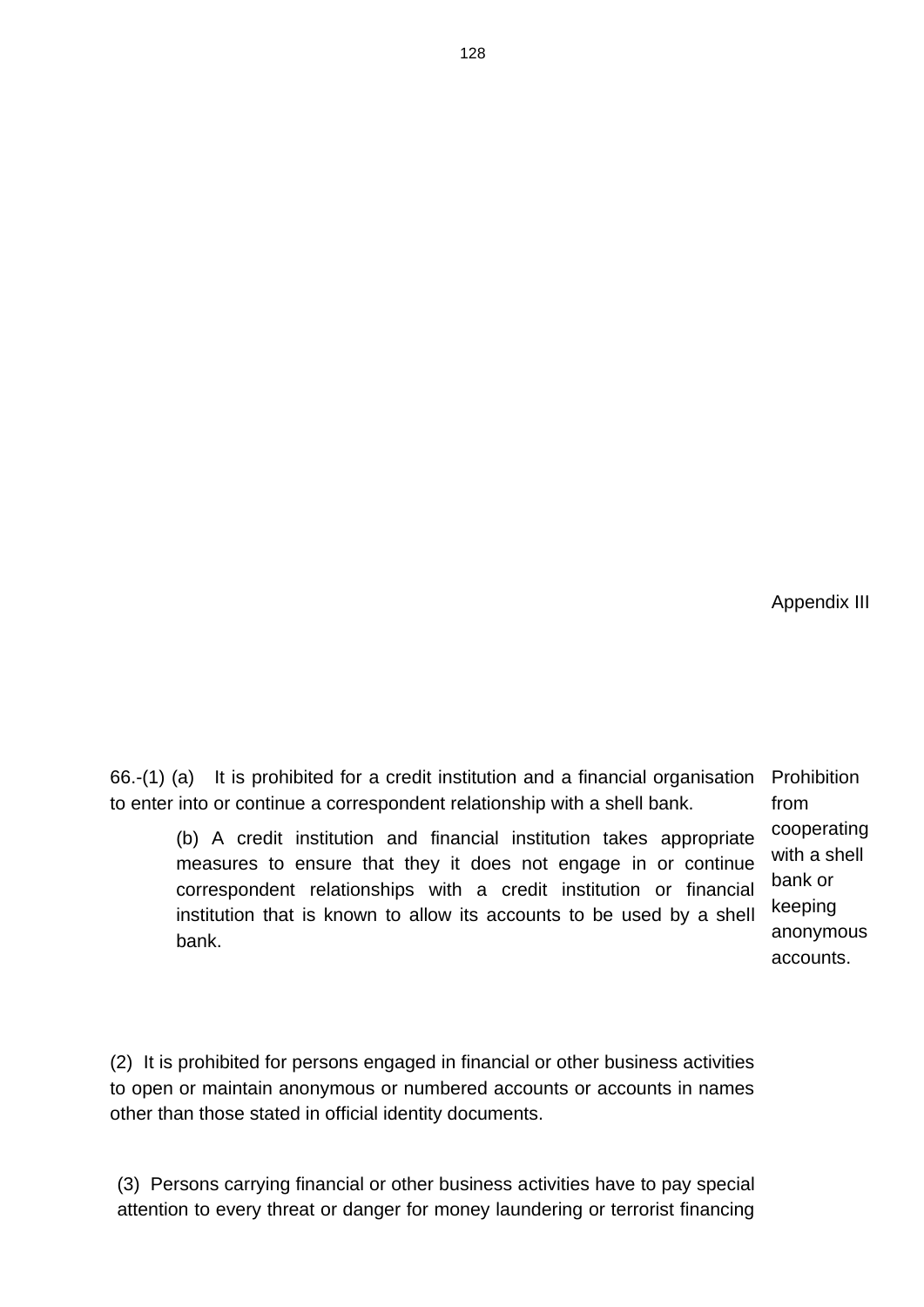Appendix III

Prohibition from cooperating with a shell bank or keeping anonymous accounts.

66.-(1) (a) It is prohibited for a credit institution and a financial organisation to enter into or continue a correspondent relationship with a shell bank.

(b) A credit institution and financial institution takes appropriate measures to ensure that they it does not engage in or continue correspondent relationships with a credit institution or financial institution that is known to allow its accounts to be used by a shell bank.

(2) It is prohibited for persons engaged in financial or other business activities to open or maintain anonymous or numbered accounts or accounts in names other than those stated in official identity documents.

(3) Persons carrying financial or other business activities have to pay special attention to every threat or danger for money laundering or terrorist financing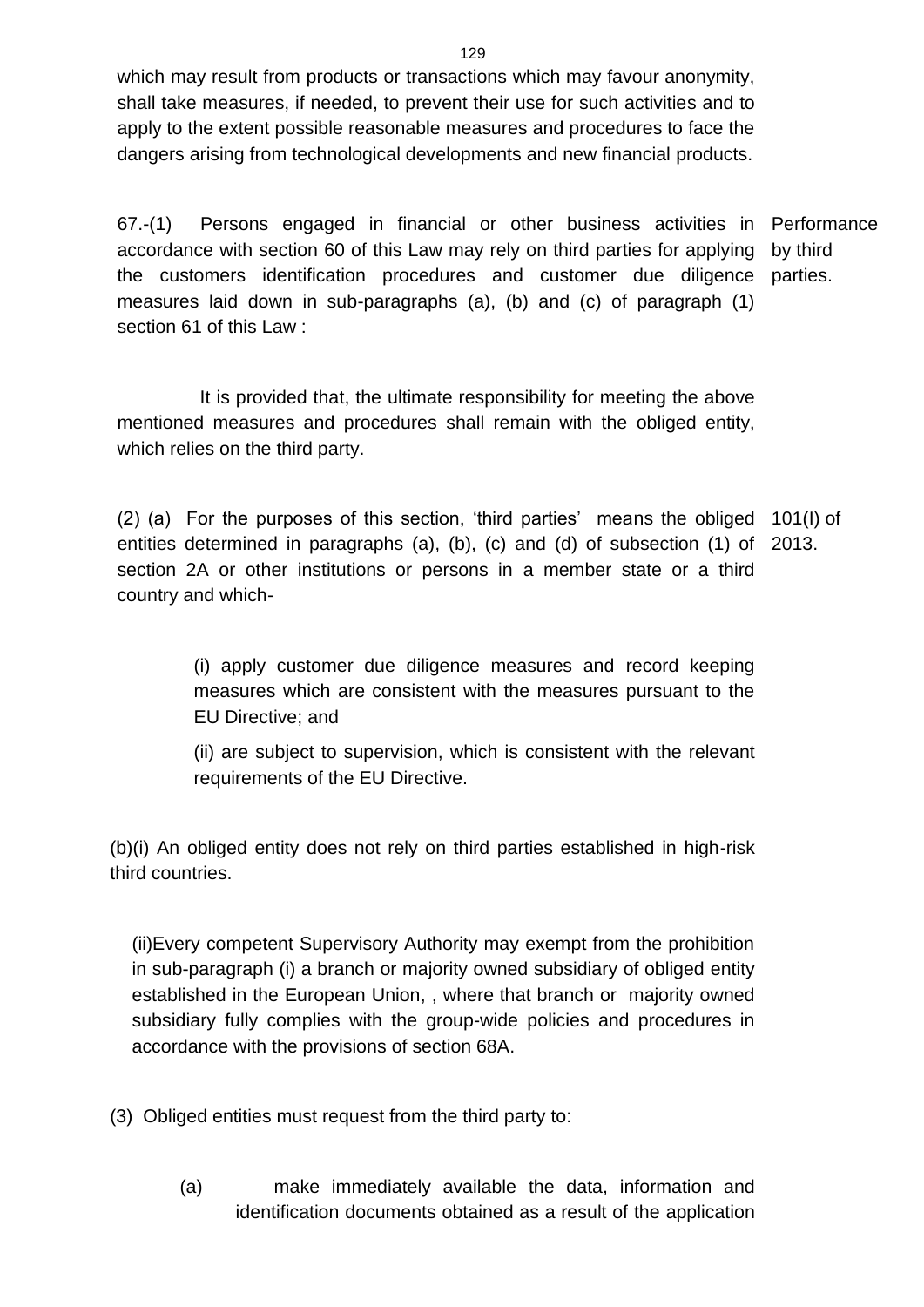which may result from products or transactions which may favour anonymity, shall take measures, if needed, to prevent their use for such activities and to apply to the extent possible reasonable measures and procedures to face the dangers arising from technological developments and new financial products.

Performance by third parties.

67.-(1) Persons engaged in financial or other business activities in accordance with section 60 of this Law may rely on third parties for applying the customers identification procedures and customer due diligence measures laid down in sub-paragraphs (a), (b) and (c) of paragraph (1) section 61 of this Law :

It is provided that, the ultimate responsibility for meeting the above mentioned measures and procedures shall remain with the obliged entity, which relies on the third party.

101(I) of 2013.

(2) (a) For the purposes of this section, 'third parties' means the obliged entities determined in paragraphs (a), (b), (c) and (d) of subsection (1) of section 2A or other institutions or persons in a member state or a third country and which-

(i) apply customer due diligence measures and record keeping measures which are consistent with the measures pursuant to the EU Directive; and

(ii) are subject to supervision, which is consistent with the relevant requirements of the EU Directive.

(b)(i) An obliged entity does not rely on third parties established in high-risk third countries.

(ii)Every competent Supervisory Authority may exempt from the prohibition in sub-paragraph (i) a branch or majority owned subsidiary of obliged entity established in the European Union, , where that branch or majority owned subsidiary fully complies with the group-wide policies and procedures in accordance with the provisions of section 68A.

(3) Obliged entities must request from the third party to:

(a) make immediately available the data, information and identification documents obtained as a result of the application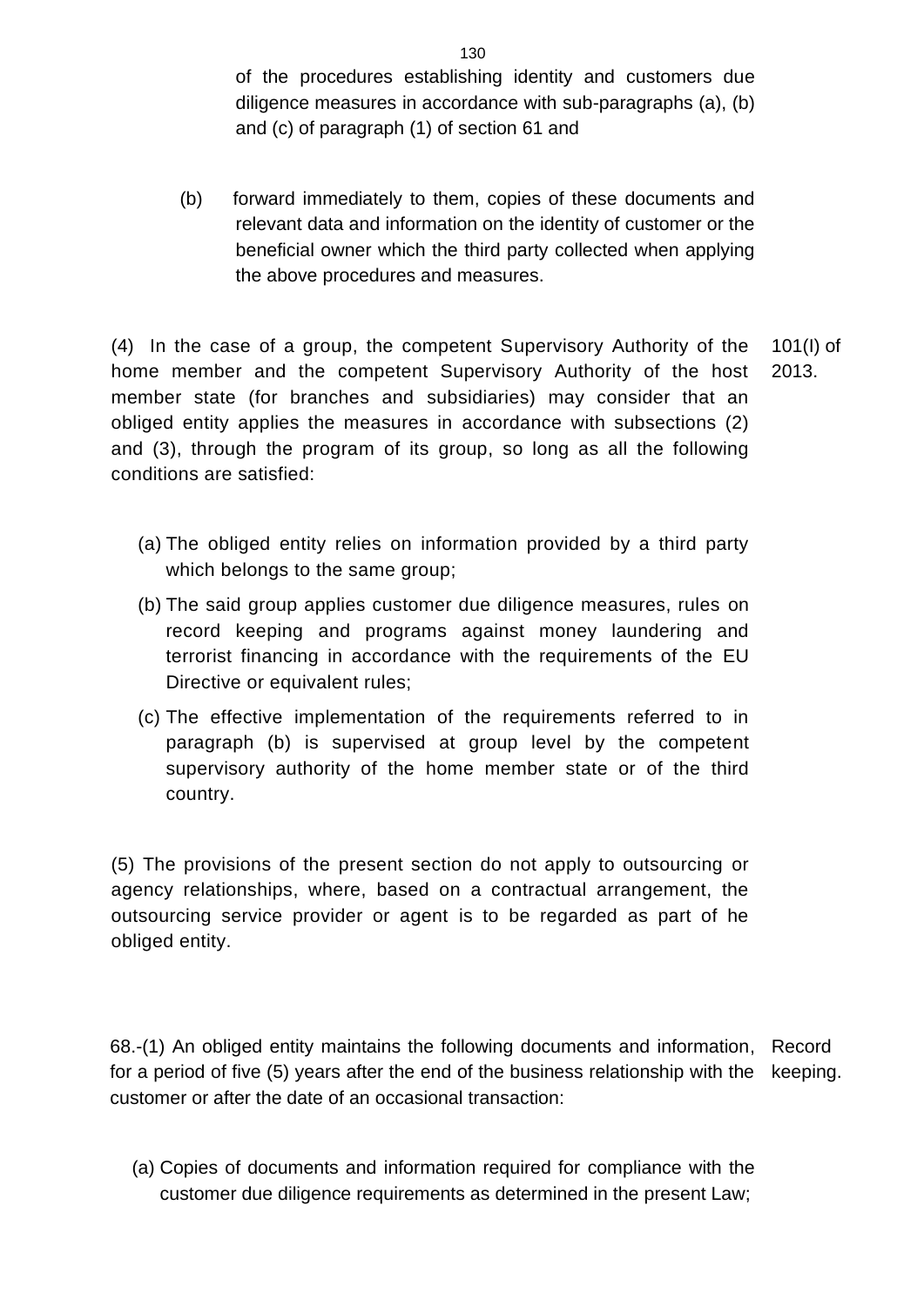of the procedures establishing identity and customers due diligence measures in accordance with sub-paragraphs (a), (b) and (c) of paragraph (1) of section 61 and

(b) forward immediately to them, copies of these documents and relevant data and information on the identity of customer or the beneficial owner which the third party collected when applying the above procedures and measures.

(4) In the case of a group, the competent Supervisory Authority of the home member and the competent Supervisory Authority of the host member state (for branches and subsidiaries) may consider that an obliged entity applies the measures in accordance with subsections (2) and (3), through the program of its group, so long as all the following conditions are satisfied:

101(I) of 2013.

(a) The obliged entity relies on information provided by a third party which belongs to the same group;

(b) The said group applies customer due diligence measures, rules on record keeping and programs against money laundering and terrorist financing in accordance with the requirements of the EU Directive or equivalent rules;

(c) The effective implementation of the requirements referred to in paragraph (b) is supervised at group level by the competent supervisory authority of the home member state or of the third country.

(5) The provisions of the present section do not apply to outsourcing or agency relationships, where, based on a contractual arrangement, the outsourcing service provider or agent is to be regarded as part of he obliged entity.

Record keeping.

68.-(1) An obliged entity maintains the following documents and information, for a period of five (5) years after the end of the business relationship with the customer or after the date of an occasional transaction:

(a) Copies of documents and information required for compliance with the customer due diligence requirements as determined in the present Law;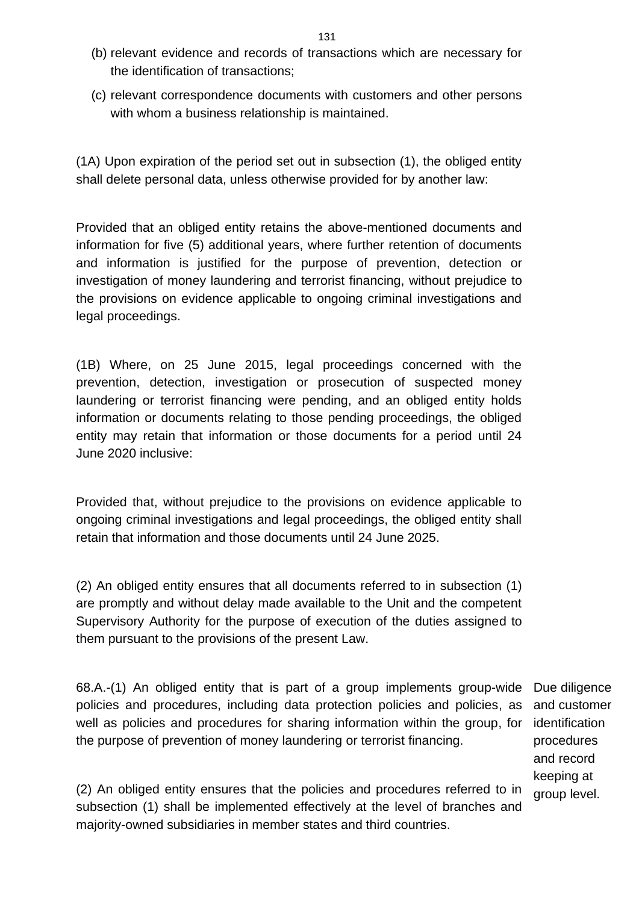(b) relevant evidence and records of transactions which are necessary for the identification of transactions;

(c) relevant correspondence documents with customers and other persons with whom a business relationship is maintained.

(1A) Upon expiration of the period set out in subsection (1), the obliged entity shall delete personal data, unless otherwise provided for by another law:

Provided that an obliged entity retains the above-mentioned documents and information for five (5) additional years, where further retention of documents and information is justified for the purpose of prevention, detection or investigation of money laundering and terrorist financing, without prejudice to the provisions on evidence applicable to ongoing criminal investigations and legal proceedings.

(1B) Where, on 25 June 2015, legal proceedings concerned with the prevention, detection, investigation or prosecution of suspected money laundering or terrorist financing were pending, and an obliged entity holds information or documents relating to those pending proceedings, the obliged entity may retain that information or those documents for a period until 24 June 2020 inclusive:

Provided that, without prejudice to the provisions on evidence applicable to ongoing criminal investigations and legal proceedings, the obliged entity shall retain that information and those documents until 24 June 2025.

(2) An obliged entity ensures that all documents referred to in subsection (1) are promptly and without delay made available to the Unit and the competent Supervisory Authority for the purpose of execution of the duties assigned to them pursuant to the provisions of the present Law.

Due diligence and customer identification procedures and record keeping at group level.

68.A.-(1) An obliged entity that is part of a group implements group-wide policies and procedures, including data protection policies and policies, as well as policies and procedures for sharing information within the group, for the purpose of prevention of money laundering or terrorist financing.

(2) An obliged entity ensures that the policies and procedures referred to in subsection (1) shall be implemented effectively at the level of branches and majority-owned subsidiaries in member states and third countries.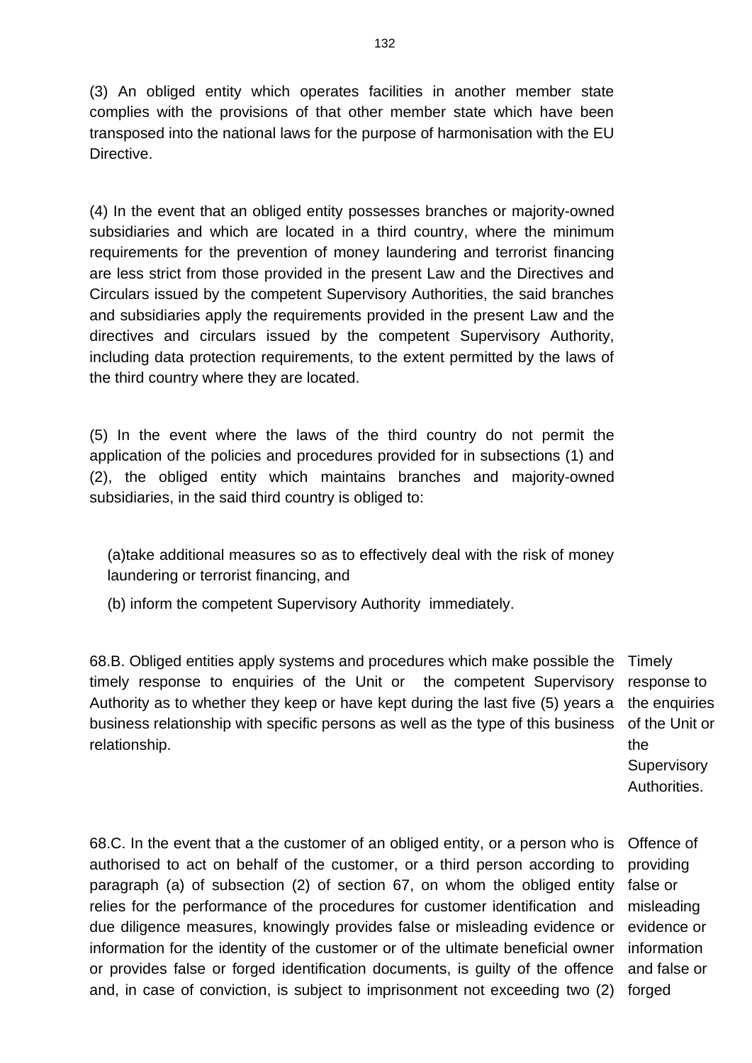(3) An obliged entity which operates facilities in another member state complies with the provisions of that other member state which have been transposed into the national laws for the purpose of harmonisation with the EU Directive.

(4) In the event that an obliged entity possesses branches or majority-owned subsidiaries and which are located in a third country, where the minimum requirements for the prevention of money laundering and terrorist financing are less strict from those provided in the present Law and the Directives and Circulars issued by the competent Supervisory Authorities, the said branches and subsidiaries apply the requirements provided in the present Law and the directives and circulars issued by the competent Supervisory Authority, including data protection requirements, to the extent permitted by the laws of the third country where they are located.

(5) In the event where the laws of the third country do not permit the application of the policies and procedures provided for in subsections (1) and (2), the obliged entity which maintains branches and majority-owned subsidiaries, in the said third country is obliged to:

(a)take additional measures so as to effectively deal with the risk of money laundering or terrorist financing, and

(b) inform the competent Supervisory Authority immediately.

Timely response to the enquiries of the Unit or the Supervisory Authorities.

68.B. Obliged entities apply systems and procedures which make possible the timely response to enquiries of the Unit or the competent Supervisory Authority as to whether they keep or have kept during the last five (5) years a business relationship with specific persons as well as the type of this business relationship.

Offence of providing false or misleading evidence or information and false or forged

68.C. In the event that a the customer of an obliged entity, or a person who is authorised to act on behalf of the customer, or a third person according to paragraph (a) of subsection (2) of section 67, on whom the obliged entity relies for the performance of the procedures for customer identification and due diligence measures, knowingly provides false or misleading evidence or information for the identity of the customer or of the ultimate beneficial owner or provides false or forged identification documents, is guilty of the offence and, in case of conviction, is subject to imprisonment not exceeding two (2)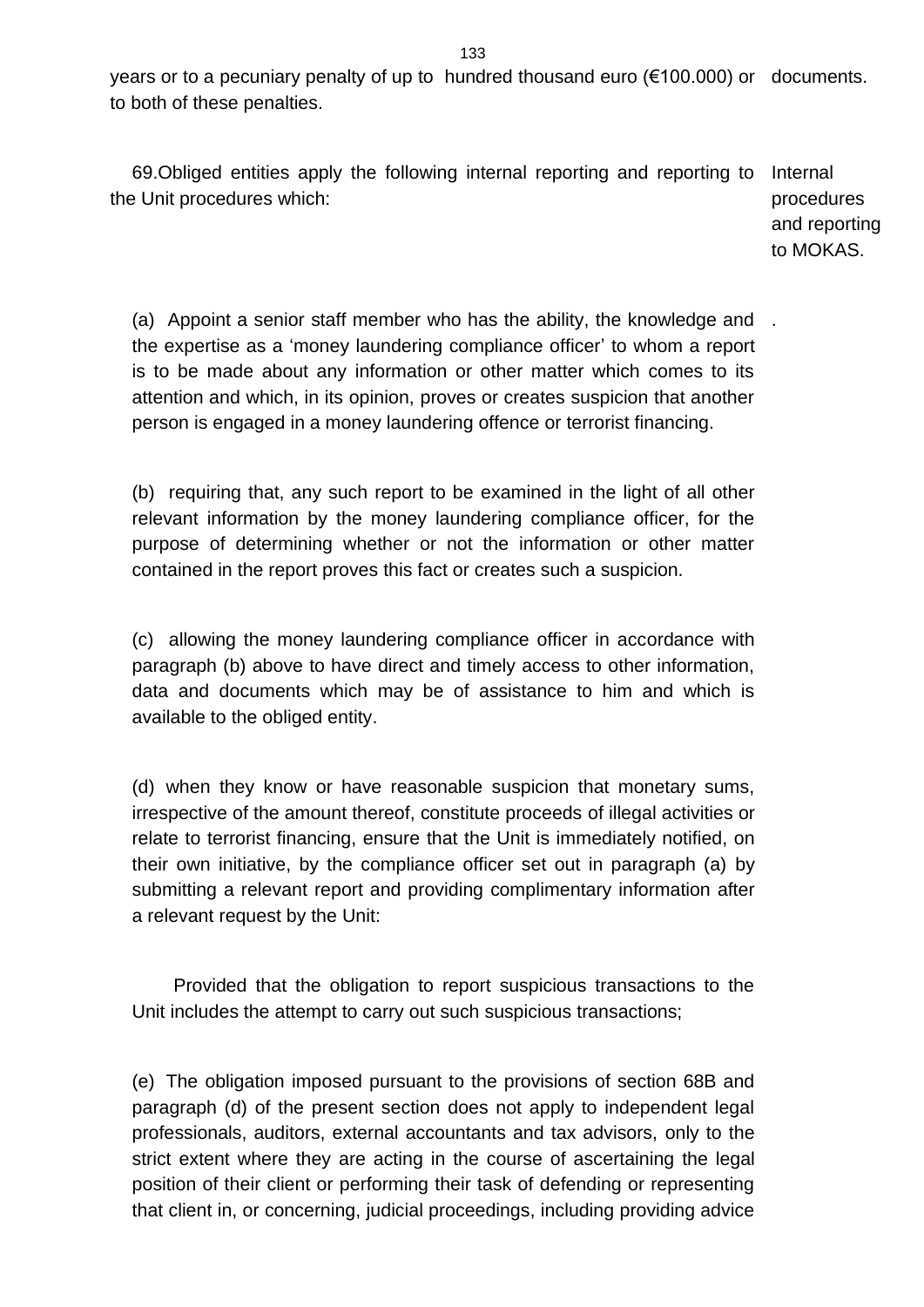years or to a pecuniary penalty of up to hundred thousand euro (€100.000) or to both of these penalties.

documents.

Internal procedures and reporting to MOKAS.

69.Obliged entities apply the following internal reporting and reporting to the Unit procedures which:

(a) Appoint a senior staff member who has the ability, the knowledge and the expertise as a 'money laundering compliance officer' to whom a report is to be made about any information or other matter which comes to its attention and which, in its opinion, proves or creates suspicion that another person is engaged in a money laundering offence or terrorist financing.

(b) requiring that, any such report to be examined in the light of all other relevant information by the money laundering compliance officer, for the purpose of determining whether or not the information or other matter contained in the report proves this fact or creates such a suspicion.

(c) allowing the money laundering compliance officer in accordance with paragraph (b) above to have direct and timely access to other information, data and documents which may be of assistance to him and which is available to the obliged entity.

(d) when they know or have reasonable suspicion that monetary sums, irrespective of the amount thereof, constitute proceeds of illegal activities or relate to terrorist financing, ensure that the Unit is immediately notified, on their own initiative, by the compliance officer set out in paragraph (a) by submitting a relevant report and providing complimentary information after a relevant request by the Unit:

Provided that the obligation to report suspicious transactions to the Unit includes the attempt to carry out such suspicious transactions;

(e) The obligation imposed pursuant to the provisions of section 68B and paragraph (d) of the present section does not apply to independent legal professionals, auditors, external accountants and tax advisors, only to the strict extent where they are acting in the course of ascertaining the legal position of their client or performing their task of defending or representing that client in, or concerning, judicial proceedings, including providing advice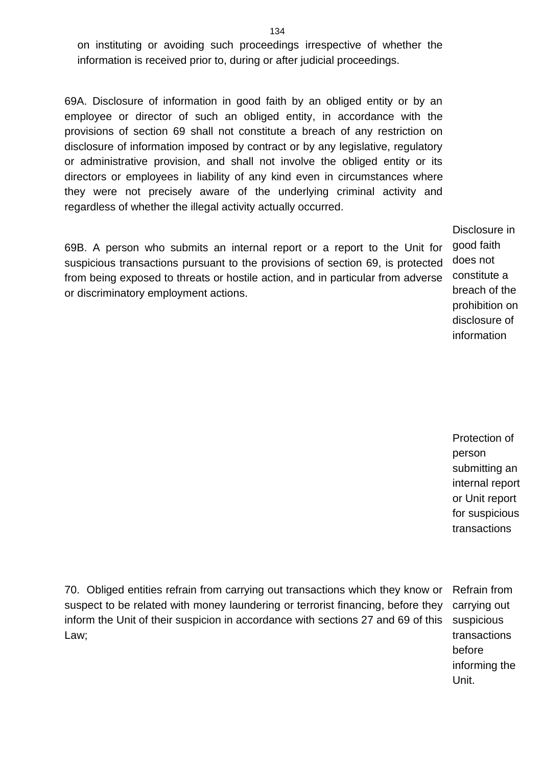on instituting or avoiding such proceedings irrespective of whether the information is received prior to, during or after judicial proceedings.

69A. Disclosure of information in good faith by an obliged entity or by an employee or director of such an obliged entity, in accordance with the provisions of section 69 shall not constitute a breach of any restriction on disclosure of information imposed by contract or by any legislative, regulatory or administrative provision, and shall not involve the obliged entity or its directors or employees in liability of any kind even in circumstances where they were not precisely aware of the underlying criminal activity and regardless of whether the illegal activity actually occurred.

Disclosure in good faith does not constitute a breach of the prohibition on disclosure of information

69B. A person who submits an internal report or a report to the Unit for suspicious transactions pursuant to the provisions of section 69, is protected from being exposed to threats or hostile action, and in particular from adverse or discriminatory employment actions.

Protection of person submitting an internal report or Unit report for suspicious transactions

70. Obliged entities refrain from carrying out transactions which they know or suspect to be related with money laundering or terrorist financing, before they inform the Unit of their suspicion in accordance with sections 27 and 69 of this Law;

Refrain from carrying out suspicious transactions before informing the Unit.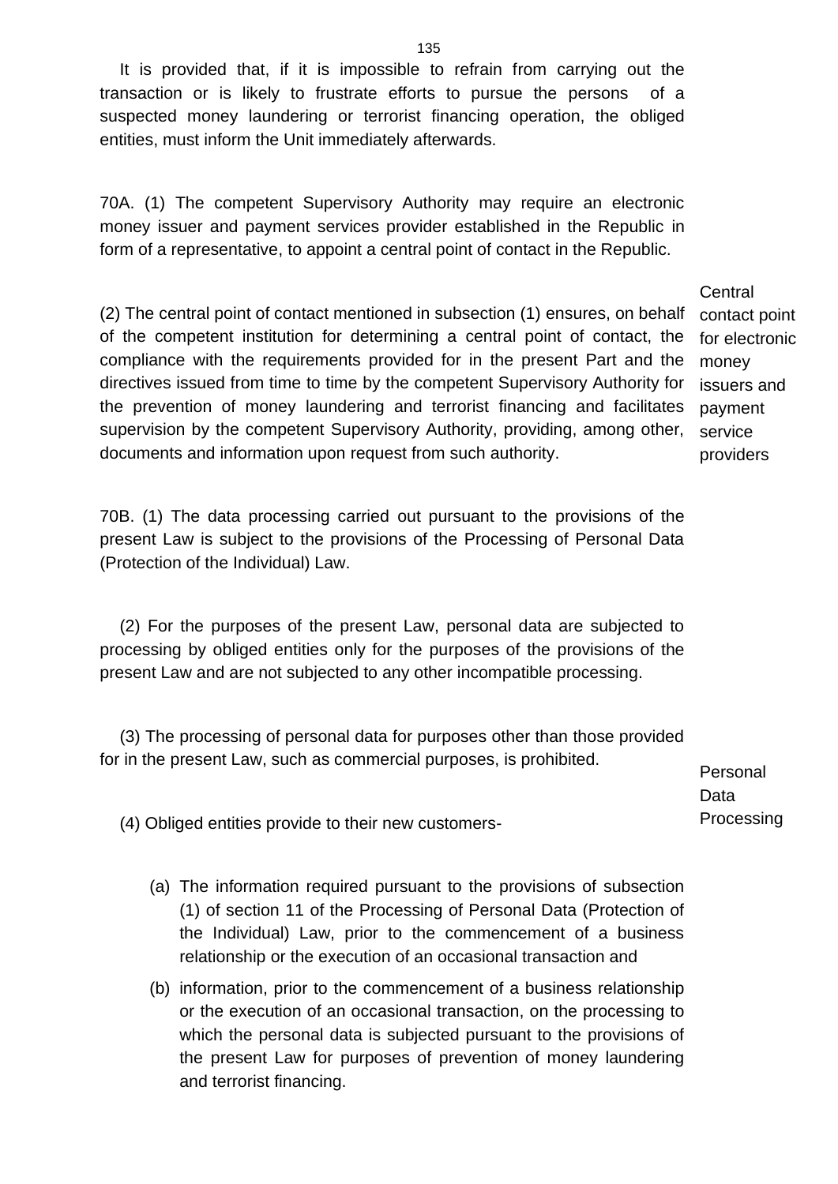It is provided that, if it is impossible to refrain from carrying out the transaction or is likely to frustrate efforts to pursue the persons of a suspected money laundering or terrorist financing operation, the obliged entities, must inform the Unit immediately afterwards.

Central contact point for electronic money issuers and payment service providers

70A. (1) The competent Supervisory Authority may require an electronic money issuer and payment services provider established in the Republic in form of a representative, to appoint a central point of contact in the Republic.

(2) The central point of contact mentioned in subsection (1) ensures, on behalf of the competent institution for determining a central point of contact, the compliance with the requirements provided for in the present Part and the directives issued from time to time by the competent Supervisory Authority for the prevention of money laundering and terrorist financing and facilitates supervision by the competent Supervisory Authority, providing, among other, documents and information upon request from such authority.

Personal Data Processing

70B. (1) The data processing carried out pursuant to the provisions of the present Law is subject to the provisions of the Processing of Personal Data (Protection of the Individual) Law.

(2) For the purposes of the present Law, personal data are subjected to processing by obliged entities only for the purposes of the provisions of the present Law and are not subjected to any other incompatible processing.

(3) The processing of personal data for purposes other than those provided for in the present Law, such as commercial purposes, is prohibited.

(4) Obliged entities provide to their new customers-

(a) The information required pursuant to the provisions of subsection (1) of section 11 of the Processing of Personal Data (Protection of the Individual) Law, prior to the commencement of a business relationship or the execution of an occasional transaction and

(b) information, prior to the commencement of a business relationship or the execution of an occasional transaction, on the processing to which the personal data is subjected pursuant to the provisions of the present Law for purposes of prevention of money laundering and terrorist financing.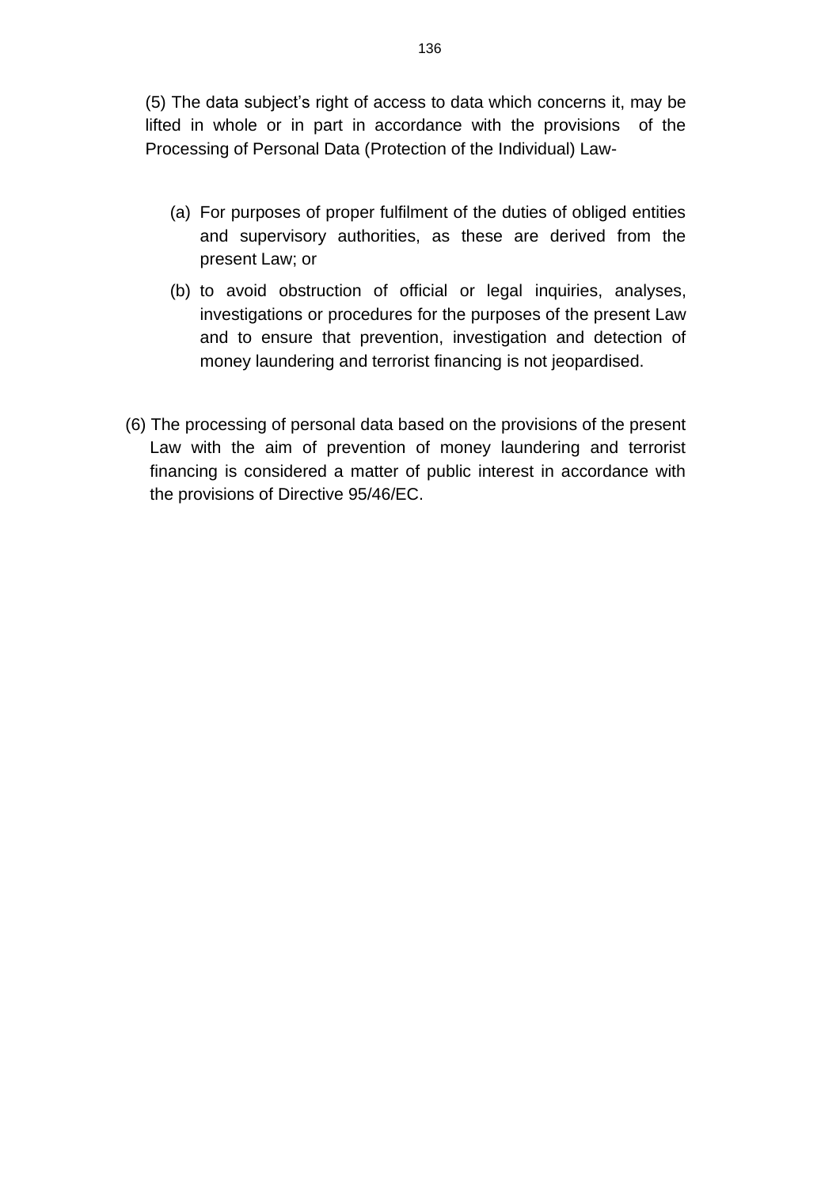(5) The data subject's right of access to data which concerns it, may be lifted in whole or in part in accordance with the provisions of the Processing of Personal Data (Protection of the Individual) Law-

(a) For purposes of proper fulfilment of the duties of obliged entities and supervisory authorities, as these are derived from the present Law; or

(b) to avoid obstruction of official or legal inquiries, analyses, investigations or procedures for the purposes of the present Law and to ensure that prevention, investigation and detection of money laundering and terrorist financing is not jeopardised.

(6) The processing of personal data based on the provisions of the present Law with the aim of prevention of money laundering and terrorist financing is considered a matter of public interest in accordance with the provisions of Directive 95/46/EC.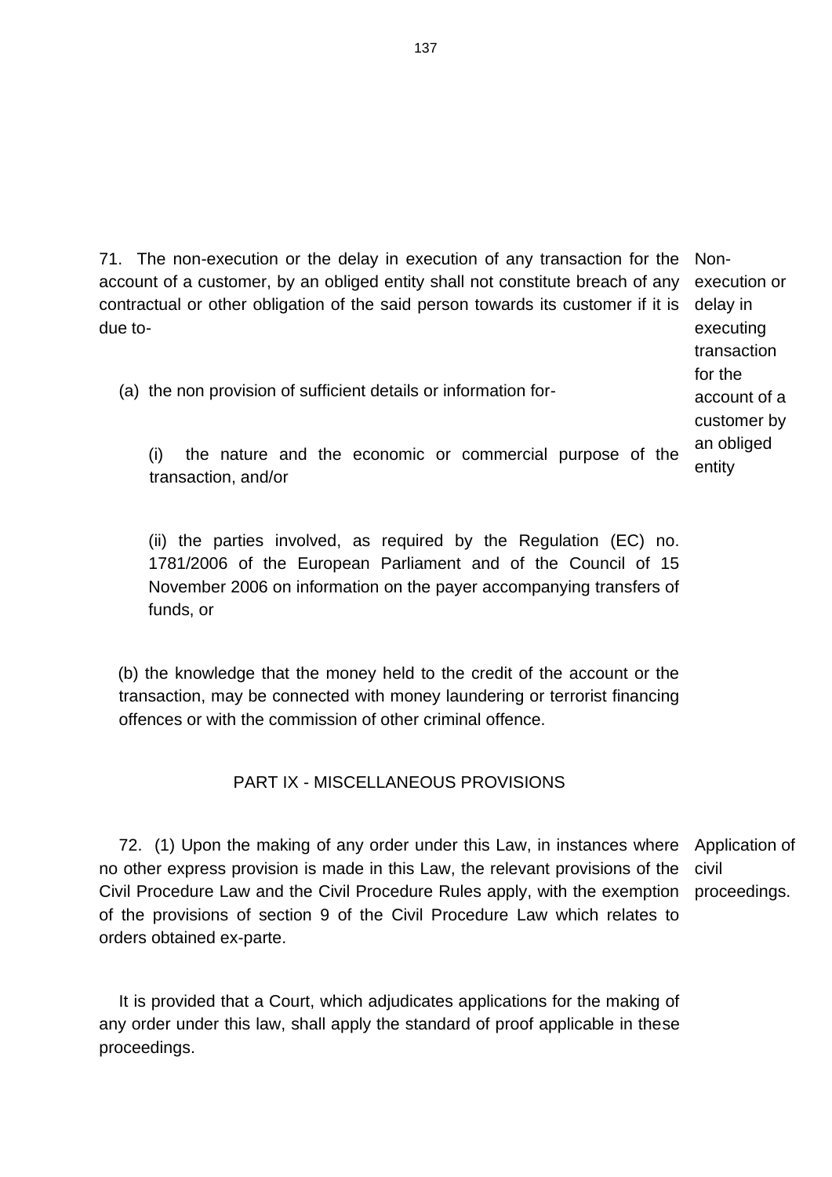71. The non-execution or the delay in execution of any transaction for the account of a customer, by an obliged entity shall not constitute breach of any contractual or other obligation of the said person towards its customer if it is due to-

Non-execution or delay in executing transaction for the account of a customer by an obliged entity

(a) the non provision of sufficient details or information for-

(i) the nature and the economic or commercial purpose of the transaction, and/or

(ii) the parties involved, as required by the Regulation (EC) no. 1781/2006 of the European Parliament and of the Council of 15 November 2006 on information on the payer accompanying transfers of funds, or

(b) the knowledge that the money held to the credit of the account or the transaction, may be connected with money laundering or terrorist financing offences or with the commission of other criminal offence.

## PART IX - MISCELLANEOUS PROVISIONS

72. (1) Upon the making of any order under this Law, in instances where no other express provision is made in this Law, the relevant provisions of the Civil Procedure Law and the Civil Procedure Rules apply, with the exemption of the provisions of section 9 of the Civil Procedure Law which relates to orders obtained ex-parte.

Application of civil proceedings.

It is provided that a Court, which adjudicates applications for the making of any order under this law, shall apply the standard of proof applicable in these proceedings.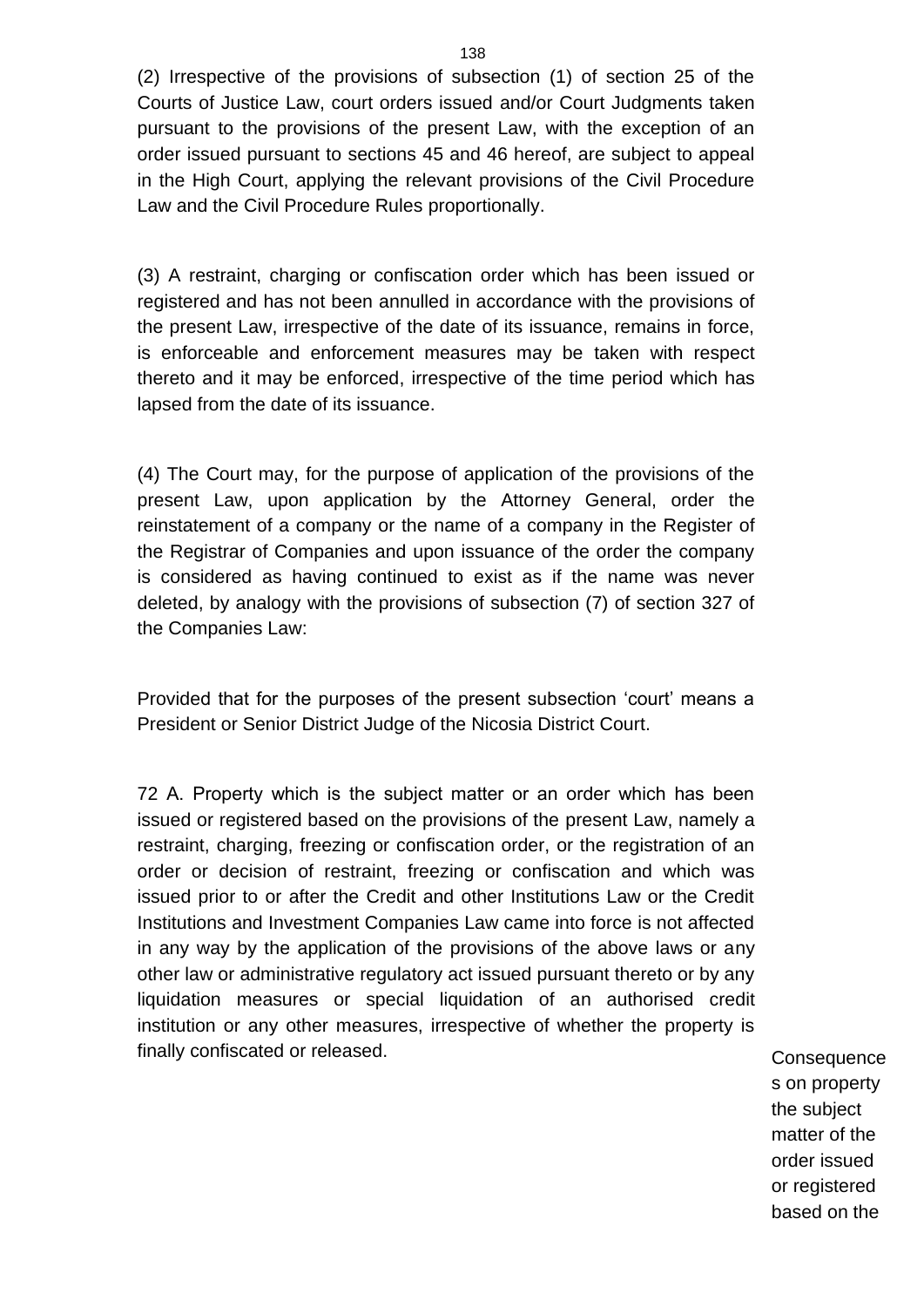(2) Irrespective of the provisions of subsection (1) of section 25 of the Courts of Justice Law, court orders issued and/or Court Judgments taken pursuant to the provisions of the present Law, with the exception of an order issued pursuant to sections 45 and 46 hereof, are subject to appeal in the High Court, applying the relevant provisions of the Civil Procedure Law and the Civil Procedure Rules proportionally.

(3) A restraint, charging or confiscation order which has been issued or registered and has not been annulled in accordance with the provisions of the present Law, irrespective of the date of its issuance, remains in force, is enforceable and enforcement measures may be taken with respect thereto and it may be enforced, irrespective of the time period which has lapsed from the date of its issuance.

(4) The Court may, for the purpose of application of the provisions of the present Law, upon application by the Attorney General, order the reinstatement of a company or the name of a company in the Register of the Registrar of Companies and upon issuance of the order the company is considered as having continued to exist as if the name was never deleted, by analogy with the provisions of subsection (7) of section 327 of the Companies Law:

Provided that for the purposes of the present subsection 'court' means a President or Senior District Judge of the Nicosia District Court.

Consequences on property the subject matter of the order issued or registered based on the

72 A. Property which is the subject matter or an order which has been issued or registered based on the provisions of the present Law, namely a restraint, charging, freezing or confiscation order, or the registration of an order or decision of restraint, freezing or confiscation and which was issued prior to or after the Credit and other Institutions Law or the Credit Institutions and Investment Companies Law came into force is not affected in any way by the application of the provisions of the above laws or any other law or administrative regulatory act issued pursuant thereto or by any liquidation measures or special liquidation of an authorised credit institution or any other measures, irrespective of whether the property is finally confiscated or released.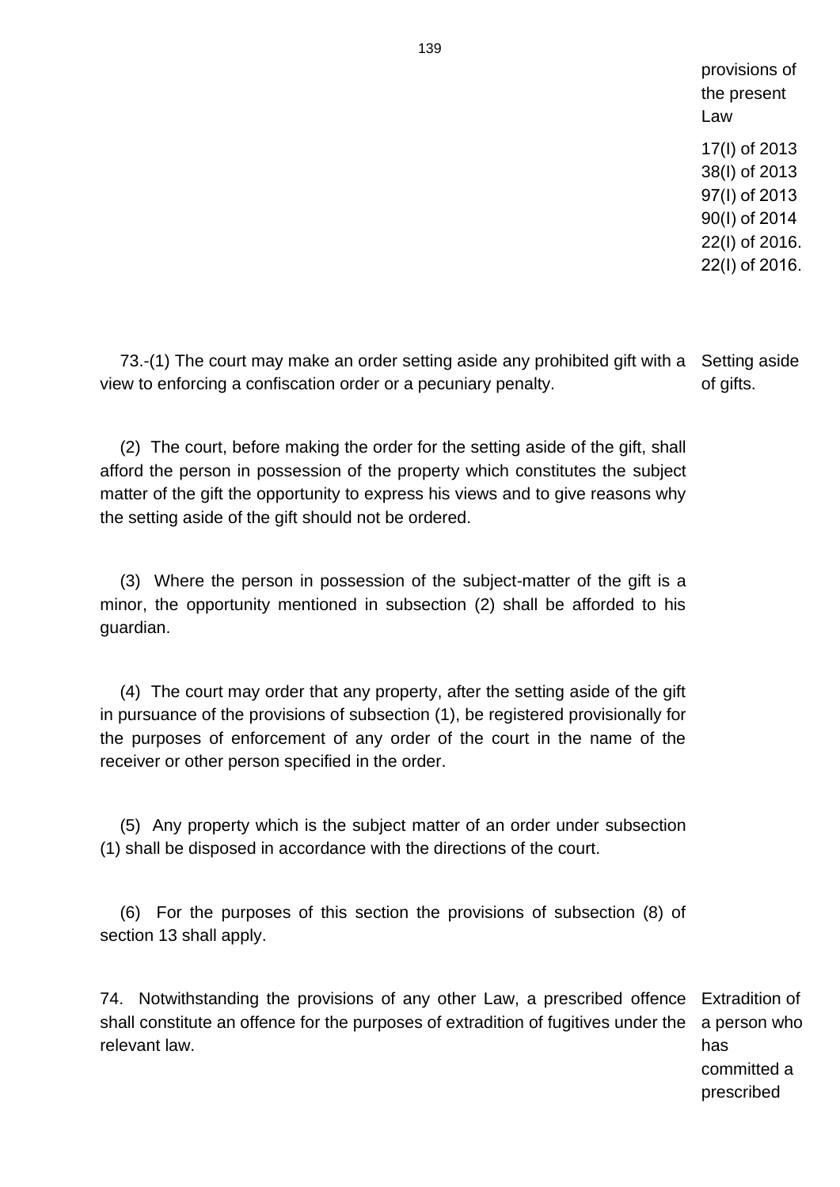provisions of the present Law

17(I) of 2013
38(I) of 2013
97(I) of 2013
90(I) of 2014
22(I) of 2016.
22(I) of 2016.

Setting aside of gifts.

73.-(1) The court may make an order setting aside any prohibited gift with a view to enforcing a confiscation order or a pecuniary penalty.

(2) The court, before making the order for the setting aside of the gift, shall afford the person in possession of the property which constitutes the subject matter of the gift the opportunity to express his views and to give reasons why the setting aside of the gift should not be ordered.

(3) Where the person in possession of the subject-matter of the gift is a minor, the opportunity mentioned in subsection (2) shall be afforded to his guardian.

(4) The court may order that any property, after the setting aside of the gift in pursuance of the provisions of subsection (1), be registered provisionally for the purposes of enforcement of any order of the court in the name of the receiver or other person specified in the order.

(5) Any property which is the subject matter of an order under subsection (1) shall be disposed in accordance with the directions of the court.

(6) For the purposes of this section the provisions of subsection (8) of section 13 shall apply.

Extradition of a person who has committed a prescribed

74. Notwithstanding the provisions of any other Law, a prescribed offence shall constitute an offence for the purposes of extradition of fugitives under the relevant law.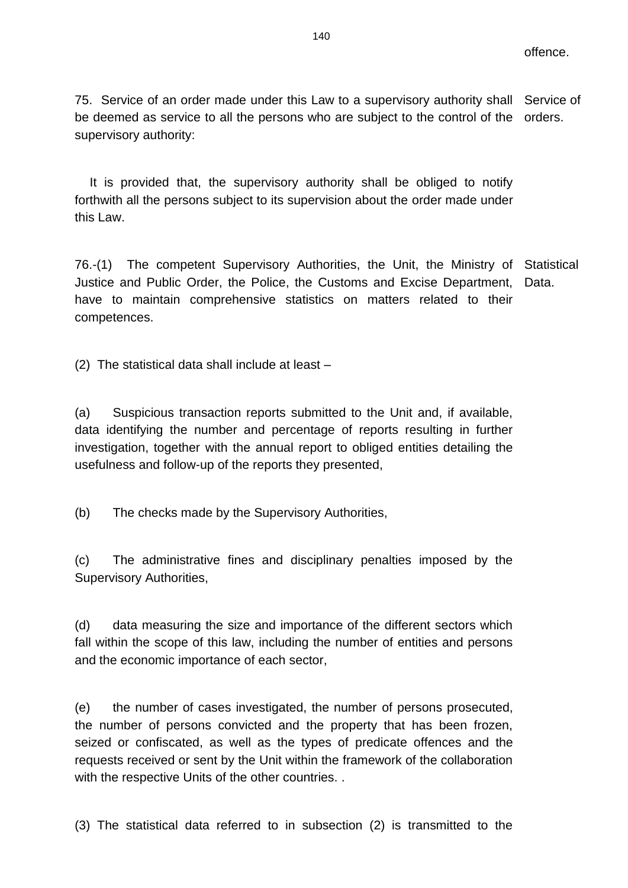offence.

75. Service of an order made under this Law to a supervisory authority shall be deemed as service to all the persons who are subject to the control of the supervisory authority:

Service of orders.

It is provided that, the supervisory authority shall be obliged to notify forthwith all the persons subject to its supervision about the order made under this Law.

76.-(1) The competent Supervisory Authorities, the Unit, the Ministry of Justice and Public Order, the Police, the Customs and Excise Department, have to maintain comprehensive statistics on matters related to their competences.

Statistical Data.

(2) The statistical data shall include at least –

(a) Suspicious transaction reports submitted to the Unit and, if available, data identifying the number and percentage of reports resulting in further investigation, together with the annual report to obliged entities detailing the usefulness and follow-up of the reports they presented,

(b) The checks made by the Supervisory Authorities,

(c) The administrative fines and disciplinary penalties imposed by the Supervisory Authorities,

(d) data measuring the size and importance of the different sectors which fall within the scope of this law, including the number of entities and persons and the economic importance of each sector,

(e) the number of cases investigated, the number of persons prosecuted, the number of persons convicted and the property that has been frozen, seized or confiscated, as well as the types of predicate offences and the requests received or sent by the Unit within the framework of the collaboration with the respective Units of the other countries. .

(3) The statistical data referred to in subsection (2) is transmitted to the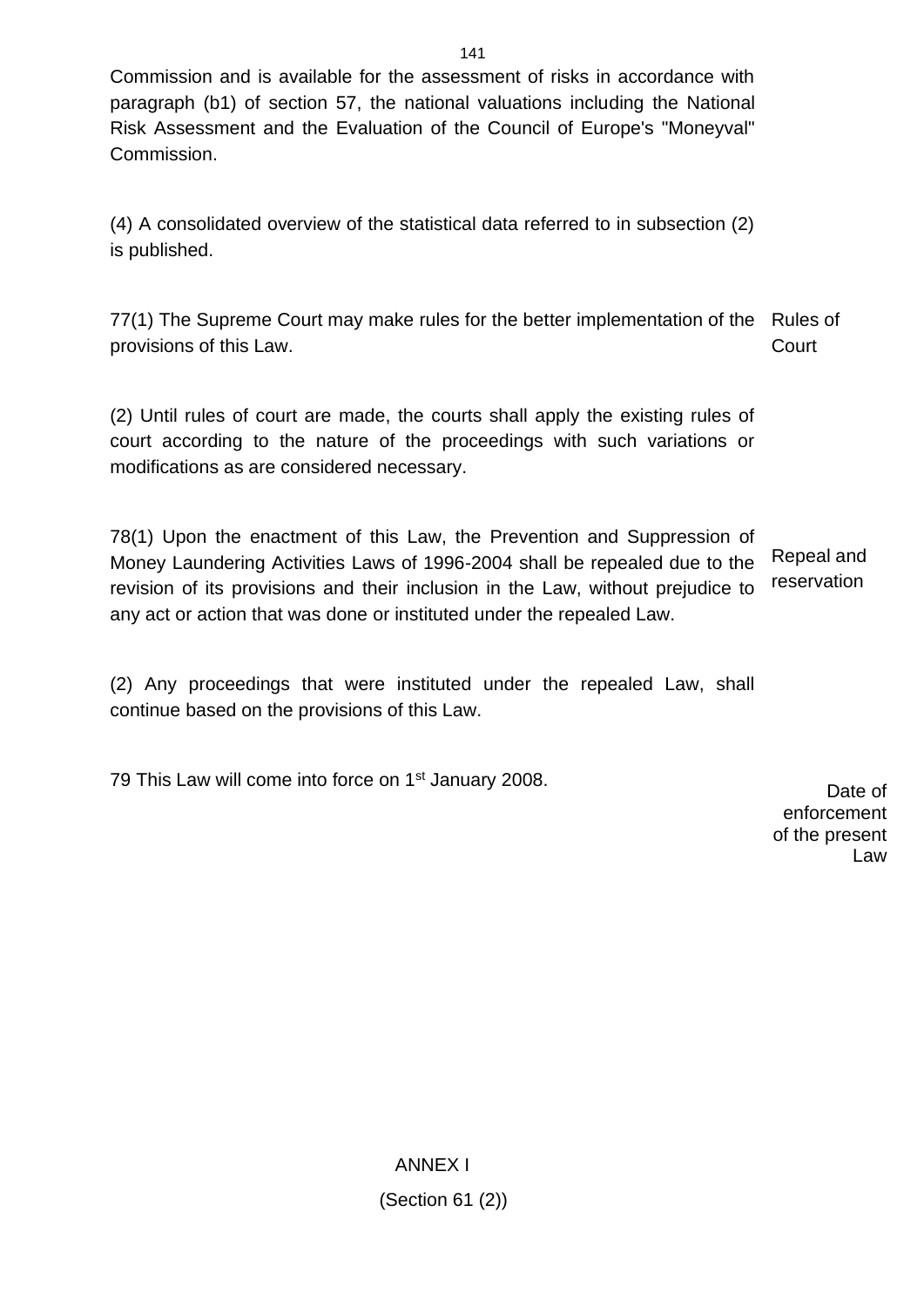Commission and is available for the assessment of risks in accordance with paragraph (b1) of section 57, the national valuations including the National Risk Assessment and the Evaluation of the Council of Europe's "Moneyval" Commission.

(4) A consolidated overview of the statistical data referred to in subsection (2) is published.

Rules of Court

77(1) The Supreme Court may make rules for the better implementation of the provisions of this Law.

(2) Until rules of court are made, the courts shall apply the existing rules of court according to the nature of the proceedings with such variations or modifications as are considered necessary.

Repeal and reservation

78(1) Upon the enactment of this Law, the Prevention and Suppression of Money Laundering Activities Laws of 1996-2004 shall be repealed due to the revision of its provisions and their inclusion in the Law, without prejudice to any act or action that was done or instituted under the repealed Law.

(2) Any proceedings that were instituted under the repealed Law, shall continue based on the provisions of this Law.

Date of enforcement of the present Law

79 This Law will come into force on 1st January 2008.

ANNEX I

(Section 61 (2))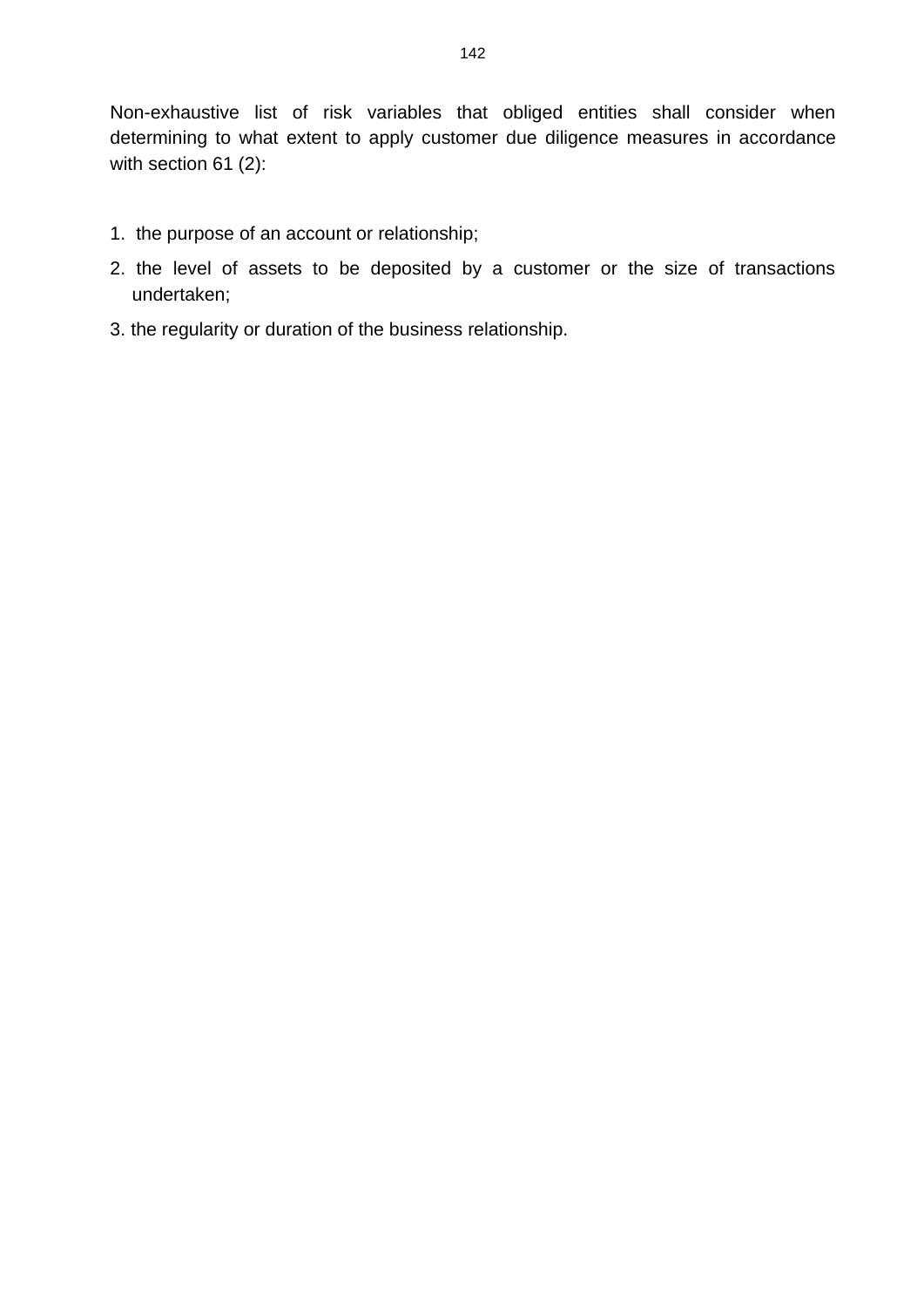Non-exhaustive list of risk variables that obliged entities shall consider when determining to what extent to apply customer due diligence measures in accordance with section 61 (2):

1. the purpose of an account or relationship;
2. the level of assets to be deposited by a customer or the size of transactions undertaken;
3. the regularity or duration of the business relationship.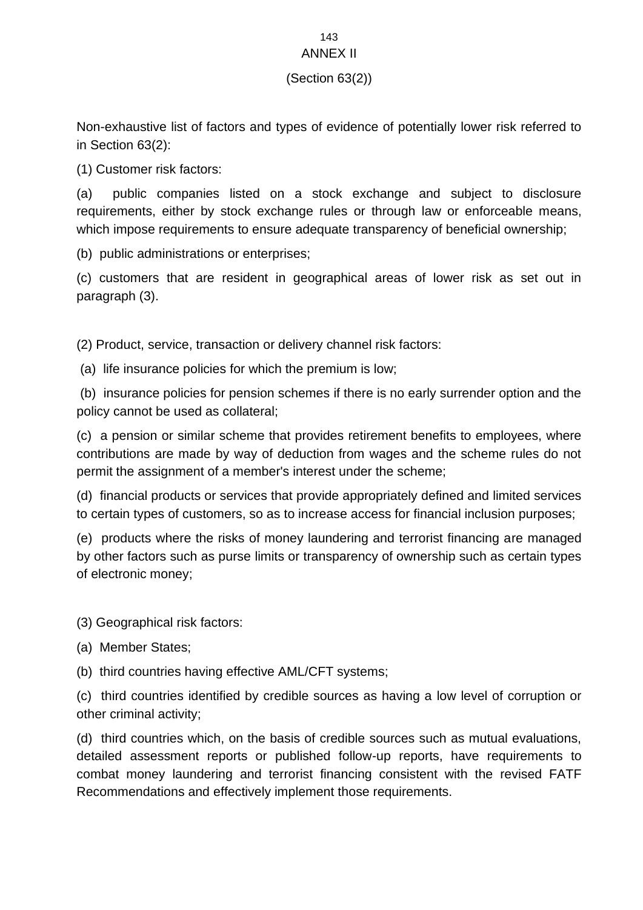# ANNEX II

(Section 63(2))

Non-exhaustive list of factors and types of evidence of potentially lower risk referred to in Section 63(2):

(1) Customer risk factors:

(a) public companies listed on a stock exchange and subject to disclosure requirements, either by stock exchange rules or through law or enforceable means, which impose requirements to ensure adequate transparency of beneficial ownership;

(b) public administrations or enterprises;

(c) customers that are resident in geographical areas of lower risk as set out in paragraph (3).

(2) Product, service, transaction or delivery channel risk factors:

(a) life insurance policies for which the premium is low;

(b) insurance policies for pension schemes if there is no early surrender option and the policy cannot be used as collateral;

(c) a pension or similar scheme that provides retirement benefits to employees, where contributions are made by way of deduction from wages and the scheme rules do not permit the assignment of a member's interest under the scheme;

(d) financial products or services that provide appropriately defined and limited services to certain types of customers, so as to increase access for financial inclusion purposes;

(e) products where the risks of money laundering and terrorist financing are managed by other factors such as purse limits or transparency of ownership such as certain types of electronic money;

(3) Geographical risk factors:

(a) Member States;

(b) third countries having effective AML/CFT systems;

(c) third countries identified by credible sources as having a low level of corruption or other criminal activity;

(d) third countries which, on the basis of credible sources such as mutual evaluations, detailed assessment reports or published follow-up reports, have requirements to combat money laundering and terrorist financing consistent with the revised FATF Recommendations and effectively implement those requirements.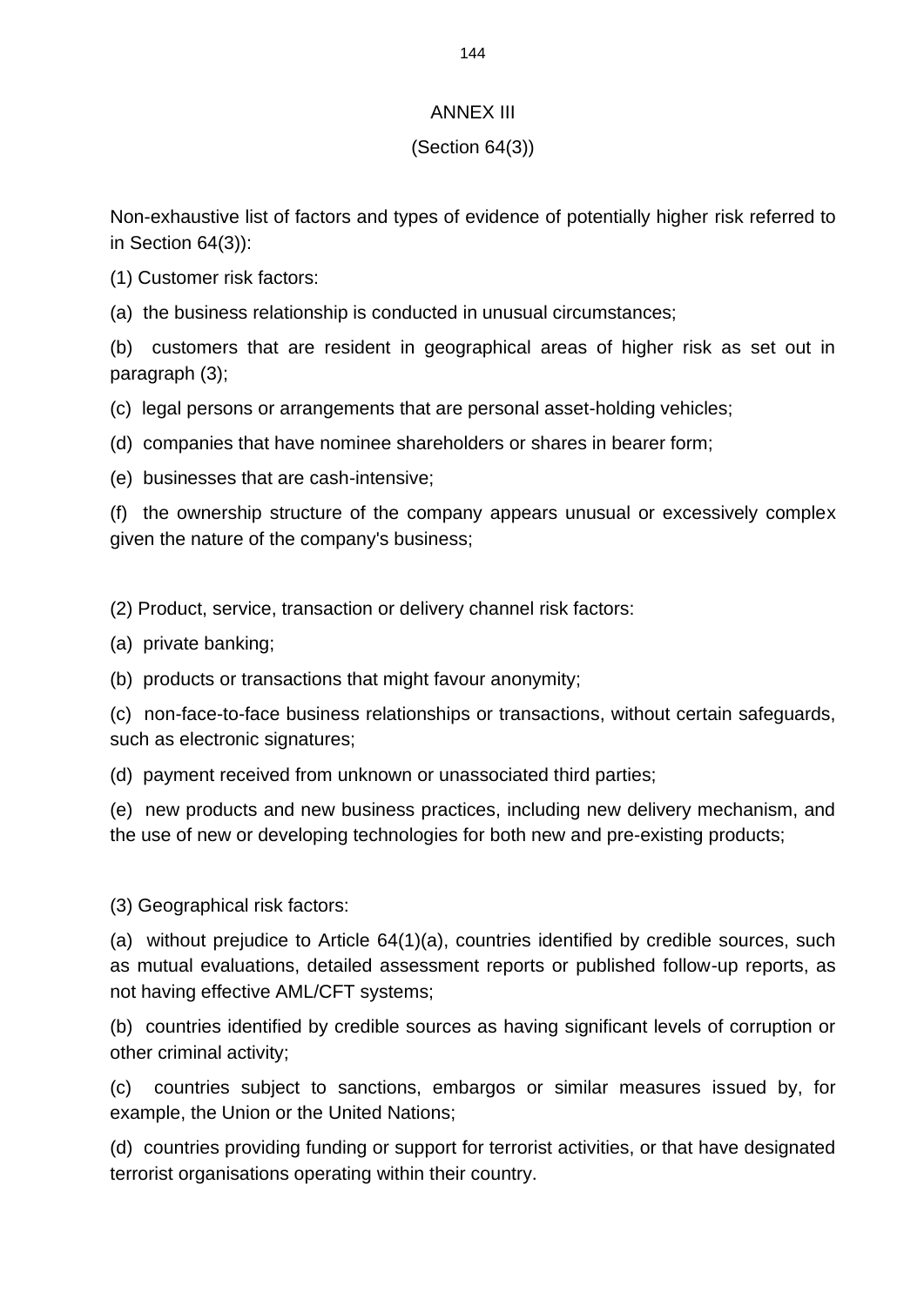# ANNEX III

## (Section 64(3))

Non-exhaustive list of factors and types of evidence of potentially higher risk referred to in Section 64(3)):

(1) Customer risk factors:

(a) the business relationship is conducted in unusual circumstances;

(b) customers that are resident in geographical areas of higher risk as set out in paragraph (3);

(c) legal persons or arrangements that are personal asset-holding vehicles;

(d) companies that have nominee shareholders or shares in bearer form;

(e) businesses that are cash-intensive;

(f) the ownership structure of the company appears unusual or excessively complex given the nature of the company's business;

(2) Product, service, transaction or delivery channel risk factors:

(a) private banking;

(b) products or transactions that might favour anonymity;

(c) non-face-to-face business relationships or transactions, without certain safeguards, such as electronic signatures;

(d) payment received from unknown or unassociated third parties;

(e) new products and new business practices, including new delivery mechanism, and the use of new or developing technologies for both new and pre-existing products;

(3) Geographical risk factors:

(a) without prejudice to Article 64(1)(a), countries identified by credible sources, such as mutual evaluations, detailed assessment reports or published follow-up reports, as not having effective AML/CFT systems;

(b) countries identified by credible sources as having significant levels of corruption or other criminal activity;

(c) countries subject to sanctions, embargos or similar measures issued by, for example, the Union or the United Nations;

(d) countries providing funding or support for terrorist activities, or that have designated terrorist organisations operating within their country.